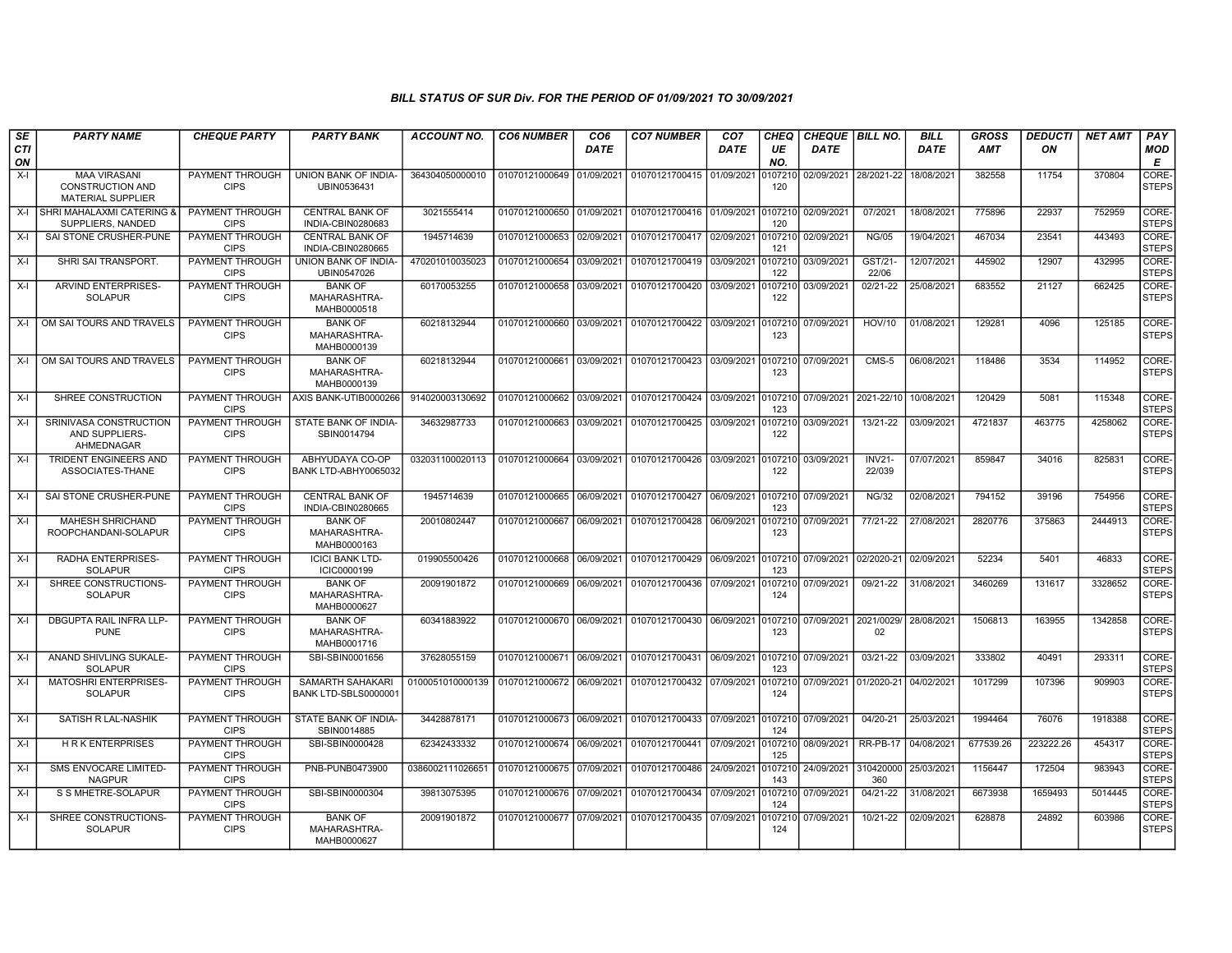## BILL STATUS OF SUR Div. FOR THE PERIOD OF 01/09/2021 TO 30/09/2021

| SECTION | PARTY NAME | CHEQUE PARTY | PARTY BANK | ACCOUNT NO. | CO6 NUMBER | CO6 DATE | CO7 NUMBER | CO7 DATE | CHEQUE NO. | CHEQUE DATE | BILL NO. | BILL DATE | GROSS AMT | DEDUCTION | NET AMT | PAY MODE |
|---|---|---|---|---|---|---|---|---|---|---|---|---|---|---|---|---|
| X-I | MAA VIRASANI CONSTRUCTION AND MATERIAL SUPPLIER | PAYMENT THROUGH CIPS | UNION BANK OF INDIA-UBIN0536431 | 364304050000010 | 01070121000649 | 01/09/2021 | 01070121700415 | 01/09/2021 | 0107210120 | 02/09/2021 | 28/2021-22 | 18/08/2021 | 382558 | 11754 | 370804 | CORE-STEPS |
| X-I | SHRI MAHALAXMI CATERING & SUPPLIERS, NANDED | PAYMENT THROUGH CIPS | CENTRAL BANK OF INDIA-CBIN0280683 | 3021555414 | 01070121000650 | 01/09/2021 | 01070121700416 | 01/09/2021 | 0107210120 | 02/09/2021 | 07/2021 | 18/08/2021 | 775896 | 22937 | 752959 | CORE-STEPS |
| X-I | SAI STONE CRUSHER-PUNE | PAYMENT THROUGH CIPS | CENTRAL BANK OF INDIA-CBIN0280665 | 1945714639 | 01070121000653 | 02/09/2021 | 01070121700417 | 02/09/2021 | 0107210121 | 02/09/2021 | NG/05 | 19/04/2021 | 467034 | 23541 | 443493 | CORE-STEPS |
| X-I | SHRI SAI TRANSPORT. | PAYMENT THROUGH CIPS | UNION BANK OF INDIA-UBIN0547026 | 470201010035023 | 01070121000654 | 03/09/2021 | 01070121700419 | 03/09/2021 | 0107210122 | 03/09/2021 | GST/21-22/06 | 12/07/2021 | 445902 | 12907 | 432995 | CORE-STEPS |
| X-I | ARVIND ENTERPRISES-SOLAPUR | PAYMENT THROUGH CIPS | BANK OF MAHARASHTRA-MAHB0000518 | 60170053255 | 01070121000658 | 03/09/2021 | 01070121700420 | 03/09/2021 | 0107210122 | 03/09/2021 | 02/21-22 | 25/08/2021 | 683552 | 21127 | 662425 | CORE-STEPS |
| X-I | OM SAI TOURS AND TRAVELS | PAYMENT THROUGH CIPS | BANK OF MAHARASHTRA-MAHB0000139 | 60218132944 | 01070121000660 | 03/09/2021 | 01070121700422 | 03/09/2021 | 0107210123 | 07/09/2021 | HOV/10 | 01/08/2021 | 129281 | 4096 | 125185 | CORE-STEPS |
| X-I | OM SAI TOURS AND TRAVELS | PAYMENT THROUGH CIPS | BANK OF MAHARASHTRA-MAHB0000139 | 60218132944 | 01070121000661 | 03/09/2021 | 01070121700423 | 03/09/2021 | 0107210123 | 07/09/2021 | CMS-5 | 06/08/2021 | 118486 | 3534 | 114952 | CORE-STEPS |
| X-I | SHREE CONSTRUCTION | PAYMENT THROUGH CIPS | AXIS BANK-UTIB0000266 | 914020003130692 | 01070121000662 | 03/09/2021 | 01070121700424 | 03/09/2021 | 0107210123 | 07/09/2021 | 2021-22/10 | 10/08/2021 | 120429 | 5081 | 115348 | CORE-STEPS |
| X-I | SRINIVASA CONSTRUCTION AND SUPPLIERS-AHMEDNAGAR | PAYMENT THROUGH CIPS | STATE BANK OF INDIA-SBIN0014794 | 34632987733 | 01070121000663 | 03/09/2021 | 01070121700425 | 03/09/2021 | 0107210122 | 03/09/2021 | 13/21-22 | 03/09/2021 | 4721837 | 463775 | 4258062 | CORE-STEPS |
| X-I | TRIDENT ENGINEERS AND ASSOCIATES-THANE | PAYMENT THROUGH CIPS | ABHYUDAYA CO-OP BANK LTD-ABHY0065032 | 032031100020113 | 01070121000664 | 03/09/2021 | 01070121700426 | 03/09/2021 | 0107210122 | 03/09/2021 | INV21-22/039 | 07/07/2021 | 859847 | 34016 | 825831 | CORE-STEPS |
| X-I | SAI STONE CRUSHER-PUNE | PAYMENT THROUGH CIPS | CENTRAL BANK OF INDIA-CBIN0280665 | 1945714639 | 01070121000665 | 06/09/2021 | 01070121700427 | 06/09/2021 | 0107210123 | 07/09/2021 | NG/32 | 02/08/2021 | 794152 | 39196 | 754956 | CORE-STEPS |
| X-I | MAHESH SHRICHAND ROOPCHANDANI-SOLAPUR | PAYMENT THROUGH CIPS | BANK OF MAHARASHTRA-MAHB0000163 | 20010802447 | 01070121000667 | 06/09/2021 | 01070121700428 | 06/09/2021 | 0107210123 | 07/09/2021 | 77/21-22 | 27/08/2021 | 2820776 | 375863 | 2444913 | CORE-STEPS |
| X-I | RADHA ENTERPRISES-SOLAPUR | PAYMENT THROUGH CIPS | ICICI BANK LTD-ICIC0000199 | 019905500426 | 01070121000668 | 06/09/2021 | 01070121700429 | 06/09/2021 | 0107210123 | 07/09/2021 | 02/2020-21 | 02/09/2021 | 52234 | 5401 | 46833 | CORE-STEPS |
| X-I | SHREE CONSTRUCTIONS-SOLAPUR | PAYMENT THROUGH CIPS | BANK OF MAHARASHTRA-MAHB0000627 | 20091901872 | 01070121000669 | 06/09/2021 | 01070121700436 | 07/09/2021 | 0107210124 | 07/09/2021 | 09/21-22 | 31/08/2021 | 3460269 | 131617 | 3328652 | CORE-STEPS |
| X-I | DBGUPTA RAIL INFRA LLP-PUNE | PAYMENT THROUGH CIPS | BANK OF MAHARASHTRA-MAHB0001716 | 60341883922 | 01070121000670 | 06/09/2021 | 01070121700430 | 06/09/2021 | 0107210123 | 07/09/2021 | 2021/0029/02 | 28/08/2021 | 1506813 | 163955 | 1342858 | CORE-STEPS |
| X-I | ANAND SHIVLING SUKALE-SOLAPUR | PAYMENT THROUGH CIPS | SBI-SBIN0001656 | 37628055159 | 01070121000671 | 06/09/2021 | 01070121700431 | 06/09/2021 | 0107210123 | 07/09/2021 | 03/21-22 | 03/09/2021 | 333802 | 40491 | 293311 | CORE-STEPS |
| X-I | MATOSHRI ENTERPRISES-SOLAPUR | PAYMENT THROUGH CIPS | SAMARTH SAHAKARI BANK LTD-SBLS0000001 | 0100051010000139 | 01070121000672 | 06/09/2021 | 01070121700432 | 07/09/2021 | 0107210124 | 07/09/2021 | 01/2020-21 | 04/02/2021 | 1017299 | 107396 | 909903 | CORE-STEPS |
| X-I | SATISH R LAL-NASHIK | PAYMENT THROUGH CIPS | STATE BANK OF INDIA-SBIN0014885 | 34428878171 | 01070121000673 | 06/09/2021 | 01070121700433 | 07/09/2021 | 0107210124 | 07/09/2021 | 04/20-21 | 25/03/2021 | 1994464 | 76076 | 1918388 | CORE-STEPS |
| X-I | H R K ENTERPRISES | PAYMENT THROUGH CIPS | SBI-SBIN0000428 | 62342433332 | 01070121000674 | 06/09/2021 | 01070121700441 | 07/09/2021 | 0107210125 | 08/09/2021 | RR-PB-17 | 04/08/2021 | 677539.26 | 223222.26 | 454317 | CORE-STEPS |
| X-I | SMS ENVOCARE LIMITED-NAGPUR | PAYMENT THROUGH CIPS | PNB-PUNB0473900 | 0386002111026651 | 01070121000675 | 07/09/2021 | 01070121700486 | 24/09/2021 | 0107210143 | 24/09/2021 | 310420000360 | 25/03/2021 | 1156447 | 172504 | 983943 | CORE-STEPS |
| X-I | S S MHETRE-SOLAPUR | PAYMENT THROUGH CIPS | SBI-SBIN0000304 | 39813075395 | 01070121000676 | 07/09/2021 | 01070121700434 | 07/09/2021 | 0107210124 | 07/09/2021 | 04/21-22 | 31/08/2021 | 6673938 | 1659493 | 5014445 | CORE-STEPS |
| X-I | SHREE CONSTRUCTIONS-SOLAPUR | PAYMENT THROUGH CIPS | BANK OF MAHARASHTRA-MAHB0000627 | 20091901872 | 01070121000677 | 07/09/2021 | 01070121700435 | 07/09/2021 | 0107210124 | 07/09/2021 | 10/21-22 | 02/09/2021 | 628878 | 24892 | 603986 | CORE-STEPS |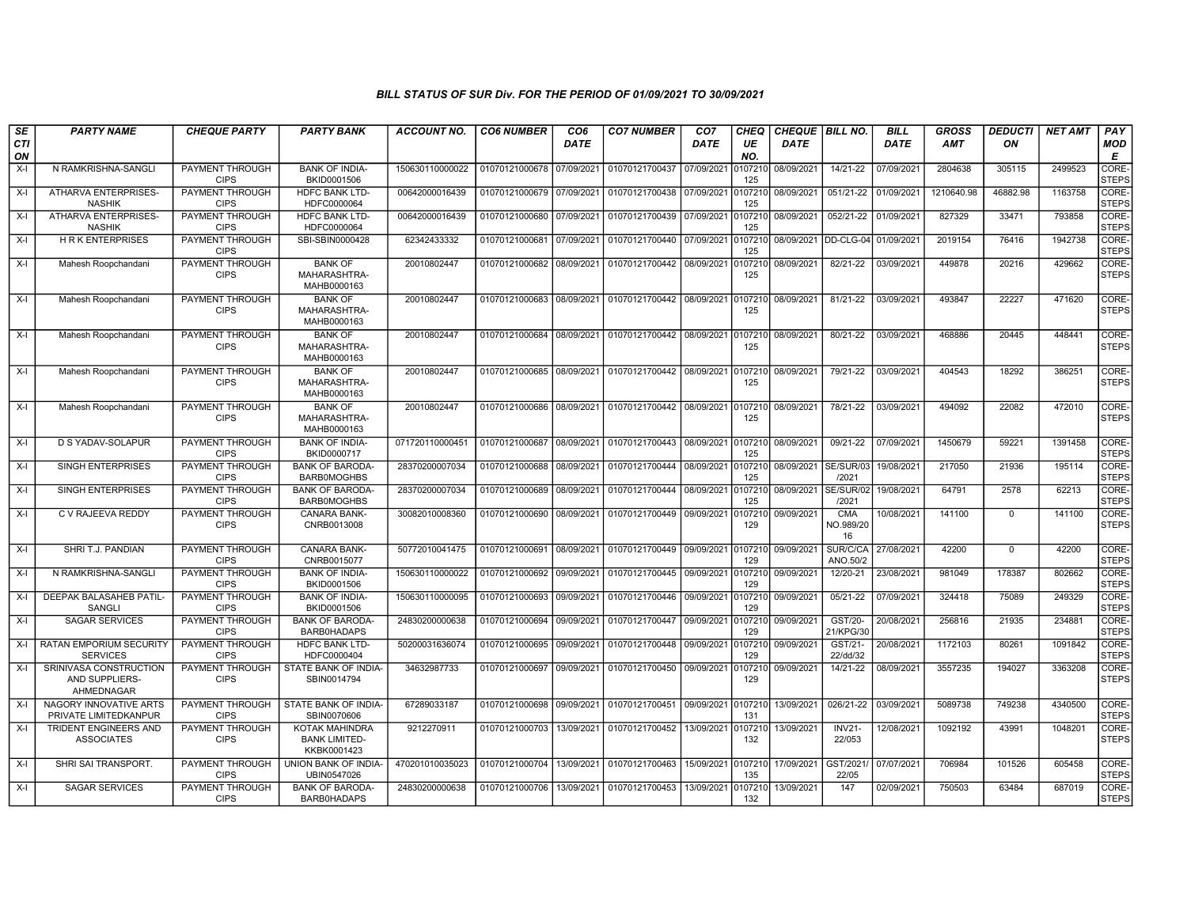### BILL STATUS OF SUR Div. FOR THE PERIOD OF 01/09/2021 TO 30/09/2021

| SECTION | PARTY NAME | CHEQUE PARTY | PARTY BANK | ACCOUNT NO. | CO6 NUMBER | CO6 DATE | CO7 NUMBER | CO7 DATE | CHEQUE NO. | CHEQUE DATE | BILL NO. | BILL DATE | GROSS AMT | DEDUCTION | NET AMT | PAY MODE |
|---|---|---|---|---|---|---|---|---|---|---|---|---|---|---|---|---|
| X-I | N RAMKRISHNA-SANGLI | PAYMENT THROUGH CIPS | BANK OF INDIA-BKID0001506 | 150630110000022 | 01070121000678 | 07/09/2021 | 01070121700437 | 07/09/2021 | 0107210125 | 08/09/2021 | 14/21-22 | 07/09/2021 | 2804638 | 305115 | 2499523 | CORE-STEPS |
| X-I | ATHARVA ENTERPRISES-NASHIK | PAYMENT THROUGH CIPS | HDFC BANK LTD-HDFC0000064 | 00642000016439 | 01070121000679 | 07/09/2021 | 01070121700438 | 07/09/2021 | 0107210125 | 08/09/2021 | 051/21-22 | 01/09/2021 | 1210640.98 | 46882.98 | 1163758 | CORE-STEPS |
| X-I | ATHARVA ENTERPRISES-NASHIK | PAYMENT THROUGH CIPS | HDFC BANK LTD-HDFC0000064 | 00642000016439 | 01070121000680 | 07/09/2021 | 01070121700439 | 07/09/2021 | 0107210125 | 08/09/2021 | 052/21-22 | 01/09/2021 | 827329 | 33471 | 793858 | CORE-STEPS |
| X-I | H R K ENTERPRISES | PAYMENT THROUGH CIPS | SBI-SBIN0000428 | 62342433332 | 01070121000681 | 07/09/2021 | 01070121700440 | 07/09/2021 | 0107210125 | 08/09/2021 | DD-CLG-04 | 01/09/2021 | 2019154 | 76416 | 1942738 | CORE-STEPS |
| X-I | Mahesh Roopchandani | PAYMENT THROUGH CIPS | BANK OF MAHARASHTRA-MAHB0000163 | 20010802447 | 01070121000682 | 08/09/2021 | 01070121700442 | 08/09/2021 | 0107210125 | 08/09/2021 | 82/21-22 | 03/09/2021 | 449878 | 20216 | 429662 | CORE-STEPS |
| X-I | Mahesh Roopchandani | PAYMENT THROUGH CIPS | BANK OF MAHARASHTRA-MAHB0000163 | 20010802447 | 01070121000683 | 08/09/2021 | 01070121700442 | 08/09/2021 | 0107210125 | 08/09/2021 | 81/21-22 | 03/09/2021 | 493847 | 22227 | 471620 | CORE-STEPS |
| X-I | Mahesh Roopchandani | PAYMENT THROUGH CIPS | BANK OF MAHARASHTRA-MAHB0000163 | 20010802447 | 01070121000684 | 08/09/2021 | 01070121700442 | 08/09/2021 | 0107210125 | 08/09/2021 | 80/21-22 | 03/09/2021 | 468886 | 20445 | 448441 | CORE-STEPS |
| X-I | Mahesh Roopchandani | PAYMENT THROUGH CIPS | BANK OF MAHARASHTRA-MAHB0000163 | 20010802447 | 01070121000685 | 08/09/2021 | 01070121700442 | 08/09/2021 | 0107210125 | 08/09/2021 | 79/21-22 | 03/09/2021 | 404543 | 18292 | 386251 | CORE-STEPS |
| X-I | Mahesh Roopchandani | PAYMENT THROUGH CIPS | BANK OF MAHARASHTRA-MAHB0000163 | 20010802447 | 01070121000686 | 08/09/2021 | 01070121700442 | 08/09/2021 | 0107210125 | 08/09/2021 | 78/21-22 | 03/09/2021 | 494092 | 22082 | 472010 | CORE-STEPS |
| X-I | D S YADAV-SOLAPUR | PAYMENT THROUGH CIPS | BANK OF INDIA-BKID0000717 | 071720110000451 | 01070121000687 | 08/09/2021 | 01070121700443 | 08/09/2021 | 0107210125 | 08/09/2021 | 09/21-22 | 07/09/2021 | 1450679 | 59221 | 1391458 | CORE-STEPS |
| X-I | SINGH ENTERPRISES | PAYMENT THROUGH CIPS | BANK OF BARODA-BARB0MOGHBS | 28370200007034 | 01070121000688 | 08/09/2021 | 01070121700444 | 08/09/2021 | 0107210125 | 08/09/2021 | SE/SUR/03/2021 | 19/08/2021 | 217050 | 21936 | 195114 | CORE-STEPS |
| X-I | SINGH ENTERPRISES | PAYMENT THROUGH CIPS | BANK OF BARODA-BARB0MOGHBS | 28370200007034 | 01070121000689 | 08/09/2021 | 01070121700444 | 08/09/2021 | 0107210125 | 08/09/2021 | SE/SUR/02/2021 | 19/08/2021 | 64791 | 2578 | 62213 | CORE-STEPS |
| X-I | C V RAJEEVA REDDY | PAYMENT THROUGH CIPS | CANARA BANK-CNRB0013008 | 30082010008360 | 01070121000690 | 08/09/2021 | 01070121700449 | 09/09/2021 | 0107210129 | 09/09/2021 | CMA NO.989/2016 | 10/08/2021 | 141100 | 0 | 141100 | CORE-STEPS |
| X-I | SHRI T.J. PANDIAN | PAYMENT THROUGH CIPS | CANARA BANK-CNRB0015077 | 50772010041475 | 01070121000691 | 08/09/2021 | 01070121700449 | 09/09/2021 | 0107210129 | 09/09/2021 | SUR/C/CA ANO.50/2 | 27/08/2021 | 42200 | 0 | 42200 | CORE-STEPS |
| X-I | N RAMKRISHNA-SANGLI | PAYMENT THROUGH CIPS | BANK OF INDIA-BKID0001506 | 150630110000022 | 01070121000692 | 09/09/2021 | 01070121700445 | 09/09/2021 | 0107210129 | 09/09/2021 | 12/20-21 | 23/08/2021 | 981049 | 178387 | 802662 | CORE-STEPS |
| X-I | DEEPAK BALASAHEB PATIL-SANGLI | PAYMENT THROUGH CIPS | BANK OF INDIA-BKID0001506 | 150630110000095 | 01070121000693 | 09/09/2021 | 01070121700446 | 09/09/2021 | 0107210129 | 09/09/2021 | 05/21-22 | 07/09/2021 | 324418 | 75089 | 249329 | CORE-STEPS |
| X-I | SAGAR SERVICES | PAYMENT THROUGH CIPS | BANK OF BARODA-BARB0HADAPS | 24830200000638 | 01070121000694 | 09/09/2021 | 01070121700447 | 09/09/2021 | 0107210129 | 09/09/2021 | GST/20-21/KPG/30 | 20/08/2021 | 256816 | 21935 | 234881 | CORE-STEPS |
| X-I | RATAN EMPORIUM SECURITY SERVICES | PAYMENT THROUGH CIPS | HDFC BANK LTD-HDFC0000404 | 50200031636074 | 01070121000695 | 09/09/2021 | 01070121700448 | 09/09/2021 | 0107210129 | 09/09/2021 | GST/21-22/dd/32 | 20/08/2021 | 1172103 | 80261 | 1091842 | CORE-STEPS |
| X-I | SRINIVASA CONSTRUCTION AND SUPPLIERS-AHMEDNAGAR | PAYMENT THROUGH CIPS | STATE BANK OF INDIA-SBIN0014794 | 34632987733 | 01070121000697 | 09/09/2021 | 01070121700450 | 09/09/2021 | 0107210129 | 09/09/2021 | 14/21-22 | 08/09/2021 | 3557235 | 194027 | 3363208 | CORE-STEPS |
| X-I | NAGORY INNOVATIVE ARTS PRIVATE LIMITEDKANPUR | PAYMENT THROUGH CIPS | STATE BANK OF INDIA-SBIN0070606 | 67289033187 | 01070121000698 | 09/09/2021 | 01070121700451 | 09/09/2021 | 0107210131 | 13/09/2021 | 026/21-22 | 03/09/2021 | 5089738 | 749238 | 4340500 | CORE-STEPS |
| X-I | TRIDENT ENGINEERS AND ASSOCIATES | PAYMENT THROUGH CIPS | KOTAK MAHINDRA BANK LIMITED-KKBK0001423 | 9212270911 | 01070121000703 | 13/09/2021 | 01070121700452 | 13/09/2021 | 0107210132 | 13/09/2021 | INV21-22/053 | 12/08/2021 | 1092192 | 43991 | 1048201 | CORE-STEPS |
| X-I | SHRI SAI TRANSPORT. | PAYMENT THROUGH CIPS | UNION BANK OF INDIA-UBIN0547026 | 470201010035023 | 01070121000704 | 13/09/2021 | 01070121700463 | 15/09/2021 | 0107210135 | 17/09/2021 | GST/2021/22/05 | 07/07/2021 | 706984 | 101526 | 605458 | CORE-STEPS |
| X-I | SAGAR SERVICES | PAYMENT THROUGH CIPS | BANK OF BARODA-BARB0HADAPS | 24830200000638 | 01070121000706 | 13/09/2021 | 01070121700453 | 13/09/2021 | 0107210132 | 13/09/2021 | 147 | 02/09/2021 | 750503 | 63484 | 687019 | CORE-STEPS |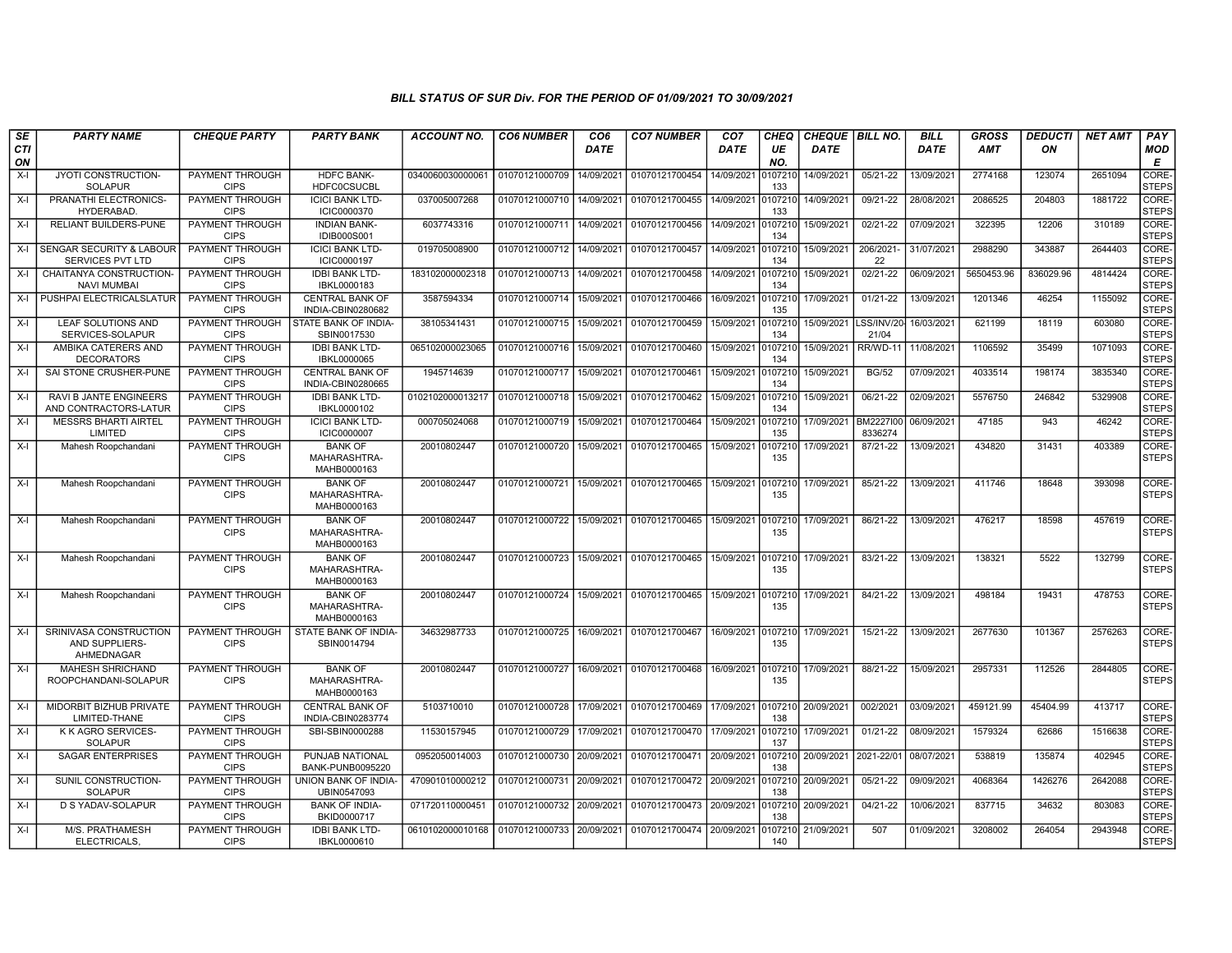## BILL STATUS OF SUR Div. FOR THE PERIOD OF 01/09/2021 TO 30/09/2021

| SECTION | PARTY NAME | CHEQUE PARTY | PARTY BANK | ACCOUNT NO. | CO6 NUMBER | CO6 DATE | CO7 NUMBER | CO7 DATE | CHEQUE NO. | CHEQUE DATE | BILL NO. | BILL DATE | GROSS AMT | DEDUCTION | NET AMT | PAY MODE |
|---|---|---|---|---|---|---|---|---|---|---|---|---|---|---|---|---|
| X-I | JYOTI CONSTRUCTION-SOLAPUR | PAYMENT THROUGH CIPS | HDFC BANK-HDFC0CSUCBL | 0340060030000061 | 01070121000709 | 14/09/2021 | 01070121700454 | 14/09/2021 | 0107210133 | 14/09/2021 | 05/21-22 | 13/09/2021 | 2774168 | 123074 | 2651094 | CORE-STEPS |
| X-I | PRANATHI ELECTRONICS-HYDERABAD. | PAYMENT THROUGH CIPS | ICICI BANK LTD-ICIC0000370 | 037005007268 | 01070121000710 | 14/09/2021 | 01070121700455 | 14/09/2021 | 0107210133 | 14/09/2021 | 09/21-22 | 28/08/2021 | 2086525 | 204803 | 1881722 | CORE-STEPS |
| X-I | RELIANT BUILDERS-PUNE | PAYMENT THROUGH CIPS | INDIAN BANK-IDIB000S001 | 6037743316 | 01070121000711 | 14/09/2021 | 01070121700456 | 14/09/2021 | 0107210134 | 15/09/2021 | 02/21-22 | 07/09/2021 | 322395 | 12206 | 310189 | CORE-STEPS |
| X-I | SENGAR SECURITY & LABOUR SERVICES PVT LTD | PAYMENT THROUGH CIPS | ICICI BANK LTD-ICIC0000197 | 019705008900 | 01070121000712 | 14/09/2021 | 01070121700457 | 14/09/2021 | 0107210134 | 15/09/2021 | 206/2021-22 | 31/07/2021 | 2988290 | 343887 | 2644403 | CORE-STEPS |
| X-I | CHAITANYA CONSTRUCTION-NAVI MUMBAI | PAYMENT THROUGH CIPS | IDBI BANK LTD-IBKL0000183 | 183102000002318 | 01070121000713 | 14/09/2021 | 01070121700458 | 14/09/2021 | 0107210134 | 15/09/2021 | 02/21-22 | 06/09/2021 | 5650453.96 | 836029.96 | 4814424 | CORE-STEPS |
| X-I | PUSHPAI ELECTRICALSLATUR | PAYMENT THROUGH CIPS | CENTRAL BANK OF INDIA-CBIN0280682 | 3587594334 | 01070121000714 | 15/09/2021 | 01070121700466 | 16/09/2021 | 0107210135 | 17/09/2021 | 01/21-22 | 13/09/2021 | 1201346 | 46254 | 1155092 | CORE-STEPS |
| X-I | LEAF SOLUTIONS AND SERVICES-SOLAPUR | PAYMENT THROUGH CIPS | STATE BANK OF INDIA-SBIN0017530 | 38105341431 | 01070121000715 | 15/09/2021 | 01070121700459 | 15/09/2021 | 0107210134 | 15/09/2021 | LSS/INV/20-21/04 | 16/03/2021 | 621199 | 18119 | 603080 | CORE-STEPS |
| X-I | AMBIKA CATERERS AND DECORATORS | PAYMENT THROUGH CIPS | IDBI BANK LTD-IBKL0000065 | 065102000023065 | 01070121000716 | 15/09/2021 | 01070121700460 | 15/09/2021 | 0107210134 | 15/09/2021 | RR/WD-11 | 11/08/2021 | 1106592 | 35499 | 1071093 | CORE-STEPS |
| X-I | SAI STONE CRUSHER-PUNE | PAYMENT THROUGH CIPS | CENTRAL BANK OF INDIA-CBIN0280665 | 1945714639 | 01070121000717 | 15/09/2021 | 01070121700461 | 15/09/2021 | 0107210134 | 15/09/2021 | BG/52 | 07/09/2021 | 4033514 | 198174 | 3835340 | CORE-STEPS |
| X-I | RAVI B JANTE ENGINEERS AND CONTRACTORS-LATUR | PAYMENT THROUGH CIPS | IDBI BANK LTD-IBKL0000102 | 0102102000013217 | 01070121000718 | 15/09/2021 | 01070121700462 | 15/09/2021 | 0107210134 | 15/09/2021 | 06/21-22 | 02/09/2021 | 5576750 | 246842 | 5329908 | CORE-STEPS |
| X-I | MESSRS BHARTI AIRTEL LIMITED | PAYMENT THROUGH CIPS | ICICI BANK LTD-ICIC0000007 | 000705024068 | 01070121000719 | 15/09/2021 | 01070121700464 | 15/09/2021 | 0107210135 | 17/09/2021 | BM2227I008336274 | 06/09/2021 | 47185 | 943 | 46242 | CORE-STEPS |
| X-I | Mahesh Roopchandani | PAYMENT THROUGH CIPS | BANK OF MAHARASHTRA-MAHB0000163 | 20010802447 | 01070121000720 | 15/09/2021 | 01070121700465 | 15/09/2021 | 0107210135 | 17/09/2021 | 87/21-22 | 13/09/2021 | 434820 | 31431 | 403389 | CORE-STEPS |
| X-I | Mahesh Roopchandani | PAYMENT THROUGH CIPS | BANK OF MAHARASHTRA-MAHB0000163 | 20010802447 | 01070121000721 | 15/09/2021 | 01070121700465 | 15/09/2021 | 0107210135 | 17/09/2021 | 85/21-22 | 13/09/2021 | 411746 | 18648 | 393098 | CORE-STEPS |
| X-I | Mahesh Roopchandani | PAYMENT THROUGH CIPS | BANK OF MAHARASHTRA-MAHB0000163 | 20010802447 | 01070121000722 | 15/09/2021 | 01070121700465 | 15/09/2021 | 0107210135 | 17/09/2021 | 86/21-22 | 13/09/2021 | 476217 | 18598 | 457619 | CORE-STEPS |
| X-I | Mahesh Roopchandani | PAYMENT THROUGH CIPS | BANK OF MAHARASHTRA-MAHB0000163 | 20010802447 | 01070121000723 | 15/09/2021 | 01070121700465 | 15/09/2021 | 0107210135 | 17/09/2021 | 83/21-22 | 13/09/2021 | 138321 | 5522 | 132799 | CORE-STEPS |
| X-I | Mahesh Roopchandani | PAYMENT THROUGH CIPS | BANK OF MAHARASHTRA-MAHB0000163 | 20010802447 | 01070121000724 | 15/09/2021 | 01070121700465 | 15/09/2021 | 0107210135 | 17/09/2021 | 84/21-22 | 13/09/2021 | 498184 | 19431 | 478753 | CORE-STEPS |
| X-I | SRINIVASA CONSTRUCTION AND SUPPLIERS-AHMEDNAGAR | PAYMENT THROUGH CIPS | STATE BANK OF INDIA-SBIN0014794 | 34632987733 | 01070121000725 | 16/09/2021 | 01070121700467 | 16/09/2021 | 0107210135 | 17/09/2021 | 15/21-22 | 13/09/2021 | 2677630 | 101367 | 2576263 | CORE-STEPS |
| X-I | MAHESH SHRICHAND ROOPCHANDANI-SOLAPUR | PAYMENT THROUGH CIPS | BANK OF MAHARASHTRA-MAHB0000163 | 20010802447 | 01070121000727 | 16/09/2021 | 01070121700468 | 16/09/2021 | 0107210135 | 17/09/2021 | 88/21-22 | 15/09/2021 | 2957331 | 112526 | 2844805 | CORE-STEPS |
| X-I | MIDORBIT BIZHUB PRIVATE LIMITED-THANE | PAYMENT THROUGH CIPS | CENTRAL BANK OF INDIA-CBIN0283774 | 5103710010 | 01070121000728 | 17/09/2021 | 01070121700469 | 17/09/2021 | 0107210138 | 20/09/2021 | 002/2021 | 03/09/2021 | 459121.99 | 45404.99 | 413717 | CORE-STEPS |
| X-I | K K AGRO SERVICES-SOLAPUR | PAYMENT THROUGH CIPS | SBI-SBIN0000288 | 11530157945 | 01070121000729 | 17/09/2021 | 01070121700470 | 17/09/2021 | 0107210137 | 17/09/2021 | 01/21-22 | 08/09/2021 | 1579324 | 62686 | 1516638 | CORE-STEPS |
| X-I | SAGAR ENTERPRISES | PAYMENT THROUGH CIPS | PUNJAB NATIONAL BANK-PUNB0095220 | 0952050014003 | 01070121000730 | 20/09/2021 | 01070121700471 | 20/09/2021 | 0107210138 | 20/09/2021 | 2021-22/01 | 08/07/2021 | 538819 | 135874 | 402945 | CORE-STEPS |
| X-I | SUNIL CONSTRUCTION-SOLAPUR | PAYMENT THROUGH CIPS | UNION BANK OF INDIA-UBIN0547093 | 470901010000212 | 01070121000731 | 20/09/2021 | 01070121700472 | 20/09/2021 | 0107210138 | 20/09/2021 | 05/21-22 | 09/09/2021 | 4068364 | 1426276 | 2642088 | CORE-STEPS |
| X-I | D S YADAV-SOLAPUR | PAYMENT THROUGH CIPS | BANK OF INDIA-BKID0000717 | 071720110000451 | 01070121000732 | 20/09/2021 | 01070121700473 | 20/09/2021 | 0107210138 | 20/09/2021 | 04/21-22 | 10/06/2021 | 837715 | 34632 | 803083 | CORE-STEPS |
| X-I | M/S. PRATHAMESH ELECTRICALS, | PAYMENT THROUGH CIPS | IDBI BANK LTD-IBKL0000610 | 0610102000010168 | 01070121000733 | 20/09/2021 | 01070121700474 | 20/09/2021 | 0107210140 | 21/09/2021 | 507 | 01/09/2021 | 3208002 | 264054 | 2943948 | CORE-STEPS |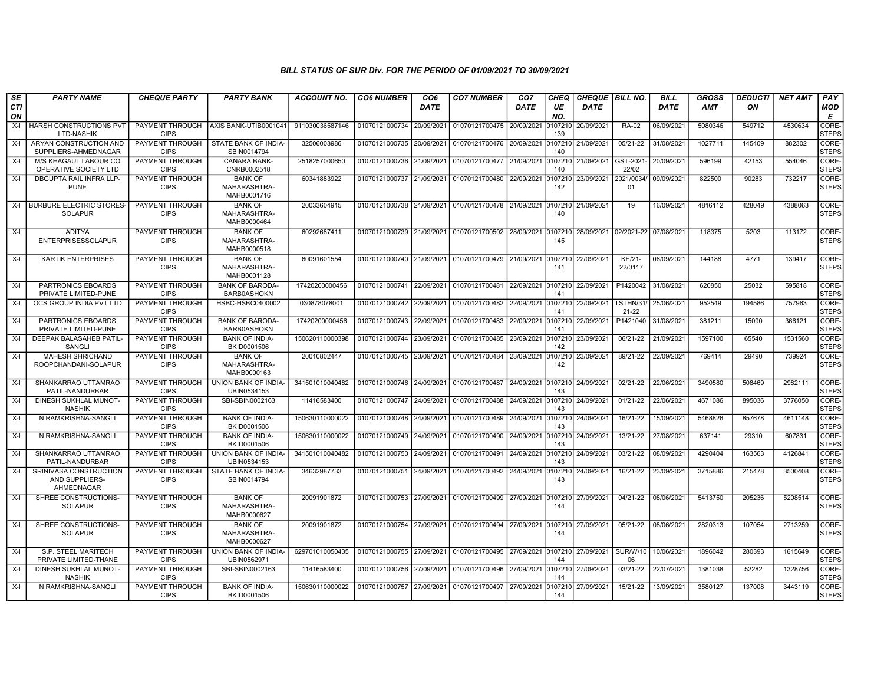### BILL STATUS OF SUR Div. FOR THE PERIOD OF 01/09/2021 TO 30/09/2021

| SECTION | PARTY NAME | CHEQUE PARTY | PARTY BANK | ACCOUNT NO. | CO6 NUMBER | CO6 DATE | CO7 NUMBER | CO7 DATE | CHEQUE NO. | CHEQUE DATE | BILL NO. | BILL DATE | GROSS AMT | DEDUCTION | NET AMT | PAY MODE |
|---|---|---|---|---|---|---|---|---|---|---|---|---|---|---|---|---|
| X-I | HARSH CONSTRUCTIONS PVT LTD-NASHIK | PAYMENT THROUGH CIPS | AXIS BANK-UTIB0001041 | 911030036587146 | 01070121000734 | 20/09/2021 | 01070121700475 | 20/09/2021 | 0107210139 | 20/09/2021 | RA-02 | 06/09/2021 | 5080346 | 549712 | 4530634 | CORE-STEPS |
| X-I | ARYAN CONSTRUCTION AND SUPPLIERS-AHMEDNAGAR | PAYMENT THROUGH CIPS | STATE BANK OF INDIA-SBIN0014794 | 32506003986 | 01070121000735 | 20/09/2021 | 01070121700476 | 20/09/2021 | 0107210140 | 21/09/2021 | 05/21-22 | 31/08/2021 | 1027711 | 145409 | 882302 | CORE-STEPS |
| X-I | M/S KHAGAUL LABOUR CO OPERATIVE SOCIETY LTD | PAYMENT THROUGH CIPS | CANARA BANK-CNRB0002518 | 2518257000650 | 01070121000736 | 21/09/2021 | 01070121700477 | 21/09/2021 | 0107210140 | 21/09/2021 | GST-2021-22/02 | 20/09/2021 | 596199 | 42153 | 554046 | CORE-STEPS |
| X-I | DBGUPTA RAIL INFRA LLP-PUNE | PAYMENT THROUGH CIPS | BANK OF MAHARASHTRA-MAHB0001716 | 60341883922 | 01070121000737 | 21/09/2021 | 01070121700480 | 22/09/2021 | 0107210142 | 23/09/2021 | 2021/0034/01 | 09/09/2021 | 822500 | 90283 | 732217 | CORE-STEPS |
| X-I | BURBURE ELECTRIC STORES-SOLAPUR | PAYMENT THROUGH CIPS | BANK OF MAHARASHTRA-MAHB0000464 | 20033604915 | 01070121000738 | 21/09/2021 | 01070121700478 | 21/09/2021 | 0107210140 | 21/09/2021 | 19 | 16/09/2021 | 4816112 | 428049 | 4388063 | CORE-STEPS |
| X-I | ADITYA ENTERPRISESSOLAPUR | PAYMENT THROUGH CIPS | BANK OF MAHARASHTRA-MAHB0000518 | 60292687411 | 01070121000739 | 21/09/2021 | 01070121700502 | 28/09/2021 | 0107210145 | 28/09/2021 | 02/2021-22 | 07/08/2021 | 118375 | 5203 | 113172 | CORE-STEPS |
| X-I | KARTIK ENTERPRISES | PAYMENT THROUGH CIPS | BANK OF MAHARASHTRA-MAHB0001128 | 60091601554 | 01070121000740 | 21/09/2021 | 01070121700479 | 21/09/2021 | 0107210141 | 22/09/2021 | KE/21-22/0117 | 06/09/2021 | 144188 | 4771 | 139417 | CORE-STEPS |
| X-I | PARTRONICS EBOARDS PRIVATE LIMITED-PUNE | PAYMENT THROUGH CIPS | BANK OF BARODA-BARB0ASHOKN | 17420200000456 | 01070121000741 | 22/09/2021 | 01070121700481 | 22/09/2021 | 0107210141 | 22/09/2021 | P1420042 | 31/08/2021 | 620850 | 25032 | 595818 | CORE-STEPS |
| X-I | OCS GROUP INDIA PVT LTD | PAYMENT THROUGH CIPS | HSBC-HSBC0400002 | 030878078001 | 01070121000742 | 22/09/2021 | 01070121700482 | 22/09/2021 | 0107210141 | 22/09/2021 | TSTHN/31/21-22 | 25/06/2021 | 952549 | 194586 | 757963 | CORE-STEPS |
| X-I | PARTRONICS EBOARDS PRIVATE LIMITED-PUNE | PAYMENT THROUGH CIPS | BANK OF BARODA-BARB0ASHOKN | 17420200000456 | 01070121000743 | 22/09/2021 | 01070121700483 | 22/09/2021 | 0107210141 | 22/09/2021 | P1421040 | 31/08/2021 | 381211 | 15090 | 366121 | CORE-STEPS |
| X-I | DEEPAK BALASAHEB PATIL-SANGLI | PAYMENT THROUGH CIPS | BANK OF INDIA-BKID0001506 | 150620110000398 | 01070121000744 | 23/09/2021 | 01070121700485 | 23/09/2021 | 0107210142 | 23/09/2021 | 06/21-22 | 21/09/2021 | 1597100 | 65540 | 1531560 | CORE-STEPS |
| X-I | MAHESH SHRICHAND ROOPCHANDANI-SOLAPUR | PAYMENT THROUGH CIPS | BANK OF MAHARASHTRA-MAHB0000163 | 20010802447 | 01070121000745 | 23/09/2021 | 01070121700484 | 23/09/2021 | 0107210142 | 23/09/2021 | 89/21-22 | 22/09/2021 | 769414 | 29490 | 739924 | CORE-STEPS |
| X-I | SHANKARRAO UTTAMRAO PATIL-NANDURBAR | PAYMENT THROUGH CIPS | UNION BANK OF INDIA-UBIN0534153 | 341501010040482 | 01070121000746 | 24/09/2021 | 01070121700487 | 24/09/2021 | 0107210143 | 24/09/2021 | 02/21-22 | 22/06/2021 | 3490580 | 508469 | 2982111 | CORE-STEPS |
| X-I | DINESH SUKHLAL MUNOT-NASHIK | PAYMENT THROUGH CIPS | SBI-SBIN0002163 | 11416583400 | 01070121000747 | 24/09/2021 | 01070121700488 | 24/09/2021 | 0107210143 | 24/09/2021 | 01/21-22 | 22/06/2021 | 4671086 | 895036 | 3776050 | CORE-STEPS |
| X-I | N RAMKRISHNA-SANGLI | PAYMENT THROUGH CIPS | BANK OF INDIA-BKID0001506 | 150630110000022 | 01070121000748 | 24/09/2021 | 01070121700489 | 24/09/2021 | 0107210143 | 24/09/2021 | 16/21-22 | 15/09/2021 | 5468826 | 857678 | 4611148 | CORE-STEPS |
| X-I | N RAMKRISHNA-SANGLI | PAYMENT THROUGH CIPS | BANK OF INDIA-BKID0001506 | 150630110000022 | 01070121000749 | 24/09/2021 | 01070121700490 | 24/09/2021 | 0107210143 | 24/09/2021 | 13/21-22 | 27/08/2021 | 637141 | 29310 | 607831 | CORE-STEPS |
| X-I | SHANKARRAO UTTAMRAO PATIL-NANDURBAR | PAYMENT THROUGH CIPS | UNION BANK OF INDIA-UBIN0534153 | 341501010040482 | 01070121000750 | 24/09/2021 | 01070121700491 | 24/09/2021 | 0107210143 | 24/09/2021 | 03/21-22 | 08/09/2021 | 4290404 | 163563 | 4126841 | CORE-STEPS |
| X-I | SRINIVASA CONSTRUCTION AND SUPPLIERS-AHMEDNAGAR | PAYMENT THROUGH CIPS | STATE BANK OF INDIA-SBIN0014794 | 34632987733 | 01070121000751 | 24/09/2021 | 01070121700492 | 24/09/2021 | 0107210143 | 24/09/2021 | 16/21-22 | 23/09/2021 | 3715886 | 215478 | 3500408 | CORE-STEPS |
| X-I | SHREE CONSTRUCTIONS-SOLAPUR | PAYMENT THROUGH CIPS | BANK OF MAHARASHTRA-MAHB0000627 | 20091901872 | 01070121000753 | 27/09/2021 | 01070121700499 | 27/09/2021 | 0107210144 | 27/09/2021 | 04/21-22 | 08/06/2021 | 5413750 | 205236 | 5208514 | CORE-STEPS |
| X-I | SHREE CONSTRUCTIONS-SOLAPUR | PAYMENT THROUGH CIPS | BANK OF MAHARASHTRA-MAHB0000627 | 20091901872 | 01070121000754 | 27/09/2021 | 01070121700494 | 27/09/2021 | 0107210144 | 27/09/2021 | 05/21-22 | 08/06/2021 | 2820313 | 107054 | 2713259 | CORE-STEPS |
| X-I | S.P. STEEL MARITECH PRIVATE LIMITED-THANE | PAYMENT THROUGH CIPS | UNION BANK OF INDIA-UBIN0562971 | 629701010050435 | 01070121000755 | 27/09/2021 | 01070121700495 | 27/09/2021 | 0107210144 | 27/09/2021 | SUR/W/1006 | 10/06/2021 | 1896042 | 280393 | 1615649 | CORE-STEPS |
| X-I | DINESH SUKHLAL MUNOT-NASHIK | PAYMENT THROUGH CIPS | SBI-SBIN0002163 | 11416583400 | 01070121000756 | 27/09/2021 | 01070121700496 | 27/09/2021 | 0107210144 | 27/09/2021 | 03/21-22 | 22/07/2021 | 1381038 | 52282 | 1328756 | CORE-STEPS |
| X-I | N RAMKRISHNA-SANGLI | PAYMENT THROUGH CIPS | BANK OF INDIA-BKID0001506 | 150630110000022 | 01070121000757 | 27/09/2021 | 01070121700497 | 27/09/2021 | 0107210144 | 27/09/2021 | 15/21-22 | 13/09/2021 | 3580127 | 137008 | 3443119 | CORE-STEPS |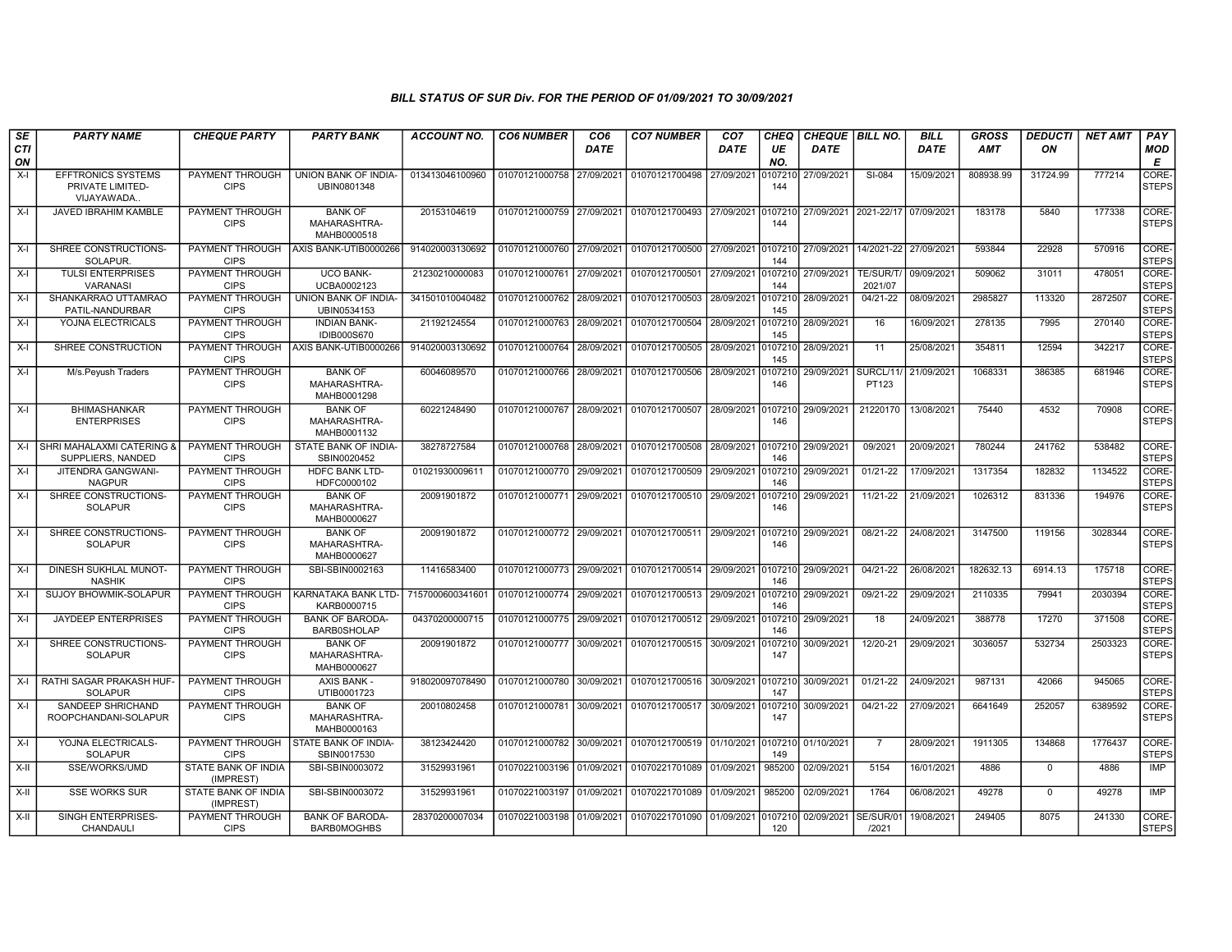## BILL STATUS OF SUR Div. FOR THE PERIOD OF 01/09/2021 TO 30/09/2021

| SECTION | PARTY NAME | CHEQUE PARTY | PARTY BANK | ACCOUNT NO. | CO6 NUMBER | CO6 DATE | CO7 NUMBER | CO7 DATE | CHEQUE NO. | CHEQUE DATE | BILL NO. | BILL DATE | GROSS AMT | DEDUCTION | NET AMT | PAY MODE |
|---|---|---|---|---|---|---|---|---|---|---|---|---|---|---|---|---|
| X-I | EFFTRONICS SYSTEMS PRIVATE LIMITED-VIJAYAWADA.. | PAYMENT THROUGH CIPS | UNION BANK OF INDIA-UBIN0801348 | 013413046100960 | 01070121000758 | 27/09/2021 | 01070121700498 | 27/09/2021 | 0107210144 | 27/09/2021 | SI-084 | 15/09/2021 | 808938.99 | 31724.99 | 777214 | CORE-STEPS |
| X-I | JAVED IBRAHIM KAMBLE | PAYMENT THROUGH CIPS | BANK OF MAHARASHTRA-MAHB0000518 | 20153104619 | 01070121000759 | 27/09/2021 | 01070121700493 | 27/09/2021 | 0107210144 | 27/09/2021 | 2021-22/17 | 07/09/2021 | 183178 | 5840 | 177338 | CORE-STEPS |
| X-I | SHREE CONSTRUCTIONS-SOLAPUR. | PAYMENT THROUGH CIPS | AXIS BANK-UTIB0000266 | 914020003130692 | 01070121000760 | 27/09/2021 | 01070121700500 | 27/09/2021 | 0107210144 | 27/09/2021 | 14/2021-22 | 27/09/2021 | 593844 | 22928 | 570916 | CORE-STEPS |
| X-I | TULSI ENTERPRISES VARANASI | PAYMENT THROUGH CIPS | UCO BANK-UCBA0002123 | 21230210000083 | 01070121000761 | 27/09/2021 | 01070121700501 | 27/09/2021 | 0107210144 | 27/09/2021 | TE/SUR/T/2021/07 | 09/09/2021 | 509062 | 31011 | 478051 | CORE-STEPS |
| X-I | SHANKARRAO UTTAMRAO PATIL-NANDURBAR | PAYMENT THROUGH CIPS | UNION BANK OF INDIA-UBIN0534153 | 341501010040482 | 01070121000762 | 28/09/2021 | 01070121700503 | 28/09/2021 | 0107210145 | 28/09/2021 | 04/21-22 | 08/09/2021 | 2985827 | 113320 | 2872507 | CORE-STEPS |
| X-I | YOJNA ELECTRICALS | PAYMENT THROUGH CIPS | INDIAN BANK-IDIB000S670 | 21192124554 | 01070121000763 | 28/09/2021 | 01070121700504 | 28/09/2021 | 0107210145 | 28/09/2021 | 16 | 16/09/2021 | 278135 | 7995 | 270140 | CORE-STEPS |
| X-I | SHREE CONSTRUCTION | PAYMENT THROUGH CIPS | AXIS BANK-UTIB0000266 | 914020003130692 | 01070121000764 | 28/09/2021 | 01070121700505 | 28/09/2021 | 0107210145 | 28/09/2021 | 11 | 25/08/2021 | 354811 | 12594 | 342217 | CORE-STEPS |
| X-I | M/s.Peyush Traders | PAYMENT THROUGH CIPS | BANK OF MAHARASHTRA-MAHB0001298 | 60046089570 | 01070121000766 | 28/09/2021 | 01070121700506 | 28/09/2021 | 0107210146 | 29/09/2021 | SURCL/11/PT123 | 21/09/2021 | 1068331 | 386385 | 681946 | CORE-STEPS |
| X-I | BHIMASHANKAR ENTERPRISES | PAYMENT THROUGH CIPS | BANK OF MAHARASHTRA-MAHB0001132 | 60221248490 | 01070121000767 | 28/09/2021 | 01070121700507 | 28/09/2021 | 0107210146 | 29/09/2021 | 21220170 | 13/08/2021 | 75440 | 4532 | 70908 | CORE-STEPS |
| X-I | SHRI MAHALAXMI CATERING & SUPPLIERS, NANDED | PAYMENT THROUGH CIPS | STATE BANK OF INDIA-SBIN0020452 | 38278727584 | 01070121000768 | 28/09/2021 | 01070121700508 | 28/09/2021 | 0107210146 | 29/09/2021 | 09/2021 | 20/09/2021 | 780244 | 241762 | 538482 | CORE-STEPS |
| X-I | JITENDRA GANGWANI-NAGPUR | PAYMENT THROUGH CIPS | HDFC BANK LTD-HDFC0000102 | 01021930009611 | 01070121000770 | 29/09/2021 | 01070121700509 | 29/09/2021 | 0107210146 | 29/09/2021 | 01/21-22 | 17/09/2021 | 1317354 | 182832 | 1134522 | CORE-STEPS |
| X-I | SHREE CONSTRUCTIONS-SOLAPUR | PAYMENT THROUGH CIPS | BANK OF MAHARASHTRA-MAHB0000627 | 20091901872 | 01070121000771 | 29/09/2021 | 01070121700510 | 29/09/2021 | 0107210146 | 29/09/2021 | 11/21-22 | 21/09/2021 | 1026312 | 831336 | 194976 | CORE-STEPS |
| X-I | SHREE CONSTRUCTIONS-SOLAPUR | PAYMENT THROUGH CIPS | BANK OF MAHARASHTRA-MAHB0000627 | 20091901872 | 01070121000772 | 29/09/2021 | 01070121700511 | 29/09/2021 | 0107210146 | 29/09/2021 | 08/21-22 | 24/08/2021 | 3147500 | 119156 | 3028344 | CORE-STEPS |
| X-I | DINESH SUKHLAL MUNOT-NASHIK | PAYMENT THROUGH CIPS | SBI-SBIN0002163 | 11416583400 | 01070121000773 | 29/09/2021 | 01070121700514 | 29/09/2021 | 0107210146 | 29/09/2021 | 04/21-22 | 26/08/2021 | 182632.13 | 6914.13 | 175718 | CORE-STEPS |
| X-I | SUJOY BHOWMIK-SOLAPUR | PAYMENT THROUGH CIPS | KARNATAKA BANK LTD-KARB0000715 | 7157000600341601 | 01070121000774 | 29/09/2021 | 01070121700513 | 29/09/2021 | 0107210146 | 29/09/2021 | 09/21-22 | 29/09/2021 | 2110335 | 79941 | 2030394 | CORE-STEPS |
| X-I | JAYDEEP ENTERPRISES | PAYMENT THROUGH CIPS | BANK OF BARODA-BARB0SHOLAP | 04370200000715 | 01070121000775 | 29/09/2021 | 01070121700512 | 29/09/2021 | 0107210146 | 29/09/2021 | 18 | 24/09/2021 | 388778 | 17270 | 371508 | CORE-STEPS |
| X-I | SHREE CONSTRUCTIONS-SOLAPUR | PAYMENT THROUGH CIPS | BANK OF MAHARASHTRA-MAHB0000627 | 20091901872 | 01070121000777 | 30/09/2021 | 01070121700515 | 30/09/2021 | 0107210147 | 30/09/2021 | 12/20-21 | 29/09/2021 | 3036057 | 532734 | 2503323 | CORE-STEPS |
| X-I | RATHI SAGAR PRAKASH HUF-SOLAPUR | PAYMENT THROUGH CIPS | AXIS BANK - UTIB0001723 | 918020097078490 | 01070121000780 | 30/09/2021 | 01070121700516 | 30/09/2021 | 0107210147 | 30/09/2021 | 01/21-22 | 24/09/2021 | 987131 | 42066 | 945065 | CORE-STEPS |
| X-I | SANDEEP SHRICHAND ROOPCHANDANI-SOLAPUR | PAYMENT THROUGH CIPS | BANK OF MAHARASHTRA-MAHB0000163 | 20010802458 | 01070121000781 | 30/09/2021 | 01070121700517 | 30/09/2021 | 0107210147 | 30/09/2021 | 04/21-22 | 27/09/2021 | 6641649 | 252057 | 6389592 | CORE-STEPS |
| X-I | YOJNA ELECTRICALS-SOLAPUR | PAYMENT THROUGH CIPS | STATE BANK OF INDIA-SBIN0017530 | 38123424420 | 01070121000782 | 30/09/2021 | 01070121700519 | 01/10/2021 | 0107210149 | 01/10/2021 | 7 | 28/09/2021 | 1911305 | 134868 | 1776437 | CORE-STEPS |
| X-II | SSE/WORKS/UMD | STATE BANK OF INDIA (IMPREST) | SBI-SBIN0003072 | 31529931961 | 01070221003196 | 01/09/2021 | 01070221701089 | 01/09/2021 | 985200 | 02/09/2021 | 5154 | 16/01/2021 | 4886 | 0 | 4886 | IMP |
| X-II | SSE WORKS SUR | STATE BANK OF INDIA (IMPREST) | SBI-SBIN0003072 | 31529931961 | 01070221003197 | 01/09/2021 | 01070221701089 | 01/09/2021 | 985200 | 02/09/2021 | 1764 | 06/08/2021 | 49278 | 0 | 49278 | IMP |
| X-II | SINGH ENTERPRISES-CHANDAULI | PAYMENT THROUGH CIPS | BANK OF BARODA-BARB0MOGHBS | 28370200007034 | 01070221003198 | 01/09/2021 | 01070221701090 | 01/09/2021 | 0107210120 | 02/09/2021 | SE/SUR/01/2021 | 19/08/2021 | 249405 | 8075 | 241330 | CORE-STEPS |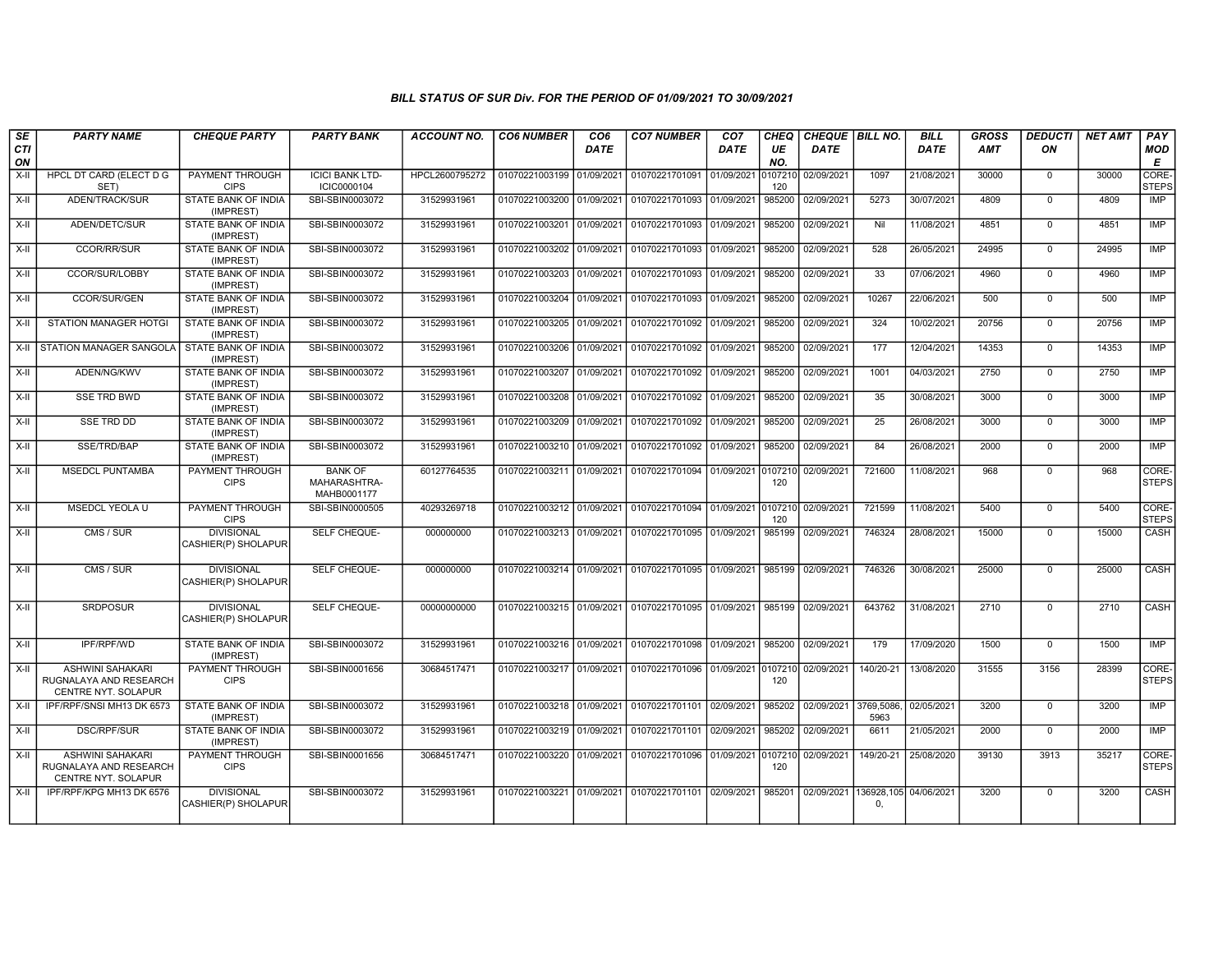### BILL STATUS OF SUR Div. FOR THE PERIOD OF 01/09/2021 TO 30/09/2021

| SECTION | PARTY NAME | CHEQUE PARTY | PARTY BANK | ACCOUNT NO. | CO6 NUMBER | CO6 DATE | CO7 NUMBER | CO7 DATE | CHEQUE NO. | CHEQUE DATE | BILL NO. | BILL DATE | GROSS AMT | DEDUCTION | NET AMT | PAY MODE |
|---|---|---|---|---|---|---|---|---|---|---|---|---|---|---|---|---|
| X-II | HPCL DT CARD (ELECT D G SET) | PAYMENT THROUGH CIPS | ICICI BANK LTD-ICIC0000104 | HPCL2600795272 | 01070221003199 | 01/09/2021 | 01070221701091 | 01/09/2021 | 0107210120 | 02/09/2021 | 1097 | 21/08/2021 | 30000 | 0 | 30000 | CORE-STEPS |
| X-II | ADEN/TRACK/SUR | STATE BANK OF INDIA (IMPREST) | SBI-SBIN0003072 | 31529931961 | 01070221003200 | 01/09/2021 | 01070221701093 | 01/09/2021 | 985200 | 02/09/2021 | 5273 | 30/07/2021 | 4809 | 0 | 4809 | IMP |
| X-II | ADEN/DETC/SUR | STATE BANK OF INDIA (IMPREST) | SBI-SBIN0003072 | 31529931961 | 01070221003201 | 01/09/2021 | 01070221701093 | 01/09/2021 | 985200 | 02/09/2021 | Nil | 11/08/2021 | 4851 | 0 | 4851 | IMP |
| X-II | CCOR/RR/SUR | STATE BANK OF INDIA (IMPREST) | SBI-SBIN0003072 | 31529931961 | 01070221003202 | 01/09/2021 | 01070221701093 | 01/09/2021 | 985200 | 02/09/2021 | 528 | 26/05/2021 | 24995 | 0 | 24995 | IMP |
| X-II | CCOR/SUR/LOBBY | STATE BANK OF INDIA (IMPREST) | SBI-SBIN0003072 | 31529931961 | 01070221003203 | 01/09/2021 | 01070221701093 | 01/09/2021 | 985200 | 02/09/2021 | 33 | 07/06/2021 | 4960 | 0 | 4960 | IMP |
| X-II | CCOR/SUR/GEN | STATE BANK OF INDIA (IMPREST) | SBI-SBIN0003072 | 31529931961 | 01070221003204 | 01/09/2021 | 01070221701093 | 01/09/2021 | 985200 | 02/09/2021 | 10267 | 22/06/2021 | 500 | 0 | 500 | IMP |
| X-II | STATION MANAGER HOTGI | STATE BANK OF INDIA (IMPREST) | SBI-SBIN0003072 | 31529931961 | 01070221003205 | 01/09/2021 | 01070221701092 | 01/09/2021 | 985200 | 02/09/2021 | 324 | 10/02/2021 | 20756 | 0 | 20756 | IMP |
| X-II | STATION MANAGER SANGOLA | STATE BANK OF INDIA (IMPREST) | SBI-SBIN0003072 | 31529931961 | 01070221003206 | 01/09/2021 | 01070221701092 | 01/09/2021 | 985200 | 02/09/2021 | 177 | 12/04/2021 | 14353 | 0 | 14353 | IMP |
| X-II | ADEN/NG/KWV | STATE BANK OF INDIA (IMPREST) | SBI-SBIN0003072 | 31529931961 | 01070221003207 | 01/09/2021 | 01070221701092 | 01/09/2021 | 985200 | 02/09/2021 | 1001 | 04/03/2021 | 2750 | 0 | 2750 | IMP |
| X-II | SSE TRD BWD | STATE BANK OF INDIA (IMPREST) | SBI-SBIN0003072 | 31529931961 | 01070221003208 | 01/09/2021 | 01070221701092 | 01/09/2021 | 985200 | 02/09/2021 | 35 | 30/08/2021 | 3000 | 0 | 3000 | IMP |
| X-II | SSE TRD DD | STATE BANK OF INDIA (IMPREST) | SBI-SBIN0003072 | 31529931961 | 01070221003209 | 01/09/2021 | 01070221701092 | 01/09/2021 | 985200 | 02/09/2021 | 25 | 26/08/2021 | 3000 | 0 | 3000 | IMP |
| X-II | SSE/TRD/BAP | STATE BANK OF INDIA (IMPREST) | SBI-SBIN0003072 | 31529931961 | 01070221003210 | 01/09/2021 | 01070221701092 | 01/09/2021 | 985200 | 02/09/2021 | 84 | 26/08/2021 | 2000 | 0 | 2000 | IMP |
| X-II | MSEDCL PUNTAMBA | PAYMENT THROUGH CIPS | BANK OF MAHARASHTRA-MAHB0001177 | 60127764535 | 01070221003211 | 01/09/2021 | 01070221701094 | 01/09/2021 | 0107210120 | 02/09/2021 | 721600 | 11/08/2021 | 968 | 0 | 968 | CORE-STEPS |
| X-II | MSEDCL YEOLA U | PAYMENT THROUGH CIPS | SBI-SBIN0000505 | 40293269718 | 01070221003212 | 01/09/2021 | 01070221701094 | 01/09/2021 | 0107210120 | 02/09/2021 | 721599 | 11/08/2021 | 5400 | 0 | 5400 | CORE-STEPS |
| X-II | CMS / SUR | DIVISIONAL CASHIER(P) SHOLAPUR | SELF CHEQUE- | 000000000 | 01070221003213 | 01/09/2021 | 01070221701095 | 01/09/2021 | 985199 | 02/09/2021 | 746324 | 28/08/2021 | 15000 | 0 | 15000 | CASH |
| X-II | CMS / SUR | DIVISIONAL CASHIER(P) SHOLAPUR | SELF CHEQUE- | 000000000 | 01070221003214 | 01/09/2021 | 01070221701095 | 01/09/2021 | 985199 | 02/09/2021 | 746326 | 30/08/2021 | 25000 | 0 | 25000 | CASH |
| X-II | SRDPOSUR | DIVISIONAL CASHIER(P) SHOLAPUR | SELF CHEQUE- | 00000000000 | 01070221003215 | 01/09/2021 | 01070221701095 | 01/09/2021 | 985199 | 02/09/2021 | 643762 | 31/08/2021 | 2710 | 0 | 2710 | CASH |
| X-II | IPF/RPF/WD | STATE BANK OF INDIA (IMPREST) | SBI-SBIN0003072 | 31529931961 | 01070221003216 | 01/09/2021 | 01070221701098 | 01/09/2021 | 985200 | 02/09/2021 | 179 | 17/09/2020 | 1500 | 0 | 1500 | IMP |
| X-II | ASHWINI SAHAKARI RUGNALAYA AND RESEARCH CENTRE NYT. SOLAPUR | PAYMENT THROUGH CIPS | SBI-SBIN0001656 | 30684517471 | 01070221003217 | 01/09/2021 | 01070221701096 | 01/09/2021 | 0107210120 | 02/09/2021 | 140/20-21 | 13/08/2020 | 31555 | 3156 | 28399 | CORE-STEPS |
| X-II | IPF/RPF/SNSI MH13 DK 6573 | STATE BANK OF INDIA (IMPREST) | SBI-SBIN0003072 | 31529931961 | 01070221003218 | 01/09/2021 | 01070221701101 | 02/09/2021 | 985202 | 02/09/2021 | 3769,5086,5963 | 02/05/2021 | 3200 | 0 | 3200 | IMP |
| X-II | DSC/RPF/SUR | STATE BANK OF INDIA (IMPREST) | SBI-SBIN0003072 | 31529931961 | 01070221003219 | 01/09/2021 | 01070221701101 | 02/09/2021 | 985202 | 02/09/2021 | 6611 | 21/05/2021 | 2000 | 0 | 2000 | IMP |
| X-II | ASHWINI SAHAKARI RUGNALAYA AND RESEARCH CENTRE NYT. SOLAPUR | PAYMENT THROUGH CIPS | SBI-SBIN0001656 | 30684517471 | 01070221003220 | 01/09/2021 | 01070221701096 | 01/09/2021 | 0107210120 | 02/09/2021 | 149/20-21 | 25/08/2020 | 39130 | 3913 | 35217 | CORE-STEPS |
| X-II | IPF/RPF/KPG MH13 DK 6576 | DIVISIONAL CASHIER(P) SHOLAPUR | SBI-SBIN0003072 | 31529931961 | 01070221003221 | 01/09/2021 | 01070221701101 | 02/09/2021 | 985201 | 02/09/2021 | 136928,1050, | 04/06/2021 | 3200 | 0 | 3200 | CASH |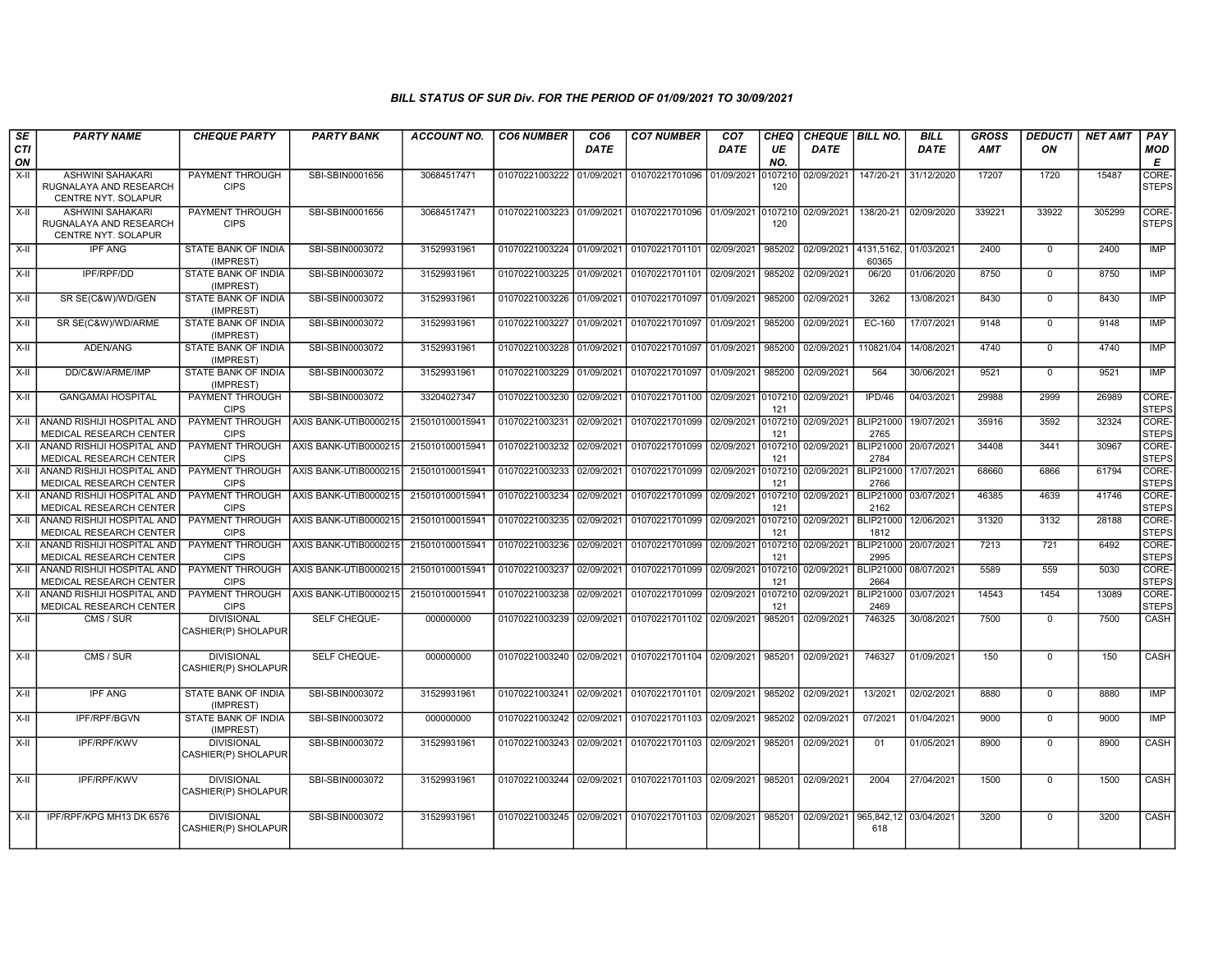# BILL STATUS OF SUR Div. FOR THE PERIOD OF 01/09/2021 TO 30/09/2021

| SECTION | PARTY NAME | CHEQUE PARTY | PARTY BANK | ACCOUNT NO. | CO6 NUMBER | CO6 DATE | CO7 NUMBER | CO7 DATE | CHEQUE NO. | CHEQUE DATE | BILL NO. | BILL DATE | GROSS AMT | DEDUCTION | NET AMT | PAY MODE |
|---|---|---|---|---|---|---|---|---|---|---|---|---|---|---|---|---|
| X-II | ASHWINI SAHAKARI RUGNALAYA AND RESEARCH CENTRE NYT. SOLAPUR | PAYMENT THROUGH CIPS | SBI-SBIN0001656 | 30684517471 | 01070221003222 | 01/09/2021 | 01070221701096 | 01/09/2021 | 0107210120 | 02/09/2021 | 147/20-21 | 31/12/2020 | 17207 | 1720 | 15487 | CORE-STEPS |
| X-II | ASHWINI SAHAKARI RUGNALAYA AND RESEARCH CENTRE NYT. SOLAPUR | PAYMENT THROUGH CIPS | SBI-SBIN0001656 | 30684517471 | 01070221003223 | 01/09/2021 | 01070221701096 | 01/09/2021 | 0107210120 | 02/09/2021 | 138/20-21 | 02/09/2020 | 339221 | 33922 | 305299 | CORE-STEPS |
| X-II | IPF ANG | STATE BANK OF INDIA (IMPREST) | SBI-SBIN0003072 | 31529931961 | 01070221003224 | 01/09/2021 | 01070221701101 | 02/09/2021 | 985202 | 02/09/2021 | 4131,5162,60365 | 01/03/2021 | 2400 | 0 | 2400 | IMP |
| X-II | IPF/RPF/DD | STATE BANK OF INDIA (IMPREST) | SBI-SBIN0003072 | 31529931961 | 01070221003225 | 01/09/2021 | 01070221701101 | 02/09/2021 | 985202 | 02/09/2021 | 06/20 | 01/06/2020 | 8750 | 0 | 8750 | IMP |
| X-II | SR SE(C&W)/WD/GEN | STATE BANK OF INDIA (IMPREST) | SBI-SBIN0003072 | 31529931961 | 01070221003226 | 01/09/2021 | 01070221701097 | 01/09/2021 | 985200 | 02/09/2021 | 3262 | 13/08/2021 | 8430 | 0 | 8430 | IMP |
| X-II | SR SE(C&W)/WD/ARME | STATE BANK OF INDIA (IMPREST) | SBI-SBIN0003072 | 31529931961 | 01070221003227 | 01/09/2021 | 01070221701097 | 01/09/2021 | 985200 | 02/09/2021 | EC-160 | 17/07/2021 | 9148 | 0 | 9148 | IMP |
| X-II | ADEN/ANG | STATE BANK OF INDIA (IMPREST) | SBI-SBIN0003072 | 31529931961 | 01070221003228 | 01/09/2021 | 01070221701097 | 01/09/2021 | 985200 | 02/09/2021 | 110821/04 | 14/08/2021 | 4740 | 0 | 4740 | IMP |
| X-II | DD/C&W/ARME/IMP | STATE BANK OF INDIA (IMPREST) | SBI-SBIN0003072 | 31529931961 | 01070221003229 | 01/09/2021 | 01070221701097 | 01/09/2021 | 985200 | 02/09/2021 | 564 | 30/06/2021 | 9521 | 0 | 9521 | IMP |
| X-II | GANGAMAI HOSPITAL | PAYMENT THROUGH CIPS | SBI-SBIN0003072 | 33204027347 | 01070221003230 | 02/09/2021 | 01070221701100 | 02/09/2021 | 0107210121 | 02/09/2021 | IPD/46 | 04/03/2021 | 29988 | 2999 | 26989 | CORE-STEPS |
| X-II | ANAND RISHIJI HOSPITAL AND MEDICAL RESEARCH CENTER | PAYMENT THROUGH CIPS | AXIS BANK-UTIB0000215 | 215010100015941 | 01070221003231 | 02/09/2021 | 01070221701099 | 02/09/2021 | 0107210121 | 02/09/2021 | BLIP210002765 | 19/07/2021 | 35916 | 3592 | 32324 | CORE-STEPS |
| X-II | ANAND RISHIJI HOSPITAL AND MEDICAL RESEARCH CENTER | PAYMENT THROUGH CIPS | AXIS BANK-UTIB0000215 | 215010100015941 | 01070221003232 | 02/09/2021 | 01070221701099 | 02/09/2021 | 0107210121 | 02/09/2021 | BLIP210002784 | 20/07/2021 | 34408 | 3441 | 30967 | CORE-STEPS |
| X-II | ANAND RISHIJI HOSPITAL AND MEDICAL RESEARCH CENTER | PAYMENT THROUGH CIPS | AXIS BANK-UTIB0000215 | 215010100015941 | 01070221003233 | 02/09/2021 | 01070221701099 | 02/09/2021 | 0107210121 | 02/09/2021 | BLIP210002766 | 17/07/2021 | 68660 | 6866 | 61794 | CORE-STEPS |
| X-II | ANAND RISHIJI HOSPITAL AND MEDICAL RESEARCH CENTER | PAYMENT THROUGH CIPS | AXIS BANK-UTIB0000215 | 215010100015941 | 01070221003234 | 02/09/2021 | 01070221701099 | 02/09/2021 | 0107210121 | 02/09/2021 | BLIP210002162 | 03/07/2021 | 46385 | 4639 | 41746 | CORE-STEPS |
| X-II | ANAND RISHIJI HOSPITAL AND MEDICAL RESEARCH CENTER | PAYMENT THROUGH CIPS | AXIS BANK-UTIB0000215 | 215010100015941 | 01070221003235 | 02/09/2021 | 01070221701099 | 02/09/2021 | 0107210121 | 02/09/2021 | BLIP210001812 | 12/06/2021 | 31320 | 3132 | 28188 | CORE-STEPS |
| X-II | ANAND RISHIJI HOSPITAL AND MEDICAL RESEARCH CENTER | PAYMENT THROUGH CIPS | AXIS BANK-UTIB0000215 | 215010100015941 | 01070221003236 | 02/09/2021 | 01070221701099 | 02/09/2021 | 0107210121 | 02/09/2021 | BLIP210002995 | 20/07/2021 | 7213 | 721 | 6492 | CORE-STEPS |
| X-II | ANAND RISHIJI HOSPITAL AND MEDICAL RESEARCH CENTER | PAYMENT THROUGH CIPS | AXIS BANK-UTIB0000215 | 215010100015941 | 01070221003237 | 02/09/2021 | 01070221701099 | 02/09/2021 | 0107210121 | 02/09/2021 | BLIP210002664 | 08/07/2021 | 5589 | 559 | 5030 | CORE-STEPS |
| X-II | ANAND RISHIJI HOSPITAL AND MEDICAL RESEARCH CENTER | PAYMENT THROUGH CIPS | AXIS BANK-UTIB0000215 | 215010100015941 | 01070221003238 | 02/09/2021 | 01070221701099 | 02/09/2021 | 0107210121 | 02/09/2021 | BLIP210002469 | 03/07/2021 | 14543 | 1454 | 13089 | CORE-STEPS |
| X-II | CMS / SUR | DIVISIONAL CASHIER(P) SHOLAPUR | SELF CHEQUE- | 000000000 | 01070221003239 | 02/09/2021 | 01070221701102 | 02/09/2021 | 985201 | 02/09/2021 | 746325 | 30/08/2021 | 7500 | 0 | 7500 | CASH |
| X-II | CMS / SUR | DIVISIONAL CASHIER(P) SHOLAPUR | SELF CHEQUE- | 000000000 | 01070221003240 | 02/09/2021 | 01070221701104 | 02/09/2021 | 985201 | 02/09/2021 | 746327 | 01/09/2021 | 150 | 0 | 150 | CASH |
| X-II | IPF ANG | STATE BANK OF INDIA (IMPREST) | SBI-SBIN0003072 | 31529931961 | 01070221003241 | 02/09/2021 | 01070221701101 | 02/09/2021 | 985202 | 02/09/2021 | 13/2021 | 02/02/2021 | 8880 | 0 | 8880 | IMP |
| X-II | IPF/RPF/BGVN | STATE BANK OF INDIA (IMPREST) | SBI-SBIN0003072 | 000000000 | 01070221003242 | 02/09/2021 | 01070221701103 | 02/09/2021 | 985202 | 02/09/2021 | 07/2021 | 01/04/2021 | 9000 | 0 | 9000 | IMP |
| X-II | IPF/RPF/KWV | DIVISIONAL CASHIER(P) SHOLAPUR | SBI-SBIN0003072 | 31529931961 | 01070221003243 | 02/09/2021 | 01070221701103 | 02/09/2021 | 985201 | 02/09/2021 | 01 | 01/05/2021 | 8900 | 0 | 8900 | CASH |
| X-II | IPF/RPF/KWV | DIVISIONAL CASHIER(P) SHOLAPUR | SBI-SBIN0003072 | 31529931961 | 01070221003244 | 02/09/2021 | 01070221701103 | 02/09/2021 | 985201 | 02/09/2021 | 2004 | 27/04/2021 | 1500 | 0 | 1500 | CASH |
| X-II | IPF/RPF/KPG MH13 DK 6576 | DIVISIONAL CASHIER(P) SHOLAPUR | SBI-SBIN0003072 | 31529931961 | 01070221003245 | 02/09/2021 | 01070221701103 | 02/09/2021 | 985201 | 02/09/2021 | 965,842,12618 | 03/04/2021 | 3200 | 0 | 3200 | CASH |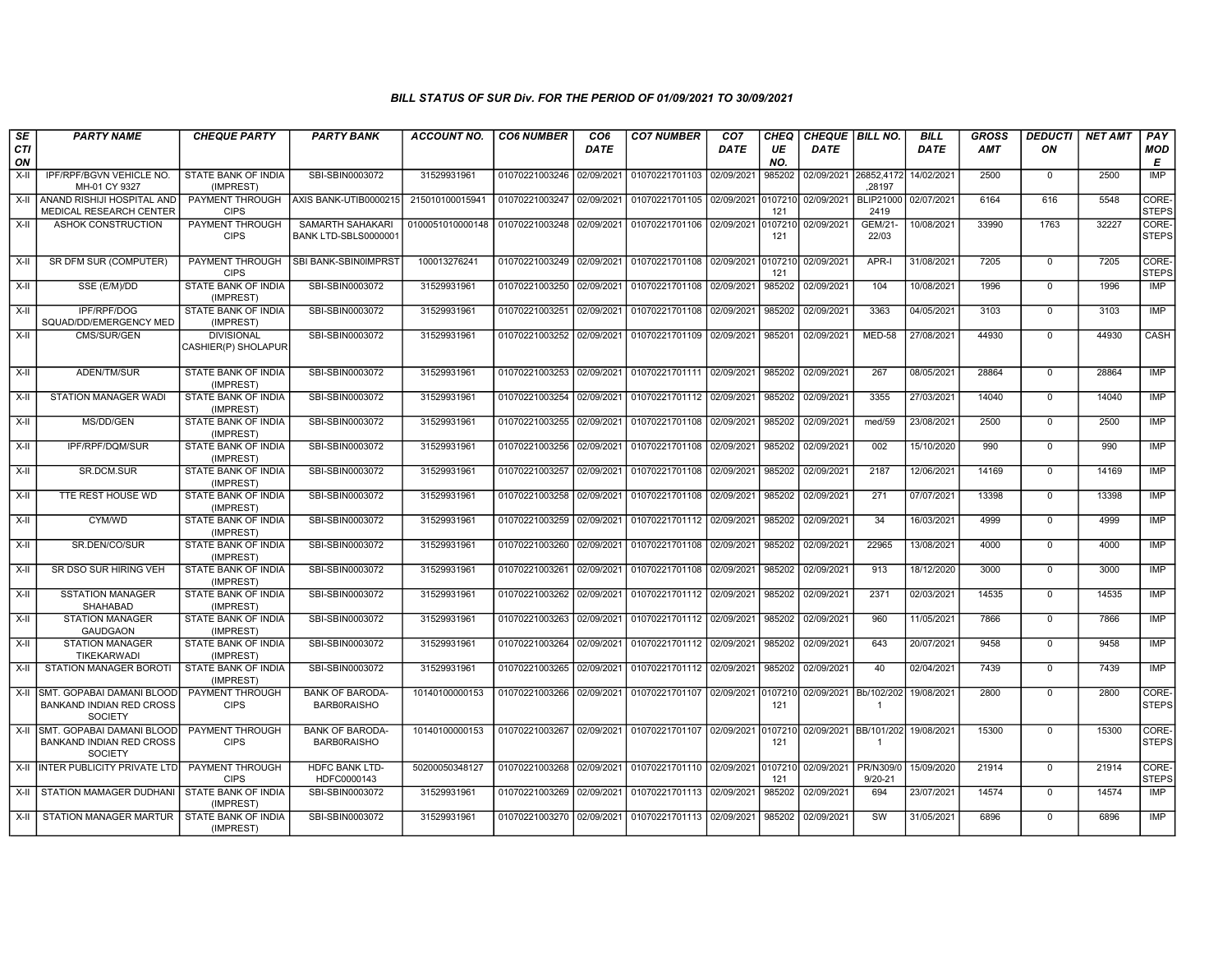### BILL STATUS OF SUR Div. FOR THE PERIOD OF 01/09/2021 TO 30/09/2021

| SECTION | PARTY NAME | CHEQUE PARTY | PARTY BANK | ACCOUNT NO. | CO6 NUMBER | CO6 DATE | CO7 NUMBER | CO7 DATE | CHEQUE NO. | CHEQUE DATE | BILL NO. | BILL DATE | GROSS AMT | DEDUCTION | NET AMT | PAY MODE |
|---|---|---|---|---|---|---|---|---|---|---|---|---|---|---|---|---|
| X-II | IPF/RPF/BGVN VEHICLE NO. MH-01 CY 9327 | STATE BANK OF INDIA (IMPREST) | SBI-SBIN0003072 | 31529931961 | 01070221003246 | 02/09/2021 | 01070221701103 | 02/09/2021 | 985202 | 02/09/2021 | 26852,4172,28197 | 14/02/2021 | 2500 | 0 | 2500 | IMP |
| X-II | ANAND RISHIJI HOSPITAL AND MEDICAL RESEARCH CENTER | PAYMENT THROUGH CIPS | AXIS BANK-UTIB0000215 | 215010100015941 | 01070221003247 | 02/09/2021 | 01070221701105 | 02/09/2021 | 0107210121 | 02/09/2021 | BLIP210002419 | 02/07/2021 | 6164 | 616 | 5548 | CORE-STEPS |
| X-II | ASHOK CONSTRUCTION | PAYMENT THROUGH CIPS | SAMARTH SAHAKARI BANK LTD-SBLS0000001 | 0100051010000148 | 01070221003248 | 02/09/2021 | 01070221701106 | 02/09/2021 | 0107210121 | 02/09/2021 | GEM/21-22/03 | 10/08/2021 | 33990 | 1763 | 32227 | CORE-STEPS |
| X-II | SR DFM SUR (COMPUTER) | PAYMENT THROUGH CIPS | SBI BANK-SBIN0IMPRST | 100013276241 | 01070221003249 | 02/09/2021 | 01070221701108 | 02/09/2021 | 0107210121 | 02/09/2021 | APR-I | 31/08/2021 | 7205 | 0 | 7205 | CORE-STEPS |
| X-II | SSE (E/M)/DD | STATE BANK OF INDIA (IMPREST) | SBI-SBIN0003072 | 31529931961 | 01070221003250 | 02/09/2021 | 01070221701108 | 02/09/2021 | 985202 | 02/09/2021 | 104 | 10/08/2021 | 1996 | 0 | 1996 | IMP |
| X-II | IPF/RPF/DOG SQUAD/DD/EMERGENCY MED | STATE BANK OF INDIA (IMPREST) | SBI-SBIN0003072 | 31529931961 | 01070221003251 | 02/09/2021 | 01070221701108 | 02/09/2021 | 985202 | 02/09/2021 | 3363 | 04/05/2021 | 3103 | 0 | 3103 | IMP |
| X-II | CMS/SUR/GEN | DIVISIONAL CASHIER(P) SHOLAPUR | SBI-SBIN0003072 | 31529931961 | 01070221003252 | 02/09/2021 | 01070221701109 | 02/09/2021 | 985201 | 02/09/2021 | MED-58 | 27/08/2021 | 44930 | 0 | 44930 | CASH |
| X-II | ADEN/TM/SUR | STATE BANK OF INDIA (IMPREST) | SBI-SBIN0003072 | 31529931961 | 01070221003253 | 02/09/2021 | 01070221701111 | 02/09/2021 | 985202 | 02/09/2021 | 267 | 08/05/2021 | 28864 | 0 | 28864 | IMP |
| X-II | STATION MANAGER WADI | STATE BANK OF INDIA (IMPREST) | SBI-SBIN0003072 | 31529931961 | 01070221003254 | 02/09/2021 | 01070221701112 | 02/09/2021 | 985202 | 02/09/2021 | 3355 | 27/03/2021 | 14040 | 0 | 14040 | IMP |
| X-II | MS/DD/GEN | STATE BANK OF INDIA (IMPREST) | SBI-SBIN0003072 | 31529931961 | 01070221003255 | 02/09/2021 | 01070221701108 | 02/09/2021 | 985202 | 02/09/2021 | med/59 | 23/08/2021 | 2500 | 0 | 2500 | IMP |
| X-II | IPF/RPF/DQM/SUR | STATE BANK OF INDIA (IMPREST) | SBI-SBIN0003072 | 31529931961 | 01070221003256 | 02/09/2021 | 01070221701108 | 02/09/2021 | 985202 | 02/09/2021 | 002 | 15/10/2020 | 990 | 0 | 990 | IMP |
| X-II | SR.DCM.SUR | STATE BANK OF INDIA (IMPREST) | SBI-SBIN0003072 | 31529931961 | 01070221003257 | 02/09/2021 | 01070221701108 | 02/09/2021 | 985202 | 02/09/2021 | 2187 | 12/06/2021 | 14169 | 0 | 14169 | IMP |
| X-II | TTE REST HOUSE WD | STATE BANK OF INDIA (IMPREST) | SBI-SBIN0003072 | 31529931961 | 01070221003258 | 02/09/2021 | 01070221701108 | 02/09/2021 | 985202 | 02/09/2021 | 271 | 07/07/2021 | 13398 | 0 | 13398 | IMP |
| X-II | CYM/WD | STATE BANK OF INDIA (IMPREST) | SBI-SBIN0003072 | 31529931961 | 01070221003259 | 02/09/2021 | 01070221701112 | 02/09/2021 | 985202 | 02/09/2021 | 34 | 16/03/2021 | 4999 | 0 | 4999 | IMP |
| X-II | SR.DEN/CO/SUR | STATE BANK OF INDIA (IMPREST) | SBI-SBIN0003072 | 31529931961 | 01070221003260 | 02/09/2021 | 01070221701108 | 02/09/2021 | 985202 | 02/09/2021 | 22965 | 13/08/2021 | 4000 | 0 | 4000 | IMP |
| X-II | SR DSO SUR HIRING VEH | STATE BANK OF INDIA (IMPREST) | SBI-SBIN0003072 | 31529931961 | 01070221003261 | 02/09/2021 | 01070221701108 | 02/09/2021 | 985202 | 02/09/2021 | 913 | 18/12/2020 | 3000 | 0 | 3000 | IMP |
| X-II | SSTATION MANAGER SHAHABAD | STATE BANK OF INDIA (IMPREST) | SBI-SBIN0003072 | 31529931961 | 01070221003262 | 02/09/2021 | 01070221701112 | 02/09/2021 | 985202 | 02/09/2021 | 2371 | 02/03/2021 | 14535 | 0 | 14535 | IMP |
| X-II | STATION MANAGER GAUDGAON | STATE BANK OF INDIA (IMPREST) | SBI-SBIN0003072 | 31529931961 | 01070221003263 | 02/09/2021 | 01070221701112 | 02/09/2021 | 985202 | 02/09/2021 | 960 | 11/05/2021 | 7866 | 0 | 7866 | IMP |
| X-II | STATION MANAGER TIKEKARWADI | STATE BANK OF INDIA (IMPREST) | SBI-SBIN0003072 | 31529931961 | 01070221003264 | 02/09/2021 | 01070221701112 | 02/09/2021 | 985202 | 02/09/2021 | 643 | 20/07/2021 | 9458 | 0 | 9458 | IMP |
| X-II | STATION MANAGER BOROTI | STATE BANK OF INDIA (IMPREST) | SBI-SBIN0003072 | 31529931961 | 01070221003265 | 02/09/2021 | 01070221701112 | 02/09/2021 | 985202 | 02/09/2021 | 40 | 02/04/2021 | 7439 | 0 | 7439 | IMP |
| X-II | SMT. GOPABAI DAMANI BLOOD BANKAND INDIAN RED CROSS SOCIETY | PAYMENT THROUGH CIPS | BANK OF BARODA-BARB0RAISHO | 10140100000153 | 01070221003266 | 02/09/2021 | 01070221701107 | 02/09/2021 | 0107210121 | 02/09/2021 | Bb/102/2021 | 19/08/2021 | 2800 | 0 | 2800 | CORE-STEPS |
| X-II | SMT. GOPABAI DAMANI BLOOD BANKAND INDIAN RED CROSS SOCIETY | PAYMENT THROUGH CIPS | BANK OF BARODA-BARB0RAISHO | 10140100000153 | 01070221003267 | 02/09/2021 | 01070221701107 | 02/09/2021 | 0107210121 | 02/09/2021 | BB/101/2021 | 19/08/2021 | 15300 | 0 | 15300 | CORE-STEPS |
| X-II | INTER PUBLICITY PRIVATE LTD | PAYMENT THROUGH CIPS | HDFC BANK LTD-HDFC0000143 | 50200050348127 | 01070221003268 | 02/09/2021 | 01070221701110 | 02/09/2021 | 0107210121 | 02/09/2021 | PR/N309/09/20-21 | 15/09/2020 | 21914 | 0 | 21914 | CORE-STEPS |
| X-II | STATION MAMAGER DUDHANI | STATE BANK OF INDIA (IMPREST) | SBI-SBIN0003072 | 31529931961 | 01070221003269 | 02/09/2021 | 01070221701113 | 02/09/2021 | 985202 | 02/09/2021 | 694 | 23/07/2021 | 14574 | 0 | 14574 | IMP |
| X-II | STATION MANAGER MARTUR | STATE BANK OF INDIA (IMPREST) | SBI-SBIN0003072 | 31529931961 | 01070221003270 | 02/09/2021 | 01070221701113 | 02/09/2021 | 985202 | 02/09/2021 | SW | 31/05/2021 | 6896 | 0 | 6896 | IMP |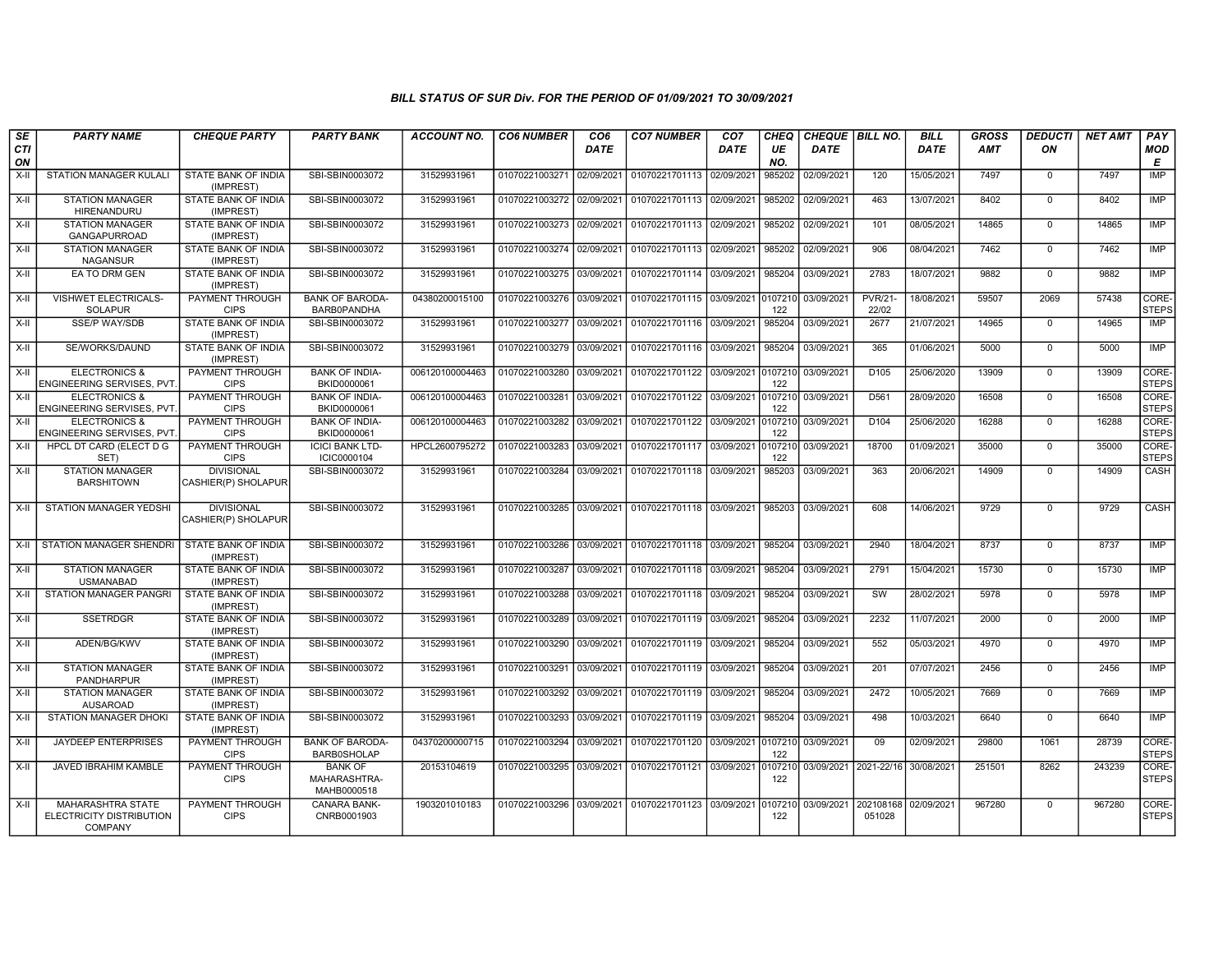## BILL STATUS OF SUR Div. FOR THE PERIOD OF 01/09/2021 TO 30/09/2021

| SECTION | PARTY NAME | CHEQUE PARTY | PARTY BANK | ACCOUNT NO. | CO6 NUMBER | CO6 DATE | CO7 NUMBER | CO7 DATE | CHEQUE NO. | CHEQUE DATE | BILL NO. | BILL DATE | GROSS AMT | DEDUCTION | NET AMT | PAY MODE |
|---|---|---|---|---|---|---|---|---|---|---|---|---|---|---|---|---|
| X-II | STATION MANAGER KULALI | STATE BANK OF INDIA (IMPREST) | SBI-SBIN0003072 | 31529931961 | 01070221003271 | 02/09/2021 | 01070221701113 | 02/09/2021 | 985202 | 02/09/2021 | 120 | 15/05/2021 | 7497 | 0 | 7497 | IMP |
| X-II | STATION MANAGER HIRENANDURU | STATE BANK OF INDIA (IMPREST) | SBI-SBIN0003072 | 31529931961 | 01070221003272 | 02/09/2021 | 01070221701113 | 02/09/2021 | 985202 | 02/09/2021 | 463 | 13/07/2021 | 8402 | 0 | 8402 | IMP |
| X-II | STATION MANAGER GANGAPURROAD | STATE BANK OF INDIA (IMPREST) | SBI-SBIN0003072 | 31529931961 | 01070221003273 | 02/09/2021 | 01070221701113 | 02/09/2021 | 985202 | 02/09/2021 | 101 | 08/05/2021 | 14865 | 0 | 14865 | IMP |
| X-II | STATION MANAGER NAGANSUR | STATE BANK OF INDIA (IMPREST) | SBI-SBIN0003072 | 31529931961 | 01070221003274 | 02/09/2021 | 01070221701113 | 02/09/2021 | 985202 | 02/09/2021 | 906 | 08/04/2021 | 7462 | 0 | 7462 | IMP |
| X-II | EA TO DRM GEN | STATE BANK OF INDIA (IMPREST) | SBI-SBIN0003072 | 31529931961 | 01070221003275 | 03/09/2021 | 01070221701114 | 03/09/2021 | 985204 | 03/09/2021 | 2783 | 18/07/2021 | 9882 | 0 | 9882 | IMP |
| X-II | VISHWET ELECTRICALS-SOLAPUR | PAYMENT THROUGH CIPS | BANK OF BARODA-BARB0PANDHA | 04380200015100 | 01070221003276 | 03/09/2021 | 01070221701115 | 03/09/2021 | 0107210122 | 03/09/2021 | PVR/21-22/02 | 18/08/2021 | 59507 | 2069 | 57438 | CORE-STEPS |
| X-II | SSE/P WAY/SDB | STATE BANK OF INDIA (IMPREST) | SBI-SBIN0003072 | 31529931961 | 01070221003277 | 03/09/2021 | 01070221701116 | 03/09/2021 | 985204 | 03/09/2021 | 2677 | 21/07/2021 | 14965 | 0 | 14965 | IMP |
| X-II | SE/WORKS/DAUND | STATE BANK OF INDIA (IMPREST) | SBI-SBIN0003072 | 31529931961 | 01070221003279 | 03/09/2021 | 01070221701116 | 03/09/2021 | 985204 | 03/09/2021 | 365 | 01/06/2021 | 5000 | 0 | 5000 | IMP |
| X-II | ELECTRONICS & ENGINEERING SERVISES, PVT. | PAYMENT THROUGH CIPS | BANK OF INDIA-BKID0000061 | 006120100004463 | 01070221003280 | 03/09/2021 | 01070221701122 | 03/09/2021 | 0107210122 | 03/09/2021 | D105 | 25/06/2020 | 13909 | 0 | 13909 | CORE-STEPS |
| X-II | ELECTRONICS & ENGINEERING SERVISES, PVT. | PAYMENT THROUGH CIPS | BANK OF INDIA-BKID0000061 | 006120100004463 | 01070221003281 | 03/09/2021 | 01070221701122 | 03/09/2021 | 0107210122 | 03/09/2021 | D561 | 28/09/2020 | 16508 | 0 | 16508 | CORE-STEPS |
| X-II | ELECTRONICS & ENGINEERING SERVISES, PVT. | PAYMENT THROUGH CIPS | BANK OF INDIA-BKID0000061 | 006120100004463 | 01070221003282 | 03/09/2021 | 01070221701122 | 03/09/2021 | 0107210122 | 03/09/2021 | D104 | 25/06/2020 | 16288 | 0 | 16288 | CORE-STEPS |
| X-II | HPCL DT CARD (ELECT D G SET) | PAYMENT THROUGH CIPS | ICICI BANK LTD-ICIC0000104 | HPCL2600795272 | 01070221003283 | 03/09/2021 | 01070221701117 | 03/09/2021 | 0107210122 | 03/09/2021 | 18700 | 01/09/2021 | 35000 | 0 | 35000 | CORE-STEPS |
| X-II | STATION MANAGER BARSHITOWN | DIVISIONAL CASHIER(P) SHOLAPUR | SBI-SBIN0003072 | 31529931961 | 01070221003284 | 03/09/2021 | 01070221701118 | 03/09/2021 | 985203 | 03/09/2021 | 363 | 20/06/2021 | 14909 | 0 | 14909 | CASH |
| X-II | STATION MANAGER YEDSHI | DIVISIONAL CASHIER(P) SHOLAPUR | SBI-SBIN0003072 | 31529931961 | 01070221003285 | 03/09/2021 | 01070221701118 | 03/09/2021 | 985203 | 03/09/2021 | 608 | 14/06/2021 | 9729 | 0 | 9729 | CASH |
| X-II | STATION MANAGER SHENDRI | STATE BANK OF INDIA (IMPREST) | SBI-SBIN0003072 | 31529931961 | 01070221003286 | 03/09/2021 | 01070221701118 | 03/09/2021 | 985204 | 03/09/2021 | 2940 | 18/04/2021 | 8737 | 0 | 8737 | IMP |
| X-II | STATION MANAGER USMANABAD | STATE BANK OF INDIA (IMPREST) | SBI-SBIN0003072 | 31529931961 | 01070221003287 | 03/09/2021 | 01070221701118 | 03/09/2021 | 985204 | 03/09/2021 | 2791 | 15/04/2021 | 15730 | 0 | 15730 | IMP |
| X-II | STATION MANAGER PANGRI | STATE BANK OF INDIA (IMPREST) | SBI-SBIN0003072 | 31529931961 | 01070221003288 | 03/09/2021 | 01070221701118 | 03/09/2021 | 985204 | 03/09/2021 | SW | 28/02/2021 | 5978 | 0 | 5978 | IMP |
| X-II | SSETRDGR | STATE BANK OF INDIA (IMPREST) | SBI-SBIN0003072 | 31529931961 | 01070221003289 | 03/09/2021 | 01070221701119 | 03/09/2021 | 985204 | 03/09/2021 | 2232 | 11/07/2021 | 2000 | 0 | 2000 | IMP |
| X-II | ADEN/BG/KWV | STATE BANK OF INDIA (IMPREST) | SBI-SBIN0003072 | 31529931961 | 01070221003290 | 03/09/2021 | 01070221701119 | 03/09/2021 | 985204 | 03/09/2021 | 552 | 05/03/2021 | 4970 | 0 | 4970 | IMP |
| X-II | STATION MANAGER PANDHARPUR | STATE BANK OF INDIA (IMPREST) | SBI-SBIN0003072 | 31529931961 | 01070221003291 | 03/09/2021 | 01070221701119 | 03/09/2021 | 985204 | 03/09/2021 | 201 | 07/07/2021 | 2456 | 0 | 2456 | IMP |
| X-II | STATION MANAGER AUSAROAD | STATE BANK OF INDIA (IMPREST) | SBI-SBIN0003072 | 31529931961 | 01070221003292 | 03/09/2021 | 01070221701119 | 03/09/2021 | 985204 | 03/09/2021 | 2472 | 10/05/2021 | 7669 | 0 | 7669 | IMP |
| X-II | STATION MANAGER DHOKI | STATE BANK OF INDIA (IMPREST) | SBI-SBIN0003072 | 31529931961 | 01070221003293 | 03/09/2021 | 01070221701119 | 03/09/2021 | 985204 | 03/09/2021 | 498 | 10/03/2021 | 6640 | 0 | 6640 | IMP |
| X-II | JAYDEEP ENTERPRISES | PAYMENT THROUGH CIPS | BANK OF BARODA-BARB0SHOLAP | 04370200000715 | 01070221003294 | 03/09/2021 | 01070221701120 | 03/09/2021 | 0107210122 | 03/09/2021 | 09 | 02/09/2021 | 29800 | 1061 | 28739 | CORE-STEPS |
| X-II | JAVED IBRAHIM KAMBLE | PAYMENT THROUGH CIPS | BANK OF MAHARASHTRA-MAHB0000518 | 20153104619 | 01070221003295 | 03/09/2021 | 01070221701121 | 03/09/2021 | 0107210122 | 03/09/2021 | 2021-22/16 | 30/08/2021 | 251501 | 8262 | 243239 | CORE-STEPS |
| X-II | MAHARASHTRA STATE ELECTRICITY DISTRIBUTION COMPANY | PAYMENT THROUGH CIPS | CANARA BANK-CNRB0001903 | 1903201010183 | 01070221003296 | 03/09/2021 | 01070221701123 | 03/09/2021 | 0107210122 | 03/09/2021 | 202108168051028 | 02/09/2021 | 967280 | 0 | 967280 | CORE-STEPS |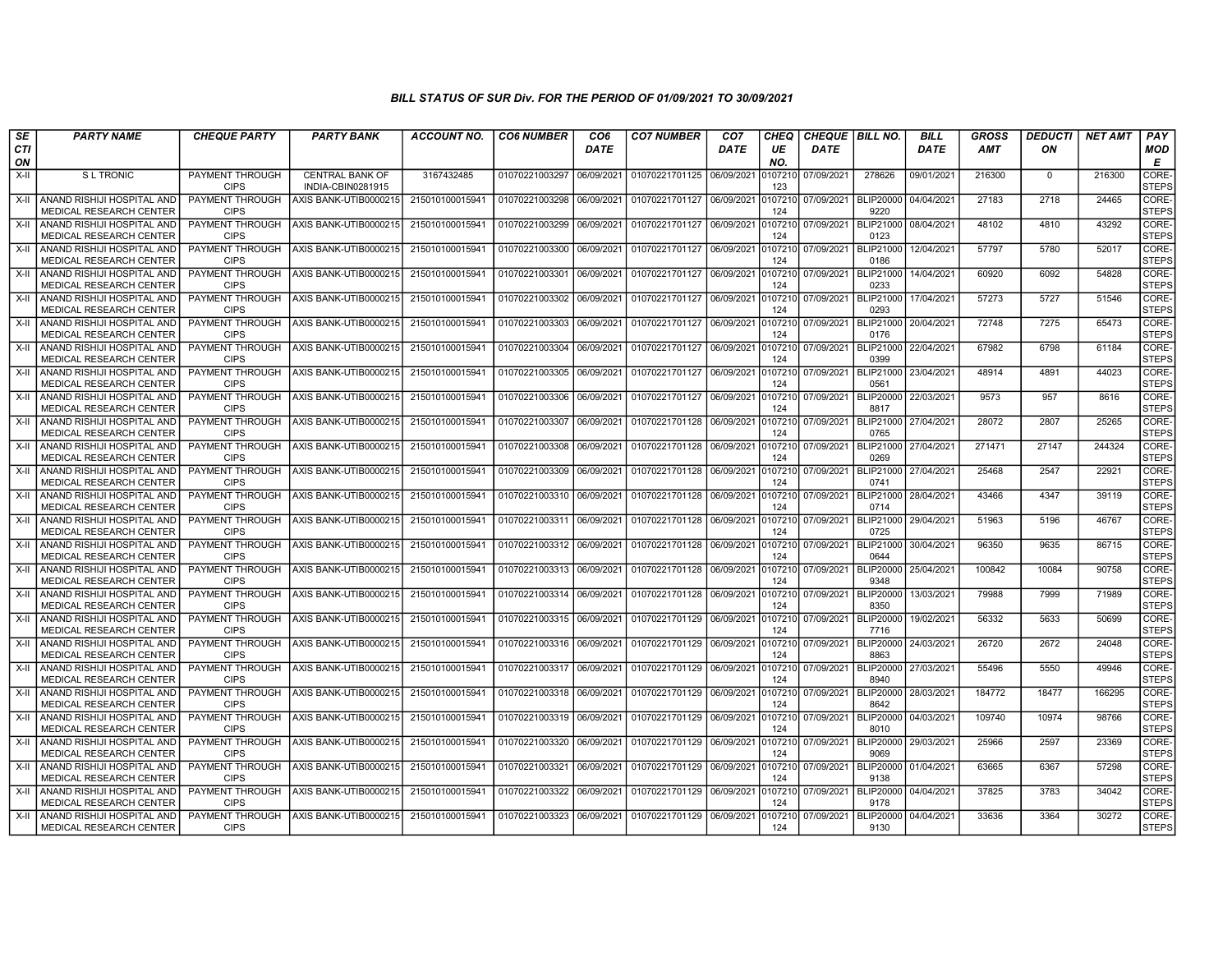# BILL STATUS OF SUR Div. FOR THE PERIOD OF 01/09/2021 TO 30/09/2021

| SECTION | PARTY NAME | CHEQUE PARTY | PARTY BANK | ACCOUNT NO. | CO6 NUMBER | CO6 DATE | CO7 NUMBER | CO7 DATE | CHEQUE NO. | CHEQUE DATE | BILL NO. | BILL DATE | GROSS AMT | DEDUCTION | NET AMT | PAY MODE |
|---|---|---|---|---|---|---|---|---|---|---|---|---|---|---|---|---|
| X-II | S L TRONIC | PAYMENT THROUGH CIPS | CENTRAL BANK OF INDIA-CBIN0281915 | 3167432485 | 01070221003297 | 06/09/2021 | 01070221701125 | 06/09/2021 | 0107210123 | 07/09/2021 | 278626 | 09/01/2021 | 216300 | 0 | 216300 | CORE-STEPS |
| X-II | ANAND RISHIJI HOSPITAL AND MEDICAL RESEARCH CENTER | PAYMENT THROUGH CIPS | AXIS BANK-UTIB0000215 | 215010100015941 | 01070221003298 | 06/09/2021 | 01070221701127 | 06/09/2021 | 0107210124 | 07/09/2021 | BLIP200009220 | 04/04/2021 | 27183 | 2718 | 24465 | CORE-STEPS |
| X-II | ANAND RISHIJI HOSPITAL AND MEDICAL RESEARCH CENTER | PAYMENT THROUGH CIPS | AXIS BANK-UTIB0000215 | 215010100015941 | 01070221003299 | 06/09/2021 | 01070221701127 | 06/09/2021 | 0107210124 | 07/09/2021 | BLIP210000123 | 08/04/2021 | 48102 | 4810 | 43292 | CORE-STEPS |
| X-II | ANAND RISHIJI HOSPITAL AND MEDICAL RESEARCH CENTER | PAYMENT THROUGH CIPS | AXIS BANK-UTIB0000215 | 215010100015941 | 01070221003300 | 06/09/2021 | 01070221701127 | 06/09/2021 | 0107210124 | 07/09/2021 | BLIP210000186 | 12/04/2021 | 57797 | 5780 | 52017 | CORE-STEPS |
| X-II | ANAND RISHIJI HOSPITAL AND MEDICAL RESEARCH CENTER | PAYMENT THROUGH CIPS | AXIS BANK-UTIB0000215 | 215010100015941 | 01070221003301 | 06/09/2021 | 01070221701127 | 06/09/2021 | 0107210124 | 07/09/2021 | BLIP210000233 | 14/04/2021 | 60920 | 6092 | 54828 | CORE-STEPS |
| X-II | ANAND RISHIJI HOSPITAL AND MEDICAL RESEARCH CENTER | PAYMENT THROUGH CIPS | AXIS BANK-UTIB0000215 | 215010100015941 | 01070221003302 | 06/09/2021 | 01070221701127 | 06/09/2021 | 0107210124 | 07/09/2021 | BLIP210000293 | 17/04/2021 | 57273 | 5727 | 51546 | CORE-STEPS |
| X-II | ANAND RISHIJI HOSPITAL AND MEDICAL RESEARCH CENTER | PAYMENT THROUGH CIPS | AXIS BANK-UTIB0000215 | 215010100015941 | 01070221003303 | 06/09/2021 | 01070221701127 | 06/09/2021 | 0107210124 | 07/09/2021 | BLIP210000176 | 20/04/2021 | 72748 | 7275 | 65473 | CORE-STEPS |
| X-II | ANAND RISHIJI HOSPITAL AND MEDICAL RESEARCH CENTER | PAYMENT THROUGH CIPS | AXIS BANK-UTIB0000215 | 215010100015941 | 01070221003304 | 06/09/2021 | 01070221701127 | 06/09/2021 | 0107210124 | 07/09/2021 | BLIP210000399 | 22/04/2021 | 67982 | 6798 | 61184 | CORE-STEPS |
| X-II | ANAND RISHIJI HOSPITAL AND MEDICAL RESEARCH CENTER | PAYMENT THROUGH CIPS | AXIS BANK-UTIB0000215 | 215010100015941 | 01070221003305 | 06/09/2021 | 01070221701127 | 06/09/2021 | 0107210124 | 07/09/2021 | BLIP210000561 | 23/04/2021 | 48914 | 4891 | 44023 | CORE-STEPS |
| X-II | ANAND RISHIJI HOSPITAL AND MEDICAL RESEARCH CENTER | PAYMENT THROUGH CIPS | AXIS BANK-UTIB0000215 | 215010100015941 | 01070221003306 | 06/09/2021 | 01070221701127 | 06/09/2021 | 0107210124 | 07/09/2021 | BLIP200008817 | 22/03/2021 | 9573 | 957 | 8616 | CORE-STEPS |
| X-II | ANAND RISHIJI HOSPITAL AND MEDICAL RESEARCH CENTER | PAYMENT THROUGH CIPS | AXIS BANK-UTIB0000215 | 215010100015941 | 01070221003307 | 06/09/2021 | 01070221701128 | 06/09/2021 | 0107210124 | 07/09/2021 | BLIP210000765 | 27/04/2021 | 28072 | 2807 | 25265 | CORE-STEPS |
| X-II | ANAND RISHIJI HOSPITAL AND MEDICAL RESEARCH CENTER | PAYMENT THROUGH CIPS | AXIS BANK-UTIB0000215 | 215010100015941 | 01070221003308 | 06/09/2021 | 01070221701128 | 06/09/2021 | 0107210124 | 07/09/2021 | BLIP210000269 | 27/04/2021 | 271471 | 27147 | 244324 | CORE-STEPS |
| X-II | ANAND RISHIJI HOSPITAL AND MEDICAL RESEARCH CENTER | PAYMENT THROUGH CIPS | AXIS BANK-UTIB0000215 | 215010100015941 | 01070221003309 | 06/09/2021 | 01070221701128 | 06/09/2021 | 0107210124 | 07/09/2021 | BLIP210000741 | 27/04/2021 | 25468 | 2547 | 22921 | CORE-STEPS |
| X-II | ANAND RISHIJI HOSPITAL AND MEDICAL RESEARCH CENTER | PAYMENT THROUGH CIPS | AXIS BANK-UTIB0000215 | 215010100015941 | 01070221003310 | 06/09/2021 | 01070221701128 | 06/09/2021 | 0107210124 | 07/09/2021 | BLIP210000714 | 28/04/2021 | 43466 | 4347 | 39119 | CORE-STEPS |
| X-II | ANAND RISHIJI HOSPITAL AND MEDICAL RESEARCH CENTER | PAYMENT THROUGH CIPS | AXIS BANK-UTIB0000215 | 215010100015941 | 01070221003311 | 06/09/2021 | 01070221701128 | 06/09/2021 | 0107210124 | 07/09/2021 | BLIP210000725 | 29/04/2021 | 51963 | 5196 | 46767 | CORE-STEPS |
| X-II | ANAND RISHIJI HOSPITAL AND MEDICAL RESEARCH CENTER | PAYMENT THROUGH CIPS | AXIS BANK-UTIB0000215 | 215010100015941 | 01070221003312 | 06/09/2021 | 01070221701128 | 06/09/2021 | 0107210124 | 07/09/2021 | BLIP210000644 | 30/04/2021 | 96350 | 9635 | 86715 | CORE-STEPS |
| X-II | ANAND RISHIJI HOSPITAL AND MEDICAL RESEARCH CENTER | PAYMENT THROUGH CIPS | AXIS BANK-UTIB0000215 | 215010100015941 | 01070221003313 | 06/09/2021 | 01070221701128 | 06/09/2021 | 0107210124 | 07/09/2021 | BLIP200009348 | 25/04/2021 | 100842 | 10084 | 90758 | CORE-STEPS |
| X-II | ANAND RISHIJI HOSPITAL AND MEDICAL RESEARCH CENTER | PAYMENT THROUGH CIPS | AXIS BANK-UTIB0000215 | 215010100015941 | 01070221003314 | 06/09/2021 | 01070221701128 | 06/09/2021 | 0107210124 | 07/09/2021 | BLIP200008350 | 13/03/2021 | 79988 | 7999 | 71989 | CORE-STEPS |
| X-II | ANAND RISHIJI HOSPITAL AND MEDICAL RESEARCH CENTER | PAYMENT THROUGH CIPS | AXIS BANK-UTIB0000215 | 215010100015941 | 01070221003315 | 06/09/2021 | 01070221701129 | 06/09/2021 | 0107210124 | 07/09/2021 | BLIP200007716 | 19/02/2021 | 56332 | 5633 | 50699 | CORE-STEPS |
| X-II | ANAND RISHIJI HOSPITAL AND MEDICAL RESEARCH CENTER | PAYMENT THROUGH CIPS | AXIS BANK-UTIB0000215 | 215010100015941 | 01070221003316 | 06/09/2021 | 01070221701129 | 06/09/2021 | 0107210124 | 07/09/2021 | BLIP200008863 | 24/03/2021 | 26720 | 2672 | 24048 | CORE-STEPS |
| X-II | ANAND RISHIJI HOSPITAL AND MEDICAL RESEARCH CENTER | PAYMENT THROUGH CIPS | AXIS BANK-UTIB0000215 | 215010100015941 | 01070221003317 | 06/09/2021 | 01070221701129 | 06/09/2021 | 0107210124 | 07/09/2021 | BLIP200008940 | 27/03/2021 | 55496 | 5550 | 49946 | CORE-STEPS |
| X-II | ANAND RISHIJI HOSPITAL AND MEDICAL RESEARCH CENTER | PAYMENT THROUGH CIPS | AXIS BANK-UTIB0000215 | 215010100015941 | 01070221003318 | 06/09/2021 | 01070221701129 | 06/09/2021 | 0107210124 | 07/09/2021 | BLIP200008642 | 28/03/2021 | 184772 | 18477 | 166295 | CORE-STEPS |
| X-II | ANAND RISHIJI HOSPITAL AND MEDICAL RESEARCH CENTER | PAYMENT THROUGH CIPS | AXIS BANK-UTIB0000215 | 215010100015941 | 01070221003319 | 06/09/2021 | 01070221701129 | 06/09/2021 | 0107210124 | 07/09/2021 | BLIP200008010 | 04/03/2021 | 109740 | 10974 | 98766 | CORE-STEPS |
| X-II | ANAND RISHIJI HOSPITAL AND MEDICAL RESEARCH CENTER | PAYMENT THROUGH CIPS | AXIS BANK-UTIB0000215 | 215010100015941 | 01070221003320 | 06/09/2021 | 01070221701129 | 06/09/2021 | 0107210124 | 07/09/2021 | BLIP200009069 | 29/03/2021 | 25966 | 2597 | 23369 | CORE-STEPS |
| X-II | ANAND RISHIJI HOSPITAL AND MEDICAL RESEARCH CENTER | PAYMENT THROUGH CIPS | AXIS BANK-UTIB0000215 | 215010100015941 | 01070221003321 | 06/09/2021 | 01070221701129 | 06/09/2021 | 0107210124 | 07/09/2021 | BLIP200009138 | 01/04/2021 | 63665 | 6367 | 57298 | CORE-STEPS |
| X-II | ANAND RISHIJI HOSPITAL AND MEDICAL RESEARCH CENTER | PAYMENT THROUGH CIPS | AXIS BANK-UTIB0000215 | 215010100015941 | 01070221003322 | 06/09/2021 | 01070221701129 | 06/09/2021 | 0107210124 | 07/09/2021 | BLIP200009178 | 04/04/2021 | 37825 | 3783 | 34042 | CORE-STEPS |
| X-II | ANAND RISHIJI HOSPITAL AND MEDICAL RESEARCH CENTER | PAYMENT THROUGH CIPS | AXIS BANK-UTIB0000215 | 215010100015941 | 01070221003323 | 06/09/2021 | 01070221701129 | 06/09/2021 | 0107210124 | 07/09/2021 | BLIP200009130 | 04/04/2021 | 33636 | 3364 | 30272 | CORE-STEPS |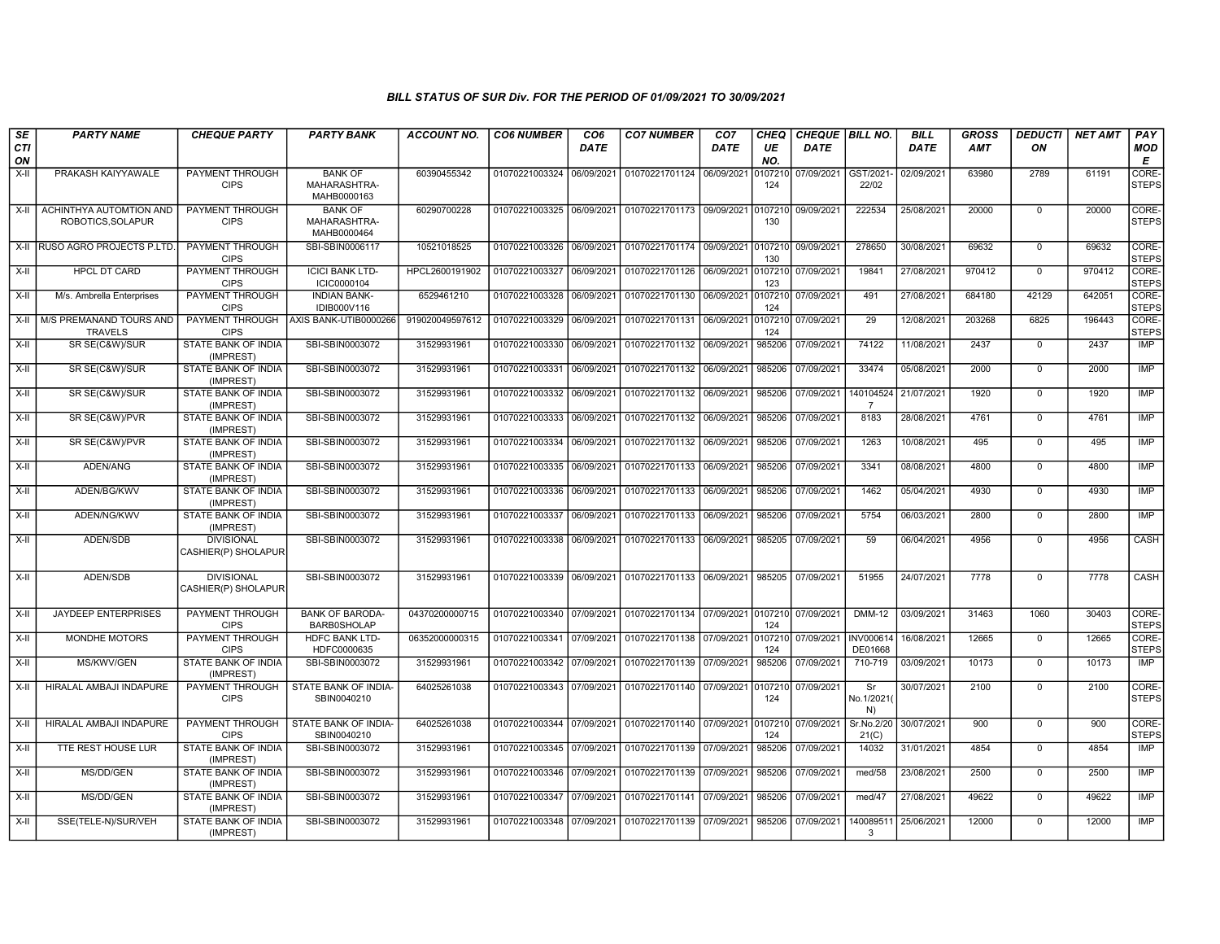### BILL STATUS OF SUR Div. FOR THE PERIOD OF 01/09/2021 TO 30/09/2021

| SECTION | PARTY NAME | CHEQUE PARTY | PARTY BANK | ACCOUNT NO. | CO6 NUMBER | CO6 DATE | CO7 NUMBER | CO7 DATE | CHEQUE NO. | CHEQUE DATE | BILL NO. | BILL DATE | GROSS AMT | DEDUCTION | NET AMT | PAY MODE |
|---|---|---|---|---|---|---|---|---|---|---|---|---|---|---|---|---|
| X-II | PRAKASH KAIYYAWALE | PAYMENT THROUGH CIPS | BANK OF MAHARASHTRA-MAHB0000163 | 60390455342 | 01070221003324 | 06/09/2021 | 01070221701124 | 06/09/2021 | 0107210124 | 07/09/2021 | GST/2021-22/02 | 02/09/2021 | 63980 | 2789 | 61191 | CORE-STEPS |
| X-II | ACHINTHYA AUTOMTION AND ROBOTICS,SOLAPUR | PAYMENT THROUGH CIPS | BANK OF MAHARASHTRA-MAHB0000464 | 60290700228 | 01070221003325 | 06/09/2021 | 01070221701173 | 09/09/2021 | 0107210130 | 09/09/2021 | 222534 | 25/08/2021 | 20000 | 0 | 20000 | CORE-STEPS |
| X-II | RUSO AGRO PROJECTS P.LTD. | PAYMENT THROUGH CIPS | SBI-SBIN0006117 | 10521018525 | 01070221003326 | 06/09/2021 | 01070221701174 | 09/09/2021 | 0107210130 | 09/09/2021 | 278650 | 30/08/2021 | 69632 | 0 | 69632 | CORE-STEPS |
| X-II | HPCL DT CARD | PAYMENT THROUGH CIPS | ICICI BANK LTD-ICIC0000104 | HPCL2600191902 | 01070221003327 | 06/09/2021 | 01070221701126 | 06/09/2021 | 0107210123 | 07/09/2021 | 19841 | 27/08/2021 | 970412 | 0 | 970412 | CORE-STEPS |
| X-II | M/s. Ambrella Enterprises | PAYMENT THROUGH CIPS | INDIAN BANK-IDIB000V116 | 6529461210 | 01070221003328 | 06/09/2021 | 01070221701130 | 06/09/2021 | 0107210124 | 07/09/2021 | 491 | 27/08/2021 | 684180 | 42129 | 642051 | CORE-STEPS |
| X-II | M/S PREMANAND TOURS AND TRAVELS | PAYMENT THROUGH CIPS | AXIS BANK-UTIB0000266 | 919020049597612 | 01070221003329 | 06/09/2021 | 01070221701131 | 06/09/2021 | 0107210124 | 07/09/2021 | 29 | 12/08/2021 | 203268 | 6825 | 196443 | CORE-STEPS |
| X-II | SR SE(C&W)/SUR | STATE BANK OF INDIA (IMPREST) | SBI-SBIN0003072 | 31529931961 | 01070221003330 | 06/09/2021 | 01070221701132 | 06/09/2021 | 985206 | 07/09/2021 | 74122 | 11/08/2021 | 2437 | 0 | 2437 | IMP |
| X-II | SR SE(C&W)/SUR | STATE BANK OF INDIA (IMPREST) | SBI-SBIN0003072 | 31529931961 | 01070221003331 | 06/09/2021 | 01070221701132 | 06/09/2021 | 985206 | 07/09/2021 | 33474 | 05/08/2021 | 2000 | 0 | 2000 | IMP |
| X-II | SR SE(C&W)/SUR | STATE BANK OF INDIA (IMPREST) | SBI-SBIN0003072 | 31529931961 | 01070221003332 | 06/09/2021 | 01070221701132 | 06/09/2021 | 985206 | 07/09/2021 | 1401045247 | 21/07/2021 | 1920 | 0 | 1920 | IMP |
| X-II | SR SE(C&W)/PVR | STATE BANK OF INDIA (IMPREST) | SBI-SBIN0003072 | 31529931961 | 01070221003333 | 06/09/2021 | 01070221701132 | 06/09/2021 | 985206 | 07/09/2021 | 8183 | 28/08/2021 | 4761 | 0 | 4761 | IMP |
| X-II | SR SE(C&W)/PVR | STATE BANK OF INDIA (IMPREST) | SBI-SBIN0003072 | 31529931961 | 01070221003334 | 06/09/2021 | 01070221701132 | 06/09/2021 | 985206 | 07/09/2021 | 1263 | 10/08/2021 | 495 | 0 | 495 | IMP |
| X-II | ADEN/ANG | STATE BANK OF INDIA (IMPREST) | SBI-SBIN0003072 | 31529931961 | 01070221003335 | 06/09/2021 | 01070221701133 | 06/09/2021 | 985206 | 07/09/2021 | 3341 | 08/08/2021 | 4800 | 0 | 4800 | IMP |
| X-II | ADEN/BG/KWV | STATE BANK OF INDIA (IMPREST) | SBI-SBIN0003072 | 31529931961 | 01070221003336 | 06/09/2021 | 01070221701133 | 06/09/2021 | 985206 | 07/09/2021 | 1462 | 05/04/2021 | 4930 | 0 | 4930 | IMP |
| X-II | ADEN/NG/KWV | STATE BANK OF INDIA (IMPREST) | SBI-SBIN0003072 | 31529931961 | 01070221003337 | 06/09/2021 | 01070221701133 | 06/09/2021 | 985206 | 07/09/2021 | 5754 | 06/03/2021 | 2800 | 0 | 2800 | IMP |
| X-II | ADEN/SDB | DIVISIONAL CASHIER(P) SHOLAPUR | SBI-SBIN0003072 | 31529931961 | 01070221003338 | 06/09/2021 | 01070221701133 | 06/09/2021 | 985205 | 07/09/2021 | 59 | 06/04/2021 | 4956 | 0 | 4956 | CASH |
| X-II | ADEN/SDB | DIVISIONAL CASHIER(P) SHOLAPUR | SBI-SBIN0003072 | 31529931961 | 01070221003339 | 06/09/2021 | 01070221701133 | 06/09/2021 | 985205 | 07/09/2021 | 51955 | 24/07/2021 | 7778 | 0 | 7778 | CASH |
| X-II | JAYDEEP ENTERPRISES | PAYMENT THROUGH CIPS | BANK OF BARODA-BARB0SHOLAP | 04370200000715 | 01070221003340 | 07/09/2021 | 01070221701134 | 07/09/2021 | 0107210124 | 07/09/2021 | DMM-12 | 03/09/2021 | 31463 | 1060 | 30403 | CORE-STEPS |
| X-II | MONDHE MOTORS | PAYMENT THROUGH CIPS | HDFC BANK LTD-HDFC0000635 | 06352000000315 | 01070221003341 | 07/09/2021 | 01070221701138 | 07/09/2021 | 0107210124 | 07/09/2021 | INV000614DE01668 | 16/08/2021 | 12665 | 0 | 12665 | CORE-STEPS |
| X-II | MS/KWV/GEN | STATE BANK OF INDIA (IMPREST) | SBI-SBIN0003072 | 31529931961 | 01070221003342 | 07/09/2021 | 01070221701139 | 07/09/2021 | 985206 | 07/09/2021 | 710-719 | 03/09/2021 | 10173 | 0 | 10173 | IMP |
| X-II | HIRALAL AMBAJI INDAPURE | PAYMENT THROUGH CIPS | STATE BANK OF INDIA-SBIN0040210 | 64025261038 | 01070221003343 | 07/09/2021 | 01070221701140 | 07/09/2021 | 0107210124 | 07/09/2021 | Sr No.1/2021(N) | 30/07/2021 | 2100 | 0 | 2100 | CORE-STEPS |
| X-II | HIRALAL AMBAJI INDAPURE | PAYMENT THROUGH CIPS | STATE BANK OF INDIA-SBIN0040210 | 64025261038 | 01070221003344 | 07/09/2021 | 01070221701140 | 07/09/2021 | 0107210124 | 07/09/2021 | Sr.No.2/2021(C) | 30/07/2021 | 900 | 0 | 900 | CORE-STEPS |
| X-II | TTE REST HOUSE LUR | STATE BANK OF INDIA (IMPREST) | SBI-SBIN0003072 | 31529931961 | 01070221003345 | 07/09/2021 | 01070221701139 | 07/09/2021 | 985206 | 07/09/2021 | 14032 | 31/01/2021 | 4854 | 0 | 4854 | IMP |
| X-II | MS/DD/GEN | STATE BANK OF INDIA (IMPREST) | SBI-SBIN0003072 | 31529931961 | 01070221003346 | 07/09/2021 | 01070221701139 | 07/09/2021 | 985206 | 07/09/2021 | med/58 | 23/08/2021 | 2500 | 0 | 2500 | IMP |
| X-II | MS/DD/GEN | STATE BANK OF INDIA (IMPREST) | SBI-SBIN0003072 | 31529931961 | 01070221003347 | 07/09/2021 | 01070221701141 | 07/09/2021 | 985206 | 07/09/2021 | med/47 | 27/08/2021 | 49622 | 0 | 49622 | IMP |
| X-II | SSE(TELE-N)/SUR/VEH | STATE BANK OF INDIA (IMPREST) | SBI-SBIN0003072 | 31529931961 | 01070221003348 | 07/09/2021 | 01070221701139 | 07/09/2021 | 985206 | 07/09/2021 | 1400895113 | 25/06/2021 | 12000 | 0 | 12000 | IMP |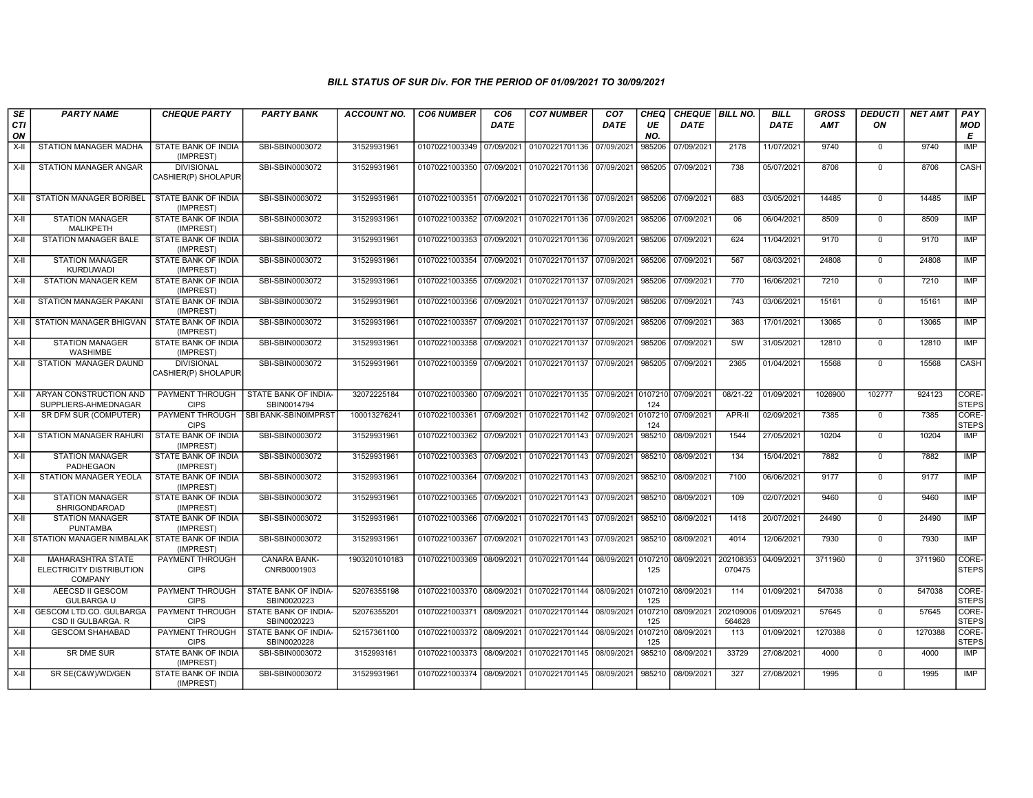*BILL STATUS OF SUR Div. FOR THE PERIOD OF 01/09/2021 TO 30/09/2021*

| SECTION | PARTY NAME | CHEQUE PARTY | PARTY BANK | ACCOUNT NO. | CO6 NUMBER | CO6 DATE | CO7 NUMBER | CO7 DATE | CHEQUE NO. | CHEQUE DATE | BILL NO. | BILL DATE | GROSS AMT | DEDUCTION | NET AMT | PAY MODE |
|---|---|---|---|---|---|---|---|---|---|---|---|---|---|---|---|---|
| X-II | STATION MANAGER MADHA | STATE BANK OF INDIA (IMPREST) | SBI-SBIN0003072 | 31529931961 | 01070221003349 | 07/09/2021 | 01070221701136 | 07/09/2021 | 985206 | 07/09/2021 | 2178 | 11/07/2021 | 9740 | 0 | 9740 | IMP |
| X-II | STATION MANAGER ANGAR | DIVISIONAL CASHIER(P) SHOLAPUR | SBI-SBIN0003072 | 31529931961 | 01070221003350 | 07/09/2021 | 01070221701136 | 07/09/2021 | 985205 | 07/09/2021 | 738 | 05/07/2021 | 8706 | 0 | 8706 | CASH |
| X-II | STATION MANAGER BORIBEL | STATE BANK OF INDIA (IMPREST) | SBI-SBIN0003072 | 31529931961 | 01070221003351 | 07/09/2021 | 01070221701136 | 07/09/2021 | 985206 | 07/09/2021 | 683 | 03/05/2021 | 14485 | 0 | 14485 | IMP |
| X-II | STATION MANAGER MALIKPETH | STATE BANK OF INDIA (IMPREST) | SBI-SBIN0003072 | 31529931961 | 01070221003352 | 07/09/2021 | 01070221701136 | 07/09/2021 | 985206 | 07/09/2021 | 06 | 06/04/2021 | 8509 | 0 | 8509 | IMP |
| X-II | STATION MANAGER BALE | STATE BANK OF INDIA (IMPREST) | SBI-SBIN0003072 | 31529931961 | 01070221003353 | 07/09/2021 | 01070221701136 | 07/09/2021 | 985206 | 07/09/2021 | 624 | 11/04/2021 | 9170 | 0 | 9170 | IMP |
| X-II | STATION MANAGER KURDUWADI | STATE BANK OF INDIA (IMPREST) | SBI-SBIN0003072 | 31529931961 | 01070221003354 | 07/09/2021 | 01070221701137 | 07/09/2021 | 985206 | 07/09/2021 | 567 | 08/03/2021 | 24808 | 0 | 24808 | IMP |
| X-II | STATION MANAGER KEM | STATE BANK OF INDIA (IMPREST) | SBI-SBIN0003072 | 31529931961 | 01070221003355 | 07/09/2021 | 01070221701137 | 07/09/2021 | 985206 | 07/09/2021 | 770 | 16/06/2021 | 7210 | 0 | 7210 | IMP |
| X-II | STATION MANAGER PAKANI | STATE BANK OF INDIA (IMPREST) | SBI-SBIN0003072 | 31529931961 | 01070221003356 | 07/09/2021 | 01070221701137 | 07/09/2021 | 985206 | 07/09/2021 | 743 | 03/06/2021 | 15161 | 0 | 15161 | IMP |
| X-II | STATION MANAGER BHIGVAN | STATE BANK OF INDIA (IMPREST) | SBI-SBIN0003072 | 31529931961 | 01070221003357 | 07/09/2021 | 01070221701137 | 07/09/2021 | 985206 | 07/09/2021 | 363 | 17/01/2021 | 13065 | 0 | 13065 | IMP |
| X-II | STATION MANAGER WASHIMBE | STATE BANK OF INDIA (IMPREST) | SBI-SBIN0003072 | 31529931961 | 01070221003358 | 07/09/2021 | 01070221701137 | 07/09/2021 | 985206 | 07/09/2021 | SW | 31/05/2021 | 12810 | 0 | 12810 | IMP |
| X-II | STATION MANAGER DAUND | DIVISIONAL CASHIER(P) SHOLAPUR | SBI-SBIN0003072 | 31529931961 | 01070221003359 | 07/09/2021 | 01070221701137 | 07/09/2021 | 985205 | 07/09/2021 | 2365 | 01/04/2021 | 15568 | 0 | 15568 | CASH |
| X-II | ARYAN CONSTRUCTION AND SUPPLIERS-AHMEDNAGAR | PAYMENT THROUGH CIPS | STATE BANK OF INDIA-SBIN0014794 | 32072225184 | 01070221003360 | 07/09/2021 | 01070221701135 | 07/09/2021 | 0107210124 | 07/09/2021 | 08/21-22 | 01/09/2021 | 1026900 | 102777 | 924123 | CORE-STEPS |
| X-II | SR DFM SUR (COMPUTER) | PAYMENT THROUGH CIPS | SBI BANK-SBIN0IMPRST | 100013276241 | 01070221003361 | 07/09/2021 | 01070221701142 | 07/09/2021 | 0107210124 | 07/09/2021 | APR-II | 02/09/2021 | 7385 | 0 | 7385 | CORE-STEPS |
| X-II | STATION MANAGER RAHURI | STATE BANK OF INDIA (IMPREST) | SBI-SBIN0003072 | 31529931961 | 01070221003362 | 07/09/2021 | 01070221701143 | 07/09/2021 | 985210 | 08/09/2021 | 1544 | 27/05/2021 | 10204 | 0 | 10204 | IMP |
| X-II | STATION MANAGER PADHEGAON | STATE BANK OF INDIA (IMPREST) | SBI-SBIN0003072 | 31529931961 | 01070221003363 | 07/09/2021 | 01070221701143 | 07/09/2021 | 985210 | 08/09/2021 | 134 | 15/04/2021 | 7882 | 0 | 7882 | IMP |
| X-II | STATION MANAGER YEOLA | STATE BANK OF INDIA (IMPREST) | SBI-SBIN0003072 | 31529931961 | 01070221003364 | 07/09/2021 | 01070221701143 | 07/09/2021 | 985210 | 08/09/2021 | 7100 | 06/06/2021 | 9177 | 0 | 9177 | IMP |
| X-II | STATION MANAGER SHRIGONDAROAD | STATE BANK OF INDIA (IMPREST) | SBI-SBIN0003072 | 31529931961 | 01070221003365 | 07/09/2021 | 01070221701143 | 07/09/2021 | 985210 | 08/09/2021 | 109 | 02/07/2021 | 9460 | 0 | 9460 | IMP |
| X-II | STATION MANAGER PUNTAMBA | STATE BANK OF INDIA (IMPREST) | SBI-SBIN0003072 | 31529931961 | 01070221003366 | 07/09/2021 | 01070221701143 | 07/09/2021 | 985210 | 08/09/2021 | 1418 | 20/07/2021 | 24490 | 0 | 24490 | IMP |
| X-II | STATION MANAGER NIMBALAK | STATE BANK OF INDIA (IMPREST) | SBI-SBIN0003072 | 31529931961 | 01070221003367 | 07/09/2021 | 01070221701143 | 07/09/2021 | 985210 | 08/09/2021 | 4014 | 12/06/2021 | 7930 | 0 | 7930 | IMP |
| X-II | MAHARASHTRA STATE ELECTRICITY DISTRIBUTION COMPANY | PAYMENT THROUGH CIPS | CANARA BANK-CNRB0001903 | 1903201010183 | 01070221003369 | 08/09/2021 | 01070221701144 | 08/09/2021 | 0107210125 | 08/09/2021 | 202108353070475 | 04/09/2021 | 3711960 | 0 | 3711960 | CORE-STEPS |
| X-II | AEECSD II GESCOM GULBARGA U | PAYMENT THROUGH CIPS | STATE BANK OF INDIA-SBIN0020223 | 52076355198 | 01070221003370 | 08/09/2021 | 01070221701144 | 08/09/2021 | 0107210125 | 08/09/2021 | 114 | 01/09/2021 | 547038 | 0 | 547038 | CORE-STEPS |
| X-II | GESCOM LTD.CO. GULBARGA CSD II GULBARGA. R | PAYMENT THROUGH CIPS | STATE BANK OF INDIA-SBIN0020223 | 52076355201 | 01070221003371 | 08/09/2021 | 01070221701144 | 08/09/2021 | 0107210125 | 08/09/2021 | 202109006564628 | 01/09/2021 | 57645 | 0 | 57645 | CORE-STEPS |
| X-II | GESCOM SHAHABAD | PAYMENT THROUGH CIPS | STATE BANK OF INDIA-SBIN0020228 | 52157361100 | 01070221003372 | 08/09/2021 | 01070221701144 | 08/09/2021 | 0107210125 | 08/09/2021 | 113 | 01/09/2021 | 1270388 | 0 | 1270388 | CORE-STEPS |
| X-II | SR DME SUR | STATE BANK OF INDIA (IMPREST) | SBI-SBIN0003072 | 3152993161 | 01070221003373 | 08/09/2021 | 01070221701145 | 08/09/2021 | 985210 | 08/09/2021 | 33729 | 27/08/2021 | 4000 | 0 | 4000 | IMP |
| X-II | SR SE(C&W)/WD/GEN | STATE BANK OF INDIA (IMPREST) | SBI-SBIN0003072 | 31529931961 | 01070221003374 | 08/09/2021 | 01070221701145 | 08/09/2021 | 985210 | 08/09/2021 | 327 | 27/08/2021 | 1995 | 0 | 1995 | IMP |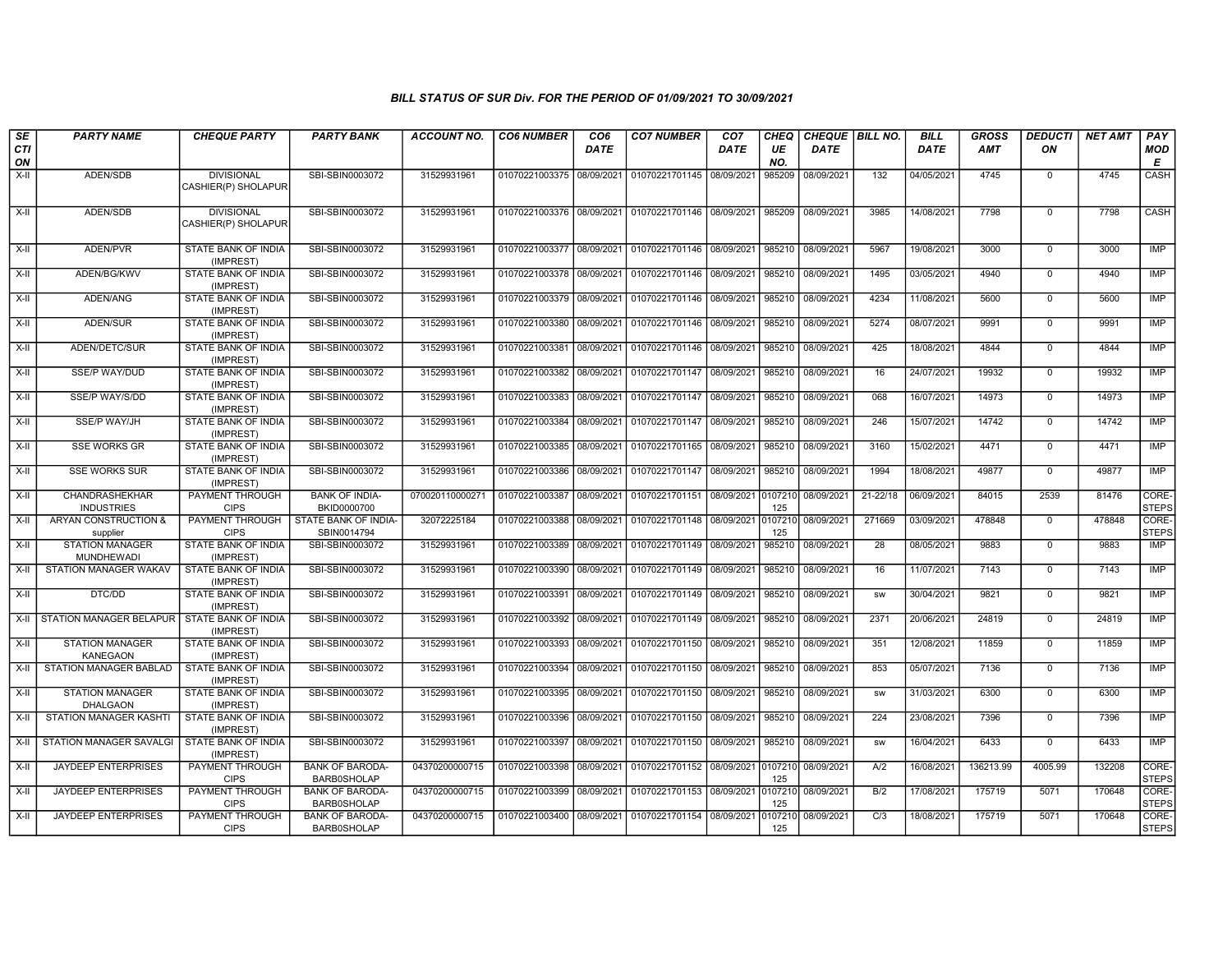## BILL STATUS OF SUR Div. FOR THE PERIOD OF 01/09/2021 TO 30/09/2021

| SECTION | PARTY NAME | CHEQUE PARTY | PARTY BANK | ACCOUNT NO. | CO6 NUMBER | CO6 DATE | CO7 NUMBER | CO7 DATE | CHEQUE NO. | CHEQUE DATE | BILL NO. | BILL DATE | GROSS AMT | DEDUCTION | NET AMT | PAY MODE |
|---|---|---|---|---|---|---|---|---|---|---|---|---|---|---|---|---|
| X-II | ADEN/SDB | DIVISIONAL CASHIER(P) SHOLAPUR | SBI-SBIN0003072 | 31529931961 | 01070221003375 | 08/09/2021 | 01070221701145 | 08/09/2021 | 985209 | 08/09/2021 | 132 | 04/05/2021 | 4745 | 0 | 4745 | CASH |
| X-II | ADEN/SDB | DIVISIONAL CASHIER(P) SHOLAPUR | SBI-SBIN0003072 | 31529931961 | 01070221003376 | 08/09/2021 | 01070221701146 | 08/09/2021 | 985209 | 08/09/2021 | 3985 | 14/08/2021 | 7798 | 0 | 7798 | CASH |
| X-II | ADEN/PVR | STATE BANK OF INDIA (IMPREST) | SBI-SBIN0003072 | 31529931961 | 01070221003377 | 08/09/2021 | 01070221701146 | 08/09/2021 | 985210 | 08/09/2021 | 5967 | 19/08/2021 | 3000 | 0 | 3000 | IMP |
| X-II | ADEN/BG/KWV | STATE BANK OF INDIA (IMPREST) | SBI-SBIN0003072 | 31529931961 | 01070221003378 | 08/09/2021 | 01070221701146 | 08/09/2021 | 985210 | 08/09/2021 | 1495 | 03/05/2021 | 4940 | 0 | 4940 | IMP |
| X-II | ADEN/ANG | STATE BANK OF INDIA (IMPREST) | SBI-SBIN0003072 | 31529931961 | 01070221003379 | 08/09/2021 | 01070221701146 | 08/09/2021 | 985210 | 08/09/2021 | 4234 | 11/08/2021 | 5600 | 0 | 5600 | IMP |
| X-II | ADEN/SUR | STATE BANK OF INDIA (IMPREST) | SBI-SBIN0003072 | 31529931961 | 01070221003380 | 08/09/2021 | 01070221701146 | 08/09/2021 | 985210 | 08/09/2021 | 5274 | 08/07/2021 | 9991 | 0 | 9991 | IMP |
| X-II | ADEN/DETC/SUR | STATE BANK OF INDIA (IMPREST) | SBI-SBIN0003072 | 31529931961 | 01070221003381 | 08/09/2021 | 01070221701146 | 08/09/2021 | 985210 | 08/09/2021 | 425 | 18/08/2021 | 4844 | 0 | 4844 | IMP |
| X-II | SSE/P WAY/DUD | STATE BANK OF INDIA (IMPREST) | SBI-SBIN0003072 | 31529931961 | 01070221003382 | 08/09/2021 | 01070221701147 | 08/09/2021 | 985210 | 08/09/2021 | 16 | 24/07/2021 | 19932 | 0 | 19932 | IMP |
| X-II | SSE/P WAY/S/DD | STATE BANK OF INDIA (IMPREST) | SBI-SBIN0003072 | 31529931961 | 01070221003383 | 08/09/2021 | 01070221701147 | 08/09/2021 | 985210 | 08/09/2021 | 068 | 16/07/2021 | 14973 | 0 | 14973 | IMP |
| X-II | SSE/P WAY/JH | STATE BANK OF INDIA (IMPREST) | SBI-SBIN0003072 | 31529931961 | 01070221003384 | 08/09/2021 | 01070221701147 | 08/09/2021 | 985210 | 08/09/2021 | 246 | 15/07/2021 | 14742 | 0 | 14742 | IMP |
| X-II | SSE WORKS GR | STATE BANK OF INDIA (IMPREST) | SBI-SBIN0003072 | 31529931961 | 01070221003385 | 08/09/2021 | 01070221701165 | 08/09/2021 | 985210 | 08/09/2021 | 3160 | 15/02/2021 | 4471 | 0 | 4471 | IMP |
| X-II | SSE WORKS SUR | STATE BANK OF INDIA (IMPREST) | SBI-SBIN0003072 | 31529931961 | 01070221003386 | 08/09/2021 | 01070221701147 | 08/09/2021 | 985210 | 08/09/2021 | 1994 | 18/08/2021 | 49877 | 0 | 49877 | IMP |
| X-II | CHANDRASHEKHAR INDUSTRIES | PAYMENT THROUGH CIPS | BANK OF INDIA-BKID0000700 | 070020110000271 | 01070221003387 | 08/09/2021 | 01070221701151 | 08/09/2021 | 0107210125 | 08/09/2021 | 21-22/18 | 06/09/2021 | 84015 | 2539 | 81476 | CORE-STEPS |
| X-II | ARYAN CONSTRUCTION & supplier | PAYMENT THROUGH CIPS | STATE BANK OF INDIA-SBIN0014794 | 32072225184 | 01070221003388 | 08/09/2021 | 01070221701148 | 08/09/2021 | 0107210125 | 08/09/2021 | 271669 | 03/09/2021 | 478848 | 0 | 478848 | CORE-STEPS |
| X-II | STATION MANAGER MUNDHEWADI | STATE BANK OF INDIA (IMPREST) | SBI-SBIN0003072 | 31529931961 | 01070221003389 | 08/09/2021 | 01070221701149 | 08/09/2021 | 985210 | 08/09/2021 | 28 | 08/05/2021 | 9883 | 0 | 9883 | IMP |
| X-II | STATION MANAGER WAKAV | STATE BANK OF INDIA (IMPREST) | SBI-SBIN0003072 | 31529931961 | 01070221003390 | 08/09/2021 | 01070221701149 | 08/09/2021 | 985210 | 08/09/2021 | 16 | 11/07/2021 | 7143 | 0 | 7143 | IMP |
| X-II | DTC/DD | STATE BANK OF INDIA (IMPREST) | SBI-SBIN0003072 | 31529931961 | 01070221003391 | 08/09/2021 | 01070221701149 | 08/09/2021 | 985210 | 08/09/2021 | sw | 30/04/2021 | 9821 | 0 | 9821 | IMP |
| X-II | STATION MANAGER BELAPUR | STATE BANK OF INDIA (IMPREST) | SBI-SBIN0003072 | 31529931961 | 01070221003392 | 08/09/2021 | 01070221701149 | 08/09/2021 | 985210 | 08/09/2021 | 2371 | 20/06/2021 | 24819 | 0 | 24819 | IMP |
| X-II | STATION MANAGER KANEGAON | STATE BANK OF INDIA (IMPREST) | SBI-SBIN0003072 | 31529931961 | 01070221003393 | 08/09/2021 | 01070221701150 | 08/09/2021 | 985210 | 08/09/2021 | 351 | 12/08/2021 | 11859 | 0 | 11859 | IMP |
| X-II | STATION MANAGER BABLAD | STATE BANK OF INDIA (IMPREST) | SBI-SBIN0003072 | 31529931961 | 01070221003394 | 08/09/2021 | 01070221701150 | 08/09/2021 | 985210 | 08/09/2021 | 853 | 05/07/2021 | 7136 | 0 | 7136 | IMP |
| X-II | STATION MANAGER DHALGAON | STATE BANK OF INDIA (IMPREST) | SBI-SBIN0003072 | 31529931961 | 01070221003395 | 08/09/2021 | 01070221701150 | 08/09/2021 | 985210 | 08/09/2021 | sw | 31/03/2021 | 6300 | 0 | 6300 | IMP |
| X-II | STATION MANAGER KASHTI | STATE BANK OF INDIA (IMPREST) | SBI-SBIN0003072 | 31529931961 | 01070221003396 | 08/09/2021 | 01070221701150 | 08/09/2021 | 985210 | 08/09/2021 | 224 | 23/08/2021 | 7396 | 0 | 7396 | IMP |
| X-II | STATION MANAGER SAVALGI | STATE BANK OF INDIA (IMPREST) | SBI-SBIN0003072 | 31529931961 | 01070221003397 | 08/09/2021 | 01070221701150 | 08/09/2021 | 985210 | 08/09/2021 | sw | 16/04/2021 | 6433 | 0 | 6433 | IMP |
| X-II | JAYDEEP ENTERPRISES | PAYMENT THROUGH CIPS | BANK OF BARODA-BARB0SHOLAP | 04370200000715 | 01070221003398 | 08/09/2021 | 01070221701152 | 08/09/2021 | 0107210125 | 08/09/2021 | A/2 | 16/08/2021 | 136213.99 | 4005.99 | 132208 | CORE-STEPS |
| X-II | JAYDEEP ENTERPRISES | PAYMENT THROUGH CIPS | BANK OF BARODA-BARB0SHOLAP | 04370200000715 | 01070221003399 | 08/09/2021 | 01070221701153 | 08/09/2021 | 0107210125 | 08/09/2021 | B/2 | 17/08/2021 | 175719 | 5071 | 170648 | CORE-STEPS |
| X-II | JAYDEEP ENTERPRISES | PAYMENT THROUGH CIPS | BANK OF BARODA-BARB0SHOLAP | 04370200000715 | 01070221003400 | 08/09/2021 | 01070221701154 | 08/09/2021 | 0107210125 | 08/09/2021 | C/3 | 18/08/2021 | 175719 | 5071 | 170648 | CORE-STEPS |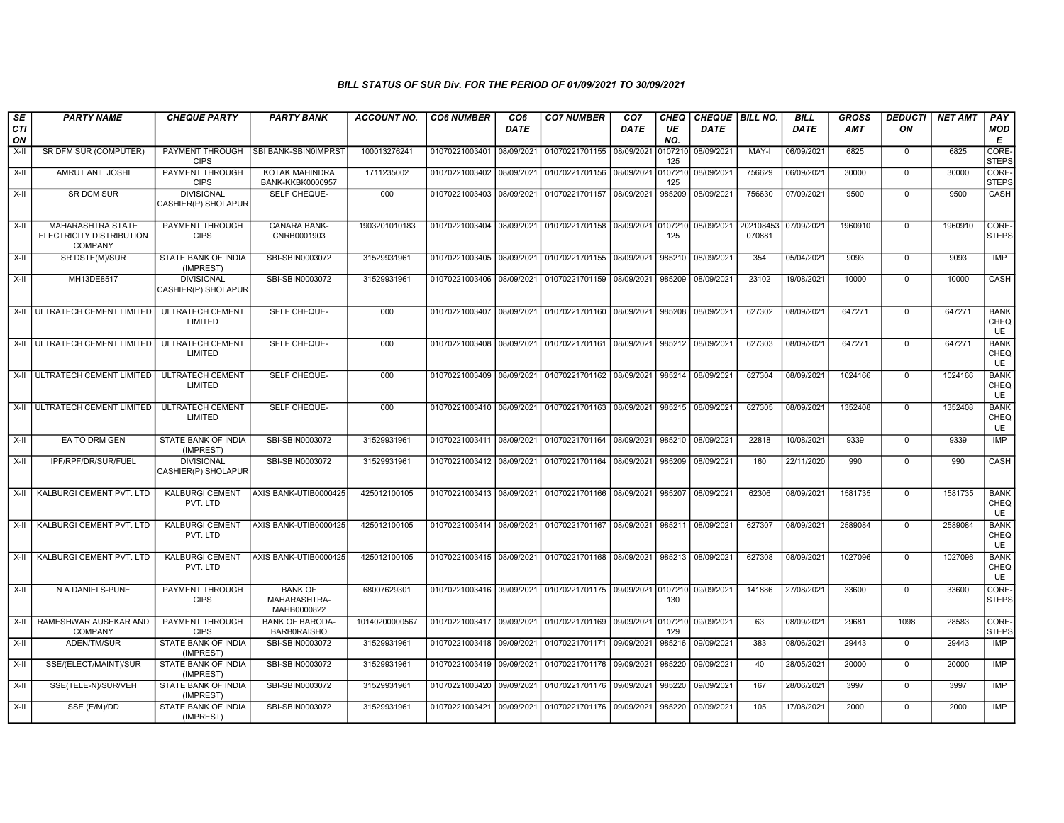### BILL STATUS OF SUR Div. FOR THE PERIOD OF 01/09/2021 TO 30/09/2021

| SECTION | PARTY NAME | CHEQUE PARTY | PARTY BANK | ACCOUNT NO. | CO6 NUMBER | CO6 DATE | CO7 NUMBER | CO7 DATE | CHEQUE NO. | CHEQUE DATE | BILL NO. | BILL DATE | GROSS AMT | DEDUCTION | NET AMT | PAY MODE |
|---|---|---|---|---|---|---|---|---|---|---|---|---|---|---|---|---|
| X-II | SR DFM SUR (COMPUTER) | PAYMENT THROUGH CIPS | SBI BANK-SBIN0IMPRST | 100013276241 | 01070221003401 | 08/09/2021 | 01070221701155 | 08/09/2021 | 0107210125 | 08/09/2021 | MAY-I | 06/09/2021 | 6825 | 0 | 6825 | CORE-STEPS |
| X-II | AMRUT ANIL JOSHI | PAYMENT THROUGH CIPS | KOTAK MAHINDRA BANK-KKBK0000957 | 1711235002 | 01070221003402 | 08/09/2021 | 01070221701156 | 08/09/2021 | 0107210125 | 08/09/2021 | 756629 | 06/09/2021 | 30000 | 0 | 30000 | CORE-STEPS |
| X-II | SR DCM SUR | DIVISIONAL CASHIER(P) SHOLAPUR | SELF CHEQUE- | 000 | 01070221003403 | 08/09/2021 | 01070221701157 | 08/09/2021 | 985209 | 08/09/2021 | 756630 | 07/09/2021 | 9500 | 0 | 9500 | CASH |
| X-II | MAHARASHTRA STATE ELECTRICITY DISTRIBUTION COMPANY | PAYMENT THROUGH CIPS | CANARA BANK-CNRB0001903 | 1903201010183 | 01070221003404 | 08/09/2021 | 01070221701158 | 08/09/2021 | 0107210125 | 08/09/2021 | 202108453070881 | 07/09/2021 | 1960910 | 0 | 1960910 | CORE-STEPS |
| X-II | SR DSTE(M)/SUR | STATE BANK OF INDIA (IMPREST) | SBI-SBIN0003072 | 31529931961 | 01070221003405 | 08/09/2021 | 01070221701155 | 08/09/2021 | 985210 | 08/09/2021 | 354 | 05/04/2021 | 9093 | 0 | 9093 | IMP |
| X-II | MH13DE8517 | DIVISIONAL CASHIER(P) SHOLAPUR | SBI-SBIN0003072 | 31529931961 | 01070221003406 | 08/09/2021 | 01070221701159 | 08/09/2021 | 985209 | 08/09/2021 | 23102 | 19/08/2021 | 10000 | 0 | 10000 | CASH |
| X-II | ULTRATECH CEMENT LIMITED | ULTRATECH CEMENT LIMITED | SELF CHEQUE- | 000 | 01070221003407 | 08/09/2021 | 01070221701160 | 08/09/2021 | 985208 | 08/09/2021 | 627302 | 08/09/2021 | 647271 | 0 | 647271 | BANK CHEQUE |
| X-II | ULTRATECH CEMENT LIMITED | ULTRATECH CEMENT LIMITED | SELF CHEQUE- | 000 | 01070221003408 | 08/09/2021 | 01070221701161 | 08/09/2021 | 985212 | 08/09/2021 | 627303 | 08/09/2021 | 647271 | 0 | 647271 | BANK CHEQUE |
| X-II | ULTRATECH CEMENT LIMITED | ULTRATECH CEMENT LIMITED | SELF CHEQUE- | 000 | 01070221003409 | 08/09/2021 | 01070221701162 | 08/09/2021 | 985214 | 08/09/2021 | 627304 | 08/09/2021 | 1024166 | 0 | 1024166 | BANK CHEQUE |
| X-II | ULTRATECH CEMENT LIMITED | ULTRATECH CEMENT LIMITED | SELF CHEQUE- | 000 | 01070221003410 | 08/09/2021 | 01070221701163 | 08/09/2021 | 985215 | 08/09/2021 | 627305 | 08/09/2021 | 1352408 | 0 | 1352408 | BANK CHEQUE |
| X-II | EA TO DRM GEN | STATE BANK OF INDIA (IMPREST) | SBI-SBIN0003072 | 31529931961 | 01070221003411 | 08/09/2021 | 01070221701164 | 08/09/2021 | 985210 | 08/09/2021 | 22818 | 10/08/2021 | 9339 | 0 | 9339 | IMP |
| X-II | IPF/RPF/DR/SUR/FUEL | DIVISIONAL CASHIER(P) SHOLAPUR | SBI-SBIN0003072 | 31529931961 | 01070221003412 | 08/09/2021 | 01070221701164 | 08/09/2021 | 985209 | 08/09/2021 | 160 | 22/11/2020 | 990 | 0 | 990 | CASH |
| X-II | KALBURGI CEMENT PVT. LTD | KALBURGI CEMENT PVT. LTD | AXIS BANK-UTIB0000425 | 425012100105 | 01070221003413 | 08/09/2021 | 01070221701166 | 08/09/2021 | 985207 | 08/09/2021 | 62306 | 08/09/2021 | 1581735 | 0 | 1581735 | BANK CHEQUE |
| X-II | KALBURGI CEMENT PVT. LTD | KALBURGI CEMENT PVT. LTD | AXIS BANK-UTIB0000425 | 425012100105 | 01070221003414 | 08/09/2021 | 01070221701167 | 08/09/2021 | 985211 | 08/09/2021 | 627307 | 08/09/2021 | 2589084 | 0 | 2589084 | BANK CHEQUE |
| X-II | KALBURGI CEMENT PVT. LTD | KALBURGI CEMENT PVT. LTD | AXIS BANK-UTIB0000425 | 425012100105 | 01070221003415 | 08/09/2021 | 01070221701168 | 08/09/2021 | 985213 | 08/09/2021 | 627308 | 08/09/2021 | 1027096 | 0 | 1027096 | BANK CHEQUE |
| X-II | N A DANIELS-PUNE | PAYMENT THROUGH CIPS | BANK OF MAHARASHTRA-MAHB0000822 | 68007629301 | 01070221003416 | 09/09/2021 | 01070221701175 | 09/09/2021 | 0107210130 | 09/09/2021 | 141886 | 27/08/2021 | 33600 | 0 | 33600 | CORE-STEPS |
| X-II | RAMESHWAR AUSEKAR AND COMPANY | PAYMENT THROUGH CIPS | BANK OF BARODA-BARB0RAISHO | 10140200000567 | 01070221003417 | 09/09/2021 | 01070221701169 | 09/09/2021 | 0107210129 | 09/09/2021 | 63 | 08/09/2021 | 29681 | 1098 | 28583 | CORE-STEPS |
| X-II | ADEN/TM/SUR | STATE BANK OF INDIA (IMPREST) | SBI-SBIN0003072 | 31529931961 | 01070221003418 | 09/09/2021 | 01070221701171 | 09/09/2021 | 985216 | 09/09/2021 | 383 | 08/06/2021 | 29443 | 0 | 29443 | IMP |
| X-II | SSE/(ELECT/MAINT)/SUR | STATE BANK OF INDIA (IMPREST) | SBI-SBIN0003072 | 31529931961 | 01070221003419 | 09/09/2021 | 01070221701176 | 09/09/2021 | 985220 | 09/09/2021 | 40 | 28/05/2021 | 20000 | 0 | 20000 | IMP |
| X-II | SSE(TELE-N)/SUR/VEH | STATE BANK OF INDIA (IMPREST) | SBI-SBIN0003072 | 31529931961 | 01070221003420 | 09/09/2021 | 01070221701176 | 09/09/2021 | 985220 | 09/09/2021 | 167 | 28/06/2021 | 3997 | 0 | 3997 | IMP |
| X-II | SSE (E/M)/DD | STATE BANK OF INDIA (IMPREST) | SBI-SBIN0003072 | 31529931961 | 01070221003421 | 09/09/2021 | 01070221701176 | 09/09/2021 | 985220 | 09/09/2021 | 105 | 17/08/2021 | 2000 | 0 | 2000 | IMP |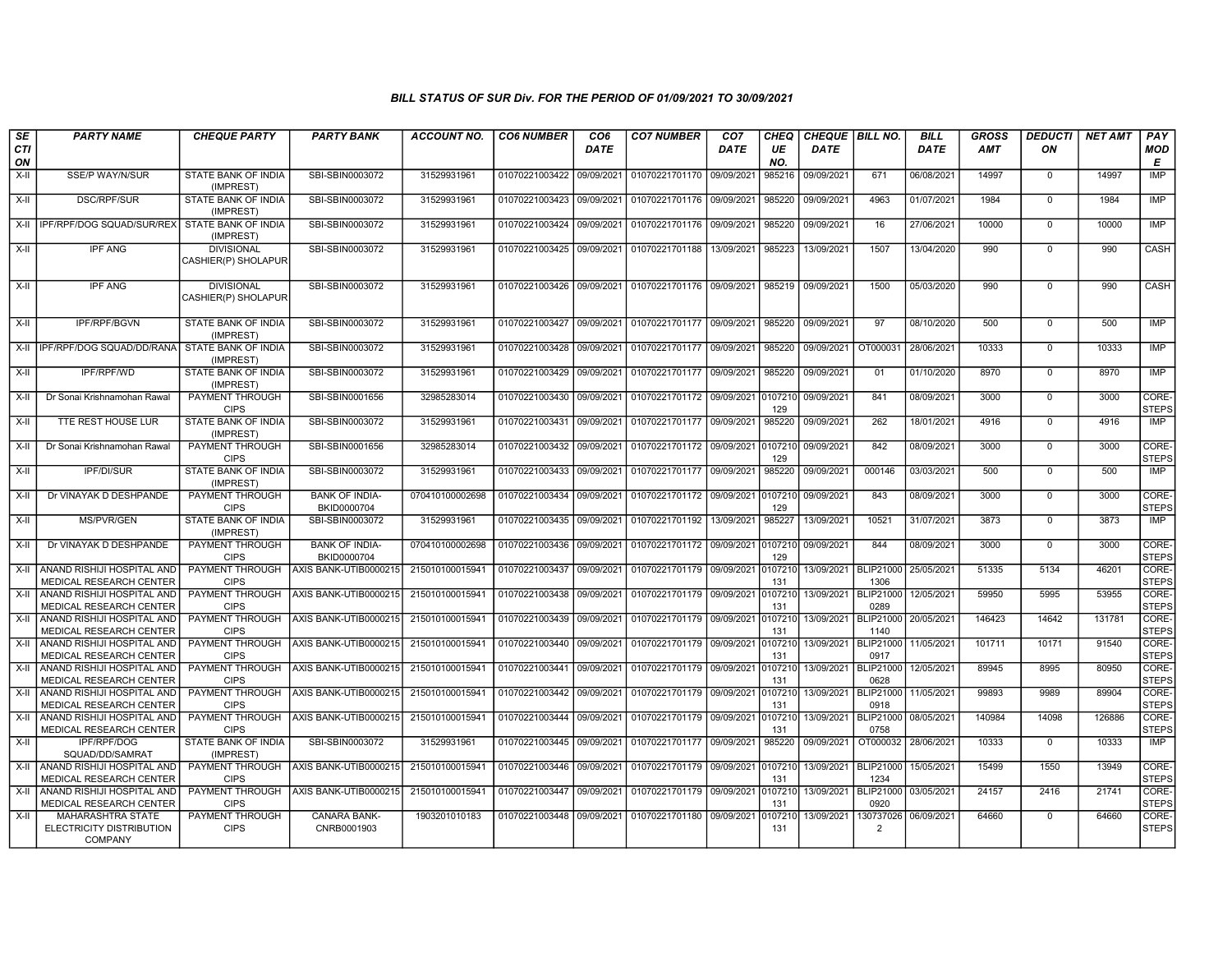## BILL STATUS OF SUR Div. FOR THE PERIOD OF 01/09/2021 TO 30/09/2021

| SECTION | PARTY NAME | CHEQUE PARTY | PARTY BANK | ACCOUNT NO. | CO6 NUMBER | CO6 DATE | CO7 NUMBER | CO7 DATE | CHEQUE NO. | CHEQUE DATE | BILL NO. | BILL DATE | GROSS AMT | DEDUCTION | NET AMT | PAY MODE |
|---|---|---|---|---|---|---|---|---|---|---|---|---|---|---|---|---|
| X-II | SSE/P WAY/N/SUR | STATE BANK OF INDIA (IMPREST) | SBI-SBIN0003072 | 31529931961 | 01070221003422 | 09/09/2021 | 01070221701170 | 09/09/2021 | 985216 | 09/09/2021 | 671 | 06/08/2021 | 14997 | 0 | 14997 | IMP |
| X-II | DSC/RPF/SUR | STATE BANK OF INDIA (IMPREST) | SBI-SBIN0003072 | 31529931961 | 01070221003423 | 09/09/2021 | 01070221701176 | 09/09/2021 | 985220 | 09/09/2021 | 4963 | 01/07/2021 | 1984 | 0 | 1984 | IMP |
| X-II | IPF/RPF/DOG SQUAD/SUR/REX | STATE BANK OF INDIA (IMPREST) | SBI-SBIN0003072 | 31529931961 | 01070221003424 | 09/09/2021 | 01070221701176 | 09/09/2021 | 985220 | 09/09/2021 | 16 | 27/06/2021 | 10000 | 0 | 10000 | IMP |
| X-II | IPF ANG | DIVISIONAL CASHIER(P) SHOLAPUR | SBI-SBIN0003072 | 31529931961 | 01070221003425 | 09/09/2021 | 01070221701188 | 13/09/2021 | 985223 | 13/09/2021 | 1507 | 13/04/2020 | 990 | 0 | 990 | CASH |
| X-II | IPF ANG | DIVISIONAL CASHIER(P) SHOLAPUR | SBI-SBIN0003072 | 31529931961 | 01070221003426 | 09/09/2021 | 01070221701176 | 09/09/2021 | 985219 | 09/09/2021 | 1500 | 05/03/2020 | 990 | 0 | 990 | CASH |
| X-II | IPF/RPF/BGVN | STATE BANK OF INDIA (IMPREST) | SBI-SBIN0003072 | 31529931961 | 01070221003427 | 09/09/2021 | 01070221701177 | 09/09/2021 | 985220 | 09/09/2021 | 97 | 08/10/2020 | 500 | 0 | 500 | IMP |
| X-II | IPF/RPF/DOG SQUAD/DD/RANA | STATE BANK OF INDIA (IMPREST) | SBI-SBIN0003072 | 31529931961 | 01070221003428 | 09/09/2021 | 01070221701177 | 09/09/2021 | 985220 | 09/09/2021 | OT000031 | 28/06/2021 | 10333 | 0 | 10333 | IMP |
| X-II | IPF/RPF/WD | STATE BANK OF INDIA (IMPREST) | SBI-SBIN0003072 | 31529931961 | 01070221003429 | 09/09/2021 | 01070221701177 | 09/09/2021 | 985220 | 09/09/2021 | 01 | 01/10/2020 | 8970 | 0 | 8970 | IMP |
| X-II | Dr Sonai Krishnamohan Rawal | PAYMENT THROUGH CIPS | SBI-SBIN0001656 | 32985283014 | 01070221003430 | 09/09/2021 | 01070221701172 | 09/09/2021 | 0107210129 | 09/09/2021 | 841 | 08/09/2021 | 3000 | 0 | 3000 | CORE-STEPS |
| X-II | TTE REST HOUSE LUR | STATE BANK OF INDIA (IMPREST) | SBI-SBIN0003072 | 31529931961 | 01070221003431 | 09/09/2021 | 01070221701177 | 09/09/2021 | 985220 | 09/09/2021 | 262 | 18/01/2021 | 4916 | 0 | 4916 | IMP |
| X-II | Dr Sonai Krishnamohan Rawal | PAYMENT THROUGH CIPS | SBI-SBIN0001656 | 32985283014 | 01070221003432 | 09/09/2021 | 01070221701172 | 09/09/2021 | 0107210129 | 09/09/2021 | 842 | 08/09/2021 | 3000 | 0 | 3000 | CORE-STEPS |
| X-II | IPF/DI/SUR | STATE BANK OF INDIA (IMPREST) | SBI-SBIN0003072 | 31529931961 | 01070221003433 | 09/09/2021 | 01070221701177 | 09/09/2021 | 985220 | 09/09/2021 | 000146 | 03/03/2021 | 500 | 0 | 500 | IMP |
| X-II | Dr VINAYAK D DESHPANDE | PAYMENT THROUGH CIPS | BANK OF INDIA-BKID0000704 | 070410100002698 | 01070221003434 | 09/09/2021 | 01070221701172 | 09/09/2021 | 0107210129 | 09/09/2021 | 843 | 08/09/2021 | 3000 | 0 | 3000 | CORE-STEPS |
| X-II | MS/PVR/GEN | STATE BANK OF INDIA (IMPREST) | SBI-SBIN0003072 | 31529931961 | 01070221003435 | 09/09/2021 | 01070221701192 | 13/09/2021 | 985227 | 13/09/2021 | 10521 | 31/07/2021 | 3873 | 0 | 3873 | IMP |
| X-II | Dr VINAYAK D DESHPANDE | PAYMENT THROUGH CIPS | BANK OF INDIA-BKID0000704 | 070410100002698 | 01070221003436 | 09/09/2021 | 01070221701172 | 09/09/2021 | 0107210129 | 09/09/2021 | 844 | 08/09/2021 | 3000 | 0 | 3000 | CORE-STEPS |
| X-II | ANAND RISHIJI HOSPITAL AND MEDICAL RESEARCH CENTER | PAYMENT THROUGH CIPS | AXIS BANK-UTIB0000215 | 215010100015941 | 01070221003437 | 09/09/2021 | 01070221701179 | 09/09/2021 | 0107210131 | 13/09/2021 | BLIP210001306 | 25/05/2021 | 51335 | 5134 | 46201 | CORE-STEPS |
| X-II | ANAND RISHIJI HOSPITAL AND MEDICAL RESEARCH CENTER | PAYMENT THROUGH CIPS | AXIS BANK-UTIB0000215 | 215010100015941 | 01070221003438 | 09/09/2021 | 01070221701179 | 09/09/2021 | 0107210131 | 13/09/2021 | BLIP210000289 | 12/05/2021 | 59950 | 5995 | 53955 | CORE-STEPS |
| X-II | ANAND RISHIJI HOSPITAL AND MEDICAL RESEARCH CENTER | PAYMENT THROUGH CIPS | AXIS BANK-UTIB0000215 | 215010100015941 | 01070221003439 | 09/09/2021 | 01070221701179 | 09/09/2021 | 0107210131 | 13/09/2021 | BLIP210001140 | 20/05/2021 | 146423 | 14642 | 131781 | CORE-STEPS |
| X-II | ANAND RISHIJI HOSPITAL AND MEDICAL RESEARCH CENTER | PAYMENT THROUGH CIPS | AXIS BANK-UTIB0000215 | 215010100015941 | 01070221003440 | 09/09/2021 | 01070221701179 | 09/09/2021 | 0107210131 | 13/09/2021 | BLIP210000917 | 11/05/2021 | 101711 | 10171 | 91540 | CORE-STEPS |
| X-II | ANAND RISHIJI HOSPITAL AND MEDICAL RESEARCH CENTER | PAYMENT THROUGH CIPS | AXIS BANK-UTIB0000215 | 215010100015941 | 01070221003441 | 09/09/2021 | 01070221701179 | 09/09/2021 | 0107210131 | 13/09/2021 | BLIP210000628 | 12/05/2021 | 89945 | 8995 | 80950 | CORE-STEPS |
| X-II | ANAND RISHIJI HOSPITAL AND MEDICAL RESEARCH CENTER | PAYMENT THROUGH CIPS | AXIS BANK-UTIB0000215 | 215010100015941 | 01070221003442 | 09/09/2021 | 01070221701179 | 09/09/2021 | 0107210131 | 13/09/2021 | BLIP210000918 | 11/05/2021 | 99893 | 9989 | 89904 | CORE-STEPS |
| X-II | ANAND RISHIJI HOSPITAL AND MEDICAL RESEARCH CENTER | PAYMENT THROUGH CIPS | AXIS BANK-UTIB0000215 | 215010100015941 | 01070221003444 | 09/09/2021 | 01070221701179 | 09/09/2021 | 0107210131 | 13/09/2021 | BLIP210000758 | 08/05/2021 | 140984 | 14098 | 126886 | CORE-STEPS |
| X-II | IPF/RPF/DOG SQUAD/DD/SAMRAT | STATE BANK OF INDIA (IMPREST) | SBI-SBIN0003072 | 31529931961 | 01070221003445 | 09/09/2021 | 01070221701177 | 09/09/2021 | 985220 | 09/09/2021 | OT000032 | 28/06/2021 | 10333 | 0 | 10333 | IMP |
| X-II | ANAND RISHIJI HOSPITAL AND MEDICAL RESEARCH CENTER | PAYMENT THROUGH CIPS | AXIS BANK-UTIB0000215 | 215010100015941 | 01070221003446 | 09/09/2021 | 01070221701179 | 09/09/2021 | 0107210131 | 13/09/2021 | BLIP210001234 | 15/05/2021 | 15499 | 1550 | 13949 | CORE-STEPS |
| X-II | ANAND RISHIJI HOSPITAL AND MEDICAL RESEARCH CENTER | PAYMENT THROUGH CIPS | AXIS BANK-UTIB0000215 | 215010100015941 | 01070221003447 | 09/09/2021 | 01070221701179 | 09/09/2021 | 0107210131 | 13/09/2021 | BLIP210000920 | 03/05/2021 | 24157 | 2416 | 21741 | CORE-STEPS |
| X-II | MAHARASHTRA STATE ELECTRICITY DISTRIBUTION COMPANY | PAYMENT THROUGH CIPS | CANARA BANK-CNRB0001903 | 1903201010183 | 01070221003448 | 09/09/2021 | 01070221701180 | 09/09/2021 | 0107210131 | 13/09/2021 | 1307370262 | 06/09/2021 | 64660 | 0 | 64660 | CORE-STEPS |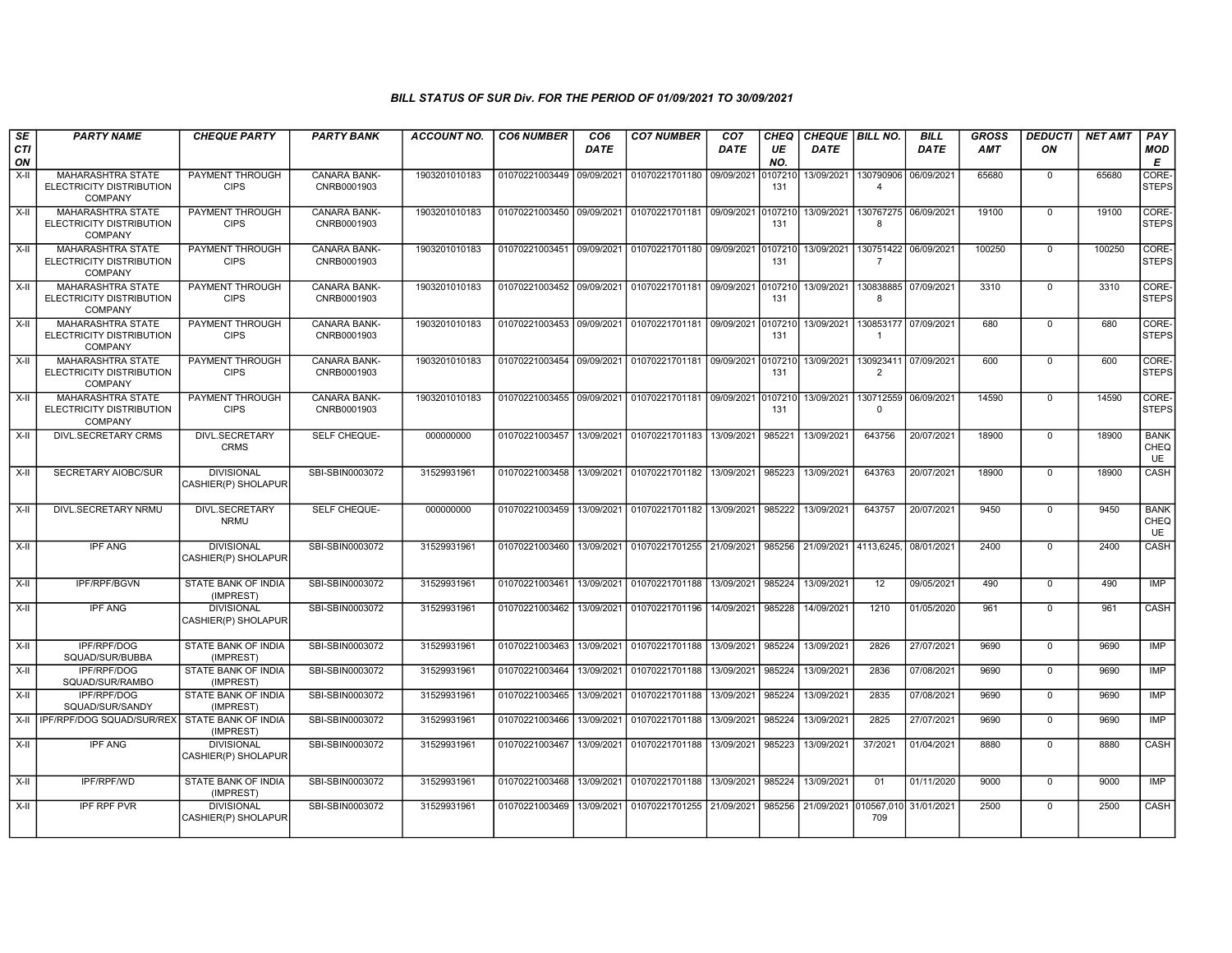## BILL STATUS OF SUR Div. FOR THE PERIOD OF 01/09/2021 TO 30/09/2021

| SECTION | PARTY NAME | CHEQUE PARTY | PARTY BANK | ACCOUNT NO. | CO6 NUMBER | CO6 DATE | CO7 NUMBER | CO7 DATE | CHEQUE NO. | CHEQUE DATE | BILL NO. | BILL DATE | GROSS AMT | DEDUCTION | NET AMT | PAY MODE |
|---|---|---|---|---|---|---|---|---|---|---|---|---|---|---|---|---|
| X-II | MAHARASHTRA STATE ELECTRICITY DISTRIBUTION COMPANY | PAYMENT THROUGH CIPS | CANARA BANK-CNRB0001903 | 1903201010183 | 01070221003449 | 09/09/2021 | 01070221701180 | 09/09/2021 | 0107210131 | 13/09/2021 | 1307909064 | 06/09/2021 | 65680 | 0 | 65680 | CORE-STEPS |
| X-II | MAHARASHTRA STATE ELECTRICITY DISTRIBUTION COMPANY | PAYMENT THROUGH CIPS | CANARA BANK-CNRB0001903 | 1903201010183 | 01070221003450 | 09/09/2021 | 01070221701181 | 09/09/2021 | 0107210131 | 13/09/2021 | 1307672758 | 06/09/2021 | 19100 | 0 | 19100 | CORE-STEPS |
| X-II | MAHARASHTRA STATE ELECTRICITY DISTRIBUTION COMPANY | PAYMENT THROUGH CIPS | CANARA BANK-CNRB0001903 | 1903201010183 | 01070221003451 | 09/09/2021 | 01070221701180 | 09/09/2021 | 0107210131 | 13/09/2021 | 1307514227 | 06/09/2021 | 100250 | 0 | 100250 | CORE-STEPS |
| X-II | MAHARASHTRA STATE ELECTRICITY DISTRIBUTION COMPANY | PAYMENT THROUGH CIPS | CANARA BANK-CNRB0001903 | 1903201010183 | 01070221003452 | 09/09/2021 | 01070221701181 | 09/09/2021 | 0107210131 | 13/09/2021 | 1308388858 | 07/09/2021 | 3310 | 0 | 3310 | CORE-STEPS |
| X-II | MAHARASHTRA STATE ELECTRICITY DISTRIBUTION COMPANY | PAYMENT THROUGH CIPS | CANARA BANK-CNRB0001903 | 1903201010183 | 01070221003453 | 09/09/2021 | 01070221701181 | 09/09/2021 | 0107210131 | 13/09/2021 | 1308531771 | 07/09/2021 | 680 | 0 | 680 | CORE-STEPS |
| X-II | MAHARASHTRA STATE ELECTRICITY DISTRIBUTION COMPANY | PAYMENT THROUGH CIPS | CANARA BANK-CNRB0001903 | 1903201010183 | 01070221003454 | 09/09/2021 | 01070221701181 | 09/09/2021 | 0107210131 | 13/09/2021 | 1309234112 | 07/09/2021 | 600 | 0 | 600 | CORE-STEPS |
| X-II | MAHARASHTRA STATE ELECTRICITY DISTRIBUTION COMPANY | PAYMENT THROUGH CIPS | CANARA BANK-CNRB0001903 | 1903201010183 | 01070221003455 | 09/09/2021 | 01070221701181 | 09/09/2021 | 0107210131 | 13/09/2021 | 1307125590 | 06/09/2021 | 14590 | 0 | 14590 | CORE-STEPS |
| X-II | DIVL.SECRETARY CRMS | DIVL.SECRETARY CRMS | SELF CHEQUE- | 000000000 | 01070221003457 | 13/09/2021 | 01070221701183 | 13/09/2021 | 985221 | 13/09/2021 | 643756 | 20/07/2021 | 18900 | 0 | 18900 | BANK CHEQUE |
| X-II | SECRETARY AIOBC/SUR | DIVISIONAL CASHIER(P) SHOLAPUR | SBI-SBIN0003072 | 31529931961 | 01070221003458 | 13/09/2021 | 01070221701182 | 13/09/2021 | 985223 | 13/09/2021 | 643763 | 20/07/2021 | 18900 | 0 | 18900 | CASH |
| X-II | DIVL.SECRETARY NRMU | DIVL.SECRETARY NRMU | SELF CHEQUE- | 000000000 | 01070221003459 | 13/09/2021 | 01070221701182 | 13/09/2021 | 985222 | 13/09/2021 | 643757 | 20/07/2021 | 9450 | 0 | 9450 | BANK CHEQUE |
| X-II | IPF ANG | DIVISIONAL CASHIER(P) SHOLAPUR | SBI-SBIN0003072 | 31529931961 | 01070221003460 | 13/09/2021 | 01070221701255 | 21/09/2021 | 985256 | 21/09/2021 | 4113,6245, | 08/01/2021 | 2400 | 0 | 2400 | CASH |
| X-II | IPF/RPF/BGVN | STATE BANK OF INDIA (IMPREST) | SBI-SBIN0003072 | 31529931961 | 01070221003461 | 13/09/2021 | 01070221701188 | 13/09/2021 | 985224 | 13/09/2021 | 12 | 09/05/2021 | 490 | 0 | 490 | IMP |
| X-II | IPF ANG | DIVISIONAL CASHIER(P) SHOLAPUR | SBI-SBIN0003072 | 31529931961 | 01070221003462 | 13/09/2021 | 01070221701196 | 14/09/2021 | 985228 | 14/09/2021 | 1210 | 01/05/2020 | 961 | 0 | 961 | CASH |
| X-II | IPF/RPF/DOG SQUAD/SUR/BUBBA | STATE BANK OF INDIA (IMPREST) | SBI-SBIN0003072 | 31529931961 | 01070221003463 | 13/09/2021 | 01070221701188 | 13/09/2021 | 985224 | 13/09/2021 | 2826 | 27/07/2021 | 9690 | 0 | 9690 | IMP |
| X-II | IPF/RPF/DOG SQUAD/SUR/RAMBO | STATE BANK OF INDIA (IMPREST) | SBI-SBIN0003072 | 31529931961 | 01070221003464 | 13/09/2021 | 01070221701188 | 13/09/2021 | 985224 | 13/09/2021 | 2836 | 07/08/2021 | 9690 | 0 | 9690 | IMP |
| X-II | IPF/RPF/DOG SQUAD/SUR/SANDY | STATE BANK OF INDIA (IMPREST) | SBI-SBIN0003072 | 31529931961 | 01070221003465 | 13/09/2021 | 01070221701188 | 13/09/2021 | 985224 | 13/09/2021 | 2835 | 07/08/2021 | 9690 | 0 | 9690 | IMP |
| X-II | IPF/RPF/DOG SQUAD/SUR/REX | STATE BANK OF INDIA (IMPREST) | SBI-SBIN0003072 | 31529931961 | 01070221003466 | 13/09/2021 | 01070221701188 | 13/09/2021 | 985224 | 13/09/2021 | 2825 | 27/07/2021 | 9690 | 0 | 9690 | IMP |
| X-II | IPF ANG | DIVISIONAL CASHIER(P) SHOLAPUR | SBI-SBIN0003072 | 31529931961 | 01070221003467 | 13/09/2021 | 01070221701188 | 13/09/2021 | 985223 | 13/09/2021 | 37/2021 | 01/04/2021 | 8880 | 0 | 8880 | CASH |
| X-II | IPF/RPF/WD | STATE BANK OF INDIA (IMPREST) | SBI-SBIN0003072 | 31529931961 | 01070221003468 | 13/09/2021 | 01070221701188 | 13/09/2021 | 985224 | 13/09/2021 | 01 | 01/11/2020 | 9000 | 0 | 9000 | IMP |
| X-II | IPF RPF PVR | DIVISIONAL CASHIER(P) SHOLAPUR | SBI-SBIN0003072 | 31529931961 | 01070221003469 | 13/09/2021 | 01070221701255 | 21/09/2021 | 985256 | 21/09/2021 | 010567,010709 | 31/01/2021 | 2500 | 0 | 2500 | CASH |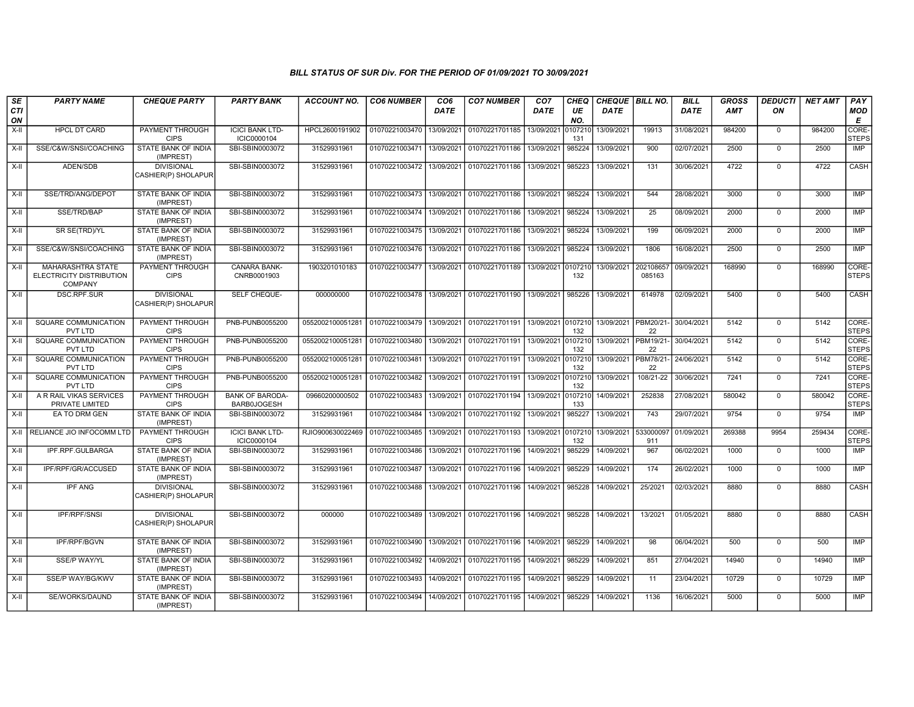### BILL STATUS OF SUR Div. FOR THE PERIOD OF 01/09/2021 TO 30/09/2021

| SECTION | PARTY NAME | CHEQUE PARTY | PARTY BANK | ACCOUNT NO. | CO6 NUMBER | CO6 DATE | CO7 NUMBER | CO7 DATE | CHEQUE NO. | CHEQUE DATE | BILL NO. | BILL DATE | GROSS AMT | DEDUCTION | NET AMT | PAY MODE |
|---|---|---|---|---|---|---|---|---|---|---|---|---|---|---|---|---|
| X-II | HPCL DT CARD | PAYMENT THROUGH CIPS | ICICI BANK LTD-ICIC0000104 | HPCL2600191902 | 01070221003470 | 13/09/2021 | 01070221701185 | 13/09/2021 | 0107210131 | 13/09/2021 | 19913 | 31/08/2021 | 984200 | 0 | 984200 | CORE-STEPS |
| X-II | SSE/C&W/SNSI/COACHING | STATE BANK OF INDIA (IMPREST) | SBI-SBIN0003072 | 31529931961 | 01070221003471 | 13/09/2021 | 01070221701186 | 13/09/2021 | 985224 | 13/09/2021 | 900 | 02/07/2021 | 2500 | 0 | 2500 | IMP |
| X-II | ADEN/SDB | DIVISIONAL CASHIER(P) SHOLAPUR | SBI-SBIN0003072 | 31529931961 | 01070221003472 | 13/09/2021 | 01070221701186 | 13/09/2021 | 985223 | 13/09/2021 | 131 | 30/06/2021 | 4722 | 0 | 4722 | CASH |
| X-II | SSE/TRD/ANG/DEPOT | STATE BANK OF INDIA (IMPREST) | SBI-SBIN0003072 | 31529931961 | 01070221003473 | 13/09/2021 | 01070221701186 | 13/09/2021 | 985224 | 13/09/2021 | 544 | 28/08/2021 | 3000 | 0 | 3000 | IMP |
| X-II | SSE/TRD/BAP | STATE BANK OF INDIA (IMPREST) | SBI-SBIN0003072 | 31529931961 | 01070221003474 | 13/09/2021 | 01070221701186 | 13/09/2021 | 985224 | 13/09/2021 | 25 | 08/09/2021 | 2000 | 0 | 2000 | IMP |
| X-II | SR SE(TRD)/YL | STATE BANK OF INDIA (IMPREST) | SBI-SBIN0003072 | 31529931961 | 01070221003475 | 13/09/2021 | 01070221701186 | 13/09/2021 | 985224 | 13/09/2021 | 199 | 06/09/2021 | 2000 | 0 | 2000 | IMP |
| X-II | SSE/C&W/SNSI/COACHING | STATE BANK OF INDIA (IMPREST) | SBI-SBIN0003072 | 31529931961 | 01070221003476 | 13/09/2021 | 01070221701186 | 13/09/2021 | 985224 | 13/09/2021 | 1806 | 16/08/2021 | 2500 | 0 | 2500 | IMP |
| X-II | MAHARASHTRA STATE ELECTRICITY DISTRIBUTION COMPANY | PAYMENT THROUGH CIPS | CANARA BANK-CNRB0001903 | 1903201010183 | 01070221003477 | 13/09/2021 | 01070221701189 | 13/09/2021 | 0107210132 | 13/09/2021 | 202108657085163 | 09/09/2021 | 168990 | 0 | 168990 | CORE-STEPS |
| X-II | DSC.RPF.SUR | DIVISIONAL CASHIER(P) SHOLAPUR | SELF CHEQUE- | 000000000 | 01070221003478 | 13/09/2021 | 01070221701190 | 13/09/2021 | 985226 | 13/09/2021 | 614978 | 02/09/2021 | 5400 | 0 | 5400 | CASH |
| X-II | SQUARE COMMUNICATION PVT LTD | PAYMENT THROUGH CIPS | PNB-PUNB0055200 | 0552002100051281 | 01070221003479 | 13/09/2021 | 01070221701191 | 13/09/2021 | 0107210132 | 13/09/2021 | PBM20/21-22 | 30/04/2021 | 5142 | 0 | 5142 | CORE-STEPS |
| X-II | SQUARE COMMUNICATION PVT LTD | PAYMENT THROUGH CIPS | PNB-PUNB0055200 | 0552002100051281 | 01070221003480 | 13/09/2021 | 01070221701191 | 13/09/2021 | 0107210132 | 13/09/2021 | PBM19/21-22 | 30/04/2021 | 5142 | 0 | 5142 | CORE-STEPS |
| X-II | SQUARE COMMUNICATION PVT LTD | PAYMENT THROUGH CIPS | PNB-PUNB0055200 | 0552002100051281 | 01070221003481 | 13/09/2021 | 01070221701191 | 13/09/2021 | 0107210132 | 13/09/2021 | PBM78/21-22 | 24/06/2021 | 5142 | 0 | 5142 | CORE-STEPS |
| X-II | SQUARE COMMUNICATION PVT LTD | PAYMENT THROUGH CIPS | PNB-PUNB0055200 | 0552002100051281 | 01070221003482 | 13/09/2021 | 01070221701191 | 13/09/2021 | 0107210132 | 13/09/2021 | 108/21-22 | 30/06/2021 | 7241 | 0 | 7241 | CORE-STEPS |
| X-II | A R RAIL VIKAS SERVICES PRIVATE LIMITED | PAYMENT THROUGH CIPS | BANK OF BARODA-BARB0JOGESH | 09660200000502 | 01070221003483 | 13/09/2021 | 01070221701194 | 13/09/2021 | 0107210133 | 14/09/2021 | 252838 | 27/08/2021 | 580042 | 0 | 580042 | CORE-STEPS |
| X-II | EA TO DRM GEN | STATE BANK OF INDIA (IMPREST) | SBI-SBIN0003072 | 31529931961 | 01070221003484 | 13/09/2021 | 01070221701192 | 13/09/2021 | 985227 | 13/09/2021 | 743 | 29/07/2021 | 9754 | 0 | 9754 | IMP |
| X-II | RELIANCE JIO INFOCOMM LTD | PAYMENT THROUGH CIPS | ICICI BANK LTD-ICIC0000104 | RJIO900630022469 | 01070221003485 | 13/09/2021 | 01070221701193 | 13/09/2021 | 0107210132 | 13/09/2021 | 533000097911 | 01/09/2021 | 269388 | 9954 | 259434 | CORE-STEPS |
| X-II | IPF.RPF.GULBARGA | STATE BANK OF INDIA (IMPREST) | SBI-SBIN0003072 | 31529931961 | 01070221003486 | 13/09/2021 | 01070221701196 | 14/09/2021 | 985229 | 14/09/2021 | 967 | 06/02/2021 | 1000 | 0 | 1000 | IMP |
| X-II | IPF/RPF/GR/ACCUSED | STATE BANK OF INDIA (IMPREST) | SBI-SBIN0003072 | 31529931961 | 01070221003487 | 13/09/2021 | 01070221701196 | 14/09/2021 | 985229 | 14/09/2021 | 174 | 26/02/2021 | 1000 | 0 | 1000 | IMP |
| X-II | IPF ANG | DIVISIONAL CASHIER(P) SHOLAPUR | SBI-SBIN0003072 | 31529931961 | 01070221003488 | 13/09/2021 | 01070221701196 | 14/09/2021 | 985228 | 14/09/2021 | 25/2021 | 02/03/2021 | 8880 | 0 | 8880 | CASH |
| X-II | IPF/RPF/SNSI | DIVISIONAL CASHIER(P) SHOLAPUR | SBI-SBIN0003072 | 000000 | 01070221003489 | 13/09/2021 | 01070221701196 | 14/09/2021 | 985228 | 14/09/2021 | 13/2021 | 01/05/2021 | 8880 | 0 | 8880 | CASH |
| X-II | IPF/RPF/BGVN | STATE BANK OF INDIA (IMPREST) | SBI-SBIN0003072 | 31529931961 | 01070221003490 | 13/09/2021 | 01070221701196 | 14/09/2021 | 985229 | 14/09/2021 | 98 | 06/04/2021 | 500 | 0 | 500 | IMP |
| X-II | SSE/P WAY/YL | STATE BANK OF INDIA (IMPREST) | SBI-SBIN0003072 | 31529931961 | 01070221003492 | 14/09/2021 | 01070221701195 | 14/09/2021 | 985229 | 14/09/2021 | 851 | 27/04/2021 | 14940 | 0 | 14940 | IMP |
| X-II | SSE/P WAY/BG/KWV | STATE BANK OF INDIA (IMPREST) | SBI-SBIN0003072 | 31529931961 | 01070221003493 | 14/09/2021 | 01070221701195 | 14/09/2021 | 985229 | 14/09/2021 | 11 | 23/04/2021 | 10729 | 0 | 10729 | IMP |
| X-II | SE/WORKS/DAUND | STATE BANK OF INDIA (IMPREST) | SBI-SBIN0003072 | 31529931961 | 01070221003494 | 14/09/2021 | 01070221701195 | 14/09/2021 | 985229 | 14/09/2021 | 1136 | 16/06/2021 | 5000 | 0 | 5000 | IMP |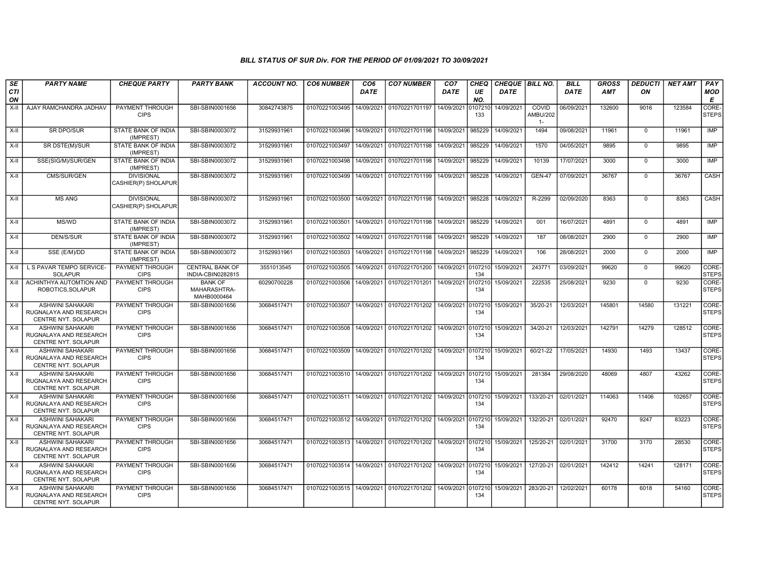### BILL STATUS OF SUR Div. FOR THE PERIOD OF 01/09/2021 TO 30/09/2021

| SECTION | PARTY NAME | CHEQUE PARTY | PARTY BANK | ACCOUNT NO. | CO6 NUMBER | CO6 DATE | CO7 NUMBER | CO7 DATE | CHEQUE NO. | CHEQUE DATE | BILL NO. | BILL DATE | GROSS AMT | DEDUCTION | NET AMT | PAY MODE |
|---|---|---|---|---|---|---|---|---|---|---|---|---|---|---|---|---|
| X-II | AJAY RAMCHANDRA JADHAV | PAYMENT THROUGH CIPS | SBI-SBIN0001656 | 30842743875 | 01070221003495 | 14/09/2021 | 01070221701197 | 14/09/2021 | 0107210133 | 14/09/2021 | COVID AMBU/2021- | 06/09/2021 | 132600 | 9016 | 123584 | CORE-STEPS |
| X-II | SR DPO/SUR | STATE BANK OF INDIA (IMPREST) | SBI-SBIN0003072 | 31529931961 | 01070221003496 | 14/09/2021 | 01070221701198 | 14/09/2021 | 985229 | 14/09/2021 | 1494 | 09/08/2021 | 11961 | 0 | 11961 | IMP |
| X-II | SR DSTE(M)/SUR | STATE BANK OF INDIA (IMPREST) | SBI-SBIN0003072 | 31529931961 | 01070221003497 | 14/09/2021 | 01070221701198 | 14/09/2021 | 985229 | 14/09/2021 | 1570 | 04/05/2021 | 9895 | 0 | 9895 | IMP |
| X-II | SSE(SIG/M)/SUR/GEN | STATE BANK OF INDIA (IMPREST) | SBI-SBIN0003072 | 31529931961 | 01070221003498 | 14/09/2021 | 01070221701198 | 14/09/2021 | 985229 | 14/09/2021 | 10139 | 17/07/2021 | 3000 | 0 | 3000 | IMP |
| X-II | CMS/SUR/GEN | DIVISIONAL CASHIER(P) SHOLAPUR | SBI-SBIN0003072 | 31529931961 | 01070221003499 | 14/09/2021 | 01070221701199 | 14/09/2021 | 985228 | 14/09/2021 | GEN-47 | 07/09/2021 | 36767 | 0 | 36767 | CASH |
| X-II | MS ANG | DIVISIONAL CASHIER(P) SHOLAPUR | SBI-SBIN0003072 | 31529931961 | 01070221003500 | 14/09/2021 | 01070221701198 | 14/09/2021 | 985228 | 14/09/2021 | R-2299 | 02/09/2020 | 8363 | 0 | 8363 | CASH |
| X-II | MS/WD | STATE BANK OF INDIA (IMPREST) | SBI-SBIN0003072 | 31529931961 | 01070221003501 | 14/09/2021 | 01070221701198 | 14/09/2021 | 985229 | 14/09/2021 | 001 | 16/07/2021 | 4891 | 0 | 4891 | IMP |
| X-II | DEN/S/SUR | STATE BANK OF INDIA (IMPREST) | SBI-SBIN0003072 | 31529931961 | 01070221003502 | 14/09/2021 | 01070221701198 | 14/09/2021 | 985229 | 14/09/2021 | 187 | 08/08/2021 | 2900 | 0 | 2900 | IMP |
| X-II | SSE (E/M)/DD | STATE BANK OF INDIA (IMPREST) | SBI-SBIN0003072 | 31529931961 | 01070221003503 | 14/09/2021 | 01070221701198 | 14/09/2021 | 985229 | 14/09/2021 | 106 | 28/08/2021 | 2000 | 0 | 2000 | IMP |
| X-II | L S PAVAR TEMPO SERVICE-SOLAPUR | PAYMENT THROUGH CIPS | CENTRAL BANK OF INDIA-CBIN0282815 | 3551013545 | 01070221003505 | 14/09/2021 | 01070221701200 | 14/09/2021 | 0107210134 | 15/09/2021 | 243771 | 03/09/2021 | 99620 | 0 | 99620 | CORE-STEPS |
| X-II | ACHINTHYA AUTOMTION AND ROBOTICS,SOLAPUR | PAYMENT THROUGH CIPS | BANK OF MAHARASHTRA-MAHB0000464 | 60290700228 | 01070221003506 | 14/09/2021 | 01070221701201 | 14/09/2021 | 0107210134 | 15/09/2021 | 222535 | 25/08/2021 | 9230 | 0 | 9230 | CORE-STEPS |
| X-II | ASHWINI SAHAKARI RUGNALAYA AND RESEARCH CENTRE NYT. SOLAPUR | PAYMENT THROUGH CIPS | SBI-SBIN0001656 | 30684517471 | 01070221003507 | 14/09/2021 | 01070221701202 | 14/09/2021 | 0107210134 | 15/09/2021 | 35/20-21 | 12/03/2021 | 145801 | 14580 | 131221 | CORE-STEPS |
| X-II | ASHWINI SAHAKARI RUGNALAYA AND RESEARCH CENTRE NYT. SOLAPUR | PAYMENT THROUGH CIPS | SBI-SBIN0001656 | 30684517471 | 01070221003508 | 14/09/2021 | 01070221701202 | 14/09/2021 | 0107210134 | 15/09/2021 | 34/20-21 | 12/03/2021 | 142791 | 14279 | 128512 | CORE-STEPS |
| X-II | ASHWINI SAHAKARI RUGNALAYA AND RESEARCH CENTRE NYT. SOLAPUR | PAYMENT THROUGH CIPS | SBI-SBIN0001656 | 30684517471 | 01070221003509 | 14/09/2021 | 01070221701202 | 14/09/2021 | 0107210134 | 15/09/2021 | 60/21-22 | 17/05/2021 | 14930 | 1493 | 13437 | CORE-STEPS |
| X-II | ASHWINI SAHAKARI RUGNALAYA AND RESEARCH CENTRE NYT. SOLAPUR | PAYMENT THROUGH CIPS | SBI-SBIN0001656 | 30684517471 | 01070221003510 | 14/09/2021 | 01070221701202 | 14/09/2021 | 0107210134 | 15/09/2021 | 281384 | 29/08/2020 | 48069 | 4807 | 43262 | CORE-STEPS |
| X-II | ASHWINI SAHAKARI RUGNALAYA AND RESEARCH CENTRE NYT. SOLAPUR | PAYMENT THROUGH CIPS | SBI-SBIN0001656 | 30684517471 | 01070221003511 | 14/09/2021 | 01070221701202 | 14/09/2021 | 0107210134 | 15/09/2021 | 133/20-21 | 02/01/2021 | 114063 | 11406 | 102657 | CORE-STEPS |
| X-II | ASHWINI SAHAKARI RUGNALAYA AND RESEARCH CENTRE NYT. SOLAPUR | PAYMENT THROUGH CIPS | SBI-SBIN0001656 | 30684517471 | 01070221003512 | 14/09/2021 | 01070221701202 | 14/09/2021 | 0107210134 | 15/09/2021 | 132/20-21 | 02/01/2021 | 92470 | 9247 | 83223 | CORE-STEPS |
| X-II | ASHWINI SAHAKARI RUGNALAYA AND RESEARCH CENTRE NYT. SOLAPUR | PAYMENT THROUGH CIPS | SBI-SBIN0001656 | 30684517471 | 01070221003513 | 14/09/2021 | 01070221701202 | 14/09/2021 | 0107210134 | 15/09/2021 | 125/20-21 | 02/01/2021 | 31700 | 3170 | 28530 | CORE-STEPS |
| X-II | ASHWINI SAHAKARI RUGNALAYA AND RESEARCH CENTRE NYT. SOLAPUR | PAYMENT THROUGH CIPS | SBI-SBIN0001656 | 30684517471 | 01070221003514 | 14/09/2021 | 01070221701202 | 14/09/2021 | 0107210134 | 15/09/2021 | 127/20-21 | 02/01/2021 | 142412 | 14241 | 128171 | CORE-STEPS |
| X-II | ASHWINI SAHAKARI RUGNALAYA AND RESEARCH CENTRE NYT. SOLAPUR | PAYMENT THROUGH CIPS | SBI-SBIN0001656 | 30684517471 | 01070221003515 | 14/09/2021 | 01070221701202 | 14/09/2021 | 0107210134 | 15/09/2021 | 283/20-21 | 12/02/2021 | 60178 | 6018 | 54160 | CORE-STEPS |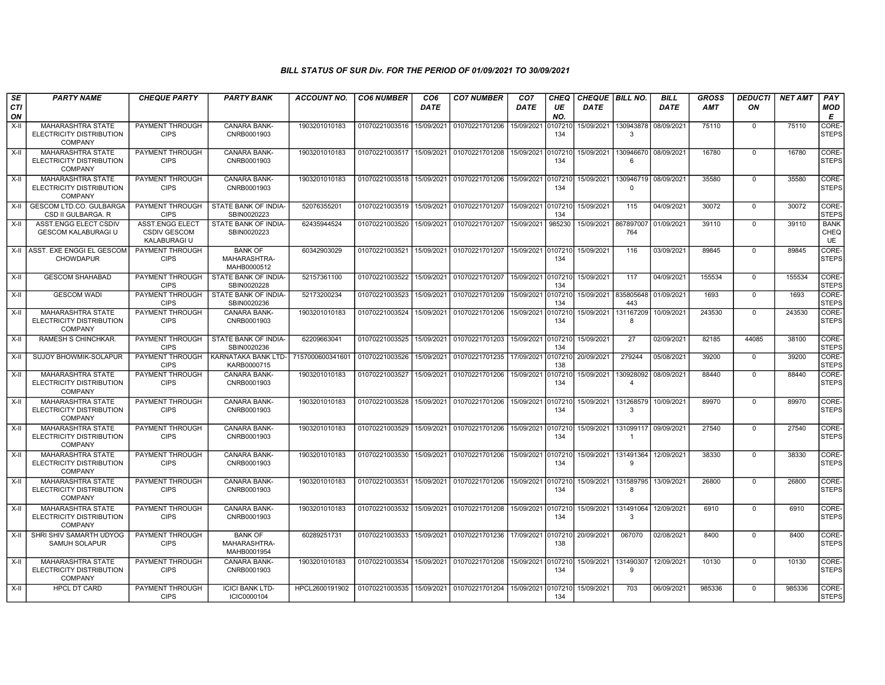**BILL STATUS OF SUR Div. FOR THE PERIOD OF 01/09/2021 TO 30/09/2021**

| SECTION | PARTY NAME | CHEQUE PARTY | PARTY BANK | ACCOUNT NO. | CO6 NUMBER | CO6 DATE | CO7 NUMBER | CO7 DATE | CHEQUE NO. | CHEQUE DATE | BILL NO. | BILL DATE | GROSS AMT | DEDUCTION | NET AMT | PAY MODE |
|---|---|---|---|---|---|---|---|---|---|---|---|---|---|---|---|---|
| X-II | MAHARASHTRA STATE ELECTRICITY DISTRIBUTION COMPANY | PAYMENT THROUGH CIPS | CANARA BANK-CNRB0001903 | 1903201010183 | 01070221003516 | 15/09/2021 | 01070221701206 | 15/09/2021 | 0107210134 | 15/09/2021 | 1309438783 | 08/09/2021 | 75110 | 0 | 75110 | CORE-STEPS |
| X-II | MAHARASHTRA STATE ELECTRICITY DISTRIBUTION COMPANY | PAYMENT THROUGH CIPS | CANARA BANK-CNRB0001903 | 1903201010183 | 01070221003517 | 15/09/2021 | 01070221701208 | 15/09/2021 | 0107210134 | 15/09/2021 | 1309466706 | 08/09/2021 | 16780 | 0 | 16780 | CORE-STEPS |
| X-II | MAHARASHTRA STATE ELECTRICITY DISTRIBUTION COMPANY | PAYMENT THROUGH CIPS | CANARA BANK-CNRB0001903 | 1903201010183 | 01070221003518 | 15/09/2021 | 01070221701206 | 15/09/2021 | 0107210134 | 15/09/2021 | 1309467190 | 08/09/2021 | 35580 | 0 | 35580 | CORE-STEPS |
| X-II | GESCOM LTD.CO. GULBARGA CSD II GULBARGA. R | PAYMENT THROUGH CIPS | STATE BANK OF INDIA-SBIN0020223 | 52076355201 | 01070221003519 | 15/09/2021 | 01070221701207 | 15/09/2021 | 0107210134 | 15/09/2021 | 115 | 04/09/2021 | 30072 | 0 | 30072 | CORE-STEPS |
| X-II | ASST.ENGG ELECT CSDIV GESCOM KALABURAGI U | ASST.ENGG ELECT CSDIV GESCOM KALABURAGI U | STATE BANK OF INDIA-SBIN0020223 | 62435944524 | 01070221003520 | 15/09/2021 | 01070221701207 | 15/09/2021 | 985230 | 15/09/2021 | 867897007764 | 01/09/2021 | 39110 | 0 | 39110 | BANK CHEQUE |
| X-II | ASST. EXE ENGGI EL GESCOM CHOWDAPUR | PAYMENT THROUGH CIPS | BANK OF MAHARASHTRA-MAHB0000512 | 60342903029 | 01070221003521 | 15/09/2021 | 01070221701207 | 15/09/2021 | 0107210134 | 15/09/2021 | 116 | 03/09/2021 | 89845 | 0 | 89845 | CORE-STEPS |
| X-II | GESCOM SHAHABAD | PAYMENT THROUGH CIPS | STATE BANK OF INDIA-SBIN0020228 | 52157361100 | 01070221003522 | 15/09/2021 | 01070221701207 | 15/09/2021 | 0107210134 | 15/09/2021 | 117 | 04/09/2021 | 155534 | 0 | 155534 | CORE-STEPS |
| X-II | GESCOM WADI | PAYMENT THROUGH CIPS | STATE BANK OF INDIA-SBIN0020236 | 52173200234 | 01070221003523 | 15/09/2021 | 01070221701209 | 15/09/2021 | 0107210134 | 15/09/2021 | 835805648443 | 01/09/2021 | 1693 | 0 | 1693 | CORE-STEPS |
| X-II | MAHARASHTRA STATE ELECTRICITY DISTRIBUTION COMPANY | PAYMENT THROUGH CIPS | CANARA BANK-CNRB0001903 | 1903201010183 | 01070221003524 | 15/09/2021 | 01070221701206 | 15/09/2021 | 0107210134 | 15/09/2021 | 1311672098 | 10/09/2021 | 243530 | 0 | 243530 | CORE-STEPS |
| X-II | RAMESH S CHINCHKAR. | PAYMENT THROUGH CIPS | STATE BANK OF INDIA-SBIN0020236 | 62209663041 | 01070221003525 | 15/09/2021 | 01070221701203 | 15/09/2021 | 0107210134 | 15/09/2021 | 27 | 02/09/2021 | 82185 | 44085 | 38100 | CORE-STEPS |
| X-II | SUJOY BHOWMIK-SOLAPUR | PAYMENT THROUGH CIPS | KARNATAKA BANK LTD-KARB0000715 | 7157000600341601 | 01070221003526 | 15/09/2021 | 01070221701235 | 17/09/2021 | 0107210138 | 20/09/2021 | 279244 | 05/08/2021 | 39200 | 0 | 39200 | CORE-STEPS |
| X-II | MAHARASHTRA STATE ELECTRICITY DISTRIBUTION COMPANY | PAYMENT THROUGH CIPS | CANARA BANK-CNRB0001903 | 1903201010183 | 01070221003527 | 15/09/2021 | 01070221701206 | 15/09/2021 | 0107210134 | 15/09/2021 | 1309280924 | 08/09/2021 | 88440 | 0 | 88440 | CORE-STEPS |
| X-II | MAHARASHTRA STATE ELECTRICITY DISTRIBUTION COMPANY | PAYMENT THROUGH CIPS | CANARA BANK-CNRB0001903 | 1903201010183 | 01070221003528 | 15/09/2021 | 01070221701206 | 15/09/2021 | 0107210134 | 15/09/2021 | 1312685793 | 10/09/2021 | 89970 | 0 | 89970 | CORE-STEPS |
| X-II | MAHARASHTRA STATE ELECTRICITY DISTRIBUTION COMPANY | PAYMENT THROUGH CIPS | CANARA BANK-CNRB0001903 | 1903201010183 | 01070221003529 | 15/09/2021 | 01070221701206 | 15/09/2021 | 0107210134 | 15/09/2021 | 1310991171 | 09/09/2021 | 27540 | 0 | 27540 | CORE-STEPS |
| X-II | MAHARASHTRA STATE ELECTRICITY DISTRIBUTION COMPANY | PAYMENT THROUGH CIPS | CANARA BANK-CNRB0001903 | 1903201010183 | 01070221003530 | 15/09/2021 | 01070221701206 | 15/09/2021 | 0107210134 | 15/09/2021 | 1314913649 | 12/09/2021 | 38330 | 0 | 38330 | CORE-STEPS |
| X-II | MAHARASHTRA STATE ELECTRICITY DISTRIBUTION COMPANY | PAYMENT THROUGH CIPS | CANARA BANK-CNRB0001903 | 1903201010183 | 01070221003531 | 15/09/2021 | 01070221701206 | 15/09/2021 | 0107210134 | 15/09/2021 | 1315897958 | 13/09/2021 | 26800 | 0 | 26800 | CORE-STEPS |
| X-II | MAHARASHTRA STATE ELECTRICITY DISTRIBUTION COMPANY | PAYMENT THROUGH CIPS | CANARA BANK-CNRB0001903 | 1903201010183 | 01070221003532 | 15/09/2021 | 01070221701208 | 15/09/2021 | 0107210134 | 15/09/2021 | 1314910643 | 12/09/2021 | 6910 | 0 | 6910 | CORE-STEPS |
| X-II | SHRI SHIV SAMARTH UDYOG SAMUH SOLAPUR | PAYMENT THROUGH CIPS | BANK OF MAHARASHTRA-MAHB0001954 | 60289251731 | 01070221003533 | 15/09/2021 | 01070221701236 | 17/09/2021 | 0107210138 | 20/09/2021 | 067070 | 02/08/2021 | 8400 | 0 | 8400 | CORE-STEPS |
| X-II | MAHARASHTRA STATE ELECTRICITY DISTRIBUTION COMPANY | PAYMENT THROUGH CIPS | CANARA BANK-CNRB0001903 | 1903201010183 | 01070221003534 | 15/09/2021 | 01070221701208 | 15/09/2021 | 0107210134 | 15/09/2021 | 1314903079 | 12/09/2021 | 10130 | 0 | 10130 | CORE-STEPS |
| X-II | HPCL DT CARD | PAYMENT THROUGH CIPS | ICICI BANK LTD-ICIC0000104 | HPCL2600191902 | 01070221003535 | 15/09/2021 | 01070221701204 | 15/09/2021 | 0107210134 | 15/09/2021 | 703 | 06/09/2021 | 985336 | 0 | 985336 | CORE-STEPS |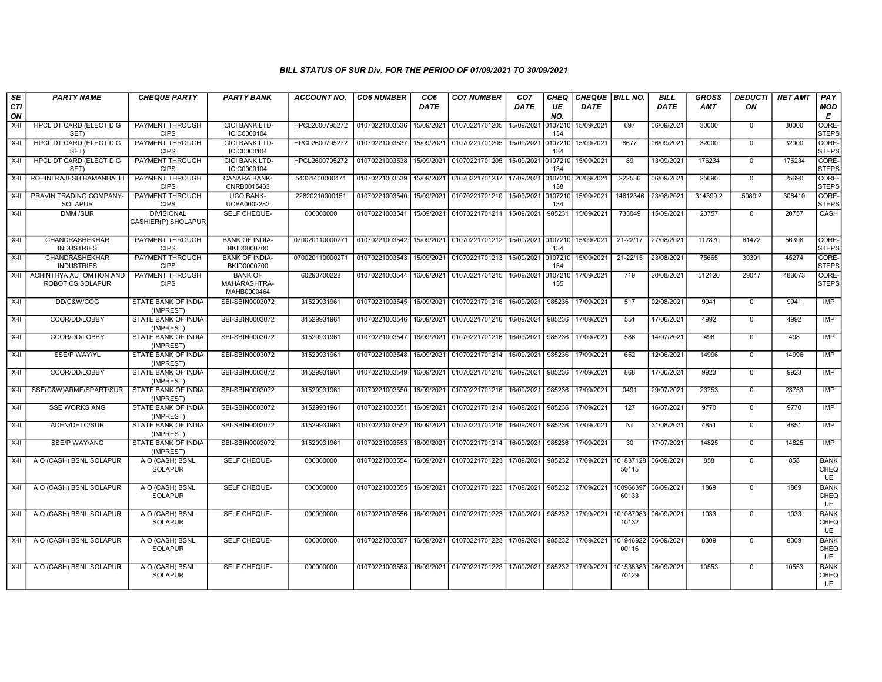## BILL STATUS OF SUR Div. FOR THE PERIOD OF 01/09/2021 TO 30/09/2021

| SECTION | PARTY NAME | CHEQUE PARTY | PARTY BANK | ACCOUNT NO. | CO6 NUMBER | CO6 DATE | CO7 NUMBER | CO7 DATE | CHEQUE NO. | CHEQUE DATE | BILL NO. | BILL DATE | GROSS AMT | DEDUCTION | NET AMT | PAY MODE |
|---|---|---|---|---|---|---|---|---|---|---|---|---|---|---|---|---|
| X-II | HPCL DT CARD (ELECT D G SET) | PAYMENT THROUGH CIPS | ICICI BANK LTD-ICIC0000104 | HPCL2600795272 | 01070221003536 | 15/09/2021 | 01070221701205 | 15/09/2021 | 0107210134 | 15/09/2021 | 697 | 06/09/2021 | 30000 | 0 | 30000 | CORE-STEPS |
| X-II | HPCL DT CARD (ELECT D G SET) | PAYMENT THROUGH CIPS | ICICI BANK LTD-ICIC0000104 | HPCL2600795272 | 01070221003537 | 15/09/2021 | 01070221701205 | 15/09/2021 | 0107210134 | 15/09/2021 | 8677 | 06/09/2021 | 32000 | 0 | 32000 | CORE-STEPS |
| X-II | HPCL DT CARD (ELECT D G SET) | PAYMENT THROUGH CIPS | ICICI BANK LTD-ICIC0000104 | HPCL2600795272 | 01070221003538 | 15/09/2021 | 01070221701205 | 15/09/2021 | 0107210134 | 15/09/2021 | 89 | 13/09/2021 | 176234 | 0 | 176234 | CORE-STEPS |
| X-II | ROHINI RAJESH BAMANHALLI | PAYMENT THROUGH CIPS | CANARA BANK-CNRB0015433 | 54331400000471 | 01070221003539 | 15/09/2021 | 01070221701237 | 17/09/2021 | 0107210138 | 20/09/2021 | 222536 | 06/09/2021 | 25690 | 0 | 25690 | CORE-STEPS |
| X-II | PRAVIN TRADING COMPANY-SOLAPUR | PAYMENT THROUGH CIPS | UCO BANK-UCBA0002282 | 22820210000151 | 01070221003540 | 15/09/2021 | 01070221701210 | 15/09/2021 | 0107210134 | 15/09/2021 | 14612346 | 23/08/2021 | 314399.2 | 5989.2 | 308410 | CORE-STEPS |
| X-II | DMM /SUR | DIVISIONAL CASHIER(P) SHOLAPUR | SELF CHEQUE- | 000000000 | 01070221003541 | 15/09/2021 | 01070221701211 | 15/09/2021 | 985231 | 15/09/2021 | 733049 | 15/09/2021 | 20757 | 0 | 20757 | CASH |
| X-II | CHANDRASHEKHAR INDUSTRIES | PAYMENT THROUGH CIPS | BANK OF INDIA-BKID0000700 | 070020110000271 | 01070221003542 | 15/09/2021 | 01070221701212 | 15/09/2021 | 0107210134 | 15/09/2021 | 21-22/17 | 27/08/2021 | 117870 | 61472 | 56398 | CORE-STEPS |
| X-II | CHANDRASHEKHAR INDUSTRIES | PAYMENT THROUGH CIPS | BANK OF INDIA-BKID0000700 | 070020110000271 | 01070221003543 | 15/09/2021 | 01070221701213 | 15/09/2021 | 0107210134 | 15/09/2021 | 21-22/15 | 23/08/2021 | 75665 | 30391 | 45274 | CORE-STEPS |
| X-II | ACHINTHYA AUTOMTION AND ROBOTICS,SOLAPUR | PAYMENT THROUGH CIPS | BANK OF MAHARASHTRA-MAHB0000464 | 60290700228 | 01070221003544 | 16/09/2021 | 01070221701215 | 16/09/2021 | 0107210135 | 17/09/2021 | 719 | 20/08/2021 | 512120 | 29047 | 483073 | CORE-STEPS |
| X-II | DD/C&W/COG | STATE BANK OF INDIA (IMPREST) | SBI-SBIN0003072 | 31529931961 | 01070221003545 | 16/09/2021 | 01070221701216 | 16/09/2021 | 985236 | 17/09/2021 | 517 | 02/08/2021 | 9941 | 0 | 9941 | IMP |
| X-II | CCOR/DD/LOBBY | STATE BANK OF INDIA (IMPREST) | SBI-SBIN0003072 | 31529931961 | 01070221003546 | 16/09/2021 | 01070221701216 | 16/09/2021 | 985236 | 17/09/2021 | 551 | 17/06/2021 | 4992 | 0 | 4992 | IMP |
| X-II | CCOR/DD/LOBBY | STATE BANK OF INDIA (IMPREST) | SBI-SBIN0003072 | 31529931961 | 01070221003547 | 16/09/2021 | 01070221701216 | 16/09/2021 | 985236 | 17/09/2021 | 586 | 14/07/2021 | 498 | 0 | 498 | IMP |
| X-II | SSE/P WAY/YL | STATE BANK OF INDIA (IMPREST) | SBI-SBIN0003072 | 31529931961 | 01070221003548 | 16/09/2021 | 01070221701214 | 16/09/2021 | 985236 | 17/09/2021 | 652 | 12/06/2021 | 14996 | 0 | 14996 | IMP |
| X-II | CCOR/DD/LOBBY | STATE BANK OF INDIA (IMPREST) | SBI-SBIN0003072 | 31529931961 | 01070221003549 | 16/09/2021 | 01070221701216 | 16/09/2021 | 985236 | 17/09/2021 | 868 | 17/06/2021 | 9923 | 0 | 9923 | IMP |
| X-II | SSE(C&W)ARME/SPART/SUR | STATE BANK OF INDIA (IMPREST) | SBI-SBIN0003072 | 31529931961 | 01070221003550 | 16/09/2021 | 01070221701216 | 16/09/2021 | 985236 | 17/09/2021 | 0491 | 29/07/2021 | 23753 | 0 | 23753 | IMP |
| X-II | SSE WORKS ANG | STATE BANK OF INDIA (IMPREST) | SBI-SBIN0003072 | 31529931961 | 01070221003551 | 16/09/2021 | 01070221701214 | 16/09/2021 | 985236 | 17/09/2021 | 127 | 16/07/2021 | 9770 | 0 | 9770 | IMP |
| X-II | ADEN/DETC/SUR | STATE BANK OF INDIA (IMPREST) | SBI-SBIN0003072 | 31529931961 | 01070221003552 | 16/09/2021 | 01070221701216 | 16/09/2021 | 985236 | 17/09/2021 | Nil | 31/08/2021 | 4851 | 0 | 4851 | IMP |
| X-II | SSE/P WAY/ANG | STATE BANK OF INDIA (IMPREST) | SBI-SBIN0003072 | 31529931961 | 01070221003553 | 16/09/2021 | 01070221701214 | 16/09/2021 | 985236 | 17/09/2021 | 30 | 17/07/2021 | 14825 | 0 | 14825 | IMP |
| X-II | A O (CASH) BSNL SOLAPUR | A O (CASH) BSNL SOLAPUR | SELF CHEQUE- | 000000000 | 01070221003554 | 16/09/2021 | 01070221701223 | 17/09/2021 | 985232 | 17/09/2021 | 10183712850115 | 06/09/2021 | 858 | 0 | 858 | BANK CHEQUE |
| X-II | A O (CASH) BSNL SOLAPUR | A O (CASH) BSNL SOLAPUR | SELF CHEQUE- | 000000000 | 01070221003555 | 16/09/2021 | 01070221701223 | 17/09/2021 | 985232 | 17/09/2021 | 10096639760133 | 06/09/2021 | 1869 | 0 | 1869 | BANK CHEQUE |
| X-II | A O (CASH) BSNL SOLAPUR | A O (CASH) BSNL SOLAPUR | SELF CHEQUE- | 000000000 | 01070221003556 | 16/09/2021 | 01070221701223 | 17/09/2021 | 985232 | 17/09/2021 | 10108708310132 | 06/09/2021 | 1033 | 0 | 1033 | BANK CHEQUE |
| X-II | A O (CASH) BSNL SOLAPUR | A O (CASH) BSNL SOLAPUR | SELF CHEQUE- | 000000000 | 01070221003557 | 16/09/2021 | 01070221701223 | 17/09/2021 | 985232 | 17/09/2021 | 10194692200116 | 06/09/2021 | 8309 | 0 | 8309 | BANK CHEQUE |
| X-II | A O (CASH) BSNL SOLAPUR | A O (CASH) BSNL SOLAPUR | SELF CHEQUE- | 000000000 | 01070221003558 | 16/09/2021 | 01070221701223 | 17/09/2021 | 985232 | 17/09/2021 | 10153838370129 | 06/09/2021 | 10553 | 0 | 10553 | BANK CHEQUE |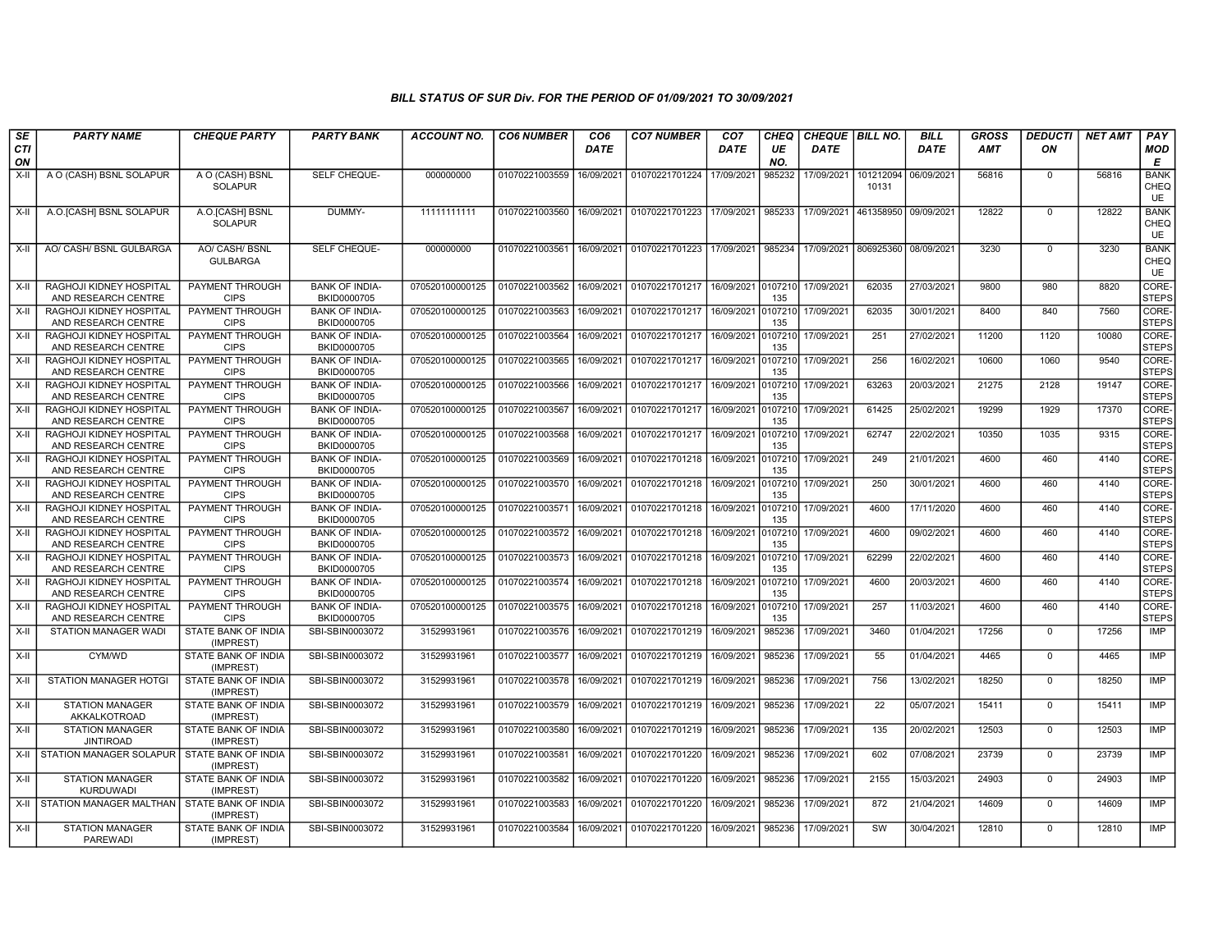### BILL STATUS OF SUR Div. FOR THE PERIOD OF 01/09/2021 TO 30/09/2021

| SECTION | PARTY NAME | CHEQUE PARTY | PARTY BANK | ACCOUNT NO. | CO6 NUMBER | CO6 DATE | CO7 NUMBER | CO7 DATE | CHEQUE NO. | CHEQUE DATE | BILL NO. | BILL DATE | GROSS AMT | DEDUCTION | NET AMT | PAY MODE |
|---|---|---|---|---|---|---|---|---|---|---|---|---|---|---|---|---|
| X-II | A O (CASH) BSNL SOLAPUR | A O (CASH) BSNL SOLAPUR | SELF CHEQUE- | 000000000 | 01070221003559 | 16/09/2021 | 01070221701224 | 17/09/2021 | 985232 | 17/09/2021 | 10121209410131 | 06/09/2021 | 56816 | 0 | 56816 | BANK CHEQUE |
| X-II | A.O.[CASH] BSNL SOLAPUR | A.O.[CASH] BSNL SOLAPUR | DUMMY- | 11111111111 | 01070221003560 | 16/09/2021 | 01070221701223 | 17/09/2021 | 985233 | 17/09/2021 | 461358950 | 09/09/2021 | 12822 | 0 | 12822 | BANK CHEQUE |
| X-II | AO/ CASH/ BSNL GULBARGA | AO/ CASH/ BSNL GULBARGA | SELF CHEQUE- | 000000000 | 01070221003561 | 16/09/2021 | 01070221701223 | 17/09/2021 | 985234 | 17/09/2021 | 806925360 | 08/09/2021 | 3230 | 0 | 3230 | BANK CHEQUE |
| X-II | RAGHOJI KIDNEY HOSPITAL AND RESEARCH CENTRE | PAYMENT THROUGH CIPS | BANK OF INDIA-BKID0000705 | 070520100000125 | 01070221003562 | 16/09/2021 | 01070221701217 | 16/09/2021 | 0107210135 | 17/09/2021 | 62035 | 27/03/2021 | 9800 | 980 | 8820 | CORE-STEPS |
| X-II | RAGHOJI KIDNEY HOSPITAL AND RESEARCH CENTRE | PAYMENT THROUGH CIPS | BANK OF INDIA-BKID0000705 | 070520100000125 | 01070221003563 | 16/09/2021 | 01070221701217 | 16/09/2021 | 0107210135 | 17/09/2021 | 62035 | 30/01/2021 | 8400 | 840 | 7560 | CORE-STEPS |
| X-II | RAGHOJI KIDNEY HOSPITAL AND RESEARCH CENTRE | PAYMENT THROUGH CIPS | BANK OF INDIA-BKID0000705 | 070520100000125 | 01070221003564 | 16/09/2021 | 01070221701217 | 16/09/2021 | 0107210135 | 17/09/2021 | 251 | 27/02/2021 | 11200 | 1120 | 10080 | CORE-STEPS |
| X-II | RAGHOJI KIDNEY HOSPITAL AND RESEARCH CENTRE | PAYMENT THROUGH CIPS | BANK OF INDIA-BKID0000705 | 070520100000125 | 01070221003565 | 16/09/2021 | 01070221701217 | 16/09/2021 | 0107210135 | 17/09/2021 | 256 | 16/02/2021 | 10600 | 1060 | 9540 | CORE-STEPS |
| X-II | RAGHOJI KIDNEY HOSPITAL AND RESEARCH CENTRE | PAYMENT THROUGH CIPS | BANK OF INDIA-BKID0000705 | 070520100000125 | 01070221003566 | 16/09/2021 | 01070221701217 | 16/09/2021 | 0107210135 | 17/09/2021 | 63263 | 20/03/2021 | 21275 | 2128 | 19147 | CORE-STEPS |
| X-II | RAGHOJI KIDNEY HOSPITAL AND RESEARCH CENTRE | PAYMENT THROUGH CIPS | BANK OF INDIA-BKID0000705 | 070520100000125 | 01070221003567 | 16/09/2021 | 01070221701217 | 16/09/2021 | 0107210135 | 17/09/2021 | 61425 | 25/02/2021 | 19299 | 1929 | 17370 | CORE-STEPS |
| X-II | RAGHOJI KIDNEY HOSPITAL AND RESEARCH CENTRE | PAYMENT THROUGH CIPS | BANK OF INDIA-BKID0000705 | 070520100000125 | 01070221003568 | 16/09/2021 | 01070221701217 | 16/09/2021 | 0107210135 | 17/09/2021 | 62747 | 22/02/2021 | 10350 | 1035 | 9315 | CORE-STEPS |
| X-II | RAGHOJI KIDNEY HOSPITAL AND RESEARCH CENTRE | PAYMENT THROUGH CIPS | BANK OF INDIA-BKID0000705 | 070520100000125 | 01070221003569 | 16/09/2021 | 01070221701218 | 16/09/2021 | 0107210135 | 17/09/2021 | 249 | 21/01/2021 | 4600 | 460 | 4140 | CORE-STEPS |
| X-II | RAGHOJI KIDNEY HOSPITAL AND RESEARCH CENTRE | PAYMENT THROUGH CIPS | BANK OF INDIA-BKID0000705 | 070520100000125 | 01070221003570 | 16/09/2021 | 01070221701218 | 16/09/2021 | 0107210135 | 17/09/2021 | 250 | 30/01/2021 | 4600 | 460 | 4140 | CORE-STEPS |
| X-II | RAGHOJI KIDNEY HOSPITAL AND RESEARCH CENTRE | PAYMENT THROUGH CIPS | BANK OF INDIA-BKID0000705 | 070520100000125 | 01070221003571 | 16/09/2021 | 01070221701218 | 16/09/2021 | 0107210135 | 17/09/2021 | 4600 | 17/11/2020 | 4600 | 460 | 4140 | CORE-STEPS |
| X-II | RAGHOJI KIDNEY HOSPITAL AND RESEARCH CENTRE | PAYMENT THROUGH CIPS | BANK OF INDIA-BKID0000705 | 070520100000125 | 01070221003572 | 16/09/2021 | 01070221701218 | 16/09/2021 | 0107210135 | 17/09/2021 | 4600 | 09/02/2021 | 4600 | 460 | 4140 | CORE-STEPS |
| X-II | RAGHOJI KIDNEY HOSPITAL AND RESEARCH CENTRE | PAYMENT THROUGH CIPS | BANK OF INDIA-BKID0000705 | 070520100000125 | 01070221003573 | 16/09/2021 | 01070221701218 | 16/09/2021 | 0107210135 | 17/09/2021 | 62299 | 22/02/2021 | 4600 | 460 | 4140 | CORE-STEPS |
| X-II | RAGHOJI KIDNEY HOSPITAL AND RESEARCH CENTRE | PAYMENT THROUGH CIPS | BANK OF INDIA-BKID0000705 | 070520100000125 | 01070221003574 | 16/09/2021 | 01070221701218 | 16/09/2021 | 0107210135 | 17/09/2021 | 4600 | 20/03/2021 | 4600 | 460 | 4140 | CORE-STEPS |
| X-II | RAGHOJI KIDNEY HOSPITAL AND RESEARCH CENTRE | PAYMENT THROUGH CIPS | BANK OF INDIA-BKID0000705 | 070520100000125 | 01070221003575 | 16/09/2021 | 01070221701218 | 16/09/2021 | 0107210135 | 17/09/2021 | 257 | 11/03/2021 | 4600 | 460 | 4140 | CORE-STEPS |
| X-II | STATION MANAGER WADI | STATE BANK OF INDIA (IMPREST) | SBI-SBIN0003072 | 31529931961 | 01070221003576 | 16/09/2021 | 01070221701219 | 16/09/2021 | 985236 | 17/09/2021 | 3460 | 01/04/2021 | 17256 | 0 | 17256 | IMP |
| X-II | CYM/WD | STATE BANK OF INDIA (IMPREST) | SBI-SBIN0003072 | 31529931961 | 01070221003577 | 16/09/2021 | 01070221701219 | 16/09/2021 | 985236 | 17/09/2021 | 55 | 01/04/2021 | 4465 | 0 | 4465 | IMP |
| X-II | STATION MANAGER HOTGI | STATE BANK OF INDIA (IMPREST) | SBI-SBIN0003072 | 31529931961 | 01070221003578 | 16/09/2021 | 01070221701219 | 16/09/2021 | 985236 | 17/09/2021 | 756 | 13/02/2021 | 18250 | 0 | 18250 | IMP |
| X-II | STATION MANAGER AKKALKOTROAD | STATE BANK OF INDIA (IMPREST) | SBI-SBIN0003072 | 31529931961 | 01070221003579 | 16/09/2021 | 01070221701219 | 16/09/2021 | 985236 | 17/09/2021 | 22 | 05/07/2021 | 15411 | 0 | 15411 | IMP |
| X-II | STATION MANAGER JINTIROAD | STATE BANK OF INDIA (IMPREST) | SBI-SBIN0003072 | 31529931961 | 01070221003580 | 16/09/2021 | 01070221701219 | 16/09/2021 | 985236 | 17/09/2021 | 135 | 20/02/2021 | 12503 | 0 | 12503 | IMP |
| X-II | STATION MANAGER SOLAPUR | STATE BANK OF INDIA (IMPREST) | SBI-SBIN0003072 | 31529931961 | 01070221003581 | 16/09/2021 | 01070221701220 | 16/09/2021 | 985236 | 17/09/2021 | 602 | 07/08/2021 | 23739 | 0 | 23739 | IMP |
| X-II | STATION MANAGER KURDUWADI | STATE BANK OF INDIA (IMPREST) | SBI-SBIN0003072 | 31529931961 | 01070221003582 | 16/09/2021 | 01070221701220 | 16/09/2021 | 985236 | 17/09/2021 | 2155 | 15/03/2021 | 24903 | 0 | 24903 | IMP |
| X-II | STATION MANAGER MALTHAN | STATE BANK OF INDIA (IMPREST) | SBI-SBIN0003072 | 31529931961 | 01070221003583 | 16/09/2021 | 01070221701220 | 16/09/2021 | 985236 | 17/09/2021 | 872 | 21/04/2021 | 14609 | 0 | 14609 | IMP |
| X-II | STATION MANAGER PAREWADI | STATE BANK OF INDIA (IMPREST) | SBI-SBIN0003072 | 31529931961 | 01070221003584 | 16/09/2021 | 01070221701220 | 16/09/2021 | 985236 | 17/09/2021 | SW | 30/04/2021 | 12810 | 0 | 12810 | IMP |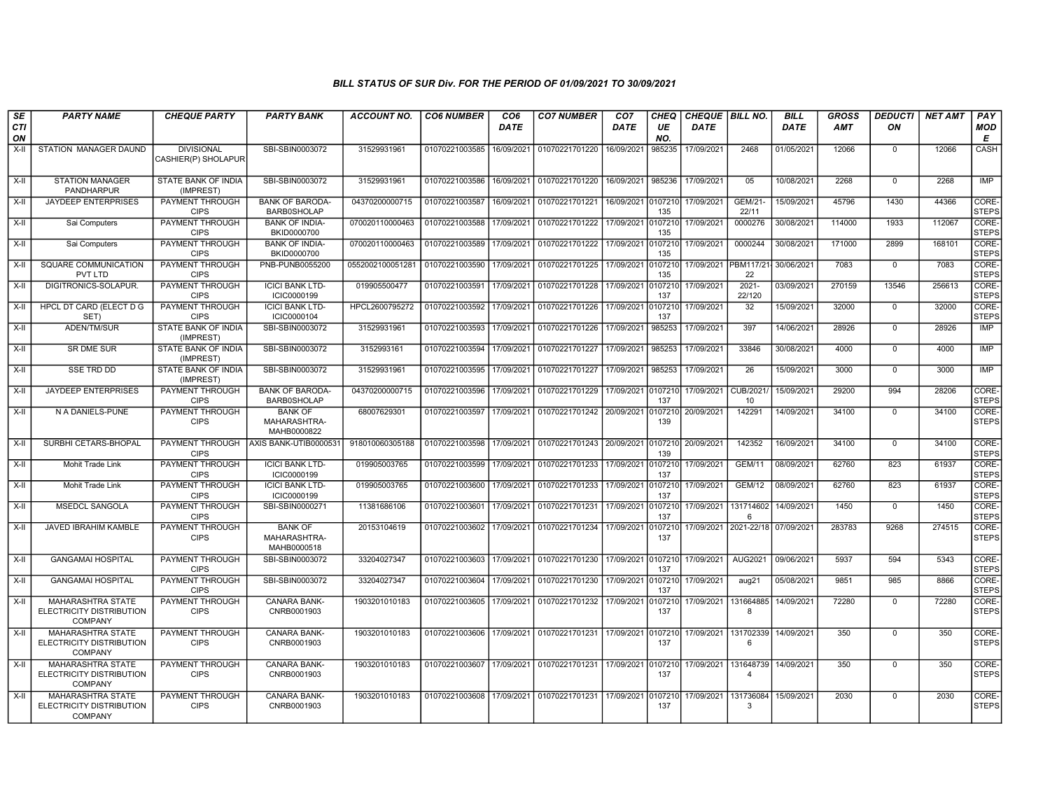## BILL STATUS OF SUR Div. FOR THE PERIOD OF 01/09/2021 TO 30/09/2021

| SECTION | PARTY NAME | CHEQUE PARTY | PARTY BANK | ACCOUNT NO. | CO6 NUMBER | CO6 DATE | CO7 NUMBER | CO7 DATE | CHEQUE NO. | CHEQUE DATE | BILL NO. | BILL DATE | GROSS AMT | DEDUCTION | NET AMT | PAY MODE |
|---|---|---|---|---|---|---|---|---|---|---|---|---|---|---|---|---|
| X-II | STATION MANAGER DAUND | DIVISIONAL CASHIER(P) SHOLAPUR | SBI-SBIN0003072 | 31529931961 | 01070221003585 | 16/09/2021 | 01070221701220 | 16/09/2021 | 985235 | 17/09/2021 | 2468 | 01/05/2021 | 12066 | 0 | 12066 | CASH |
| X-II | STATION MANAGER PANDHARPUR | STATE BANK OF INDIA (IMPREST) | SBI-SBIN0003072 | 31529931961 | 01070221003586 | 16/09/2021 | 01070221701220 | 16/09/2021 | 985236 | 17/09/2021 | 05 | 10/08/2021 | 2268 | 0 | 2268 | IMP |
| X-II | JAYDEEP ENTERPRISES | PAYMENT THROUGH CIPS | BANK OF BARODA-BARB0SHOLAP | 04370200000715 | 01070221003587 | 16/09/2021 | 01070221701221 | 16/09/2021 | 0107210135 | 17/09/2021 | GEM/21-22/11 | 15/09/2021 | 45796 | 1430 | 44366 | CORE-STEPS |
| X-II | Sai Computers | PAYMENT THROUGH CIPS | BANK OF INDIA-BKID0000700 | 070020110000463 | 01070221003588 | 17/09/2021 | 01070221701222 | 17/09/2021 | 0107210135 | 17/09/2021 | 0000276 | 30/08/2021 | 114000 | 1933 | 112067 | CORE-STEPS |
| X-II | Sai Computers | PAYMENT THROUGH CIPS | BANK OF INDIA-BKID0000700 | 070020110000463 | 01070221003589 | 17/09/2021 | 01070221701222 | 17/09/2021 | 0107210135 | 17/09/2021 | 0000244 | 30/08/2021 | 171000 | 2899 | 168101 | CORE-STEPS |
| X-II | SQUARE COMMUNICATION PVT LTD | PAYMENT THROUGH CIPS | PNB-PUNB0055200 | 0552002100051281 | 01070221003590 | 17/09/2021 | 01070221701225 | 17/09/2021 | 0107210135 | 17/09/2021 | PBM117/21-22 | 30/06/2021 | 7083 | 0 | 7083 | CORE-STEPS |
| X-II | DIGITRONICS-SOLAPUR. | PAYMENT THROUGH CIPS | ICICI BANK LTD-ICIC0000199 | 019905500477 | 01070221003591 | 17/09/2021 | 01070221701228 | 17/09/2021 | 0107210137 | 17/09/2021 | 2021-22/120 | 03/09/2021 | 270159 | 13546 | 256613 | CORE-STEPS |
| X-II | HPCL DT CARD (ELECT D G SET) | PAYMENT THROUGH CIPS | ICICI BANK LTD-ICIC0000104 | HPCL2600795272 | 01070221003592 | 17/09/2021 | 01070221701226 | 17/09/2021 | 0107210137 | 17/09/2021 | 32 | 15/09/2021 | 32000 | 0 | 32000 | CORE-STEPS |
| X-II | ADEN/TM/SUR | STATE BANK OF INDIA (IMPREST) | SBI-SBIN0003072 | 31529931961 | 01070221003593 | 17/09/2021 | 01070221701226 | 17/09/2021 | 985253 | 17/09/2021 | 397 | 14/06/2021 | 28926 | 0 | 28926 | IMP |
| X-II | SR DME SUR | STATE BANK OF INDIA (IMPREST) | SBI-SBIN0003072 | 3152993161 | 01070221003594 | 17/09/2021 | 01070221701227 | 17/09/2021 | 985253 | 17/09/2021 | 33846 | 30/08/2021 | 4000 | 0 | 4000 | IMP |
| X-II | SSE TRD DD | STATE BANK OF INDIA (IMPREST) | SBI-SBIN0003072 | 31529931961 | 01070221003595 | 17/09/2021 | 01070221701227 | 17/09/2021 | 985253 | 17/09/2021 | 26 | 15/09/2021 | 3000 | 0 | 3000 | IMP |
| X-II | JAYDEEP ENTERPRISES | PAYMENT THROUGH CIPS | BANK OF BARODA-BARB0SHOLAP | 04370200000715 | 01070221003596 | 17/09/2021 | 01070221701229 | 17/09/2021 | 0107210137 | 17/09/2021 | CUB/2021/10 | 15/09/2021 | 29200 | 994 | 28206 | CORE-STEPS |
| X-II | N A DANIELS-PUNE | PAYMENT THROUGH CIPS | BANK OF MAHARASHTRA-MAHB0000822 | 68007629301 | 01070221003597 | 17/09/2021 | 01070221701242 | 20/09/2021 | 0107210139 | 20/09/2021 | 142291 | 14/09/2021 | 34100 | 0 | 34100 | CORE-STEPS |
| X-II | SURBHI CETARS-BHOPAL | PAYMENT THROUGH CIPS | AXIS BANK-UTIB0000531 | 918010060305188 | 01070221003598 | 17/09/2021 | 01070221701243 | 20/09/2021 | 0107210139 | 20/09/2021 | 142352 | 16/09/2021 | 34100 | 0 | 34100 | CORE-STEPS |
| X-II | Mohit Trade Link | PAYMENT THROUGH CIPS | ICICI BANK LTD-ICIC0000199 | 019905003765 | 01070221003599 | 17/09/2021 | 01070221701233 | 17/09/2021 | 0107210137 | 17/09/2021 | GEM/11 | 08/09/2021 | 62760 | 823 | 61937 | CORE-STEPS |
| X-II | Mohit Trade Link | PAYMENT THROUGH CIPS | ICICI BANK LTD-ICIC0000199 | 019905003765 | 01070221003600 | 17/09/2021 | 01070221701233 | 17/09/2021 | 0107210137 | 17/09/2021 | GEM/12 | 08/09/2021 | 62760 | 823 | 61937 | CORE-STEPS |
| X-II | MSEDCL SANGOLA | PAYMENT THROUGH CIPS | SBI-SBIN0000271 | 11381686106 | 01070221003601 | 17/09/2021 | 01070221701231 | 17/09/2021 | 0107210137 | 17/09/2021 | 1317146026 | 14/09/2021 | 1450 | 0 | 1450 | CORE-STEPS |
| X-II | JAVED IBRAHIM KAMBLE | PAYMENT THROUGH CIPS | BANK OF MAHARASHTRA-MAHB0000518 | 20153104619 | 01070221003602 | 17/09/2021 | 01070221701234 | 17/09/2021 | 0107210137 | 17/09/2021 | 2021-22/18 | 07/09/2021 | 283783 | 9268 | 274515 | CORE-STEPS |
| X-II | GANGAMAI HOSPITAL | PAYMENT THROUGH CIPS | SBI-SBIN0003072 | 33204027347 | 01070221003603 | 17/09/2021 | 01070221701230 | 17/09/2021 | 0107210137 | 17/09/2021 | AUG2021 | 09/06/2021 | 5937 | 594 | 5343 | CORE-STEPS |
| X-II | GANGAMAI HOSPITAL | PAYMENT THROUGH CIPS | SBI-SBIN0003072 | 33204027347 | 01070221003604 | 17/09/2021 | 01070221701230 | 17/09/2021 | 0107210137 | 17/09/2021 | aug21 | 05/08/2021 | 9851 | 985 | 8866 | CORE-STEPS |
| X-II | MAHARASHTRA STATE ELECTRICITY DISTRIBUTION COMPANY | PAYMENT THROUGH CIPS | CANARA BANK-CNRB0001903 | 1903201010183 | 01070221003605 | 17/09/2021 | 01070221701232 | 17/09/2021 | 0107210137 | 17/09/2021 | 1316648858 | 14/09/2021 | 72280 | 0 | 72280 | CORE-STEPS |
| X-II | MAHARASHTRA STATE ELECTRICITY DISTRIBUTION COMPANY | PAYMENT THROUGH CIPS | CANARA BANK-CNRB0001903 | 1903201010183 | 01070221003606 | 17/09/2021 | 01070221701231 | 17/09/2021 | 0107210137 | 17/09/2021 | 1317023396 | 14/09/2021 | 350 | 0 | 350 | CORE-STEPS |
| X-II | MAHARASHTRA STATE ELECTRICITY DISTRIBUTION COMPANY | PAYMENT THROUGH CIPS | CANARA BANK-CNRB0001903 | 1903201010183 | 01070221003607 | 17/09/2021 | 01070221701231 | 17/09/2021 | 0107210137 | 17/09/2021 | 1316487394 | 14/09/2021 | 350 | 0 | 350 | CORE-STEPS |
| X-II | MAHARASHTRA STATE ELECTRICITY DISTRIBUTION COMPANY | PAYMENT THROUGH CIPS | CANARA BANK-CNRB0001903 | 1903201010183 | 01070221003608 | 17/09/2021 | 01070221701231 | 17/09/2021 | 0107210137 | 17/09/2021 | 1317360843 | 15/09/2021 | 2030 | 0 | 2030 | CORE-STEPS |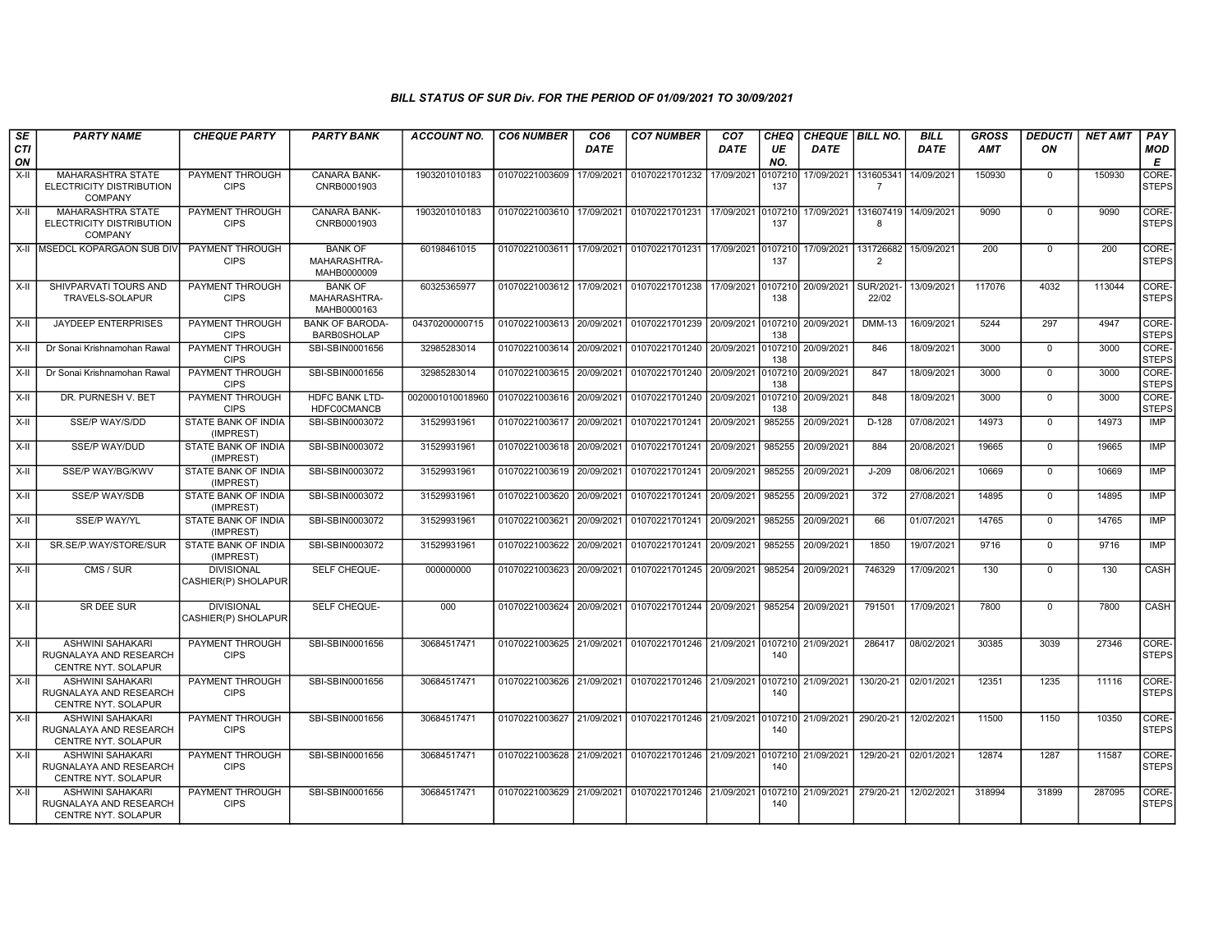# BILL STATUS OF SUR Div. FOR THE PERIOD OF 01/09/2021 TO 30/09/2021

| SECTION | PARTY NAME | CHEQUE PARTY | PARTY BANK | ACCOUNT NO. | CO6 NUMBER | CO6 DATE | CO7 NUMBER | CO7 DATE | CHEQUE NO. | CHEQUE DATE | BILL NO. | BILL DATE | GROSS AMT | DEDUCTION | NET AMT | PAY MODE |
|---|---|---|---|---|---|---|---|---|---|---|---|---|---|---|---|---|
| X-II | MAHARASHTRA STATE ELECTRICITY DISTRIBUTION COMPANY | PAYMENT THROUGH CIPS | CANARA BANK-CNRB0001903 | 1903201010183 | 01070221003609 | 17/09/2021 | 01070221701232 | 17/09/2021 | 0107210137 | 17/09/2021 | 1316053417 | 14/09/2021 | 150930 | 0 | 150930 | CORE-STEPS |
| X-II | MAHARASHTRA STATE ELECTRICITY DISTRIBUTION COMPANY | PAYMENT THROUGH CIPS | CANARA BANK-CNRB0001903 | 1903201010183 | 01070221003610 | 17/09/2021 | 01070221701231 | 17/09/2021 | 0107210137 | 17/09/2021 | 1316074198 | 14/09/2021 | 9090 | 0 | 9090 | CORE-STEPS |
| X-II | MSEDCL KOPARGAON SUB DIV | PAYMENT THROUGH CIPS | BANK OF MAHARASHTRA-MAHB0000009 | 60198461015 | 01070221003611 | 17/09/2021 | 01070221701231 | 17/09/2021 | 0107210137 | 17/09/2021 | 1317266822 | 15/09/2021 | 200 | 0 | 200 | CORE-STEPS |
| X-II | SHIVPARVATI TOURS AND TRAVELS-SOLAPUR | PAYMENT THROUGH CIPS | BANK OF MAHARASHTRA-MAHB0000163 | 60325365977 | 01070221003612 | 17/09/2021 | 01070221701238 | 17/09/2021 | 0107210138 | 20/09/2021 | SUR/2021-22/02 | 13/09/2021 | 117076 | 4032 | 113044 | CORE-STEPS |
| X-II | JAYDEEP ENTERPRISES | PAYMENT THROUGH CIPS | BANK OF BARODA-BARB0SHOLAP | 04370200000715 | 01070221003613 | 20/09/2021 | 01070221701239 | 20/09/2021 | 0107210138 | 20/09/2021 | DMM-13 | 16/09/2021 | 5244 | 297 | 4947 | CORE-STEPS |
| X-II | Dr Sonai Krishnamohan Rawal | PAYMENT THROUGH CIPS | SBI-SBIN0001656 | 32985283014 | 01070221003614 | 20/09/2021 | 01070221701240 | 20/09/2021 | 0107210138 | 20/09/2021 | 846 | 18/09/2021 | 3000 | 0 | 3000 | CORE-STEPS |
| X-II | Dr Sonai Krishnamohan Rawal | PAYMENT THROUGH CIPS | SBI-SBIN0001656 | 32985283014 | 01070221003615 | 20/09/2021 | 01070221701240 | 20/09/2021 | 0107210138 | 20/09/2021 | 847 | 18/09/2021 | 3000 | 0 | 3000 | CORE-STEPS |
| X-II | DR. PURNESH V. BET | PAYMENT THROUGH CIPS | HDFC BANK LTD-HDFC0CMANCB | 0020001010018960 | 01070221003616 | 20/09/2021 | 01070221701240 | 20/09/2021 | 0107210138 | 20/09/2021 | 848 | 18/09/2021 | 3000 | 0 | 3000 | CORE-STEPS |
| X-II | SSE/P WAY/S/DD | STATE BANK OF INDIA (IMPREST) | SBI-SBIN0003072 | 31529931961 | 01070221003617 | 20/09/2021 | 01070221701241 | 20/09/2021 | 985255 | 20/09/2021 | D-128 | 07/08/2021 | 14973 | 0 | 14973 | IMP |
| X-II | SSE/P WAY/DUD | STATE BANK OF INDIA (IMPREST) | SBI-SBIN0003072 | 31529931961 | 01070221003618 | 20/09/2021 | 01070221701241 | 20/09/2021 | 985255 | 20/09/2021 | 884 | 20/08/2021 | 19665 | 0 | 19665 | IMP |
| X-II | SSE/P WAY/BG/KWV | STATE BANK OF INDIA (IMPREST) | SBI-SBIN0003072 | 31529931961 | 01070221003619 | 20/09/2021 | 01070221701241 | 20/09/2021 | 985255 | 20/09/2021 | J-209 | 08/06/2021 | 10669 | 0 | 10669 | IMP |
| X-II | SSE/P WAY/SDB | STATE BANK OF INDIA (IMPREST) | SBI-SBIN0003072 | 31529931961 | 01070221003620 | 20/09/2021 | 01070221701241 | 20/09/2021 | 985255 | 20/09/2021 | 372 | 27/08/2021 | 14895 | 0 | 14895 | IMP |
| X-II | SSE/P WAY/YL | STATE BANK OF INDIA (IMPREST) | SBI-SBIN0003072 | 31529931961 | 01070221003621 | 20/09/2021 | 01070221701241 | 20/09/2021 | 985255 | 20/09/2021 | 66 | 01/07/2021 | 14765 | 0 | 14765 | IMP |
| X-II | SR.SE/P.WAY/STORE/SUR | STATE BANK OF INDIA (IMPREST) | SBI-SBIN0003072 | 31529931961 | 01070221003622 | 20/09/2021 | 01070221701241 | 20/09/2021 | 985255 | 20/09/2021 | 1850 | 19/07/2021 | 9716 | 0 | 9716 | IMP |
| X-II | CMS / SUR | DIVISIONAL CASHIER(P) SHOLAPUR | SELF CHEQUE- | 000000000 | 01070221003623 | 20/09/2021 | 01070221701245 | 20/09/2021 | 985254 | 20/09/2021 | 746329 | 17/09/2021 | 130 | 0 | 130 | CASH |
| X-II | SR DEE SUR | DIVISIONAL CASHIER(P) SHOLAPUR | SELF CHEQUE- | 000 | 01070221003624 | 20/09/2021 | 01070221701244 | 20/09/2021 | 985254 | 20/09/2021 | 791501 | 17/09/2021 | 7800 | 0 | 7800 | CASH |
| X-II | ASHWINI SAHAKARI RUGNALAYA AND RESEARCH CENTRE NYT. SOLAPUR | PAYMENT THROUGH CIPS | SBI-SBIN0001656 | 30684517471 | 01070221003625 | 21/09/2021 | 01070221701246 | 21/09/2021 | 0107210140 | 21/09/2021 | 286417 | 08/02/2021 | 30385 | 3039 | 27346 | CORE-STEPS |
| X-II | ASHWINI SAHAKARI RUGNALAYA AND RESEARCH CENTRE NYT. SOLAPUR | PAYMENT THROUGH CIPS | SBI-SBIN0001656 | 30684517471 | 01070221003626 | 21/09/2021 | 01070221701246 | 21/09/2021 | 0107210140 | 21/09/2021 | 130/20-21 | 02/01/2021 | 12351 | 1235 | 11116 | CORE-STEPS |
| X-II | ASHWINI SAHAKARI RUGNALAYA AND RESEARCH CENTRE NYT. SOLAPUR | PAYMENT THROUGH CIPS | SBI-SBIN0001656 | 30684517471 | 01070221003627 | 21/09/2021 | 01070221701246 | 21/09/2021 | 0107210140 | 21/09/2021 | 290/20-21 | 12/02/2021 | 11500 | 1150 | 10350 | CORE-STEPS |
| X-II | ASHWINI SAHAKARI RUGNALAYA AND RESEARCH CENTRE NYT. SOLAPUR | PAYMENT THROUGH CIPS | SBI-SBIN0001656 | 30684517471 | 01070221003628 | 21/09/2021 | 01070221701246 | 21/09/2021 | 0107210140 | 21/09/2021 | 129/20-21 | 02/01/2021 | 12874 | 1287 | 11587 | CORE-STEPS |
| X-II | ASHWINI SAHAKARI RUGNALAYA AND RESEARCH CENTRE NYT. SOLAPUR | PAYMENT THROUGH CIPS | SBI-SBIN0001656 | 30684517471 | 01070221003629 | 21/09/2021 | 01070221701246 | 21/09/2021 | 0107210140 | 21/09/2021 | 279/20-21 | 12/02/2021 | 318994 | 31899 | 287095 | CORE-STEPS |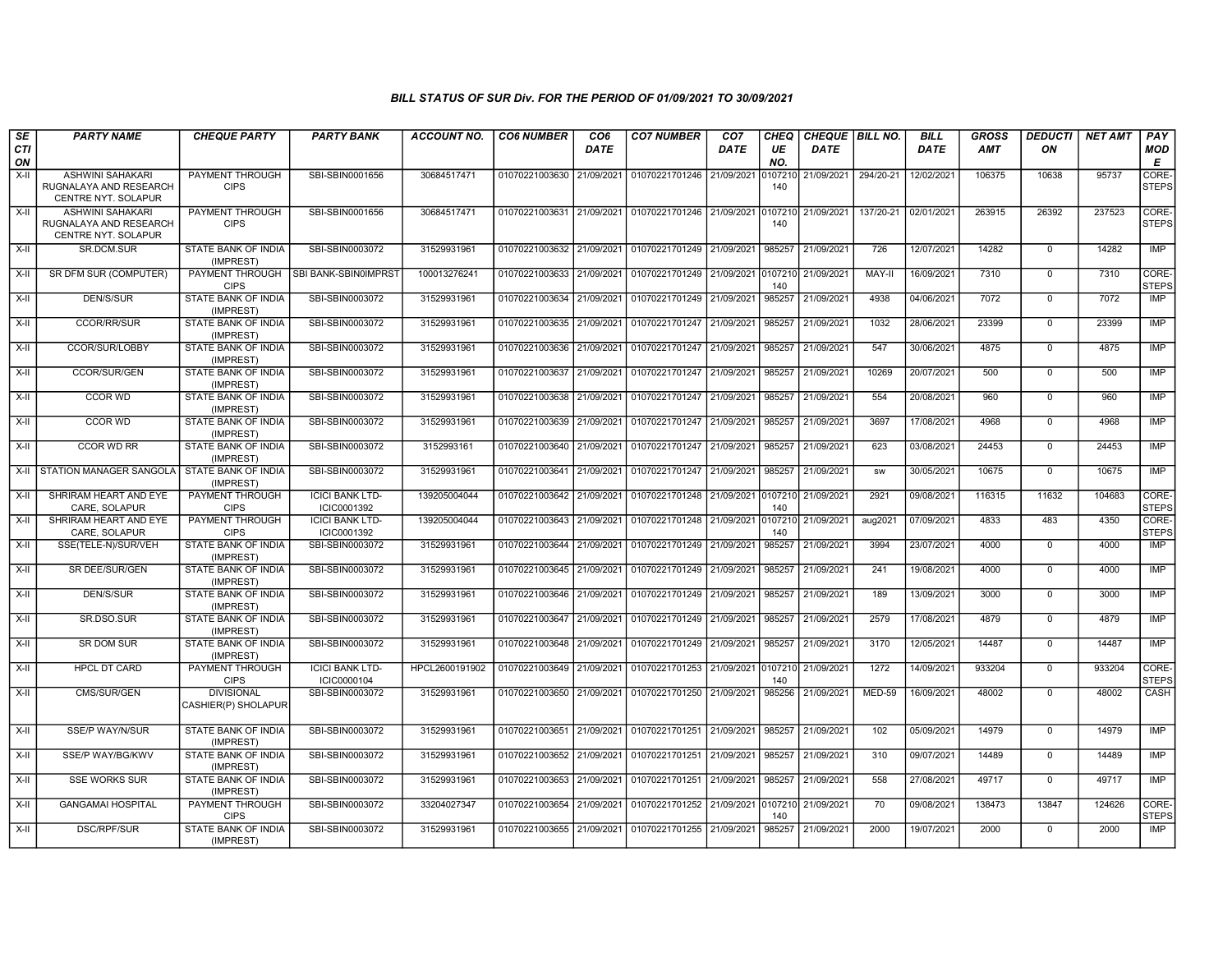### BILL STATUS OF SUR Div. FOR THE PERIOD OF 01/09/2021 TO 30/09/2021

| SECTION | PARTY NAME | CHEQUE PARTY | PARTY BANK | ACCOUNT NO. | CO6 NUMBER | CO6 DATE | CO7 NUMBER | CO7 DATE | CHEQUE NO. | CHEQUE DATE | BILL NO. | BILL DATE | GROSS AMT | DEDUCTION | NET AMT | PAY MODE |
|---|---|---|---|---|---|---|---|---|---|---|---|---|---|---|---|---|
| X-II | ASHWINI SAHAKARI RUGNALAYA AND RESEARCH CENTRE NYT. SOLAPUR | PAYMENT THROUGH CIPS | SBI-SBIN0001656 | 30684517471 | 01070221003630 | 21/09/2021 | 01070221701246 | 21/09/2021 | 0107210140 | 21/09/2021 | 294/20-21 | 12/02/2021 | 106375 | 10638 | 95737 | CORE-STEPS |
| X-II | ASHWINI SAHAKARI RUGNALAYA AND RESEARCH CENTRE NYT. SOLAPUR | PAYMENT THROUGH CIPS | SBI-SBIN0001656 | 30684517471 | 01070221003631 | 21/09/2021 | 01070221701246 | 21/09/2021 | 0107210140 | 21/09/2021 | 137/20-21 | 02/01/2021 | 263915 | 26392 | 237523 | CORE-STEPS |
| X-II | SR.DCM.SUR | STATE BANK OF INDIA (IMPREST) | SBI-SBIN0003072 | 31529931961 | 01070221003632 | 21/09/2021 | 01070221701249 | 21/09/2021 | 985257 | 21/09/2021 | 726 | 12/07/2021 | 14282 | 0 | 14282 | IMP |
| X-II | SR DFM SUR (COMPUTER) | PAYMENT THROUGH CIPS | SBI BANK-SBIN0IMPRST | 100013276241 | 01070221003633 | 21/09/2021 | 01070221701249 | 21/09/2021 | 0107210140 | 21/09/2021 | MAY-II | 16/09/2021 | 7310 | 0 | 7310 | CORE-STEPS |
| X-II | DEN/S/SUR | STATE BANK OF INDIA (IMPREST) | SBI-SBIN0003072 | 31529931961 | 01070221003634 | 21/09/2021 | 01070221701249 | 21/09/2021 | 985257 | 21/09/2021 | 4938 | 04/06/2021 | 7072 | 0 | 7072 | IMP |
| X-II | CCOR/RR/SUR | STATE BANK OF INDIA (IMPREST) | SBI-SBIN0003072 | 31529931961 | 01070221003635 | 21/09/2021 | 01070221701247 | 21/09/2021 | 985257 | 21/09/2021 | 1032 | 28/06/2021 | 23399 | 0 | 23399 | IMP |
| X-II | CCOR/SUR/LOBBY | STATE BANK OF INDIA (IMPREST) | SBI-SBIN0003072 | 31529931961 | 01070221003636 | 21/09/2021 | 01070221701247 | 21/09/2021 | 985257 | 21/09/2021 | 547 | 30/06/2021 | 4875 | 0 | 4875 | IMP |
| X-II | CCOR/SUR/GEN | STATE BANK OF INDIA (IMPREST) | SBI-SBIN0003072 | 31529931961 | 01070221003637 | 21/09/2021 | 01070221701247 | 21/09/2021 | 985257 | 21/09/2021 | 10269 | 20/07/2021 | 500 | 0 | 500 | IMP |
| X-II | CCOR WD | STATE BANK OF INDIA (IMPREST) | SBI-SBIN0003072 | 31529931961 | 01070221003638 | 21/09/2021 | 01070221701247 | 21/09/2021 | 985257 | 21/09/2021 | 554 | 20/08/2021 | 960 | 0 | 960 | IMP |
| X-II | CCOR WD | STATE BANK OF INDIA (IMPREST) | SBI-SBIN0003072 | 31529931961 | 01070221003639 | 21/09/2021 | 01070221701247 | 21/09/2021 | 985257 | 21/09/2021 | 3697 | 17/08/2021 | 4968 | 0 | 4968 | IMP |
| X-II | CCOR WD RR | STATE BANK OF INDIA (IMPREST) | SBI-SBIN0003072 | 3152993161 | 01070221003640 | 21/09/2021 | 01070221701247 | 21/09/2021 | 985257 | 21/09/2021 | 623 | 03/08/2021 | 24453 | 0 | 24453 | IMP |
| X-II | STATION MANAGER SANGOLA | STATE BANK OF INDIA (IMPREST) | SBI-SBIN0003072 | 31529931961 | 01070221003641 | 21/09/2021 | 01070221701247 | 21/09/2021 | 985257 | 21/09/2021 | sw | 30/05/2021 | 10675 | 0 | 10675 | IMP |
| X-II | SHRIRAM HEART AND EYE CARE, SOLAPUR | PAYMENT THROUGH CIPS | ICICI BANK LTD-ICIC0001392 | 139205004044 | 01070221003642 | 21/09/2021 | 01070221701248 | 21/09/2021 | 0107210140 | 21/09/2021 | 2921 | 09/08/2021 | 116315 | 11632 | 104683 | CORE-STEPS |
| X-II | SHRIRAM HEART AND EYE CARE, SOLAPUR | PAYMENT THROUGH CIPS | ICICI BANK LTD-ICIC0001392 | 139205004044 | 01070221003643 | 21/09/2021 | 01070221701248 | 21/09/2021 | 0107210140 | 21/09/2021 | aug2021 | 07/09/2021 | 4833 | 483 | 4350 | CORE-STEPS |
| X-II | SSE(TELE-N)/SUR/VEH | STATE BANK OF INDIA (IMPREST) | SBI-SBIN0003072 | 31529931961 | 01070221003644 | 21/09/2021 | 01070221701249 | 21/09/2021 | 985257 | 21/09/2021 | 3994 | 23/07/2021 | 4000 | 0 | 4000 | IMP |
| X-II | SR DEE/SUR/GEN | STATE BANK OF INDIA (IMPREST) | SBI-SBIN0003072 | 31529931961 | 01070221003645 | 21/09/2021 | 01070221701249 | 21/09/2021 | 985257 | 21/09/2021 | 241 | 19/08/2021 | 4000 | 0 | 4000 | IMP |
| X-II | DEN/S/SUR | STATE BANK OF INDIA (IMPREST) | SBI-SBIN0003072 | 31529931961 | 01070221003646 | 21/09/2021 | 01070221701249 | 21/09/2021 | 985257 | 21/09/2021 | 189 | 13/09/2021 | 3000 | 0 | 3000 | IMP |
| X-II | SR.DSO.SUR | STATE BANK OF INDIA (IMPREST) | SBI-SBIN0003072 | 31529931961 | 01070221003647 | 21/09/2021 | 01070221701249 | 21/09/2021 | 985257 | 21/09/2021 | 2579 | 17/08/2021 | 4879 | 0 | 4879 | IMP |
| X-II | SR DOM SUR | STATE BANK OF INDIA (IMPREST) | SBI-SBIN0003072 | 31529931961 | 01070221003648 | 21/09/2021 | 01070221701249 | 21/09/2021 | 985257 | 21/09/2021 | 3170 | 12/05/2021 | 14487 | 0 | 14487 | IMP |
| X-II | HPCL DT CARD | PAYMENT THROUGH CIPS | ICICI BANK LTD-ICIC0000104 | HPCL2600191902 | 01070221003649 | 21/09/2021 | 01070221701253 | 21/09/2021 | 0107210140 | 21/09/2021 | 1272 | 14/09/2021 | 933204 | 0 | 933204 | CORE-STEPS |
| X-II | CMS/SUR/GEN | DIVISIONAL CASHIER(P) SHOLAPUR | SBI-SBIN0003072 | 31529931961 | 01070221003650 | 21/09/2021 | 01070221701250 | 21/09/2021 | 985256 | 21/09/2021 | MED-59 | 16/09/2021 | 48002 | 0 | 48002 | CASH |
| X-II | SSE/P WAY/N/SUR | STATE BANK OF INDIA (IMPREST) | SBI-SBIN0003072 | 31529931961 | 01070221003651 | 21/09/2021 | 01070221701251 | 21/09/2021 | 985257 | 21/09/2021 | 102 | 05/09/2021 | 14979 | 0 | 14979 | IMP |
| X-II | SSE/P WAY/BG/KWV | STATE BANK OF INDIA (IMPREST) | SBI-SBIN0003072 | 31529931961 | 01070221003652 | 21/09/2021 | 01070221701251 | 21/09/2021 | 985257 | 21/09/2021 | 310 | 09/07/2021 | 14489 | 0 | 14489 | IMP |
| X-II | SSE WORKS SUR | STATE BANK OF INDIA (IMPREST) | SBI-SBIN0003072 | 31529931961 | 01070221003653 | 21/09/2021 | 01070221701251 | 21/09/2021 | 985257 | 21/09/2021 | 558 | 27/08/2021 | 49717 | 0 | 49717 | IMP |
| X-II | GANGAMAI HOSPITAL | PAYMENT THROUGH CIPS | SBI-SBIN0003072 | 33204027347 | 01070221003654 | 21/09/2021 | 01070221701252 | 21/09/2021 | 0107210140 | 21/09/2021 | 70 | 09/08/2021 | 138473 | 13847 | 124626 | CORE-STEPS |
| X-II | DSC/RPF/SUR | STATE BANK OF INDIA (IMPREST) | SBI-SBIN0003072 | 31529931961 | 01070221003655 | 21/09/2021 | 01070221701255 | 21/09/2021 | 985257 | 21/09/2021 | 2000 | 19/07/2021 | 2000 | 0 | 2000 | IMP |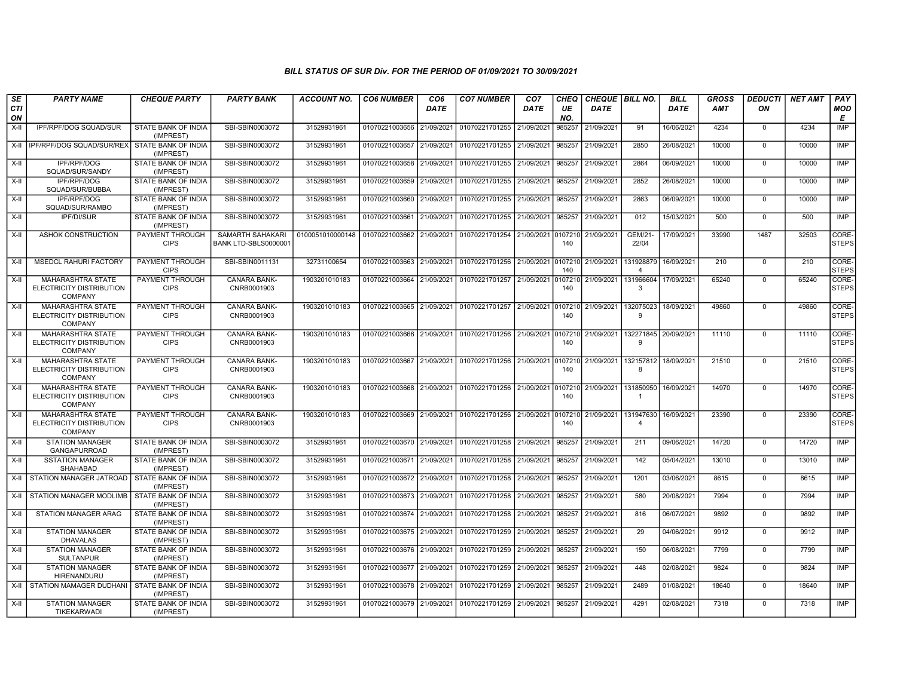### BILL STATUS OF SUR Div. FOR THE PERIOD OF 01/09/2021 TO 30/09/2021

| SECTION | PARTY NAME | CHEQUE PARTY | PARTY BANK | ACCOUNT NO. | CO6 NUMBER | CO6 DATE | CO7 NUMBER | CO7 DATE | CHEQUE NO. | CHEQUE DATE | BILL NO. | BILL DATE | GROSS AMT | DEDUCTION | NET AMT | PAY MODE |
|---|---|---|---|---|---|---|---|---|---|---|---|---|---|---|---|---|
| X-II | IPF/RPF/DOG SQUAD/SUR | STATE BANK OF INDIA (IMPREST) | SBI-SBIN0003072 | 31529931961 | 01070221003656 | 21/09/2021 | 01070221701255 | 21/09/2021 | 985257 | 21/09/2021 | 91 | 16/06/2021 | 4234 | 0 | 4234 | IMP |
| X-II | IPF/RPF/DOG SQUAD/SUR/REX | STATE BANK OF INDIA (IMPREST) | SBI-SBIN0003072 | 31529931961 | 01070221003657 | 21/09/2021 | 01070221701255 | 21/09/2021 | 985257 | 21/09/2021 | 2850 | 26/08/2021 | 10000 | 0 | 10000 | IMP |
| X-II | IPF/RPF/DOG SQUAD/SUR/SANDY | STATE BANK OF INDIA (IMPREST) | SBI-SBIN0003072 | 31529931961 | 01070221003658 | 21/09/2021 | 01070221701255 | 21/09/2021 | 985257 | 21/09/2021 | 2864 | 06/09/2021 | 10000 | 0 | 10000 | IMP |
| X-II | IPF/RPF/DOG SQUAD/SUR/BUBBA | STATE BANK OF INDIA (IMPREST) | SBI-SBIN0003072 | 31529931961 | 01070221003659 | 21/09/2021 | 01070221701255 | 21/09/2021 | 985257 | 21/09/2021 | 2852 | 26/08/2021 | 10000 | 0 | 10000 | IMP |
| X-II | IPF/RPF/DOG SQUAD/SUR/RAMBO | STATE BANK OF INDIA (IMPREST) | SBI-SBIN0003072 | 31529931961 | 01070221003660 | 21/09/2021 | 01070221701255 | 21/09/2021 | 985257 | 21/09/2021 | 2863 | 06/09/2021 | 10000 | 0 | 10000 | IMP |
| X-II | IPF/DI/SUR | STATE BANK OF INDIA (IMPREST) | SBI-SBIN0003072 | 31529931961 | 01070221003661 | 21/09/2021 | 01070221701255 | 21/09/2021 | 985257 | 21/09/2021 | 012 | 15/03/2021 | 500 | 0 | 500 | IMP |
| X-II | ASHOK CONSTRUCTION | PAYMENT THROUGH CIPS | SAMARTH SAHAKARI BANK LTD-SBLS0000001 | 0100051010000148 | 01070221003662 | 21/09/2021 | 01070221701254 | 21/09/2021 | 0107210140 | 21/09/2021 | GEM/21-22/04 | 17/09/2021 | 33990 | 1487 | 32503 | CORE-STEPS |
| X-II | MSEDCL RAHURI FACTORY | PAYMENT THROUGH CIPS | SBI-SBIN0011131 | 32731100654 | 01070221003663 | 21/09/2021 | 01070221701256 | 21/09/2021 | 0107210140 | 21/09/2021 | 1319288794 | 16/09/2021 | 210 | 0 | 210 | CORE-STEPS |
| X-II | MAHARASHTRA STATE ELECTRICITY DISTRIBUTION COMPANY | PAYMENT THROUGH CIPS | CANARA BANK-CNRB0001903 | 1903201010183 | 01070221003664 | 21/09/2021 | 01070221701257 | 21/09/2021 | 0107210140 | 21/09/2021 | 1319666043 | 17/09/2021 | 65240 | 0 | 65240 | CORE-STEPS |
| X-II | MAHARASHTRA STATE ELECTRICITY DISTRIBUTION COMPANY | PAYMENT THROUGH CIPS | CANARA BANK-CNRB0001903 | 1903201010183 | 01070221003665 | 21/09/2021 | 01070221701257 | 21/09/2021 | 0107210140 | 21/09/2021 | 1320750239 | 18/09/2021 | 49860 | 0 | 49860 | CORE-STEPS |
| X-II | MAHARASHTRA STATE ELECTRICITY DISTRIBUTION COMPANY | PAYMENT THROUGH CIPS | CANARA BANK-CNRB0001903 | 1903201010183 | 01070221003666 | 21/09/2021 | 01070221701256 | 21/09/2021 | 0107210140 | 21/09/2021 | 1322718459 | 20/09/2021 | 11110 | 0 | 11110 | CORE-STEPS |
| X-II | MAHARASHTRA STATE ELECTRICITY DISTRIBUTION COMPANY | PAYMENT THROUGH CIPS | CANARA BANK-CNRB0001903 | 1903201010183 | 01070221003667 | 21/09/2021 | 01070221701256 | 21/09/2021 | 0107210140 | 21/09/2021 | 1321578128 | 18/09/2021 | 21510 | 0 | 21510 | CORE-STEPS |
| X-II | MAHARASHTRA STATE ELECTRICITY DISTRIBUTION COMPANY | PAYMENT THROUGH CIPS | CANARA BANK-CNRB0001903 | 1903201010183 | 01070221003668 | 21/09/2021 | 01070221701256 | 21/09/2021 | 0107210140 | 21/09/2021 | 1318509501 | 16/09/2021 | 14970 | 0 | 14970 | CORE-STEPS |
| X-II | MAHARASHTRA STATE ELECTRICITY DISTRIBUTION COMPANY | PAYMENT THROUGH CIPS | CANARA BANK-CNRB0001903 | 1903201010183 | 01070221003669 | 21/09/2021 | 01070221701256 | 21/09/2021 | 0107210140 | 21/09/2021 | 1319476304 | 16/09/2021 | 23390 | 0 | 23390 | CORE-STEPS |
| X-II | STATION MANAGER GANGAPURROAD | STATE BANK OF INDIA (IMPREST) | SBI-SBIN0003072 | 31529931961 | 01070221003670 | 21/09/2021 | 01070221701258 | 21/09/2021 | 985257 | 21/09/2021 | 211 | 09/06/2021 | 14720 | 0 | 14720 | IMP |
| X-II | SSTATION MANAGER SHAHABAD | STATE BANK OF INDIA (IMPREST) | SBI-SBIN0003072 | 31529931961 | 01070221003671 | 21/09/2021 | 01070221701258 | 21/09/2021 | 985257 | 21/09/2021 | 142 | 05/04/2021 | 13010 | 0 | 13010 | IMP |
| X-II | STATION MANAGER JATROAD | STATE BANK OF INDIA (IMPREST) | SBI-SBIN0003072 | 31529931961 | 01070221003672 | 21/09/2021 | 01070221701258 | 21/09/2021 | 985257 | 21/09/2021 | 1201 | 03/06/2021 | 8615 | 0 | 8615 | IMP |
| X-II | STATION MANAGER MODLIMB | STATE BANK OF INDIA (IMPREST) | SBI-SBIN0003072 | 31529931961 | 01070221003673 | 21/09/2021 | 01070221701258 | 21/09/2021 | 985257 | 21/09/2021 | 580 | 20/08/2021 | 7994 | 0 | 7994 | IMP |
| X-II | STATION MANAGER ARAG | STATE BANK OF INDIA (IMPREST) | SBI-SBIN0003072 | 31529931961 | 01070221003674 | 21/09/2021 | 01070221701258 | 21/09/2021 | 985257 | 21/09/2021 | 816 | 06/07/2021 | 9892 | 0 | 9892 | IMP |
| X-II | STATION MANAGER DHAVALAS | STATE BANK OF INDIA (IMPREST) | SBI-SBIN0003072 | 31529931961 | 01070221003675 | 21/09/2021 | 01070221701259 | 21/09/2021 | 985257 | 21/09/2021 | 29 | 04/06/2021 | 9912 | 0 | 9912 | IMP |
| X-II | STATION MANAGER SULTANPUR | STATE BANK OF INDIA (IMPREST) | SBI-SBIN0003072 | 31529931961 | 01070221003676 | 21/09/2021 | 01070221701259 | 21/09/2021 | 985257 | 21/09/2021 | 150 | 06/08/2021 | 7799 | 0 | 7799 | IMP |
| X-II | STATION MANAGER HIRENANDURU | STATE BANK OF INDIA (IMPREST) | SBI-SBIN0003072 | 31529931961 | 01070221003677 | 21/09/2021 | 01070221701259 | 21/09/2021 | 985257 | 21/09/2021 | 448 | 02/08/2021 | 9824 | 0 | 9824 | IMP |
| X-II | STATION MAMAGER DUDHANI | STATE BANK OF INDIA (IMPREST) | SBI-SBIN0003072 | 31529931961 | 01070221003678 | 21/09/2021 | 01070221701259 | 21/09/2021 | 985257 | 21/09/2021 | 2489 | 01/08/2021 | 18640 | 0 | 18640 | IMP |
| X-II | STATION MANAGER TIKEKARWADI | STATE BANK OF INDIA (IMPREST) | SBI-SBIN0003072 | 31529931961 | 01070221003679 | 21/09/2021 | 01070221701259 | 21/09/2021 | 985257 | 21/09/2021 | 4291 | 02/08/2021 | 7318 | 0 | 7318 | IMP |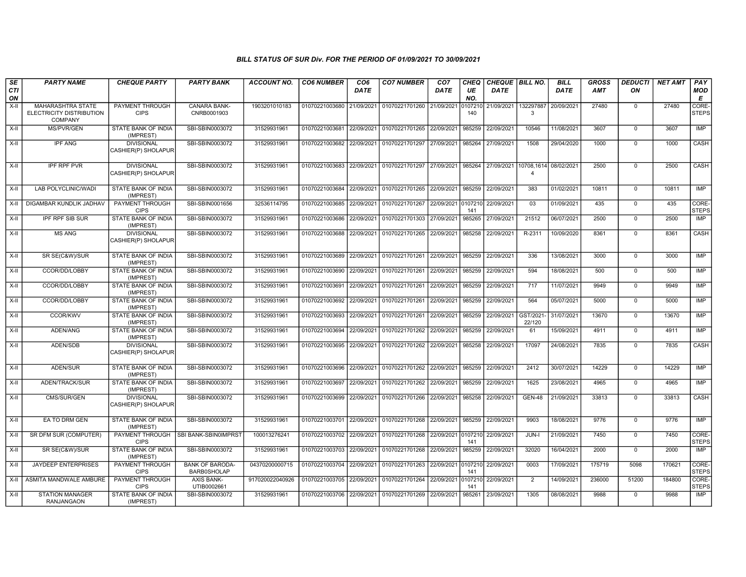*BILL STATUS OF SUR Div. FOR THE PERIOD OF 01/09/2021 TO 30/09/2021*

| SECTION | PARTY NAME | CHEQUE PARTY | PARTY BANK | ACCOUNT NO. | CO6 NUMBER | CO6 DATE | CO7 NUMBER | CO7 DATE | CHEQUE NO. | CHEQUE DATE | BILL NO. | BILL DATE | GROSS AMT | DEDUCTION | NET AMT | PAY MODE |
|---|---|---|---|---|---|---|---|---|---|---|---|---|---|---|---|---|
| X-II | MAHARASHTRA STATE ELECTRICITY DISTRIBUTION COMPANY | PAYMENT THROUGH CIPS | CANARA BANK-CNRB0001903 | 1903201010183 | 01070221003680 | 21/09/2021 | 01070221701260 | 21/09/2021 | 0107210140 | 21/09/2021 | 1322978873 | 20/09/2021 | 27480 | 0 | 27480 | CORE-STEPS |
| X-II | MS/PVR/GEN | STATE BANK OF INDIA (IMPREST) | SBI-SBIN0003072 | 31529931961 | 01070221003681 | 22/09/2021 | 01070221701265 | 22/09/2021 | 985259 | 22/09/2021 | 10546 | 11/08/2021 | 3607 | 0 | 3607 | IMP |
| X-II | IPF ANG | DIVISIONAL CASHIER(P) SHOLAPUR | SBI-SBIN0003072 | 31529931961 | 01070221003682 | 22/09/2021 | 01070221701297 | 27/09/2021 | 985264 | 27/09/2021 | 1508 | 29/04/2020 | 1000 | 0 | 1000 | CASH |
| X-II | IPF RPF PVR | DIVISIONAL CASHIER(P) SHOLAPUR | SBI-SBIN0003072 | 31529931961 | 01070221003683 | 22/09/2021 | 01070221701297 | 27/09/2021 | 985264 | 27/09/2021 | 10708,16144 | 08/02/2021 | 2500 | 0 | 2500 | CASH |
| X-II | LAB POLYCLINIC/WADI | STATE BANK OF INDIA (IMPREST) | SBI-SBIN0003072 | 31529931961 | 01070221003684 | 22/09/2021 | 01070221701265 | 22/09/2021 | 985259 | 22/09/2021 | 383 | 01/02/2021 | 10811 | 0 | 10811 | IMP |
| X-II | DIGAMBAR KUNDLIK JADHAV | PAYMENT THROUGH CIPS | SBI-SBIN0001656 | 32536114795 | 01070221003685 | 22/09/2021 | 01070221701267 | 22/09/2021 | 0107210141 | 22/09/2021 | 03 | 01/09/2021 | 435 | 0 | 435 | CORE-STEPS |
| X-II | IPF RPF SIB SUR | STATE BANK OF INDIA (IMPREST) | SBI-SBIN0003072 | 31529931961 | 01070221003686 | 22/09/2021 | 01070221701303 | 27/09/2021 | 985265 | 27/09/2021 | 21512 | 06/07/2021 | 2500 | 0 | 2500 | IMP |
| X-II | MS ANG | DIVISIONAL CASHIER(P) SHOLAPUR | SBI-SBIN0003072 | 31529931961 | 01070221003688 | 22/09/2021 | 01070221701265 | 22/09/2021 | 985258 | 22/09/2021 | R-2311 | 10/09/2020 | 8361 | 0 | 8361 | CASH |
| X-II | SR SE(C&W)/SUR | STATE BANK OF INDIA (IMPREST) | SBI-SBIN0003072 | 31529931961 | 01070221003689 | 22/09/2021 | 01070221701261 | 22/09/2021 | 985259 | 22/09/2021 | 336 | 13/08/2021 | 3000 | 0 | 3000 | IMP |
| X-II | CCOR/DD/LOBBY | STATE BANK OF INDIA (IMPREST) | SBI-SBIN0003072 | 31529931961 | 01070221003690 | 22/09/2021 | 01070221701261 | 22/09/2021 | 985259 | 22/09/2021 | 594 | 18/08/2021 | 500 | 0 | 500 | IMP |
| X-II | CCOR/DD/LOBBY | STATE BANK OF INDIA (IMPREST) | SBI-SBIN0003072 | 31529931961 | 01070221003691 | 22/09/2021 | 01070221701261 | 22/09/2021 | 985259 | 22/09/2021 | 717 | 11/07/2021 | 9949 | 0 | 9949 | IMP |
| X-II | CCOR/DD/LOBBY | STATE BANK OF INDIA (IMPREST) | SBI-SBIN0003072 | 31529931961 | 01070221003692 | 22/09/2021 | 01070221701261 | 22/09/2021 | 985259 | 22/09/2021 | 564 | 05/07/2021 | 5000 | 0 | 5000 | IMP |
| X-II | CCOR/KWV | STATE BANK OF INDIA (IMPREST) | SBI-SBIN0003072 | 31529931961 | 01070221003693 | 22/09/2021 | 01070221701261 | 22/09/2021 | 985259 | 22/09/2021 | GST/2021-22/120 | 31/07/2021 | 13670 | 0 | 13670 | IMP |
| X-II | ADEN/ANG | STATE BANK OF INDIA (IMPREST) | SBI-SBIN0003072 | 31529931961 | 01070221003694 | 22/09/2021 | 01070221701262 | 22/09/2021 | 985259 | 22/09/2021 | 61 | 15/09/2021 | 4911 | 0 | 4911 | IMP |
| X-II | ADEN/SDB | DIVISIONAL CASHIER(P) SHOLAPUR | SBI-SBIN0003072 | 31529931961 | 01070221003695 | 22/09/2021 | 01070221701262 | 22/09/2021 | 985258 | 22/09/2021 | 17097 | 24/08/2021 | 7835 | 0 | 7835 | CASH |
| X-II | ADEN/SUR | STATE BANK OF INDIA (IMPREST) | SBI-SBIN0003072 | 31529931961 | 01070221003696 | 22/09/2021 | 01070221701262 | 22/09/2021 | 985259 | 22/09/2021 | 2412 | 30/07/2021 | 14229 | 0 | 14229 | IMP |
| X-II | ADEN/TRACK/SUR | STATE BANK OF INDIA (IMPREST) | SBI-SBIN0003072 | 31529931961 | 01070221003697 | 22/09/2021 | 01070221701262 | 22/09/2021 | 985259 | 22/09/2021 | 1625 | 23/08/2021 | 4965 | 0 | 4965 | IMP |
| X-II | CMS/SUR/GEN | DIVISIONAL CASHIER(P) SHOLAPUR | SBI-SBIN0003072 | 31529931961 | 01070221003699 | 22/09/2021 | 01070221701266 | 22/09/2021 | 985258 | 22/09/2021 | GEN-48 | 21/09/2021 | 33813 | 0 | 33813 | CASH |
| X-II | EA TO DRM GEN | STATE BANK OF INDIA (IMPREST) | SBI-SBIN0003072 | 31529931961 | 01070221003701 | 22/09/2021 | 01070221701268 | 22/09/2021 | 985259 | 22/09/2021 | 9903 | 18/08/2021 | 9776 | 0 | 9776 | IMP |
| X-II | SR DFM SUR (COMPUTER) | PAYMENT THROUGH CIPS | SBI BANK-SBIN0IMPRST | 100013276241 | 01070221003702 | 22/09/2021 | 01070221701268 | 22/09/2021 | 0107210141 | 22/09/2021 | JUN-I | 21/09/2021 | 7450 | 0 | 7450 | CORE-STEPS |
| X-II | SR SE(C&W)/SUR | STATE BANK OF INDIA (IMPREST) | SBI-SBIN0003072 | 31529931961 | 01070221003703 | 22/09/2021 | 01070221701268 | 22/09/2021 | 985259 | 22/09/2021 | 32020 | 16/04/2021 | 2000 | 0 | 2000 | IMP |
| X-II | JAYDEEP ENTERPRISES | PAYMENT THROUGH CIPS | BANK OF BARODA-BARB0SHOLAP | 04370200000715 | 01070221003704 | 22/09/2021 | 01070221701263 | 22/09/2021 | 0107210141 | 22/09/2021 | 0003 | 17/09/2021 | 175719 | 5098 | 170621 | CORE-STEPS |
| X-II | ASMITA MANDWALE AMBURE | PAYMENT THROUGH CIPS | AXIS BANK-UTIB0002661 | 917020022040926 | 01070221003705 | 22/09/2021 | 01070221701264 | 22/09/2021 | 0107210141 | 22/09/2021 | 2 | 14/09/2021 | 236000 | 51200 | 184800 | CORE-STEPS |
| X-II | STATION MANAGER RANJANGAON | STATE BANK OF INDIA (IMPREST) | SBI-SBIN0003072 | 31529931961 | 01070221003706 | 22/09/2021 | 01070221701269 | 22/09/2021 | 985261 | 23/09/2021 | 1305 | 08/08/2021 | 9988 | 0 | 9988 | IMP |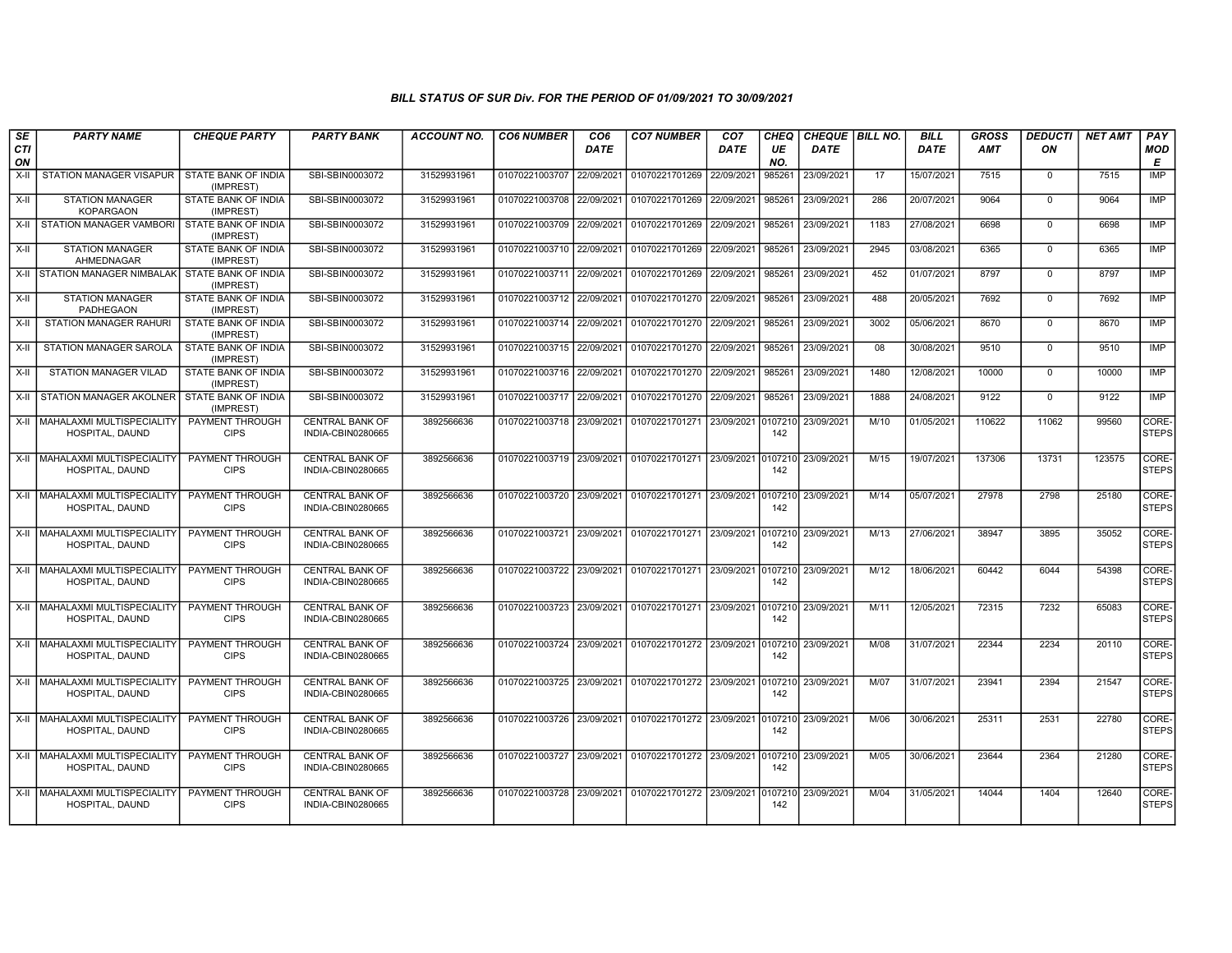## BILL STATUS OF SUR Div. FOR THE PERIOD OF 01/09/2021 TO 30/09/2021

| SECTION | PARTY NAME | CHEQUE PARTY | PARTY BANK | ACCOUNT NO. | CO6 NUMBER | CO6 DATE | CO7 NUMBER | CO7 DATE | CHEQUE NO. | CHEQUE DATE | BILL NO. | BILL DATE | GROSS AMT | DEDUCTION | NET AMT | PAY MODE |
|---|---|---|---|---|---|---|---|---|---|---|---|---|---|---|---|---|
| X-II | STATION MANAGER VISAPUR | STATE BANK OF INDIA (IMPREST) | SBI-SBIN0003072 | 31529931961 | 01070221003707 | 22/09/2021 | 01070221701269 | 22/09/2021 | 985261 | 23/09/2021 | 17 | 15/07/2021 | 7515 | 0 | 7515 | IMP |
| X-II | STATION MANAGER KOPARGAON | STATE BANK OF INDIA (IMPREST) | SBI-SBIN0003072 | 31529931961 | 01070221003708 | 22/09/2021 | 01070221701269 | 22/09/2021 | 985261 | 23/09/2021 | 286 | 20/07/2021 | 9064 | 0 | 9064 | IMP |
| X-II | STATION MANAGER VAMBORI | STATE BANK OF INDIA (IMPREST) | SBI-SBIN0003072 | 31529931961 | 01070221003709 | 22/09/2021 | 01070221701269 | 22/09/2021 | 985261 | 23/09/2021 | 1183 | 27/08/2021 | 6698 | 0 | 6698 | IMP |
| X-II | STATION MANAGER AHMEDNAGAR | STATE BANK OF INDIA (IMPREST) | SBI-SBIN0003072 | 31529931961 | 01070221003710 | 22/09/2021 | 01070221701269 | 22/09/2021 | 985261 | 23/09/2021 | 2945 | 03/08/2021 | 6365 | 0 | 6365 | IMP |
| X-II | STATION MANAGER NIMBALAK | STATE BANK OF INDIA (IMPREST) | SBI-SBIN0003072 | 31529931961 | 01070221003711 | 22/09/2021 | 01070221701269 | 22/09/2021 | 985261 | 23/09/2021 | 452 | 01/07/2021 | 8797 | 0 | 8797 | IMP |
| X-II | STATION MANAGER PADHEGAON | STATE BANK OF INDIA (IMPREST) | SBI-SBIN0003072 | 31529931961 | 01070221003712 | 22/09/2021 | 01070221701270 | 22/09/2021 | 985261 | 23/09/2021 | 488 | 20/05/2021 | 7692 | 0 | 7692 | IMP |
| X-II | STATION MANAGER RAHURI | STATE BANK OF INDIA (IMPREST) | SBI-SBIN0003072 | 31529931961 | 01070221003714 | 22/09/2021 | 01070221701270 | 22/09/2021 | 985261 | 23/09/2021 | 3002 | 05/06/2021 | 8670 | 0 | 8670 | IMP |
| X-II | STATION MANAGER SAROLA | STATE BANK OF INDIA (IMPREST) | SBI-SBIN0003072 | 31529931961 | 01070221003715 | 22/09/2021 | 01070221701270 | 22/09/2021 | 985261 | 23/09/2021 | 08 | 30/08/2021 | 9510 | 0 | 9510 | IMP |
| X-II | STATION MANAGER VILAD | STATE BANK OF INDIA (IMPREST) | SBI-SBIN0003072 | 31529931961 | 01070221003716 | 22/09/2021 | 01070221701270 | 22/09/2021 | 985261 | 23/09/2021 | 1480 | 12/08/2021 | 10000 | 0 | 10000 | IMP |
| X-II | STATION MANAGER AKOLNER | STATE BANK OF INDIA (IMPREST) | SBI-SBIN0003072 | 31529931961 | 01070221003717 | 22/09/2021 | 01070221701270 | 22/09/2021 | 985261 | 23/09/2021 | 1888 | 24/08/2021 | 9122 | 0 | 9122 | IMP |
| X-II | MAHALAXMI MULTISPECIALITY HOSPITAL, DAUND | PAYMENT THROUGH CIPS | CENTRAL BANK OF INDIA-CBIN0280665 | 3892566636 | 01070221003718 | 23/09/2021 | 01070221701271 | 23/09/2021 | 0107210142 | 23/09/2021 | M/10 | 01/05/2021 | 110622 | 11062 | 99560 | CORE-STEPS |
| X-II | MAHALAXMI MULTISPECIALITY HOSPITAL, DAUND | PAYMENT THROUGH CIPS | CENTRAL BANK OF INDIA-CBIN0280665 | 3892566636 | 01070221003719 | 23/09/2021 | 01070221701271 | 23/09/2021 | 0107210142 | 23/09/2021 | M/15 | 19/07/2021 | 137306 | 13731 | 123575 | CORE-STEPS |
| X-II | MAHALAXMI MULTISPECIALITY HOSPITAL, DAUND | PAYMENT THROUGH CIPS | CENTRAL BANK OF INDIA-CBIN0280665 | 3892566636 | 01070221003720 | 23/09/2021 | 01070221701271 | 23/09/2021 | 0107210142 | 23/09/2021 | M/14 | 05/07/2021 | 27978 | 2798 | 25180 | CORE-STEPS |
| X-II | MAHALAXMI MULTISPECIALITY HOSPITAL, DAUND | PAYMENT THROUGH CIPS | CENTRAL BANK OF INDIA-CBIN0280665 | 3892566636 | 01070221003721 | 23/09/2021 | 01070221701271 | 23/09/2021 | 0107210142 | 23/09/2021 | M/13 | 27/06/2021 | 38947 | 3895 | 35052 | CORE-STEPS |
| X-II | MAHALAXMI MULTISPECIALITY HOSPITAL, DAUND | PAYMENT THROUGH CIPS | CENTRAL BANK OF INDIA-CBIN0280665 | 3892566636 | 01070221003722 | 23/09/2021 | 01070221701271 | 23/09/2021 | 0107210142 | 23/09/2021 | M/12 | 18/06/2021 | 60442 | 6044 | 54398 | CORE-STEPS |
| X-II | MAHALAXMI MULTISPECIALITY HOSPITAL, DAUND | PAYMENT THROUGH CIPS | CENTRAL BANK OF INDIA-CBIN0280665 | 3892566636 | 01070221003723 | 23/09/2021 | 01070221701271 | 23/09/2021 | 0107210142 | 23/09/2021 | M/11 | 12/05/2021 | 72315 | 7232 | 65083 | CORE-STEPS |
| X-II | MAHALAXMI MULTISPECIALITY HOSPITAL, DAUND | PAYMENT THROUGH CIPS | CENTRAL BANK OF INDIA-CBIN0280665 | 3892566636 | 01070221003724 | 23/09/2021 | 01070221701272 | 23/09/2021 | 0107210142 | 23/09/2021 | M/08 | 31/07/2021 | 22344 | 2234 | 20110 | CORE-STEPS |
| X-II | MAHALAXMI MULTISPECIALITY HOSPITAL, DAUND | PAYMENT THROUGH CIPS | CENTRAL BANK OF INDIA-CBIN0280665 | 3892566636 | 01070221003725 | 23/09/2021 | 01070221701272 | 23/09/2021 | 0107210142 | 23/09/2021 | M/07 | 31/07/2021 | 23941 | 2394 | 21547 | CORE-STEPS |
| X-II | MAHALAXMI MULTISPECIALITY HOSPITAL, DAUND | PAYMENT THROUGH CIPS | CENTRAL BANK OF INDIA-CBIN0280665 | 3892566636 | 01070221003726 | 23/09/2021 | 01070221701272 | 23/09/2021 | 0107210142 | 23/09/2021 | M/06 | 30/06/2021 | 25311 | 2531 | 22780 | CORE-STEPS |
| X-II | MAHALAXMI MULTISPECIALITY HOSPITAL, DAUND | PAYMENT THROUGH CIPS | CENTRAL BANK OF INDIA-CBIN0280665 | 3892566636 | 01070221003727 | 23/09/2021 | 01070221701272 | 23/09/2021 | 0107210142 | 23/09/2021 | M/05 | 30/06/2021 | 23644 | 2364 | 21280 | CORE-STEPS |
| X-II | MAHALAXMI MULTISPECIALITY HOSPITAL, DAUND | PAYMENT THROUGH CIPS | CENTRAL BANK OF INDIA-CBIN0280665 | 3892566636 | 01070221003728 | 23/09/2021 | 01070221701272 | 23/09/2021 | 0107210142 | 23/09/2021 | M/04 | 31/05/2021 | 14044 | 1404 | 12640 | CORE-STEPS |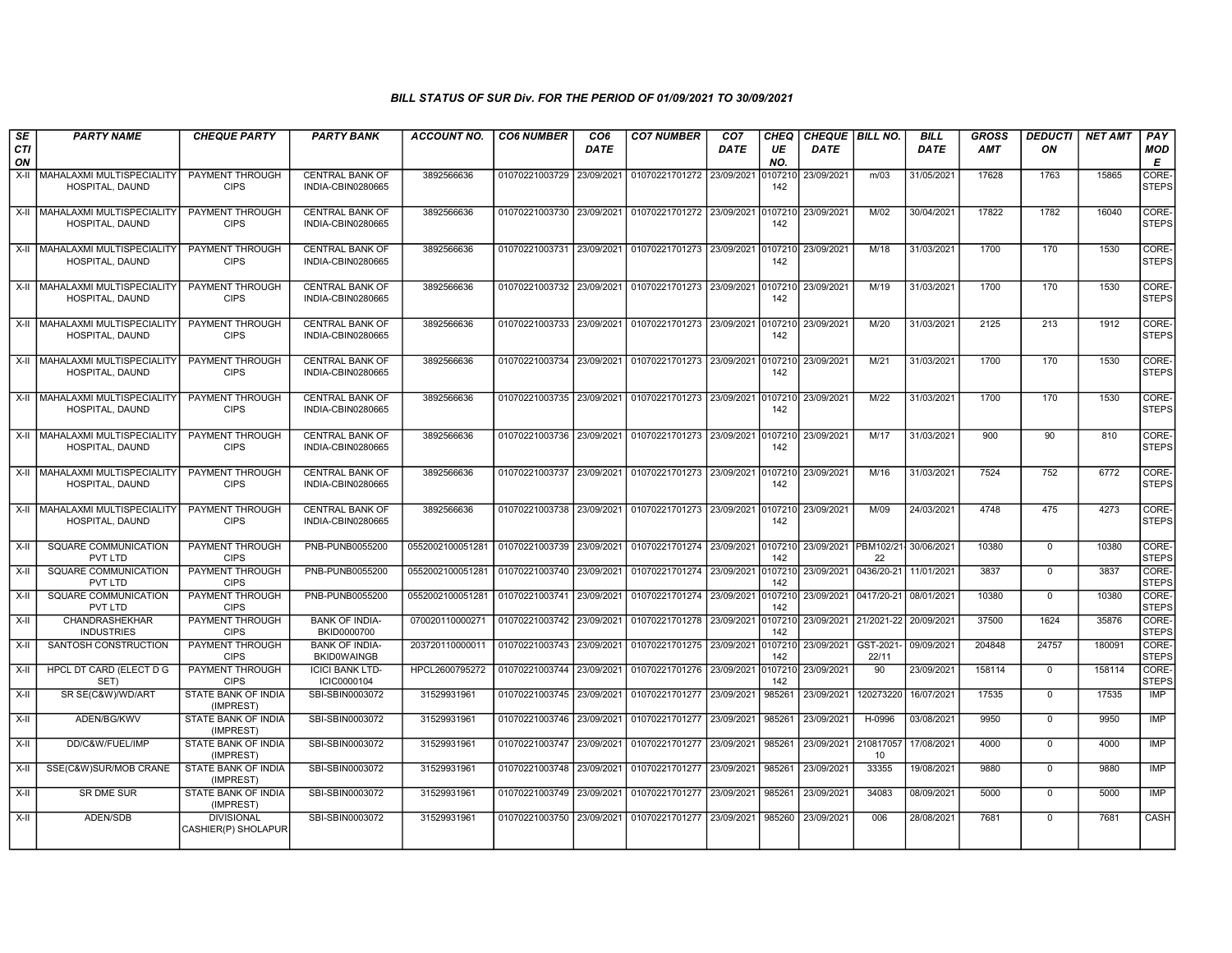# BILL STATUS OF SUR Div. FOR THE PERIOD OF 01/09/2021 TO 30/09/2021

| SECTION | PARTY NAME | CHEQUE PARTY | PARTY BANK | ACCOUNT NO. | CO6 NUMBER | CO6 DATE | CO7 NUMBER | CO7 DATE | CHEQUE NO. | CHEQUE DATE | BILL NO. | BILL DATE | GROSS AMT | DEDUCTION | NET AMT | PAY MODE |
|---|---|---|---|---|---|---|---|---|---|---|---|---|---|---|---|---|
| X-II | MAHALAXMI MULTISPECIALITY HOSPITAL, DAUND | PAYMENT THROUGH CIPS | CENTRAL BANK OF INDIA-CBIN0280665 | 3892566636 | 01070221003729 | 23/09/2021 | 01070221701272 | 23/09/2021 | 0107210142 | 23/09/2021 | m/03 | 31/05/2021 | 17628 | 1763 | 15865 | CORE-STEPS |
| X-II | MAHALAXMI MULTISPECIALITY HOSPITAL, DAUND | PAYMENT THROUGH CIPS | CENTRAL BANK OF INDIA-CBIN0280665 | 3892566636 | 01070221003730 | 23/09/2021 | 01070221701272 | 23/09/2021 | 0107210142 | 23/09/2021 | M/02 | 30/04/2021 | 17822 | 1782 | 16040 | CORE-STEPS |
| X-II | MAHALAXMI MULTISPECIALITY HOSPITAL, DAUND | PAYMENT THROUGH CIPS | CENTRAL BANK OF INDIA-CBIN0280665 | 3892566636 | 01070221003731 | 23/09/2021 | 01070221701273 | 23/09/2021 | 0107210142 | 23/09/2021 | M/18 | 31/03/2021 | 1700 | 170 | 1530 | CORE-STEPS |
| X-II | MAHALAXMI MULTISPECIALITY HOSPITAL, DAUND | PAYMENT THROUGH CIPS | CENTRAL BANK OF INDIA-CBIN0280665 | 3892566636 | 01070221003732 | 23/09/2021 | 01070221701273 | 23/09/2021 | 0107210142 | 23/09/2021 | M/19 | 31/03/2021 | 1700 | 170 | 1530 | CORE-STEPS |
| X-II | MAHALAXMI MULTISPECIALITY HOSPITAL, DAUND | PAYMENT THROUGH CIPS | CENTRAL BANK OF INDIA-CBIN0280665 | 3892566636 | 01070221003733 | 23/09/2021 | 01070221701273 | 23/09/2021 | 0107210142 | 23/09/2021 | M/20 | 31/03/2021 | 2125 | 213 | 1912 | CORE-STEPS |
| X-II | MAHALAXMI MULTISPECIALITY HOSPITAL, DAUND | PAYMENT THROUGH CIPS | CENTRAL BANK OF INDIA-CBIN0280665 | 3892566636 | 01070221003734 | 23/09/2021 | 01070221701273 | 23/09/2021 | 0107210142 | 23/09/2021 | M/21 | 31/03/2021 | 1700 | 170 | 1530 | CORE-STEPS |
| X-II | MAHALAXMI MULTISPECIALITY HOSPITAL, DAUND | PAYMENT THROUGH CIPS | CENTRAL BANK OF INDIA-CBIN0280665 | 3892566636 | 01070221003735 | 23/09/2021 | 01070221701273 | 23/09/2021 | 0107210142 | 23/09/2021 | M/22 | 31/03/2021 | 1700 | 170 | 1530 | CORE-STEPS |
| X-II | MAHALAXMI MULTISPECIALITY HOSPITAL, DAUND | PAYMENT THROUGH CIPS | CENTRAL BANK OF INDIA-CBIN0280665 | 3892566636 | 01070221003736 | 23/09/2021 | 01070221701273 | 23/09/2021 | 0107210142 | 23/09/2021 | M/17 | 31/03/2021 | 900 | 90 | 810 | CORE-STEPS |
| X-II | MAHALAXMI MULTISPECIALITY HOSPITAL, DAUND | PAYMENT THROUGH CIPS | CENTRAL BANK OF INDIA-CBIN0280665 | 3892566636 | 01070221003737 | 23/09/2021 | 01070221701273 | 23/09/2021 | 0107210142 | 23/09/2021 | M/16 | 31/03/2021 | 7524 | 752 | 6772 | CORE-STEPS |
| X-II | MAHALAXMI MULTISPECIALITY HOSPITAL, DAUND | PAYMENT THROUGH CIPS | CENTRAL BANK OF INDIA-CBIN0280665 | 3892566636 | 01070221003738 | 23/09/2021 | 01070221701273 | 23/09/2021 | 0107210142 | 23/09/2021 | M/09 | 24/03/2021 | 4748 | 475 | 4273 | CORE-STEPS |
| X-II | SQUARE COMMUNICATION PVT LTD | PAYMENT THROUGH CIPS | PNB-PUNB0055200 | 0552002100051281 | 01070221003739 | 23/09/2021 | 01070221701274 | 23/09/2021 | 0107210142 | 23/09/2021 | PBM102/21-22 | 30/06/2021 | 10380 | 0 | 10380 | CORE-STEPS |
| X-II | SQUARE COMMUNICATION PVT LTD | PAYMENT THROUGH CIPS | PNB-PUNB0055200 | 0552002100051281 | 01070221003740 | 23/09/2021 | 01070221701274 | 23/09/2021 | 0107210142 | 23/09/2021 | 0436/20-21 | 11/01/2021 | 3837 | 0 | 3837 | CORE-STEPS |
| X-II | SQUARE COMMUNICATION PVT LTD | PAYMENT THROUGH CIPS | PNB-PUNB0055200 | 0552002100051281 | 01070221003741 | 23/09/2021 | 01070221701274 | 23/09/2021 | 0107210142 | 23/09/2021 | 0417/20-21 | 08/01/2021 | 10380 | 0 | 10380 | CORE-STEPS |
| X-II | CHANDRASHEKHAR INDUSTRIES | PAYMENT THROUGH CIPS | BANK OF INDIA-BKID0000700 | 070020110000271 | 01070221003742 | 23/09/2021 | 01070221701278 | 23/09/2021 | 0107210142 | 23/09/2021 | 21/2021-22 | 20/09/2021 | 37500 | 1624 | 35876 | CORE-STEPS |
| X-II | SANTOSH CONSTRUCTION | PAYMENT THROUGH CIPS | BANK OF INDIA-BKID0WAINGB | 203720110000011 | 01070221003743 | 23/09/2021 | 01070221701275 | 23/09/2021 | 0107210142 | 23/09/2021 | GST-2021-22/11 | 09/09/2021 | 204848 | 24757 | 180091 | CORE-STEPS |
| X-II | HPCL DT CARD (ELECT D G SET) | PAYMENT THROUGH CIPS | ICICI BANK LTD-ICIC0000104 | HPCL2600795272 | 01070221003744 | 23/09/2021 | 01070221701276 | 23/09/2021 | 0107210142 | 23/09/2021 | 90 | 23/09/2021 | 158114 | 0 | 158114 | CORE-STEPS |
| X-II | SR SE(C&W)/WD/ART | STATE BANK OF INDIA (IMPREST) | SBI-SBIN0003072 | 31529931961 | 01070221003745 | 23/09/2021 | 01070221701277 | 23/09/2021 | 985261 | 23/09/2021 | 120273220 | 16/07/2021 | 17535 | 0 | 17535 | IMP |
| X-II | ADEN/BG/KWV | STATE BANK OF INDIA (IMPREST) | SBI-SBIN0003072 | 31529931961 | 01070221003746 | 23/09/2021 | 01070221701277 | 23/09/2021 | 985261 | 23/09/2021 | H-0996 | 03/08/2021 | 9950 | 0 | 9950 | IMP |
| X-II | DD/C&W/FUEL/IMP | STATE BANK OF INDIA (IMPREST) | SBI-SBIN0003072 | 31529931961 | 01070221003747 | 23/09/2021 | 01070221701277 | 23/09/2021 | 985261 | 23/09/2021 | 21081705710 | 17/08/2021 | 4000 | 0 | 4000 | IMP |
| X-II | SSE(C&W)SUR/MOB CRANE | STATE BANK OF INDIA (IMPREST) | SBI-SBIN0003072 | 31529931961 | 01070221003748 | 23/09/2021 | 01070221701277 | 23/09/2021 | 985261 | 23/09/2021 | 33355 | 19/08/2021 | 9880 | 0 | 9880 | IMP |
| X-II | SR DME SUR | STATE BANK OF INDIA (IMPREST) | SBI-SBIN0003072 | 31529931961 | 01070221003749 | 23/09/2021 | 01070221701277 | 23/09/2021 | 985261 | 23/09/2021 | 34083 | 08/09/2021 | 5000 | 0 | 5000 | IMP |
| X-II | ADEN/SDB | DIVISIONAL CASHIER(P) SHOLAPUR | SBI-SBIN0003072 | 31529931961 | 01070221003750 | 23/09/2021 | 01070221701277 | 23/09/2021 | 985260 | 23/09/2021 | 006 | 28/08/2021 | 7681 | 0 | 7681 | CASH |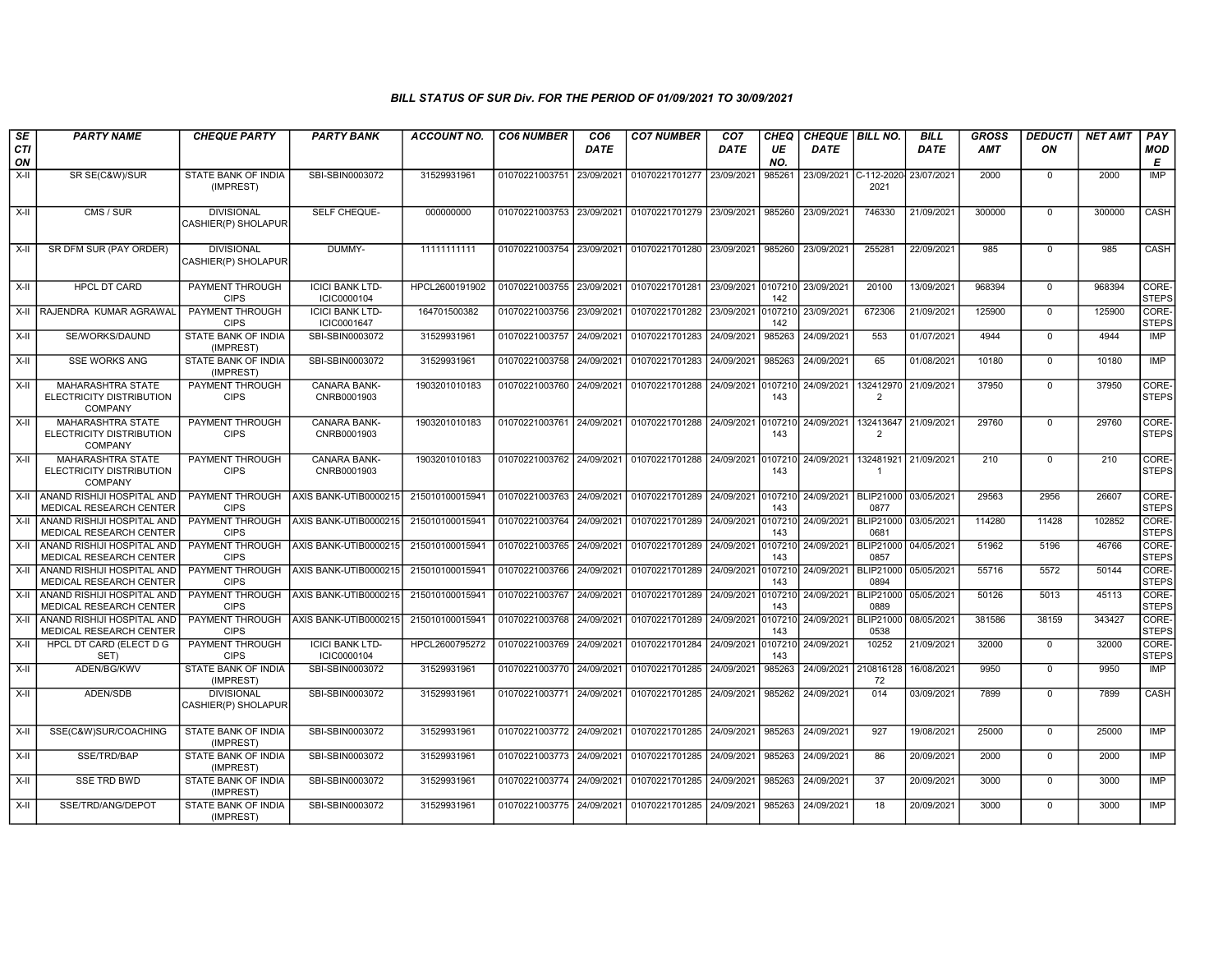*BILL STATUS OF SUR Div. FOR THE PERIOD OF 01/09/2021 TO 30/09/2021*

| SECTION | PARTY NAME | CHEQUE PARTY | PARTY BANK | ACCOUNT NO. | CO6 NUMBER | CO6 DATE | CO7 NUMBER | CO7 DATE | CHEQUE NO. | CHEQUE DATE | BILL NO. | BILL DATE | GROSS AMT | DEDUCTION | NET AMT | PAY MODE |
|---|---|---|---|---|---|---|---|---|---|---|---|---|---|---|---|---|
| X-II | SR SE(C&W)/SUR | STATE BANK OF INDIA (IMPREST) | SBI-SBIN0003072 | 31529931961 | 01070221003751 | 23/09/2021 | 01070221701277 | 23/09/2021 | 985261 | 23/09/2021 | C-112-2020-2021 | 23/07/2021 | 2000 | 0 | 2000 | IMP |
| X-II | CMS / SUR | DIVISIONAL CASHIER(P) SHOLAPUR | SELF CHEQUE- | 000000000 | 01070221003753 | 23/09/2021 | 01070221701279 | 23/09/2021 | 985260 | 23/09/2021 | 746330 | 21/09/2021 | 300000 | 0 | 300000 | CASH |
| X-II | SR DFM SUR (PAY ORDER) | DIVISIONAL CASHIER(P) SHOLAPUR | DUMMY- | 11111111111 | 01070221003754 | 23/09/2021 | 01070221701280 | 23/09/2021 | 985260 | 23/09/2021 | 255281 | 22/09/2021 | 985 | 0 | 985 | CASH |
| X-II | HPCL DT CARD | PAYMENT THROUGH CIPS | ICICI BANK LTD-ICIC0000104 | HPCL2600191902 | 01070221003755 | 23/09/2021 | 01070221701281 | 23/09/2021 | 0107210142 | 23/09/2021 | 20100 | 13/09/2021 | 968394 | 0 | 968394 | CORE-STEPS |
| X-II | RAJENDRA KUMAR AGRAWAL | PAYMENT THROUGH CIPS | ICICI BANK LTD-ICIC0001647 | 164701500382 | 01070221003756 | 23/09/2021 | 01070221701282 | 23/09/2021 | 0107210142 | 23/09/2021 | 672306 | 21/09/2021 | 125900 | 0 | 125900 | CORE-STEPS |
| X-II | SE/WORKS/DAUND | STATE BANK OF INDIA (IMPREST) | SBI-SBIN0003072 | 31529931961 | 01070221003757 | 24/09/2021 | 01070221701283 | 24/09/2021 | 985263 | 24/09/2021 | 553 | 01/07/2021 | 4944 | 0 | 4944 | IMP |
| X-II | SSE WORKS ANG | STATE BANK OF INDIA (IMPREST) | SBI-SBIN0003072 | 31529931961 | 01070221003758 | 24/09/2021 | 01070221701283 | 24/09/2021 | 985263 | 24/09/2021 | 65 | 01/08/2021 | 10180 | 0 | 10180 | IMP |
| X-II | MAHARASHTRA STATE ELECTRICITY DISTRIBUTION COMPANY | PAYMENT THROUGH CIPS | CANARA BANK-CNRB0001903 | 1903201010183 | 01070221003760 | 24/09/2021 | 01070221701288 | 24/09/2021 | 0107210143 | 24/09/2021 | 1324129702 | 21/09/2021 | 37950 | 0 | 37950 | CORE-STEPS |
| X-II | MAHARASHTRA STATE ELECTRICITY DISTRIBUTION COMPANY | PAYMENT THROUGH CIPS | CANARA BANK-CNRB0001903 | 1903201010183 | 01070221003761 | 24/09/2021 | 01070221701288 | 24/09/2021 | 0107210143 | 24/09/2021 | 1324136472 | 21/09/2021 | 29760 | 0 | 29760 | CORE-STEPS |
| X-II | MAHARASHTRA STATE ELECTRICITY DISTRIBUTION COMPANY | PAYMENT THROUGH CIPS | CANARA BANK-CNRB0001903 | 1903201010183 | 01070221003762 | 24/09/2021 | 01070221701288 | 24/09/2021 | 0107210143 | 24/09/2021 | 1324819211 | 21/09/2021 | 210 | 0 | 210 | CORE-STEPS |
| X-II | ANAND RISHIJI HOSPITAL AND MEDICAL RESEARCH CENTER | PAYMENT THROUGH CIPS | AXIS BANK-UTIB0000215 | 215010100015941 | 01070221003763 | 24/09/2021 | 01070221701289 | 24/09/2021 | 0107210143 | 24/09/2021 | BLIP210000877 | 03/05/2021 | 29563 | 2956 | 26607 | CORE-STEPS |
| X-II | ANAND RISHIJI HOSPITAL AND MEDICAL RESEARCH CENTER | PAYMENT THROUGH CIPS | AXIS BANK-UTIB0000215 | 215010100015941 | 01070221003764 | 24/09/2021 | 01070221701289 | 24/09/2021 | 0107210143 | 24/09/2021 | BLIP210000681 | 03/05/2021 | 114280 | 11428 | 102852 | CORE-STEPS |
| X-II | ANAND RISHIJI HOSPITAL AND MEDICAL RESEARCH CENTER | PAYMENT THROUGH CIPS | AXIS BANK-UTIB0000215 | 215010100015941 | 01070221003765 | 24/09/2021 | 01070221701289 | 24/09/2021 | 0107210143 | 24/09/2021 | BLIP210000857 | 04/05/2021 | 51962 | 5196 | 46766 | CORE-STEPS |
| X-II | ANAND RISHIJI HOSPITAL AND MEDICAL RESEARCH CENTER | PAYMENT THROUGH CIPS | AXIS BANK-UTIB0000215 | 215010100015941 | 01070221003766 | 24/09/2021 | 01070221701289 | 24/09/2021 | 0107210143 | 24/09/2021 | BLIP210000894 | 05/05/2021 | 55716 | 5572 | 50144 | CORE-STEPS |
| X-II | ANAND RISHIJI HOSPITAL AND MEDICAL RESEARCH CENTER | PAYMENT THROUGH CIPS | AXIS BANK-UTIB0000215 | 215010100015941 | 01070221003767 | 24/09/2021 | 01070221701289 | 24/09/2021 | 0107210143 | 24/09/2021 | BLIP210000889 | 05/05/2021 | 50126 | 5013 | 45113 | CORE-STEPS |
| X-II | ANAND RISHIJI HOSPITAL AND MEDICAL RESEARCH CENTER | PAYMENT THROUGH CIPS | AXIS BANK-UTIB0000215 | 215010100015941 | 01070221003768 | 24/09/2021 | 01070221701289 | 24/09/2021 | 0107210143 | 24/09/2021 | BLIP210000538 | 08/05/2021 | 381586 | 38159 | 343427 | CORE-STEPS |
| X-II | HPCL DT CARD (ELECT D G SET) | PAYMENT THROUGH CIPS | ICICI BANK LTD-ICIC0000104 | HPCL2600795272 | 01070221003769 | 24/09/2021 | 01070221701284 | 24/09/2021 | 0107210143 | 24/09/2021 | 10252 | 21/09/2021 | 32000 | 0 | 32000 | CORE-STEPS |
| X-II | ADEN/BG/KWV | STATE BANK OF INDIA (IMPREST) | SBI-SBIN0003072 | 31529931961 | 01070221003770 | 24/09/2021 | 01070221701285 | 24/09/2021 | 985263 | 24/09/2021 | 21081612872 | 16/08/2021 | 9950 | 0 | 9950 | IMP |
| X-II | ADEN/SDB | DIVISIONAL CASHIER(P) SHOLAPUR | SBI-SBIN0003072 | 31529931961 | 01070221003771 | 24/09/2021 | 01070221701285 | 24/09/2021 | 985262 | 24/09/2021 | 014 | 03/09/2021 | 7899 | 0 | 7899 | CASH |
| X-II | SSE(C&W)SUR/COACHING | STATE BANK OF INDIA (IMPREST) | SBI-SBIN0003072 | 31529931961 | 01070221003772 | 24/09/2021 | 01070221701285 | 24/09/2021 | 985263 | 24/09/2021 | 927 | 19/08/2021 | 25000 | 0 | 25000 | IMP |
| X-II | SSE/TRD/BAP | STATE BANK OF INDIA (IMPREST) | SBI-SBIN0003072 | 31529931961 | 01070221003773 | 24/09/2021 | 01070221701285 | 24/09/2021 | 985263 | 24/09/2021 | 86 | 20/09/2021 | 2000 | 0 | 2000 | IMP |
| X-II | SSE TRD BWD | STATE BANK OF INDIA (IMPREST) | SBI-SBIN0003072 | 31529931961 | 01070221003774 | 24/09/2021 | 01070221701285 | 24/09/2021 | 985263 | 24/09/2021 | 37 | 20/09/2021 | 3000 | 0 | 3000 | IMP |
| X-II | SSE/TRD/ANG/DEPOT | STATE BANK OF INDIA (IMPREST) | SBI-SBIN0003072 | 31529931961 | 01070221003775 | 24/09/2021 | 01070221701285 | 24/09/2021 | 985263 | 24/09/2021 | 18 | 20/09/2021 | 3000 | 0 | 3000 | IMP |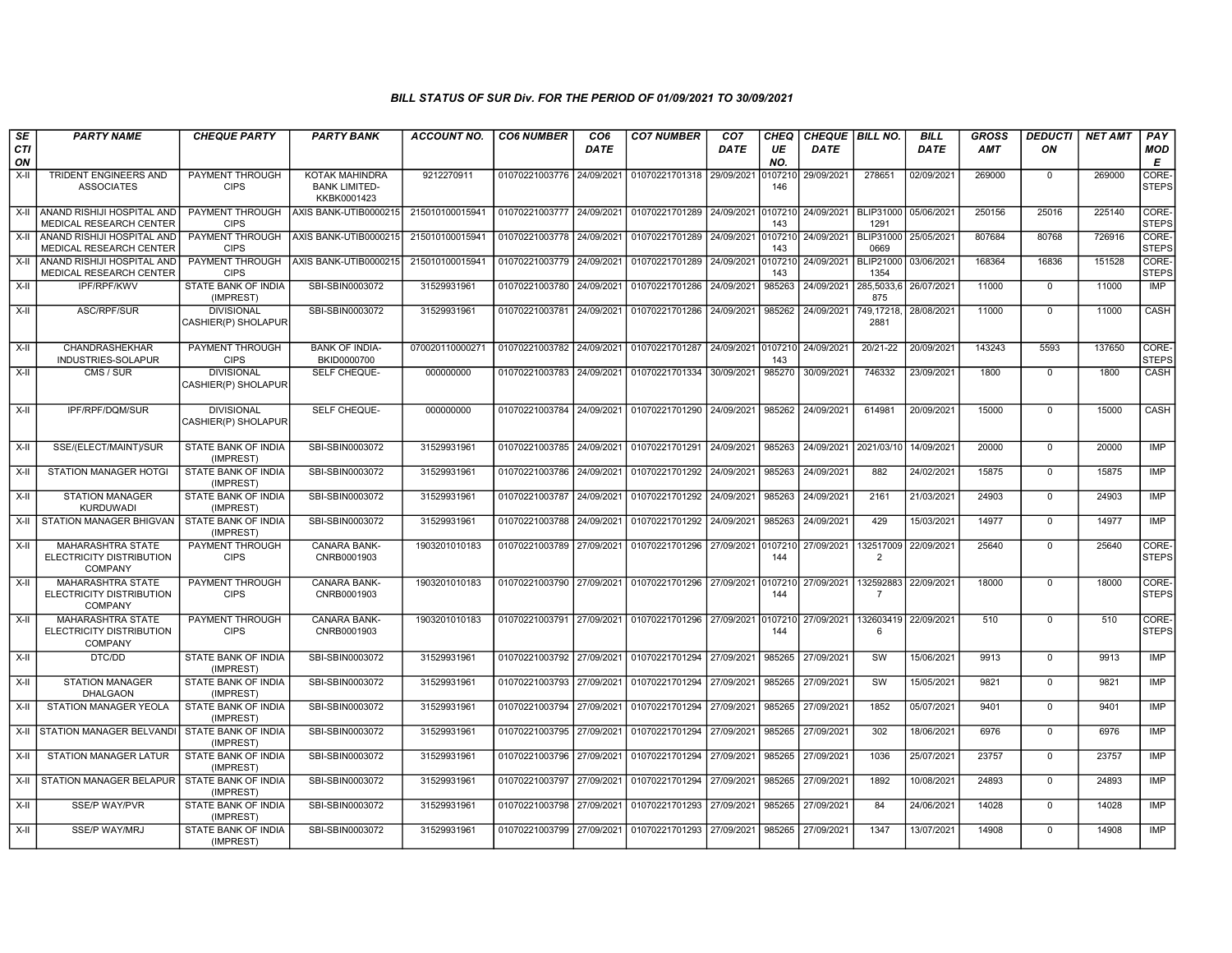### BILL STATUS OF SUR Div. FOR THE PERIOD OF 01/09/2021 TO 30/09/2021

| SECTION | PARTY NAME | CHEQUE PARTY | PARTY BANK | ACCOUNT NO. | CO6 NUMBER | CO6 DATE | CO7 NUMBER | CO7 DATE | CHEQUE NO. | CHEQUE DATE | BILL NO. | BILL DATE | GROSS AMT | DEDUCTION | NET AMT | PAY MODE |
|---|---|---|---|---|---|---|---|---|---|---|---|---|---|---|---|---|
| X-II | TRIDENT ENGINEERS AND ASSOCIATES | PAYMENT THROUGH CIPS | KOTAK MAHINDRA BANK LIMITED-KKBK0001423 | 9212270911 | 01070221003776 | 24/09/2021 | 01070221701318 | 29/09/2021 | 0107210146 | 29/09/2021 | 278651 | 02/09/2021 | 269000 | 0 | 269000 | CORE-STEPS |
| X-II | ANAND RISHIJI HOSPITAL AND MEDICAL RESEARCH CENTER | PAYMENT THROUGH CIPS | AXIS BANK-UTIB0000215 | 215010100015941 | 01070221003777 | 24/09/2021 | 01070221701289 | 24/09/2021 | 0107210143 | 24/09/2021 | BLIP310001291 | 05/06/2021 | 250156 | 25016 | 225140 | CORE-STEPS |
| X-II | ANAND RISHIJI HOSPITAL AND MEDICAL RESEARCH CENTER | PAYMENT THROUGH CIPS | AXIS BANK-UTIB0000215 | 215010100015941 | 01070221003778 | 24/09/2021 | 01070221701289 | 24/09/2021 | 0107210143 | 24/09/2021 | BLIP310000669 | 25/05/2021 | 807684 | 80768 | 726916 | CORE-STEPS |
| X-II | ANAND RISHIJI HOSPITAL AND MEDICAL RESEARCH CENTER | PAYMENT THROUGH CIPS | AXIS BANK-UTIB0000215 | 215010100015941 | 01070221003779 | 24/09/2021 | 01070221701289 | 24/09/2021 | 0107210143 | 24/09/2021 | BLIP210001354 | 03/06/2021 | 168364 | 16836 | 151528 | CORE-STEPS |
| X-II | IPF/RPF/KWV | STATE BANK OF INDIA (IMPREST) | SBI-SBIN0003072 | 31529931961 | 01070221003780 | 24/09/2021 | 01070221701286 | 24/09/2021 | 985263 | 24/09/2021 | 285,5033,6875 | 26/07/2021 | 11000 | 0 | 11000 | IMP |
| X-II | ASC/RPF/SUR | DIVISIONAL CASHIER(P) SHOLAPUR | SBI-SBIN0003072 | 31529931961 | 01070221003781 | 24/09/2021 | 01070221701286 | 24/09/2021 | 985262 | 24/09/2021 | 749,17218,2881 | 28/08/2021 | 11000 | 0 | 11000 | CASH |
| X-II | CHANDRASHEKHAR INDUSTRIES-SOLAPUR | PAYMENT THROUGH CIPS | BANK OF INDIA-BKID0000700 | 070020110000271 | 01070221003782 | 24/09/2021 | 01070221701287 | 24/09/2021 | 0107210143 | 24/09/2021 | 20/21-22 | 20/09/2021 | 143243 | 5593 | 137650 | CORE-STEPS |
| X-II | CMS / SUR | DIVISIONAL CASHIER(P) SHOLAPUR | SELF CHEQUE- | 000000000 | 01070221003783 | 24/09/2021 | 01070221701334 | 30/09/2021 | 985270 | 30/09/2021 | 746332 | 23/09/2021 | 1800 | 0 | 1800 | CASH |
| X-II | IPF/RPF/DQM/SUR | DIVISIONAL CASHIER(P) SHOLAPUR | SELF CHEQUE- | 000000000 | 01070221003784 | 24/09/2021 | 01070221701290 | 24/09/2021 | 985262 | 24/09/2021 | 614981 | 20/09/2021 | 15000 | 0 | 15000 | CASH |
| X-II | SSE/(ELECT/MAINT)/SUR | STATE BANK OF INDIA (IMPREST) | SBI-SBIN0003072 | 31529931961 | 01070221003785 | 24/09/2021 | 01070221701291 | 24/09/2021 | 985263 | 24/09/2021 | 2021/03/10 | 14/09/2021 | 20000 | 0 | 20000 | IMP |
| X-II | STATION MANAGER HOTGI | STATE BANK OF INDIA (IMPREST) | SBI-SBIN0003072 | 31529931961 | 01070221003786 | 24/09/2021 | 01070221701292 | 24/09/2021 | 985263 | 24/09/2021 | 882 | 24/02/2021 | 15875 | 0 | 15875 | IMP |
| X-II | STATION MANAGER KURDUWADI | STATE BANK OF INDIA (IMPREST) | SBI-SBIN0003072 | 31529931961 | 01070221003787 | 24/09/2021 | 01070221701292 | 24/09/2021 | 985263 | 24/09/2021 | 2161 | 21/03/2021 | 24903 | 0 | 24903 | IMP |
| X-II | STATION MANAGER BHIGVAN | STATE BANK OF INDIA (IMPREST) | SBI-SBIN0003072 | 31529931961 | 01070221003788 | 24/09/2021 | 01070221701292 | 24/09/2021 | 985263 | 24/09/2021 | 429 | 15/03/2021 | 14977 | 0 | 14977 | IMP |
| X-II | MAHARASHTRA STATE ELECTRICITY DISTRIBUTION COMPANY | PAYMENT THROUGH CIPS | CANARA BANK-CNRB0001903 | 1903201010183 | 01070221003789 | 27/09/2021 | 01070221701296 | 27/09/2021 | 0107210144 | 27/09/2021 | 1325170092 | 22/09/2021 | 25640 | 0 | 25640 | CORE-STEPS |
| X-II | MAHARASHTRA STATE ELECTRICITY DISTRIBUTION COMPANY | PAYMENT THROUGH CIPS | CANARA BANK-CNRB0001903 | 1903201010183 | 01070221003790 | 27/09/2021 | 01070221701296 | 27/09/2021 | 0107210144 | 27/09/2021 | 1325928837 | 22/09/2021 | 18000 | 0 | 18000 | CORE-STEPS |
| X-II | MAHARASHTRA STATE ELECTRICITY DISTRIBUTION COMPANY | PAYMENT THROUGH CIPS | CANARA BANK-CNRB0001903 | 1903201010183 | 01070221003791 | 27/09/2021 | 01070221701296 | 27/09/2021 | 0107210144 | 27/09/2021 | 1326034196 | 22/09/2021 | 510 | 0 | 510 | CORE-STEPS |
| X-II | DTC/DD | STATE BANK OF INDIA (IMPREST) | SBI-SBIN0003072 | 31529931961 | 01070221003792 | 27/09/2021 | 01070221701294 | 27/09/2021 | 985265 | 27/09/2021 | SW | 15/06/2021 | 9913 | 0 | 9913 | IMP |
| X-II | STATION MANAGER DHALGAON | STATE BANK OF INDIA (IMPREST) | SBI-SBIN0003072 | 31529931961 | 01070221003793 | 27/09/2021 | 01070221701294 | 27/09/2021 | 985265 | 27/09/2021 | SW | 15/05/2021 | 9821 | 0 | 9821 | IMP |
| X-II | STATION MANAGER YEOLA | STATE BANK OF INDIA (IMPREST) | SBI-SBIN0003072 | 31529931961 | 01070221003794 | 27/09/2021 | 01070221701294 | 27/09/2021 | 985265 | 27/09/2021 | 1852 | 05/07/2021 | 9401 | 0 | 9401 | IMP |
| X-II | STATION MANAGER BELVANDI | STATE BANK OF INDIA (IMPREST) | SBI-SBIN0003072 | 31529931961 | 01070221003795 | 27/09/2021 | 01070221701294 | 27/09/2021 | 985265 | 27/09/2021 | 302 | 18/06/2021 | 6976 | 0 | 6976 | IMP |
| X-II | STATION MANAGER LATUR | STATE BANK OF INDIA (IMPREST) | SBI-SBIN0003072 | 31529931961 | 01070221003796 | 27/09/2021 | 01070221701294 | 27/09/2021 | 985265 | 27/09/2021 | 1036 | 25/07/2021 | 23757 | 0 | 23757 | IMP |
| X-II | STATION MANAGER BELAPUR | STATE BANK OF INDIA (IMPREST) | SBI-SBIN0003072 | 31529931961 | 01070221003797 | 27/09/2021 | 01070221701294 | 27/09/2021 | 985265 | 27/09/2021 | 1892 | 10/08/2021 | 24893 | 0 | 24893 | IMP |
| X-II | SSE/P WAY/PVR | STATE BANK OF INDIA (IMPREST) | SBI-SBIN0003072 | 31529931961 | 01070221003798 | 27/09/2021 | 01070221701293 | 27/09/2021 | 985265 | 27/09/2021 | 84 | 24/06/2021 | 14028 | 0 | 14028 | IMP |
| X-II | SSE/P WAY/MRJ | STATE BANK OF INDIA (IMPREST) | SBI-SBIN0003072 | 31529931961 | 01070221003799 | 27/09/2021 | 01070221701293 | 27/09/2021 | 985265 | 27/09/2021 | 1347 | 13/07/2021 | 14908 | 0 | 14908 | IMP |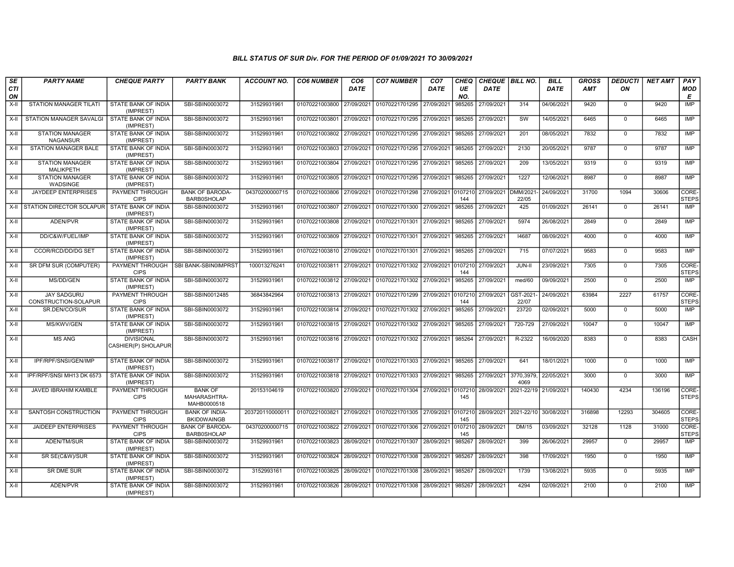### BILL STATUS OF SUR Div. FOR THE PERIOD OF 01/09/2021 TO 30/09/2021

| SECTION | PARTY NAME | CHEQUE PARTY | PARTY BANK | ACCOUNT NO. | CO6 NUMBER | CO6 DATE | CO7 NUMBER | CO7 DATE | CHEQUE NO. | CHEQUE DATE | BILL NO. | BILL DATE | GROSS AMT | DEDUCTION | NET AMT | PAY MODE |
|---|---|---|---|---|---|---|---|---|---|---|---|---|---|---|---|---|
| X-II | STATION MANAGER TILATI | STATE BANK OF INDIA (IMPREST) | SBI-SBIN0003072 | 31529931961 | 01070221003800 | 27/09/2021 | 01070221701295 | 27/09/2021 | 985265 | 27/09/2021 | 314 | 04/06/2021 | 9420 | 0 | 9420 | IMP |
| X-II | STATION MANAGER SAVALGI | STATE BANK OF INDIA (IMPREST) | SBI-SBIN0003072 | 31529931961 | 01070221003801 | 27/09/2021 | 01070221701295 | 27/09/2021 | 985265 | 27/09/2021 | SW | 14/05/2021 | 6465 | 0 | 6465 | IMP |
| X-II | STATION MANAGER NAGANSUR | STATE BANK OF INDIA (IMPREST) | SBI-SBIN0003072 | 31529931961 | 01070221003802 | 27/09/2021 | 01070221701295 | 27/09/2021 | 985265 | 27/09/2021 | 201 | 08/05/2021 | 7832 | 0 | 7832 | IMP |
| X-II | STATION MANAGER BALE | STATE BANK OF INDIA (IMPREST) | SBI-SBIN0003072 | 31529931961 | 01070221003803 | 27/09/2021 | 01070221701295 | 27/09/2021 | 985265 | 27/09/2021 | 2130 | 20/05/2021 | 9787 | 0 | 9787 | IMP |
| X-II | STATION MANAGER MALIKPETH | STATE BANK OF INDIA (IMPREST) | SBI-SBIN0003072 | 31529931961 | 01070221003804 | 27/09/2021 | 01070221701295 | 27/09/2021 | 985265 | 27/09/2021 | 209 | 13/05/2021 | 9319 | 0 | 9319 | IMP |
| X-II | STATION MANAGER WADSINGE | STATE BANK OF INDIA (IMPREST) | SBI-SBIN0003072 | 31529931961 | 01070221003805 | 27/09/2021 | 01070221701295 | 27/09/2021 | 985265 | 27/09/2021 | 1227 | 12/06/2021 | 8987 | 0 | 8987 | IMP |
| X-II | JAYDEEP ENTERPRISES | PAYMENT THROUGH CIPS | BANK OF BARODA-BARB0SHOLAP | 04370200000715 | 01070221003806 | 27/09/2021 | 01070221701298 | 27/09/2021 | 0107210144 | 27/09/2021 | DMM/2021-22/05 | 24/09/2021 | 31700 | 1094 | 30606 | CORE-STEPS |
| X-II | STATION DIRECTOR SOLAPUR | STATE BANK OF INDIA (IMPREST) | SBI-SBIN0003072 | 31529931961 | 01070221003807 | 27/09/2021 | 01070221701300 | 27/09/2021 | 985265 | 27/09/2021 | 425 | 01/09/2021 | 26141 | 0 | 26141 | IMP |
| X-II | ADEN/PVR | STATE BANK OF INDIA (IMPREST) | SBI-SBIN0003072 | 31529931961 | 01070221003808 | 27/09/2021 | 01070221701301 | 27/09/2021 | 985265 | 27/09/2021 | 5974 | 26/08/2021 | 2849 | 0 | 2849 | IMP |
| X-II | DD/C&W/FUEL/IMP | STATE BANK OF INDIA (IMPREST) | SBI-SBIN0003072 | 31529931961 | 01070221003809 | 27/09/2021 | 01070221701301 | 27/09/2021 | 985265 | 27/09/2021 | I4687 | 08/09/2021 | 4000 | 0 | 4000 | IMP |
| X-II | CCOR/RCD/DD/DG SET | STATE BANK OF INDIA (IMPREST) | SBI-SBIN0003072 | 31529931961 | 01070221003810 | 27/09/2021 | 01070221701301 | 27/09/2021 | 985265 | 27/09/2021 | 715 | 07/07/2021 | 9583 | 0 | 9583 | IMP |
| X-II | SR DFM SUR (COMPUTER) | PAYMENT THROUGH CIPS | SBI BANK-SBIN0IMPRST | 100013276241 | 01070221003811 | 27/09/2021 | 01070221701302 | 27/09/2021 | 0107210144 | 27/09/2021 | JUN-II | 23/09/2021 | 7305 | 0 | 7305 | CORE-STEPS |
| X-II | MS/DD/GEN | STATE BANK OF INDIA (IMPREST) | SBI-SBIN0003072 | 31529931961 | 01070221003812 | 27/09/2021 | 01070221701302 | 27/09/2021 | 985265 | 27/09/2021 | med/60 | 09/09/2021 | 2500 | 0 | 2500 | IMP |
| X-II | JAY SADGURU CONSTRUCTION-SOLAPUR | PAYMENT THROUGH CIPS | SBI-SBIN0012485 | 36843842964 | 01070221003813 | 27/09/2021 | 01070221701299 | 27/09/2021 | 0107210144 | 27/09/2021 | GST-2021-22/07 | 24/09/2021 | 63984 | 2227 | 61757 | CORE-STEPS |
| X-II | SR.DEN/CO/SUR | STATE BANK OF INDIA (IMPREST) | SBI-SBIN0003072 | 31529931961 | 01070221003814 | 27/09/2021 | 01070221701302 | 27/09/2021 | 985265 | 27/09/2021 | 23720 | 02/09/2021 | 5000 | 0 | 5000 | IMP |
| X-II | MS/KWV/GEN | STATE BANK OF INDIA (IMPREST) | SBI-SBIN0003072 | 31529931961 | 01070221003815 | 27/09/2021 | 01070221701302 | 27/09/2021 | 985265 | 27/09/2021 | 720-729 | 27/09/2021 | 10047 | 0 | 10047 | IMP |
| X-II | MS ANG | DIVISIONAL CASHIER(P) SHOLAPUR | SBI-SBIN0003072 | 31529931961 | 01070221003816 | 27/09/2021 | 01070221701302 | 27/09/2021 | 985264 | 27/09/2021 | R-2322 | 16/09/2020 | 8383 | 0 | 8383 | CASH |
| X-II | IPF/RPF/SNSI/GEN/IMP | STATE BANK OF INDIA (IMPREST) | SBI-SBIN0003072 | 31529931961 | 01070221003817 | 27/09/2021 | 01070221701303 | 27/09/2021 | 985265 | 27/09/2021 | 641 | 18/01/2021 | 1000 | 0 | 1000 | IMP |
| X-II | IPF/RPF/SNSI MH13 DK 6573 | STATE BANK OF INDIA (IMPREST) | SBI-SBIN0003072 | 31529931961 | 01070221003818 | 27/09/2021 | 01070221701303 | 27/09/2021 | 985265 | 27/09/2021 | 3770,3979,4069 | 22/05/2021 | 3000 | 0 | 3000 | IMP |
| X-II | JAVED IBRAHIM KAMBLE | PAYMENT THROUGH CIPS | BANK OF MAHARASHTRA-MAHB0000518 | 20153104619 | 01070221003820 | 27/09/2021 | 01070221701304 | 27/09/2021 | 0107210145 | 28/09/2021 | 2021-22/19 | 21/09/2021 | 140430 | 4234 | 136196 | CORE-STEPS |
| X-II | SANTOSH CONSTRUCTION | PAYMENT THROUGH CIPS | BANK OF INDIA-BKID0WAINGB | 203720110000011 | 01070221003821 | 27/09/2021 | 01070221701305 | 27/09/2021 | 0107210145 | 28/09/2021 | 2021-22/10 | 30/08/2021 | 316898 | 12293 | 304605 | CORE-STEPS |
| X-II | JAIDEEP ENTERPRISES | PAYMENT THROUGH CIPS | BANK OF BARODA-BARB0SHOLAP | 04370200000715 | 01070221003822 | 27/09/2021 | 01070221701306 | 27/09/2021 | 0107210145 | 28/09/2021 | DM/15 | 03/09/2021 | 32128 | 1128 | 31000 | CORE-STEPS |
| X-II | ADEN/TM/SUR | STATE BANK OF INDIA (IMPREST) | SBI-SBIN0003072 | 31529931961 | 01070221003823 | 28/09/2021 | 01070221701307 | 28/09/2021 | 985267 | 28/09/2021 | 399 | 26/06/2021 | 29957 | 0 | 29957 | IMP |
| X-II | SR SE(C&W)/SUR | STATE BANK OF INDIA (IMPREST) | SBI-SBIN0003072 | 31529931961 | 01070221003824 | 28/09/2021 | 01070221701308 | 28/09/2021 | 985267 | 28/09/2021 | 398 | 17/09/2021 | 1950 | 0 | 1950 | IMP |
| X-II | SR DME SUR | STATE BANK OF INDIA (IMPREST) | SBI-SBIN0003072 | 3152993161 | 01070221003825 | 28/09/2021 | 01070221701308 | 28/09/2021 | 985267 | 28/09/2021 | 1739 | 13/08/2021 | 5935 | 0 | 5935 | IMP |
| X-II | ADEN/PVR | STATE BANK OF INDIA (IMPREST) | SBI-SBIN0003072 | 31529931961 | 01070221003826 | 28/09/2021 | 01070221701308 | 28/09/2021 | 985267 | 28/09/2021 | 4294 | 02/09/2021 | 2100 | 0 | 2100 | IMP |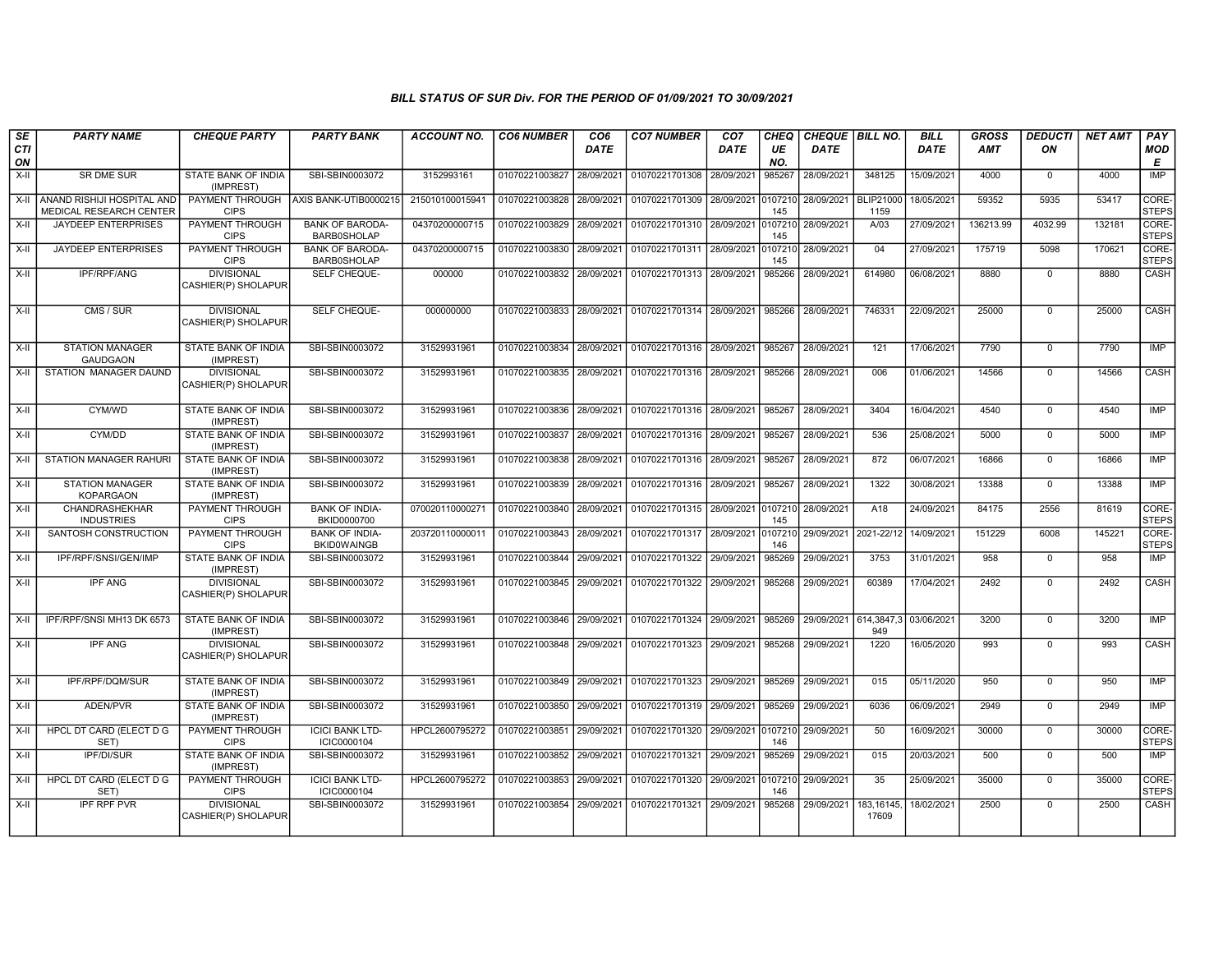*BILL STATUS OF SUR Div. FOR THE PERIOD OF 01/09/2021 TO 30/09/2021*

| SECTION | PARTY NAME | CHEQUE PARTY | PARTY BANK | ACCOUNT NO. | CO6 NUMBER | CO6 DATE | CO7 NUMBER | CO7 DATE | CHEQUE NO. | CHEQUE DATE | BILL NO. | BILL DATE | GROSS AMT | DEDUCTION | NET AMT | PAY MODE |
|---|---|---|---|---|---|---|---|---|---|---|---|---|---|---|---|---|
| X-II | SR DME SUR | STATE BANK OF INDIA (IMPREST) | SBI-SBIN0003072 | 3152993161 | 01070221003827 | 28/09/2021 | 01070221701308 | 28/09/2021 | 985267 | 28/09/2021 | 348125 | 15/09/2021 | 4000 | 0 | 4000 | IMP |
| X-II | ANAND RISHIJI HOSPITAL AND MEDICAL RESEARCH CENTER | PAYMENT THROUGH CIPS | AXIS BANK-UTIB0000215 | 215010100015941 | 01070221003828 | 28/09/2021 | 01070221701309 | 28/09/2021 | 0107210145 | 28/09/2021 | BLIP210001159 | 18/05/2021 | 59352 | 5935 | 53417 | CORE-STEPS |
| X-II | JAYDEEP ENTERPRISES | PAYMENT THROUGH CIPS | BANK OF BARODA-BARB0SHOLAP | 04370200000715 | 01070221003829 | 28/09/2021 | 01070221701310 | 28/09/2021 | 0107210145 | 28/09/2021 | A/03 | 27/09/2021 | 136213.99 | 4032.99 | 132181 | CORE-STEPS |
| X-II | JAYDEEP ENTERPRISES | PAYMENT THROUGH CIPS | BANK OF BARODA-BARB0SHOLAP | 04370200000715 | 01070221003830 | 28/09/2021 | 01070221701311 | 28/09/2021 | 0107210145 | 28/09/2021 | 04 | 27/09/2021 | 175719 | 5098 | 170621 | CORE-STEPS |
| X-II | IPF/RPF/ANG | DIVISIONAL CASHIER(P) SHOLAPUR | SELF CHEQUE- | 000000 | 01070221003832 | 28/09/2021 | 01070221701313 | 28/09/2021 | 985266 | 28/09/2021 | 614980 | 06/08/2021 | 8880 | 0 | 8880 | CASH |
| X-II | CMS / SUR | DIVISIONAL CASHIER(P) SHOLAPUR | SELF CHEQUE- | 000000000 | 01070221003833 | 28/09/2021 | 01070221701314 | 28/09/2021 | 985266 | 28/09/2021 | 746331 | 22/09/2021 | 25000 | 0 | 25000 | CASH |
| X-II | STATION MANAGER GAUDGAON | STATE BANK OF INDIA (IMPREST) | SBI-SBIN0003072 | 31529931961 | 01070221003834 | 28/09/2021 | 01070221701316 | 28/09/2021 | 985267 | 28/09/2021 | 121 | 17/06/2021 | 7790 | 0 | 7790 | IMP |
| X-II | STATION MANAGER DAUND | DIVISIONAL CASHIER(P) SHOLAPUR | SBI-SBIN0003072 | 31529931961 | 01070221003835 | 28/09/2021 | 01070221701316 | 28/09/2021 | 985266 | 28/09/2021 | 006 | 01/06/2021 | 14566 | 0 | 14566 | CASH |
| X-II | CYM/WD | STATE BANK OF INDIA (IMPREST) | SBI-SBIN0003072 | 31529931961 | 01070221003836 | 28/09/2021 | 01070221701316 | 28/09/2021 | 985267 | 28/09/2021 | 3404 | 16/04/2021 | 4540 | 0 | 4540 | IMP |
| X-II | CYM/DD | STATE BANK OF INDIA (IMPREST) | SBI-SBIN0003072 | 31529931961 | 01070221003837 | 28/09/2021 | 01070221701316 | 28/09/2021 | 985267 | 28/09/2021 | 536 | 25/08/2021 | 5000 | 0 | 5000 | IMP |
| X-II | STATION MANAGER RAHURI | STATE BANK OF INDIA (IMPREST) | SBI-SBIN0003072 | 31529931961 | 01070221003838 | 28/09/2021 | 01070221701316 | 28/09/2021 | 985267 | 28/09/2021 | 872 | 06/07/2021 | 16866 | 0 | 16866 | IMP |
| X-II | STATION MANAGER KOPARGAON | STATE BANK OF INDIA (IMPREST) | SBI-SBIN0003072 | 31529931961 | 01070221003839 | 28/09/2021 | 01070221701316 | 28/09/2021 | 985267 | 28/09/2021 | 1322 | 30/08/2021 | 13388 | 0 | 13388 | IMP |
| X-II | CHANDRASHEKHAR INDUSTRIES | PAYMENT THROUGH CIPS | BANK OF INDIA-BKID0000700 | 070020110000271 | 01070221003840 | 28/09/2021 | 01070221701315 | 28/09/2021 | 0107210145 | 28/09/2021 | A18 | 24/09/2021 | 84175 | 2556 | 81619 | CORE-STEPS |
| X-II | SANTOSH CONSTRUCTION | PAYMENT THROUGH CIPS | BANK OF INDIA-BKID0WAINGB | 203720110000011 | 01070221003843 | 28/09/2021 | 01070221701317 | 28/09/2021 | 0107210146 | 29/09/2021 | 2021-22/12 | 14/09/2021 | 151229 | 6008 | 145221 | CORE-STEPS |
| X-II | IPF/RPF/SNSI/GEN/IMP | STATE BANK OF INDIA (IMPREST) | SBI-SBIN0003072 | 31529931961 | 01070221003844 | 29/09/2021 | 01070221701322 | 29/09/2021 | 985269 | 29/09/2021 | 3753 | 31/01/2021 | 958 | 0 | 958 | IMP |
| X-II | IPF ANG | DIVISIONAL CASHIER(P) SHOLAPUR | SBI-SBIN0003072 | 31529931961 | 01070221003845 | 29/09/2021 | 01070221701322 | 29/09/2021 | 985268 | 29/09/2021 | 60389 | 17/04/2021 | 2492 | 0 | 2492 | CASH |
| X-II | IPF/RPF/SNSI MH13 DK 6573 | STATE BANK OF INDIA (IMPREST) | SBI-SBIN0003072 | 31529931961 | 01070221003846 | 29/09/2021 | 01070221701324 | 29/09/2021 | 985269 | 29/09/2021 | 614,3847,3949 | 03/06/2021 | 3200 | 0 | 3200 | IMP |
| X-II | IPF ANG | DIVISIONAL CASHIER(P) SHOLAPUR | SBI-SBIN0003072 | 31529931961 | 01070221003848 | 29/09/2021 | 01070221701323 | 29/09/2021 | 985268 | 29/09/2021 | 1220 | 16/05/2020 | 993 | 0 | 993 | CASH |
| X-II | IPF/RPF/DQM/SUR | STATE BANK OF INDIA (IMPREST) | SBI-SBIN0003072 | 31529931961 | 01070221003849 | 29/09/2021 | 01070221701323 | 29/09/2021 | 985269 | 29/09/2021 | 015 | 05/11/2020 | 950 | 0 | 950 | IMP |
| X-II | ADEN/PVR | STATE BANK OF INDIA (IMPREST) | SBI-SBIN0003072 | 31529931961 | 01070221003850 | 29/09/2021 | 01070221701319 | 29/09/2021 | 985269 | 29/09/2021 | 6036 | 06/09/2021 | 2949 | 0 | 2949 | IMP |
| X-II | HPCL DT CARD (ELECT D G SET) | PAYMENT THROUGH CIPS | ICICI BANK LTD-ICIC0000104 | HPCL2600795272 | 01070221003851 | 29/09/2021 | 01070221701320 | 29/09/2021 | 0107210146 | 29/09/2021 | 50 | 16/09/2021 | 30000 | 0 | 30000 | CORE-STEPS |
| X-II | IPF/DI/SUR | STATE BANK OF INDIA (IMPREST) | SBI-SBIN0003072 | 31529931961 | 01070221003852 | 29/09/2021 | 01070221701321 | 29/09/2021 | 985269 | 29/09/2021 | 015 | 20/03/2021 | 500 | 0 | 500 | IMP |
| X-II | HPCL DT CARD (ELECT D G SET) | PAYMENT THROUGH CIPS | ICICI BANK LTD-ICIC0000104 | HPCL2600795272 | 01070221003853 | 29/09/2021 | 01070221701320 | 29/09/2021 | 0107210146 | 29/09/2021 | 35 | 25/09/2021 | 35000 | 0 | 35000 | CORE-STEPS |
| X-II | IPF RPF PVR | DIVISIONAL CASHIER(P) SHOLAPUR | SBI-SBIN0003072 | 31529931961 | 01070221003854 | 29/09/2021 | 01070221701321 | 29/09/2021 | 985268 | 29/09/2021 | 183,16145,17609 | 18/02/2021 | 2500 | 0 | 2500 | CASH |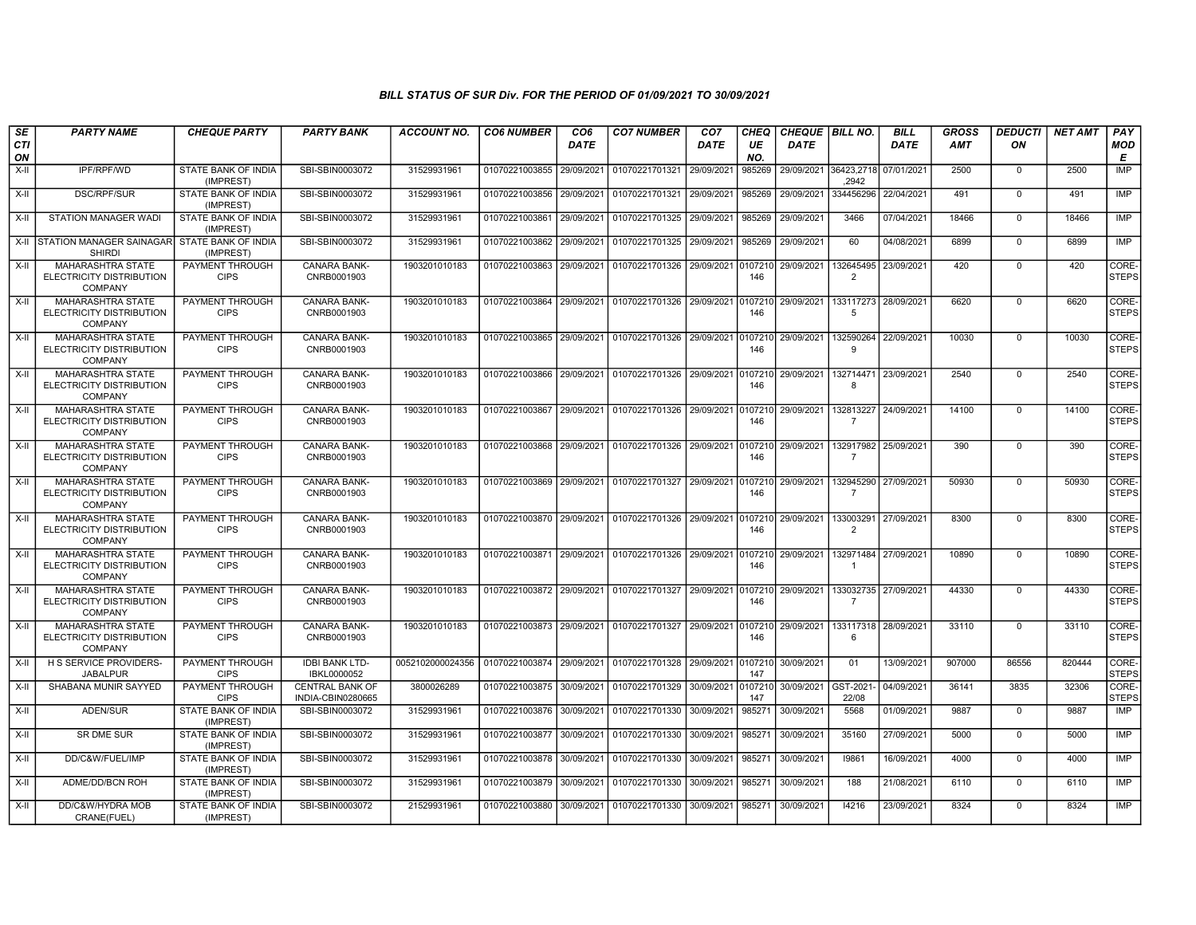### BILL STATUS OF SUR Div. FOR THE PERIOD OF 01/09/2021 TO 30/09/2021

| SECTION | PARTY NAME | CHEQUE PARTY | PARTY BANK | ACCOUNT NO. | CO6 NUMBER | CO6 DATE | CO7 NUMBER | CO7 DATE | CHEQUE NO. | CHEQUE DATE | BILL NO. | BILL DATE | GROSS AMT | DEDUCTION | NET AMT | PAY MODE |
|---|---|---|---|---|---|---|---|---|---|---|---|---|---|---|---|---|
| X-II | IPF/RPF/WD | STATE BANK OF INDIA (IMPREST) | SBI-SBIN0003072 | 31529931961 | 01070221003855 | 29/09/2021 | 01070221701321 | 29/09/2021 | 985269 | 29/09/2021 | 36423,2718 ,2942 | 07/01/2021 | 2500 | 0 | 2500 | IMP |
| X-II | DSC/RPF/SUR | STATE BANK OF INDIA (IMPREST) | SBI-SBIN0003072 | 31529931961 | 01070221003856 | 29/09/2021 | 01070221701321 | 29/09/2021 | 985269 | 29/09/2021 | 334456296 | 22/04/2021 | 491 | 0 | 491 | IMP |
| X-II | STATION MANAGER WADI | STATE BANK OF INDIA (IMPREST) | SBI-SBIN0003072 | 31529931961 | 01070221003861 | 29/09/2021 | 01070221701325 | 29/09/2021 | 985269 | 29/09/2021 | 3466 | 07/04/2021 | 18466 | 0 | 18466 | IMP |
| X-II | STATION MANAGER SAINAGAR SHIRDI | STATE BANK OF INDIA (IMPREST) | SBI-SBIN0003072 | 31529931961 | 01070221003862 | 29/09/2021 | 01070221701325 | 29/09/2021 | 985269 | 29/09/2021 | 60 | 04/08/2021 | 6899 | 0 | 6899 | IMP |
| X-II | MAHARASHTRA STATE ELECTRICITY DISTRIBUTION COMPANY | PAYMENT THROUGH CIPS | CANARA BANK-CNRB0001903 | 1903201010183 | 01070221003863 | 29/09/2021 | 01070221701326 | 29/09/2021 | 0107210146 | 29/09/2021 | 1326454952 | 23/09/2021 | 420 | 0 | 420 | CORE-STEPS |
| X-II | MAHARASHTRA STATE ELECTRICITY DISTRIBUTION COMPANY | PAYMENT THROUGH CIPS | CANARA BANK-CNRB0001903 | 1903201010183 | 01070221003864 | 29/09/2021 | 01070221701326 | 29/09/2021 | 0107210146 | 29/09/2021 | 1331172735 | 28/09/2021 | 6620 | 0 | 6620 | CORE-STEPS |
| X-II | MAHARASHTRA STATE ELECTRICITY DISTRIBUTION COMPANY | PAYMENT THROUGH CIPS | CANARA BANK-CNRB0001903 | 1903201010183 | 01070221003865 | 29/09/2021 | 01070221701326 | 29/09/2021 | 0107210146 | 29/09/2021 | 1325902649 | 22/09/2021 | 10030 | 0 | 10030 | CORE-STEPS |
| X-II | MAHARASHTRA STATE ELECTRICITY DISTRIBUTION COMPANY | PAYMENT THROUGH CIPS | CANARA BANK-CNRB0001903 | 1903201010183 | 01070221003866 | 29/09/2021 | 01070221701326 | 29/09/2021 | 0107210146 | 29/09/2021 | 1327144718 | 23/09/2021 | 2540 | 0 | 2540 | CORE-STEPS |
| X-II | MAHARASHTRA STATE ELECTRICITY DISTRIBUTION COMPANY | PAYMENT THROUGH CIPS | CANARA BANK-CNRB0001903 | 1903201010183 | 01070221003867 | 29/09/2021 | 01070221701326 | 29/09/2021 | 0107210146 | 29/09/2021 | 1328132277 | 24/09/2021 | 14100 | 0 | 14100 | CORE-STEPS |
| X-II | MAHARASHTRA STATE ELECTRICITY DISTRIBUTION COMPANY | PAYMENT THROUGH CIPS | CANARA BANK-CNRB0001903 | 1903201010183 | 01070221003868 | 29/09/2021 | 01070221701326 | 29/09/2021 | 0107210146 | 29/09/2021 | 1329179827 | 25/09/2021 | 390 | 0 | 390 | CORE-STEPS |
| X-II | MAHARASHTRA STATE ELECTRICITY DISTRIBUTION COMPANY | PAYMENT THROUGH CIPS | CANARA BANK-CNRB0001903 | 1903201010183 | 01070221003869 | 29/09/2021 | 01070221701327 | 29/09/2021 | 0107210146 | 29/09/2021 | 1329452907 | 27/09/2021 | 50930 | 0 | 50930 | CORE-STEPS |
| X-II | MAHARASHTRA STATE ELECTRICITY DISTRIBUTION COMPANY | PAYMENT THROUGH CIPS | CANARA BANK-CNRB0001903 | 1903201010183 | 01070221003870 | 29/09/2021 | 01070221701326 | 29/09/2021 | 0107210146 | 29/09/2021 | 1330032912 | 27/09/2021 | 8300 | 0 | 8300 | CORE-STEPS |
| X-II | MAHARASHTRA STATE ELECTRICITY DISTRIBUTION COMPANY | PAYMENT THROUGH CIPS | CANARA BANK-CNRB0001903 | 1903201010183 | 01070221003871 | 29/09/2021 | 01070221701326 | 29/09/2021 | 0107210146 | 29/09/2021 | 1329714841 | 27/09/2021 | 10890 | 0 | 10890 | CORE-STEPS |
| X-II | MAHARASHTRA STATE ELECTRICITY DISTRIBUTION COMPANY | PAYMENT THROUGH CIPS | CANARA BANK-CNRB0001903 | 1903201010183 | 01070221003872 | 29/09/2021 | 01070221701327 | 29/09/2021 | 0107210146 | 29/09/2021 | 1330327357 | 27/09/2021 | 44330 | 0 | 44330 | CORE-STEPS |
| X-II | MAHARASHTRA STATE ELECTRICITY DISTRIBUTION COMPANY | PAYMENT THROUGH CIPS | CANARA BANK-CNRB0001903 | 1903201010183 | 01070221003873 | 29/09/2021 | 01070221701327 | 29/09/2021 | 0107210146 | 29/09/2021 | 1331173186 | 28/09/2021 | 33110 | 0 | 33110 | CORE-STEPS |
| X-II | H S SERVICE PROVIDERS-JABALPUR | PAYMENT THROUGH CIPS | IDBI BANK LTD-IBKL0000052 | 0052102000024356 | 01070221003874 | 29/09/2021 | 01070221701328 | 29/09/2021 | 0107210147 | 30/09/2021 | 01 | 13/09/2021 | 907000 | 86556 | 820444 | CORE-STEPS |
| X-II | SHABANA MUNIR SAYYED | PAYMENT THROUGH CIPS | CENTRAL BANK OF INDIA-CBIN0280665 | 3800026289 | 01070221003875 | 30/09/2021 | 01070221701329 | 30/09/2021 | 0107210147 | 30/09/2021 | GST-2021-22/08 | 04/09/2021 | 36141 | 3835 | 32306 | CORE-STEPS |
| X-II | ADEN/SUR | STATE BANK OF INDIA (IMPREST) | SBI-SBIN0003072 | 31529931961 | 01070221003876 | 30/09/2021 | 01070221701330 | 30/09/2021 | 985271 | 30/09/2021 | 5568 | 01/09/2021 | 9887 | 0 | 9887 | IMP |
| X-II | SR DME SUR | STATE BANK OF INDIA (IMPREST) | SBI-SBIN0003072 | 31529931961 | 01070221003877 | 30/09/2021 | 01070221701330 | 30/09/2021 | 985271 | 30/09/2021 | 35160 | 27/09/2021 | 5000 | 0 | 5000 | IMP |
| X-II | DD/C&W/FUEL/IMP | STATE BANK OF INDIA (IMPREST) | SBI-SBIN0003072 | 31529931961 | 01070221003878 | 30/09/2021 | 01070221701330 | 30/09/2021 | 985271 | 30/09/2021 | I9861 | 16/09/2021 | 4000 | 0 | 4000 | IMP |
| X-II | ADME/DD/BCN ROH | STATE BANK OF INDIA (IMPREST) | SBI-SBIN0003072 | 31529931961 | 01070221003879 | 30/09/2021 | 01070221701330 | 30/09/2021 | 985271 | 30/09/2021 | 188 | 21/08/2021 | 6110 | 0 | 6110 | IMP |
| X-II | DD/C&W/HYDRA MOB CRANE(FUEL) | STATE BANK OF INDIA (IMPREST) | SBI-SBIN0003072 | 21529931961 | 01070221003880 | 30/09/2021 | 01070221701330 | 30/09/2021 | 985271 | 30/09/2021 | I4216 | 23/09/2021 | 8324 | 0 | 8324 | IMP |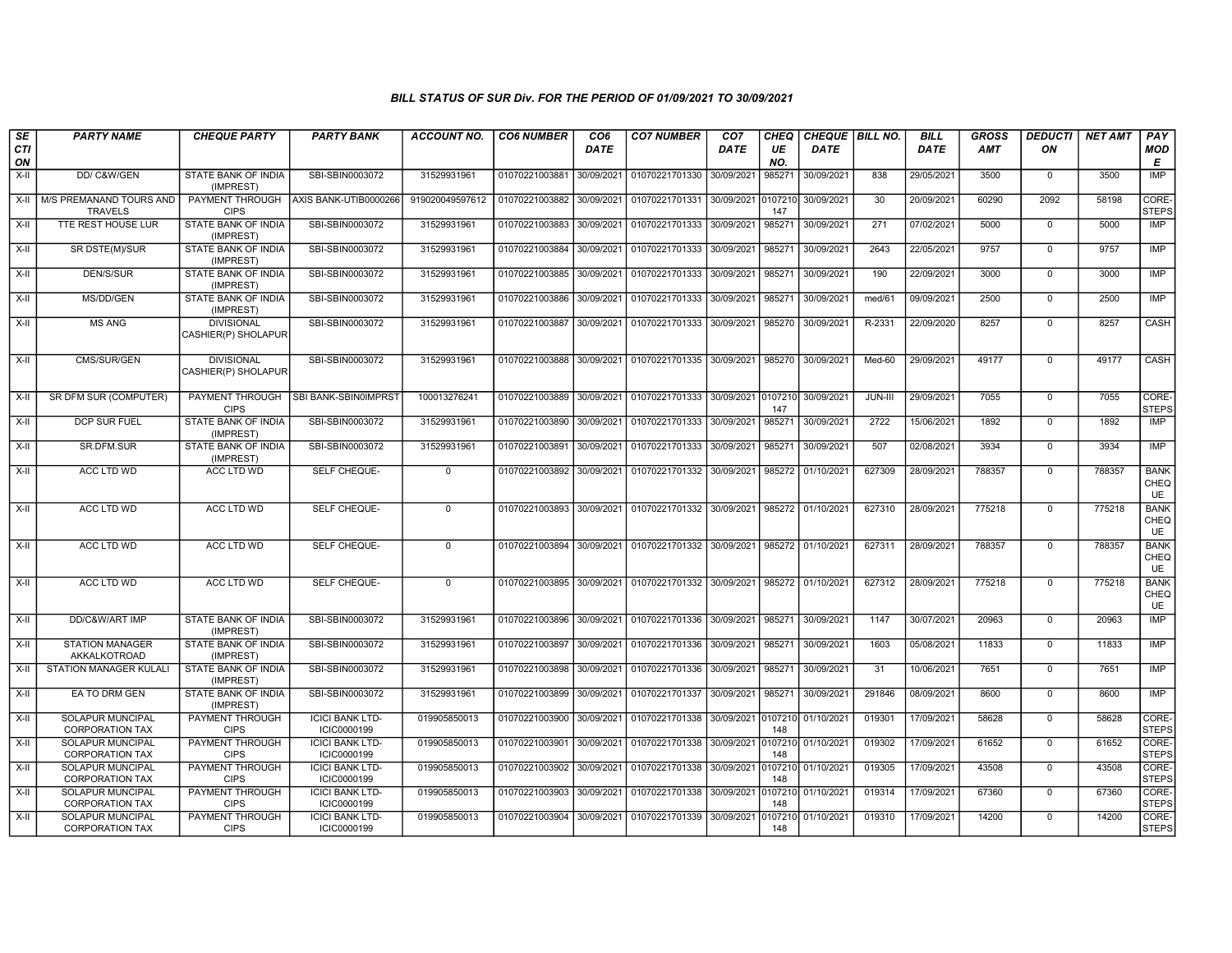### BILL STATUS OF SUR Div. FOR THE PERIOD OF 01/09/2021 TO 30/09/2021

| SECTION | PARTY NAME | CHEQUE PARTY | PARTY BANK | ACCOUNT NO. | CO6 NUMBER | CO6 DATE | CO7 NUMBER | CO7 DATE | CHEQUE NO. | CHEQUE DATE | BILL NO. | BILL DATE | GROSS AMT | DEDUCTION | NET AMT | PAY MODE |
|---|---|---|---|---|---|---|---|---|---|---|---|---|---|---|---|---|
| X-II | DD/ C&W/GEN | STATE BANK OF INDIA (IMPREST) | SBI-SBIN0003072 | 31529931961 | 01070221003881 | 30/09/2021 | 01070221701330 | 30/09/2021 | 985271 | 30/09/2021 | 838 | 29/05/2021 | 3500 | 0 | 3500 | IMP |
| X-II | M/S PREMANAND TOURS AND TRAVELS | PAYMENT THROUGH CIPS | AXIS BANK-UTIB0000266 | 919020049597612 | 01070221003882 | 30/09/2021 | 01070221701331 | 30/09/2021 | 0107210147 | 30/09/2021 | 30 | 20/09/2021 | 60290 | 2092 | 58198 | CORE-STEPS |
| X-II | TTE REST HOUSE LUR | STATE BANK OF INDIA (IMPREST) | SBI-SBIN0003072 | 31529931961 | 01070221003883 | 30/09/2021 | 01070221701333 | 30/09/2021 | 985271 | 30/09/2021 | 271 | 07/02/2021 | 5000 | 0 | 5000 | IMP |
| X-II | SR DSTE(M)/SUR | STATE BANK OF INDIA (IMPREST) | SBI-SBIN0003072 | 31529931961 | 01070221003884 | 30/09/2021 | 01070221701333 | 30/09/2021 | 985271 | 30/09/2021 | 2643 | 22/05/2021 | 9757 | 0 | 9757 | IMP |
| X-II | DEN/S/SUR | STATE BANK OF INDIA (IMPREST) | SBI-SBIN0003072 | 31529931961 | 01070221003885 | 30/09/2021 | 01070221701333 | 30/09/2021 | 985271 | 30/09/2021 | 190 | 22/09/2021 | 3000 | 0 | 3000 | IMP |
| X-II | MS/DD/GEN | STATE BANK OF INDIA (IMPREST) | SBI-SBIN0003072 | 31529931961 | 01070221003886 | 30/09/2021 | 01070221701333 | 30/09/2021 | 985271 | 30/09/2021 | med/61 | 09/09/2021 | 2500 | 0 | 2500 | IMP |
| X-II | MS ANG | DIVISIONAL CASHIER(P) SHOLAPUR | SBI-SBIN0003072 | 31529931961 | 01070221003887 | 30/09/2021 | 01070221701333 | 30/09/2021 | 985270 | 30/09/2021 | R-2331 | 22/09/2020 | 8257 | 0 | 8257 | CASH |
| X-II | CMS/SUR/GEN | DIVISIONAL CASHIER(P) SHOLAPUR | SBI-SBIN0003072 | 31529931961 | 01070221003888 | 30/09/2021 | 01070221701335 | 30/09/2021 | 985270 | 30/09/2021 | Med-60 | 29/09/2021 | 49177 | 0 | 49177 | CASH |
| X-II | SR DFM SUR (COMPUTER) | PAYMENT THROUGH CIPS | SBI BANK-SBIN0IMPRST | 100013276241 | 01070221003889 | 30/09/2021 | 01070221701333 | 30/09/2021 | 0107210147 | 30/09/2021 | JUN-III | 29/09/2021 | 7055 | 0 | 7055 | CORE-STEPS |
| X-II | DCP SUR FUEL | STATE BANK OF INDIA (IMPREST) | SBI-SBIN0003072 | 31529931961 | 01070221003890 | 30/09/2021 | 01070221701333 | 30/09/2021 | 985271 | 30/09/2021 | 2722 | 15/06/2021 | 1892 | 0 | 1892 | IMP |
| X-II | SR.DFM.SUR | STATE BANK OF INDIA (IMPREST) | SBI-SBIN0003072 | 31529931961 | 01070221003891 | 30/09/2021 | 01070221701333 | 30/09/2021 | 985271 | 30/09/2021 | 507 | 02/08/2021 | 3934 | 0 | 3934 | IMP |
| X-II | ACC LTD WD | ACC LTD WD | SELF CHEQUE- | 0 | 01070221003892 | 30/09/2021 | 01070221701332 | 30/09/2021 | 985272 | 01/10/2021 | 627309 | 28/09/2021 | 788357 | 0 | 788357 | BANK CHEQUE |
| X-II | ACC LTD WD | ACC LTD WD | SELF CHEQUE- | 0 | 01070221003893 | 30/09/2021 | 01070221701332 | 30/09/2021 | 985272 | 01/10/2021 | 627310 | 28/09/2021 | 775218 | 0 | 775218 | BANK CHEQUE |
| X-II | ACC LTD WD | ACC LTD WD | SELF CHEQUE- | 0 | 01070221003894 | 30/09/2021 | 01070221701332 | 30/09/2021 | 985272 | 01/10/2021 | 627311 | 28/09/2021 | 788357 | 0 | 788357 | BANK CHEQUE |
| X-II | ACC LTD WD | ACC LTD WD | SELF CHEQUE- | 0 | 01070221003895 | 30/09/2021 | 01070221701332 | 30/09/2021 | 985272 | 01/10/2021 | 627312 | 28/09/2021 | 775218 | 0 | 775218 | BANK CHEQUE |
| X-II | DD/C&W/ART IMP | STATE BANK OF INDIA (IMPREST) | SBI-SBIN0003072 | 31529931961 | 01070221003896 | 30/09/2021 | 01070221701336 | 30/09/2021 | 985271 | 30/09/2021 | 1147 | 30/07/2021 | 20963 | 0 | 20963 | IMP |
| X-II | STATION MANAGER AKKALKOTROAD | STATE BANK OF INDIA (IMPREST) | SBI-SBIN0003072 | 31529931961 | 01070221003897 | 30/09/2021 | 01070221701336 | 30/09/2021 | 985271 | 30/09/2021 | 1603 | 05/08/2021 | 11833 | 0 | 11833 | IMP |
| X-II | STATION MANAGER KULALI | STATE BANK OF INDIA (IMPREST) | SBI-SBIN0003072 | 31529931961 | 01070221003898 | 30/09/2021 | 01070221701336 | 30/09/2021 | 985271 | 30/09/2021 | 31 | 10/06/2021 | 7651 | 0 | 7651 | IMP |
| X-II | EA TO DRM GEN | STATE BANK OF INDIA (IMPREST) | SBI-SBIN0003072 | 31529931961 | 01070221003899 | 30/09/2021 | 01070221701337 | 30/09/2021 | 985271 | 30/09/2021 | 291846 | 08/09/2021 | 8600 | 0 | 8600 | IMP |
| X-II | SOLAPUR MUNCIPAL CORPORATION TAX | PAYMENT THROUGH CIPS | ICICI BANK LTD-ICIC0000199 | 019905850013 | 01070221003900 | 30/09/2021 | 01070221701338 | 30/09/2021 | 0107210148 | 01/10/2021 | 019301 | 17/09/2021 | 58628 | 0 | 58628 | CORE-STEPS |
| X-II | SOLAPUR MUNCIPAL CORPORATION TAX | PAYMENT THROUGH CIPS | ICICI BANK LTD-ICIC0000199 | 019905850013 | 01070221003901 | 30/09/2021 | 01070221701338 | 30/09/2021 | 0107210148 | 01/10/2021 | 019302 | 17/09/2021 | 61652 | 0 | 61652 | CORE-STEPS |
| X-II | SOLAPUR MUNCIPAL CORPORATION TAX | PAYMENT THROUGH CIPS | ICICI BANK LTD-ICIC0000199 | 019905850013 | 01070221003902 | 30/09/2021 | 01070221701338 | 30/09/2021 | 0107210148 | 01/10/2021 | 019305 | 17/09/2021 | 43508 | 0 | 43508 | CORE-STEPS |
| X-II | SOLAPUR MUNCIPAL CORPORATION TAX | PAYMENT THROUGH CIPS | ICICI BANK LTD-ICIC0000199 | 019905850013 | 01070221003903 | 30/09/2021 | 01070221701338 | 30/09/2021 | 0107210148 | 01/10/2021 | 019314 | 17/09/2021 | 67360 | 0 | 67360 | CORE-STEPS |
| X-II | SOLAPUR MUNCIPAL CORPORATION TAX | PAYMENT THROUGH CIPS | ICICI BANK LTD-ICIC0000199 | 019905850013 | 01070221003904 | 30/09/2021 | 01070221701339 | 30/09/2021 | 0107210148 | 01/10/2021 | 019310 | 17/09/2021 | 14200 | 0 | 14200 | CORE-STEPS |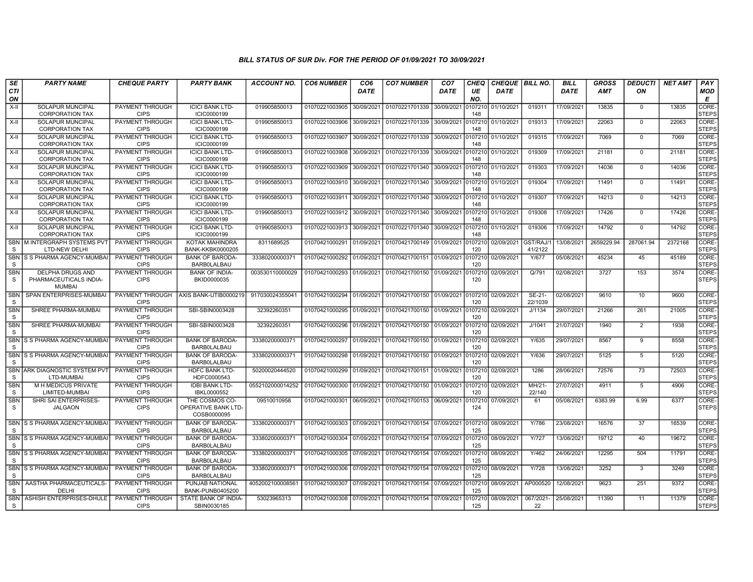# BILL STATUS OF SUR Div. FOR THE PERIOD OF 01/09/2021 TO 30/09/2021

| SECTION | PARTY NAME | CHEQUE PARTY | PARTY BANK | ACCOUNT NO. | CO6 NUMBER | CO6 DATE | CO7 NUMBER | CO7 DATE | CHEQUE NO. | CHEQUE DATE | BILL NO. | BILL DATE | GROSS AMT | DEDUCTION | NET AMT | PAY MODE |
|---|---|---|---|---|---|---|---|---|---|---|---|---|---|---|---|---|
| X-II | SOLAPUR MUNCIPAL CORPORATION TAX | PAYMENT THROUGH CIPS | ICICI BANK LTD-ICIC0000199 | 019905850013 | 01070221003905 | 30/09/2021 | 01070221701339 | 30/09/2021 | 0107210148 | 01/10/2021 | 019311 | 17/09/2021 | 13835 | 0 | 13835 | CORE-STEPS |
| X-II | SOLAPUR MUNCIPAL CORPORATION TAX | PAYMENT THROUGH CIPS | ICICI BANK LTD-ICIC0000199 | 019905850013 | 01070221003906 | 30/09/2021 | 01070221701339 | 30/09/2021 | 0107210148 | 01/10/2021 | 019313 | 17/09/2021 | 22063 | 0 | 22063 | CORE-STEPS |
| X-II | SOLAPUR MUNCIPAL CORPORATION TAX | PAYMENT THROUGH CIPS | ICICI BANK LTD-ICIC0000199 | 019905850013 | 01070221003907 | 30/09/2021 | 01070221701339 | 30/09/2021 | 0107210148 | 01/10/2021 | 019315 | 17/09/2021 | 7069 | 0 | 7069 | CORE-STEPS |
| X-II | SOLAPUR MUNCIPAL CORPORATION TAX | PAYMENT THROUGH CIPS | ICICI BANK LTD-ICIC0000199 | 019905850013 | 01070221003908 | 30/09/2021 | 01070221701339 | 30/09/2021 | 0107210148 | 01/10/2021 | 019309 | 17/09/2021 | 21181 | 0 | 21181 | CORE-STEPS |
| X-II | SOLAPUR MUNCIPAL CORPORATION TAX | PAYMENT THROUGH CIPS | ICICI BANK LTD-ICIC0000199 | 019905850013 | 01070221003909 | 30/09/2021 | 01070221701340 | 30/09/2021 | 0107210148 | 01/10/2021 | 019303 | 17/09/2021 | 14036 | 0 | 14036 | CORE-STEPS |
| X-II | SOLAPUR MUNCIPAL CORPORATION TAX | PAYMENT THROUGH CIPS | ICICI BANK LTD-ICIC0000199 | 019905850013 | 01070221003910 | 30/09/2021 | 01070221701340 | 30/09/2021 | 0107210148 | 01/10/2021 | 019304 | 17/09/2021 | 11491 | 0 | 11491 | CORE-STEPS |
| X-II | SOLAPUR MUNCIPAL CORPORATION TAX | PAYMENT THROUGH CIPS | ICICI BANK LTD-ICIC0000199 | 019905850013 | 01070221003911 | 30/09/2021 | 01070221701340 | 30/09/2021 | 0107210148 | 01/10/2021 | 019307 | 17/09/2021 | 14213 | 0 | 14213 | CORE-STEPS |
| X-II | SOLAPUR MUNCIPAL CORPORATION TAX | PAYMENT THROUGH CIPS | ICICI BANK LTD-ICIC0000199 | 019905850013 | 01070221003912 | 30/09/2021 | 01070221701340 | 30/09/2021 | 0107210148 | 01/10/2021 | 019308 | 17/09/2021 | 17426 | 0 | 17426 | CORE-STEPS |
| X-II | SOLAPUR MUNCIPAL CORPORATION TAX | PAYMENT THROUGH CIPS | ICICI BANK LTD-ICIC0000199 | 019905850013 | 01070221003913 | 30/09/2021 | 01070221701340 | 30/09/2021 | 0107210148 | 01/10/2021 | 019306 | 17/09/2021 | 14792 | 0 | 14792 | CORE-STEPS |
| SBNS | M INTERGRAPH SYSTEMS PVT LTD-NEW DELHI | PAYMENT THROUGH CIPS | KOTAK MAHINDRA BANK-KKBK0000205 | 8311689525 | 01070421000291 | 01/09/2021 | 01070421700149 | 01/09/2021 | 0107210120 | 02/09/2021 | GST/RAJ/141/2122 | 13/08/2021 | 2659229.94 | 287061.94 | 2372168 | CORE-STEPS |
| SBNS | S S PHARMA AGENCY-MUMBAI | PAYMENT THROUGH CIPS | BANK OF BARODA-BARB0LALBAU | 33380200000371 | 01070421000292 | 01/09/2021 | 01070421700151 | 01/09/2021 | 0107210120 | 02/09/2021 | Y/677 | 05/08/2021 | 45234 | 45 | 45189 | CORE-STEPS |
| SBNS | DELPHA DRUGS AND PHARMACEUTICALS INDIA-MUMBAI | PAYMENT THROUGH CIPS | BANK OF INDIA-BKID0000035 | 003530110000029 | 01070421000293 | 01/09/2021 | 01070421700150 | 01/09/2021 | 0107210120 | 02/09/2021 | Q/791 | 02/08/2021 | 3727 | 153 | 3574 | CORE-STEPS |
| SBNS | SPAN ENTERPRISES-MUMBAI | PAYMENT THROUGH CIPS | AXIS BANK-UTIB0000219 | 917030024355041 | 01070421000294 | 01/09/2021 | 01070421700150 | 01/09/2021 | 0107210120 | 02/09/2021 | SE-21-22/1039 | 02/08/2021 | 9610 | 10 | 9600 | CORE-STEPS |
| SBNS | SHREE PHARMA-MUMBAI | PAYMENT THROUGH CIPS | SBI-SBIN0003428 | 32392260351 | 01070421000295 | 01/09/2021 | 01070421700150 | 01/09/2021 | 0107210120 | 02/09/2021 | J/1134 | 29/07/2021 | 21266 | 261 | 21005 | CORE-STEPS |
| SBNS | SHREE PHARMA-MUMBAI | PAYMENT THROUGH CIPS | SBI-SBIN0003428 | 32392260351 | 01070421000296 | 01/09/2021 | 01070421700150 | 01/09/2021 | 0107210120 | 02/09/2021 | J/1041 | 21/07/2021 | 1940 | 2 | 1938 | CORE-STEPS |
| SBNS | S S PHARMA AGENCY-MUMBAI | PAYMENT THROUGH CIPS | BANK OF BARODA-BARB0LALBAU | 33380200000371 | 01070421000297 | 01/09/2021 | 01070421700150 | 01/09/2021 | 0107210120 | 02/09/2021 | Y/635 | 29/07/2021 | 8567 | 9 | 8558 | CORE-STEPS |
| SBNS | S S PHARMA AGENCY-MUMBAI | PAYMENT THROUGH CIPS | BANK OF BARODA-BARB0LALBAU | 33380200000371 | 01070421000298 | 01/09/2021 | 01070421700150 | 01/09/2021 | 0107210120 | 02/09/2021 | Y/636 | 29/07/2021 | 5125 | 5 | 5120 | CORE-STEPS |
| SBNS | ARK DIAGNOSTIC SYSTEM PVT LTD-MUMBAI | PAYMENT THROUGH CIPS | HDFC BANK LTD-HDFC0000543 | 50200020444520 | 01070421000299 | 01/09/2021 | 01070421700151 | 01/09/2021 | 0107210120 | 02/09/2021 | 1286 | 28/06/2021 | 72576 | 73 | 72503 | CORE-STEPS |
| SBNS | M H MEDICUS PRIVATE LIMITED-MUMBAI | PAYMENT THROUGH CIPS | IDBI BANK LTD-IBKL0000552 | 0552102000014252 | 01070421000300 | 01/09/2021 | 01070421700150 | 01/09/2021 | 0107210120 | 02/09/2021 | MH/21-22/140 | 27/07/2021 | 4911 | 5 | 4906 | CORE-STEPS |
| SBNS | SHRI SAI ENTERPRISES-JALGAON | PAYMENT THROUGH CIPS | THE COSMOS CO-OPERATIVE BANK LTD-COSB0000095 | 09510010958 | 01070421000301 | 06/09/2021 | 01070421700153 | 06/09/2021 | 0107210124 | 07/09/2021 | 61 | 05/08/2021 | 6383.99 | 6.99 | 6377 | CORE-STEPS |
| SBNS | S S PHARMA AGENCY-MUMBAI | PAYMENT THROUGH CIPS | BANK OF BARODA-BARB0LALBAU | 33380200000371 | 01070421000303 | 07/09/2021 | 01070421700154 | 07/09/2021 | 0107210125 | 08/09/2021 | Y/786 | 23/08/2021 | 16576 | 37 | 16539 | CORE-STEPS |
| SBNS | S S PHARMA AGENCY-MUMBAI | PAYMENT THROUGH CIPS | BANK OF BARODA-BARB0LALBAU | 33380200000371 | 01070421000304 | 07/09/2021 | 01070421700154 | 07/09/2021 | 0107210125 | 08/09/2021 | Y/727 | 13/08/2021 | 19712 | 40 | 19672 | CORE-STEPS |
| SBNS | S S PHARMA AGENCY-MUMBAI | PAYMENT THROUGH CIPS | BANK OF BARODA-BARB0LALBAU | 33380200000371 | 01070421000305 | 07/09/2021 | 01070421700154 | 07/09/2021 | 0107210125 | 08/09/2021 | Y/462 | 24/06/2021 | 12295 | 504 | 11791 | CORE-STEPS |
| SBNS | S S PHARMA AGENCY-MUMBAI | PAYMENT THROUGH CIPS | BANK OF BARODA-BARB0LALBAU | 33380200000371 | 01070421000306 | 07/09/2021 | 01070421700154 | 07/09/2021 | 0107210125 | 08/09/2021 | Y/728 | 13/08/2021 | 3252 | 3 | 3249 | CORE-STEPS |
| SBNS | AASTHA PHARMACEUTICALS-DELHI | PAYMENT THROUGH CIPS | PUNJAB NATIONAL BANK-PUNB0405200 | 4052002100008561 | 01070421000307 | 07/09/2021 | 01070421700154 | 07/09/2021 | 0107210125 | 08/09/2021 | AP000520 | 12/08/2021 | 9623 | 251 | 9372 | CORE-STEPS |
| SBNS | ASHISH ENTERPRISES-DHULE | PAYMENT THROUGH CIPS | STATE BANK OF INDIA-SBIN0030185 | 53023965313 | 01070421000308 | 07/09/2021 | 01070421700154 | 07/09/2021 | 0107210125 | 08/09/2021 | 067/2021-22 | 25/08/2021 | 11390 | 11 | 11379 | CORE-STEPS |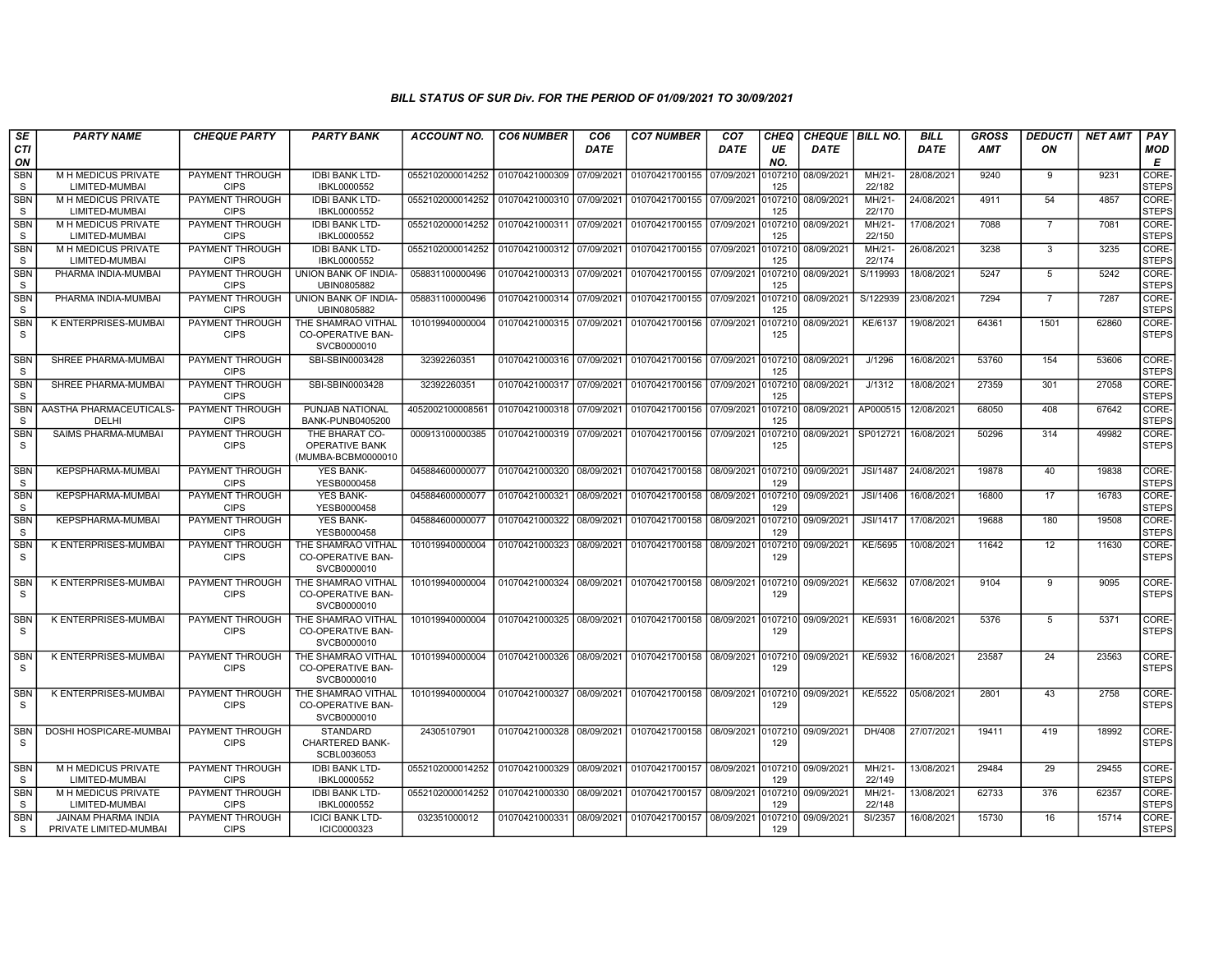*BILL STATUS OF SUR Div. FOR THE PERIOD OF 01/09/2021 TO 30/09/2021*

| SECTION | PARTY NAME | CHEQUE PARTY | PARTY BANK | ACCOUNT NO. | CO6 NUMBER | CO6 DATE | CO7 NUMBER | CO7 DATE | CHEQUE NO. | CHEQUE DATE | BILL NO. | BILL DATE | GROSS AMT | DEDUCTION | NET AMT | PAY MODE |
|---|---|---|---|---|---|---|---|---|---|---|---|---|---|---|---|---|
| SBNS | M H MEDICUS PRIVATE LIMITED-MUMBAI | PAYMENT THROUGH CIPS | IDBI BANK LTD-IBKL0000552 | 0552102000014252 | 01070421000309 | 07/09/2021 | 01070421700155 | 07/09/2021 | 0107210125 | 08/09/2021 | MH/21-22/182 | 28/08/2021 | 9240 | 9 | 9231 | CORE-STEPS |
| SBNS | M H MEDICUS PRIVATE LIMITED-MUMBAI | PAYMENT THROUGH CIPS | IDBI BANK LTD-IBKL0000552 | 0552102000014252 | 01070421000310 | 07/09/2021 | 01070421700155 | 07/09/2021 | 0107210125 | 08/09/2021 | MH/21-22/170 | 24/08/2021 | 4911 | 54 | 4857 | CORE-STEPS |
| SBNS | M H MEDICUS PRIVATE LIMITED-MUMBAI | PAYMENT THROUGH CIPS | IDBI BANK LTD-IBKL0000552 | 0552102000014252 | 01070421000311 | 07/09/2021 | 01070421700155 | 07/09/2021 | 0107210125 | 08/09/2021 | MH/21-22/150 | 17/08/2021 | 7088 | 7 | 7081 | CORE-STEPS |
| SBNS | M H MEDICUS PRIVATE LIMITED-MUMBAI | PAYMENT THROUGH CIPS | IDBI BANK LTD-IBKL0000552 | 0552102000014252 | 01070421000312 | 07/09/2021 | 01070421700155 | 07/09/2021 | 0107210125 | 08/09/2021 | MH/21-22/174 | 26/08/2021 | 3238 | 3 | 3235 | CORE-STEPS |
| SBNS | PHARMA INDIA-MUMBAI | PAYMENT THROUGH CIPS | UNION BANK OF INDIA-UBIN0805882 | 058831100000496 | 01070421000313 | 07/09/2021 | 01070421700155 | 07/09/2021 | 0107210125 | 08/09/2021 | S/119993 | 18/08/2021 | 5247 | 5 | 5242 | CORE-STEPS |
| SBNS | PHARMA INDIA-MUMBAI | PAYMENT THROUGH CIPS | UNION BANK OF INDIA-UBIN0805882 | 058831100000496 | 01070421000314 | 07/09/2021 | 01070421700155 | 07/09/2021 | 0107210125 | 08/09/2021 | S/122939 | 23/08/2021 | 7294 | 7 | 7287 | CORE-STEPS |
| SBNS | K ENTERPRISES-MUMBAI | PAYMENT THROUGH CIPS | THE SHAMRAO VITHAL CO-OPERATIVE BAN-SVCB0000010 | 101019940000004 | 01070421000315 | 07/09/2021 | 01070421700156 | 07/09/2021 | 0107210125 | 08/09/2021 | KE/6137 | 19/08/2021 | 64361 | 1501 | 62860 | CORE-STEPS |
| SBNS | SHREE PHARMA-MUMBAI | PAYMENT THROUGH CIPS | SBI-SBIN0003428 | 32392260351 | 01070421000316 | 07/09/2021 | 01070421700156 | 07/09/2021 | 0107210125 | 08/09/2021 | J/1296 | 16/08/2021 | 53760 | 154 | 53606 | CORE-STEPS |
| SBNS | SHREE PHARMA-MUMBAI | PAYMENT THROUGH CIPS | SBI-SBIN0003428 | 32392260351 | 01070421000317 | 07/09/2021 | 01070421700156 | 07/09/2021 | 0107210125 | 08/09/2021 | J/1312 | 18/08/2021 | 27359 | 301 | 27058 | CORE-STEPS |
| SBNS | AASTHA PHARMACEUTICALS-DELHI | PAYMENT THROUGH CIPS | PUNJAB NATIONAL BANK-PUNB0405200 | 4052002100008561 | 01070421000318 | 07/09/2021 | 01070421700156 | 07/09/2021 | 0107210125 | 08/09/2021 | AP000515 | 12/08/2021 | 68050 | 408 | 67642 | CORE-STEPS |
| SBNS | SAIMS PHARMA-MUMBAI | PAYMENT THROUGH CIPS | THE BHARAT CO-OPERATIVE BANK (MUMBA-BCBM0000010 | 000913100000385 | 01070421000319 | 07/09/2021 | 01070421700156 | 07/09/2021 | 0107210125 | 08/09/2021 | SP012721 | 16/08/2021 | 50296 | 314 | 49982 | CORE-STEPS |
| SBNS | KEPSPHARMA-MUMBAI | PAYMENT THROUGH CIPS | YES BANK-YESB0000458 | 045884600000077 | 01070421000320 | 08/09/2021 | 01070421700158 | 08/09/2021 | 0107210129 | 09/09/2021 | JSI/1487 | 24/08/2021 | 19878 | 40 | 19838 | CORE-STEPS |
| SBNS | KEPSPHARMA-MUMBAI | PAYMENT THROUGH CIPS | YES BANK-YESB0000458 | 045884600000077 | 01070421000321 | 08/09/2021 | 01070421700158 | 08/09/2021 | 0107210129 | 09/09/2021 | JSI/1406 | 16/08/2021 | 16800 | 17 | 16783 | CORE-STEPS |
| SBNS | KEPSPHARMA-MUMBAI | PAYMENT THROUGH CIPS | YES BANK-YESB0000458 | 045884600000077 | 01070421000322 | 08/09/2021 | 01070421700158 | 08/09/2021 | 0107210129 | 09/09/2021 | JSI/1417 | 17/08/2021 | 19688 | 180 | 19508 | CORE-STEPS |
| SBNS | K ENTERPRISES-MUMBAI | PAYMENT THROUGH CIPS | THE SHAMRAO VITHAL CO-OPERATIVE BAN-SVCB0000010 | 101019940000004 | 01070421000323 | 08/09/2021 | 01070421700158 | 08/09/2021 | 0107210129 | 09/09/2021 | KE/5695 | 10/08/2021 | 11642 | 12 | 11630 | CORE-STEPS |
| SBNS | K ENTERPRISES-MUMBAI | PAYMENT THROUGH CIPS | THE SHAMRAO VITHAL CO-OPERATIVE BAN-SVCB0000010 | 101019940000004 | 01070421000324 | 08/09/2021 | 01070421700158 | 08/09/2021 | 0107210129 | 09/09/2021 | KE/5632 | 07/08/2021 | 9104 | 9 | 9095 | CORE-STEPS |
| SBNS | K ENTERPRISES-MUMBAI | PAYMENT THROUGH CIPS | THE SHAMRAO VITHAL CO-OPERATIVE BAN-SVCB0000010 | 101019940000004 | 01070421000325 | 08/09/2021 | 01070421700158 | 08/09/2021 | 0107210129 | 09/09/2021 | KE/5931 | 16/08/2021 | 5376 | 5 | 5371 | CORE-STEPS |
| SBNS | K ENTERPRISES-MUMBAI | PAYMENT THROUGH CIPS | THE SHAMRAO VITHAL CO-OPERATIVE BAN-SVCB0000010 | 101019940000004 | 01070421000326 | 08/09/2021 | 01070421700158 | 08/09/2021 | 0107210129 | 09/09/2021 | KE/5932 | 16/08/2021 | 23587 | 24 | 23563 | CORE-STEPS |
| SBNS | K ENTERPRISES-MUMBAI | PAYMENT THROUGH CIPS | THE SHAMRAO VITHAL CO-OPERATIVE BAN-SVCB0000010 | 101019940000004 | 01070421000327 | 08/09/2021 | 01070421700158 | 08/09/2021 | 0107210129 | 09/09/2021 | KE/5522 | 05/08/2021 | 2801 | 43 | 2758 | CORE-STEPS |
| SBNS | DOSHI HOSPICARE-MUMBAI | PAYMENT THROUGH CIPS | STANDARD CHARTERED BANK-SCBL0036053 | 24305107901 | 01070421000328 | 08/09/2021 | 01070421700158 | 08/09/2021 | 0107210129 | 09/09/2021 | DH/408 | 27/07/2021 | 19411 | 419 | 18992 | CORE-STEPS |
| SBNS | M H MEDICUS PRIVATE LIMITED-MUMBAI | PAYMENT THROUGH CIPS | IDBI BANK LTD-IBKL0000552 | 0552102000014252 | 01070421000329 | 08/09/2021 | 01070421700157 | 08/09/2021 | 0107210129 | 09/09/2021 | MH/21-22/149 | 13/08/2021 | 29484 | 29 | 29455 | CORE-STEPS |
| SBNS | M H MEDICUS PRIVATE LIMITED-MUMBAI | PAYMENT THROUGH CIPS | IDBI BANK LTD-IBKL0000552 | 0552102000014252 | 01070421000330 | 08/09/2021 | 01070421700157 | 08/09/2021 | 0107210129 | 09/09/2021 | MH/21-22/148 | 13/08/2021 | 62733 | 376 | 62357 | CORE-STEPS |
| SBNS | JAINAM PHARMA INDIA PRIVATE LIMITED-MUMBAI | PAYMENT THROUGH CIPS | ICICI BANK LTD-ICIC0000323 | 032351000012 | 01070421000331 | 08/09/2021 | 01070421700157 | 08/09/2021 | 0107210129 | 09/09/2021 | SI/2357 | 16/08/2021 | 15730 | 16 | 15714 | CORE-STEPS |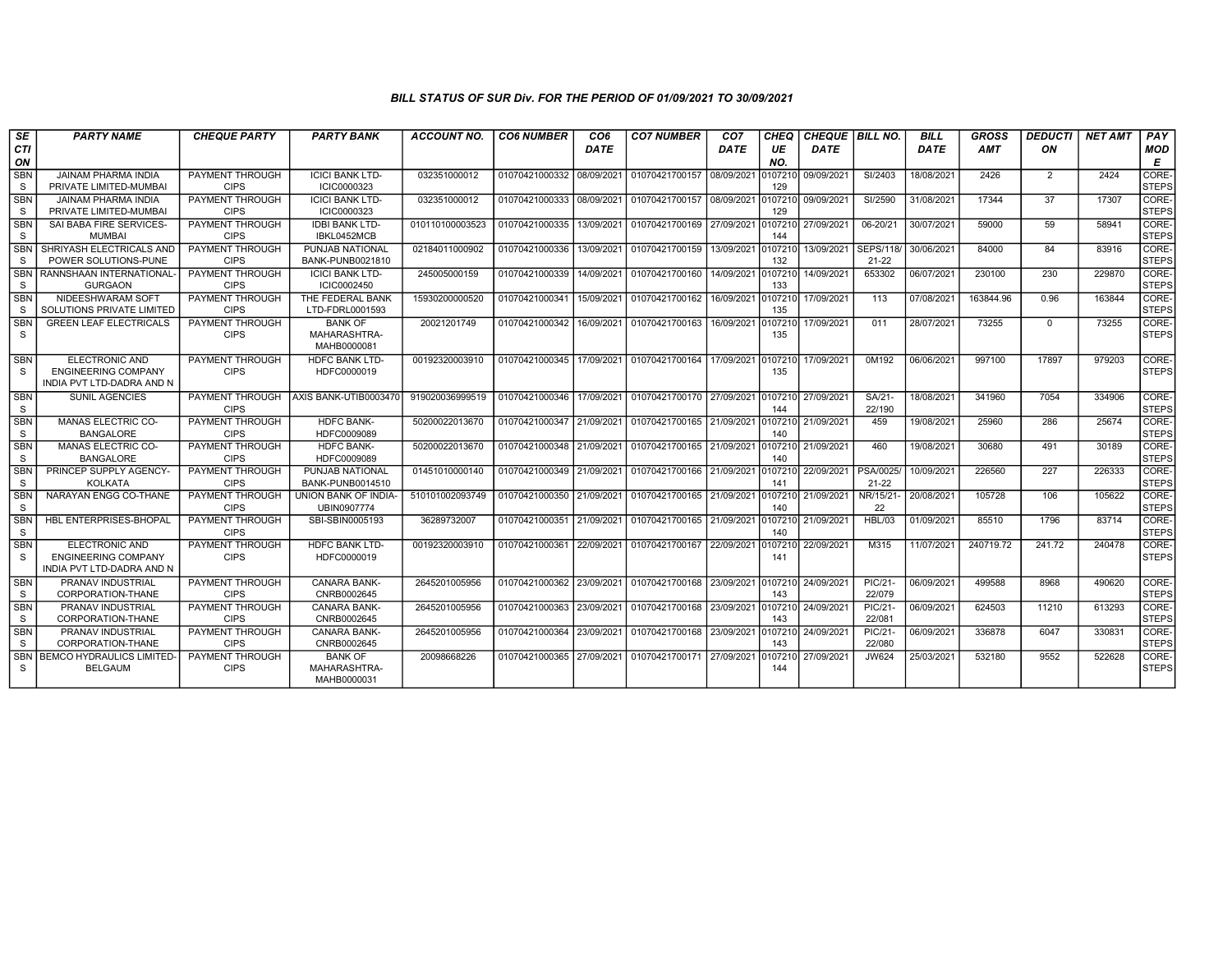*BILL STATUS OF SUR Div. FOR THE PERIOD OF 01/09/2021 TO 30/09/2021*

| SECTION | PARTY NAME | CHEQUE PARTY | PARTY BANK | ACCOUNT NO. | CO6 NUMBER | CO6 DATE | CO7 NUMBER | CO7 DATE | CHEQUE NO. | CHEQUE DATE | BILL NO. | BILL DATE | GROSS AMT | DEDUCTION | NET AMT | PAY MODE |
|---|---|---|---|---|---|---|---|---|---|---|---|---|---|---|---|---|
| SBNS | JAINAM PHARMA INDIA PRIVATE LIMITED-MUMBAI | PAYMENT THROUGH CIPS | ICICI BANK LTD-ICIC0000323 | 032351000012 | 01070421000332 | 08/09/2021 | 01070421700157 | 08/09/2021 | 0107210129 | 09/09/2021 | SI/2403 | 18/08/2021 | 2426 | 2 | 2424 | CORE-STEPS |
| SBNS | JAINAM PHARMA INDIA PRIVATE LIMITED-MUMBAI | PAYMENT THROUGH CIPS | ICICI BANK LTD-ICIC0000323 | 032351000012 | 01070421000333 | 08/09/2021 | 01070421700157 | 08/09/2021 | 0107210129 | 09/09/2021 | SI/2590 | 31/08/2021 | 17344 | 37 | 17307 | CORE-STEPS |
| SBNS | SAI BABA FIRE SERVICES-MUMBAI | PAYMENT THROUGH CIPS | IDBI BANK LTD-IBKL0452MCB | 010110100003523 | 01070421000335 | 13/09/2021 | 01070421700169 | 27/09/2021 | 0107210144 | 27/09/2021 | 06-20/21 | 30/07/2021 | 59000 | 59 | 58941 | CORE-STEPS |
| SBNS | SHRIYASH ELECTRICALS AND POWER SOLUTIONS-PUNE | PAYMENT THROUGH CIPS | PUNJAB NATIONAL BANK-PUNB0021810 | 02184011000902 | 01070421000336 | 13/09/2021 | 01070421700159 | 13/09/2021 | 0107210132 | 13/09/2021 | SEPS/118/21-22 | 30/06/2021 | 84000 | 84 | 83916 | CORE-STEPS |
| SBNS | RANNSHAAN INTERNATIONAL-GURGAON | PAYMENT THROUGH CIPS | ICICI BANK LTD-ICIC0002450 | 245005000159 | 01070421000339 | 14/09/2021 | 01070421700160 | 14/09/2021 | 0107210133 | 14/09/2021 | 653302 | 06/07/2021 | 230100 | 230 | 229870 | CORE-STEPS |
| SBNS | NIDEESHWARAM SOFT SOLUTIONS PRIVATE LIMITED | PAYMENT THROUGH CIPS | THE FEDERAL BANK LTD-FDRL0001593 | 15930200000520 | 01070421000341 | 15/09/2021 | 01070421700162 | 16/09/2021 | 0107210135 | 17/09/2021 | 113 | 07/08/2021 | 163844.96 | 0.96 | 163844 | CORE-STEPS |
| SBNS | GREEN LEAF ELECTRICALS | PAYMENT THROUGH CIPS | BANK OF MAHARASHTRA-MAHB0000081 | 20021201749 | 01070421000342 | 16/09/2021 | 01070421700163 | 16/09/2021 | 0107210135 | 17/09/2021 | 011 | 28/07/2021 | 73255 | 0 | 73255 | CORE-STEPS |
| SBNS | ELECTRONIC AND ENGINEERING COMPANY INDIA PVT LTD-DADRA AND N | PAYMENT THROUGH CIPS | HDFC BANK LTD-HDFC0000019 | 00192320003910 | 01070421000345 | 17/09/2021 | 01070421700164 | 17/09/2021 | 0107210135 | 17/09/2021 | 0M192 | 06/06/2021 | 997100 | 17897 | 979203 | CORE-STEPS |
| SBNS | SUNIL AGENCIES | PAYMENT THROUGH CIPS | AXIS BANK-UTIB0003470 | 919020036999519 | 01070421000346 | 17/09/2021 | 01070421700170 | 27/09/2021 | 0107210144 | 27/09/2021 | SA/21-22/190 | 18/08/2021 | 341960 | 7054 | 334906 | CORE-STEPS |
| SBNS | MANAS ELECTRIC CO-BANGALORE | PAYMENT THROUGH CIPS | HDFC BANK-HDFC0009089 | 50200022013670 | 01070421000347 | 21/09/2021 | 01070421700165 | 21/09/2021 | 0107210140 | 21/09/2021 | 459 | 19/08/2021 | 25960 | 286 | 25674 | CORE-STEPS |
| SBNS | MANAS ELECTRIC CO-BANGALORE | PAYMENT THROUGH CIPS | HDFC BANK-HDFC0009089 | 50200022013670 | 01070421000348 | 21/09/2021 | 01070421700165 | 21/09/2021 | 0107210140 | 21/09/2021 | 460 | 19/08/2021 | 30680 | 491 | 30189 | CORE-STEPS |
| SBNS | PRINCEP SUPPLY AGENCY-KOLKATA | PAYMENT THROUGH CIPS | PUNJAB NATIONAL BANK-PUNB0014510 | 01451010000140 | 01070421000349 | 21/09/2021 | 01070421700166 | 21/09/2021 | 0107210141 | 22/09/2021 | PSA/0025/21-22 | 10/09/2021 | 226560 | 227 | 226333 | CORE-STEPS |
| SBNS | NARAYAN ENGG CO-THANE | PAYMENT THROUGH CIPS | UNION BANK OF INDIA-UBIN0907774 | 510101002093749 | 01070421000350 | 21/09/2021 | 01070421700165 | 21/09/2021 | 0107210140 | 21/09/2021 | NR/15/21-22 | 20/08/2021 | 105728 | 106 | 105622 | CORE-STEPS |
| SBNS | HBL ENTERPRISES-BHOPAL | PAYMENT THROUGH CIPS | SBI-SBIN0005193 | 36289732007 | 01070421000351 | 21/09/2021 | 01070421700165 | 21/09/2021 | 0107210140 | 21/09/2021 | HBL/03 | 01/09/2021 | 85510 | 1796 | 83714 | CORE-STEPS |
| SBNS | ELECTRONIC AND ENGINEERING COMPANY INDIA PVT LTD-DADRA AND N | PAYMENT THROUGH CIPS | HDFC BANK LTD-HDFC0000019 | 00192320003910 | 01070421000361 | 22/09/2021 | 01070421700167 | 22/09/2021 | 0107210141 | 22/09/2021 | M315 | 11/07/2021 | 240719.72 | 241.72 | 240478 | CORE-STEPS |
| SBNS | PRANAV INDUSTRIAL CORPORATION-THANE | PAYMENT THROUGH CIPS | CANARA BANK-CNRB0002645 | 2645201005956 | 01070421000362 | 23/09/2021 | 01070421700168 | 23/09/2021 | 0107210143 | 24/09/2021 | PIC/21-22/079 | 06/09/2021 | 499588 | 8968 | 490620 | CORE-STEPS |
| SBNS | PRANAV INDUSTRIAL CORPORATION-THANE | PAYMENT THROUGH CIPS | CANARA BANK-CNRB0002645 | 2645201005956 | 01070421000363 | 23/09/2021 | 01070421700168 | 23/09/2021 | 0107210143 | 24/09/2021 | PIC/21-22/081 | 06/09/2021 | 624503 | 11210 | 613293 | CORE-STEPS |
| SBNS | PRANAV INDUSTRIAL CORPORATION-THANE | PAYMENT THROUGH CIPS | CANARA BANK-CNRB0002645 | 2645201005956 | 01070421000364 | 23/09/2021 | 01070421700168 | 23/09/2021 | 0107210143 | 24/09/2021 | PIC/21-22/080 | 06/09/2021 | 336878 | 6047 | 330831 | CORE-STEPS |
| SBNS | BEMCO HYDRAULICS LIMITED-BELGAUM | PAYMENT THROUGH CIPS | BANK OF MAHARASHTRA-MAHB0000031 | 20098668226 | 01070421000365 | 27/09/2021 | 01070421700171 | 27/09/2021 | 0107210144 | 27/09/2021 | JW624 | 25/03/2021 | 532180 | 9552 | 522628 | CORE-STEPS |